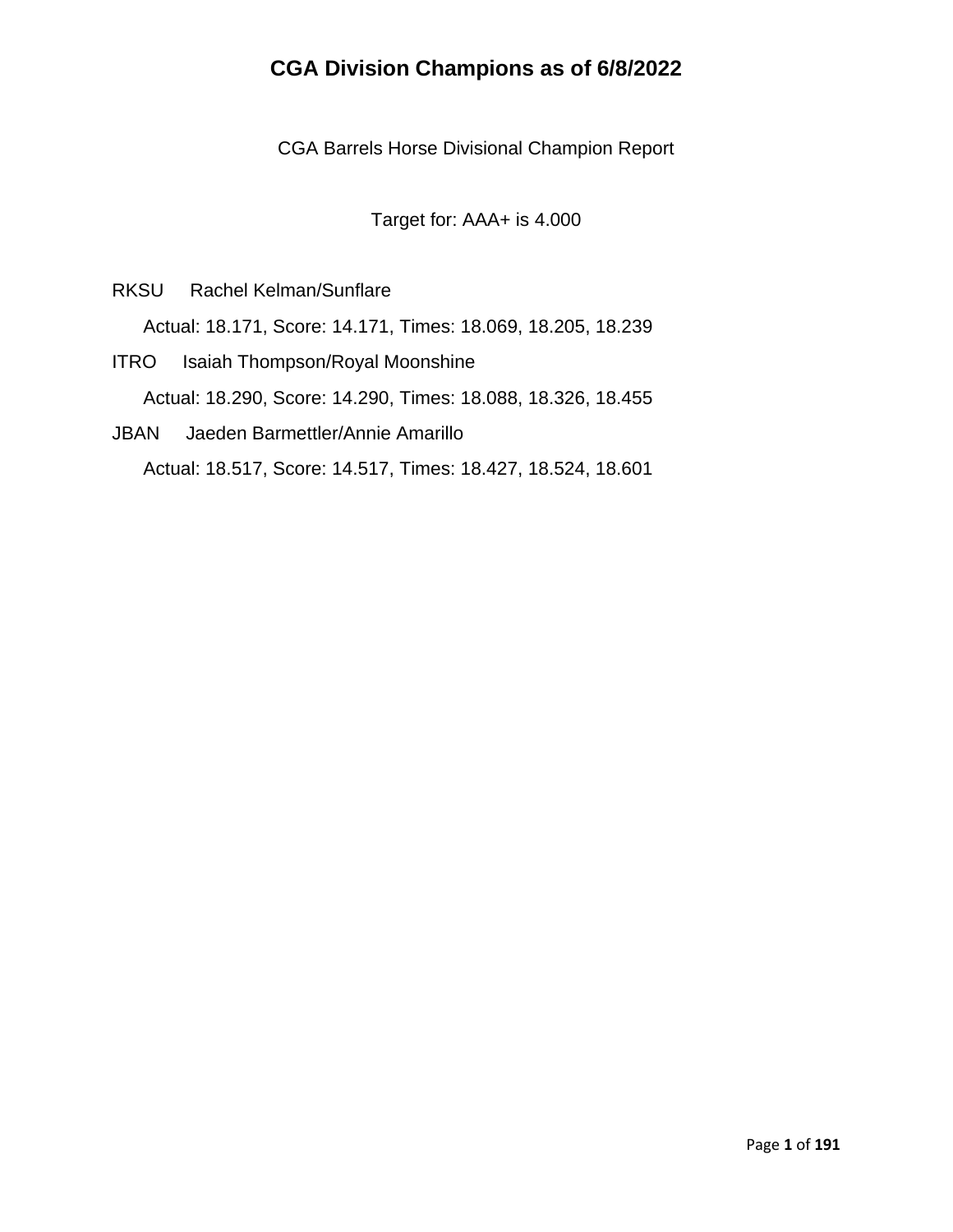# CGA Division Champions as of 6/8/2022

CGA Barrels Horse Divisional Champion Report

Target for: AAA+ is 4.000

RKSU Rachel Kelman/Sunflare

Actual: 18.171, Score: 14.171, Times: 18.069, 18.205, 18.239

ITRO Isaiah Thompson/Royal Moonshine

Actual: 18.290, Score: 14.290, Times: 18.088, 18.326, 18.455

JBAN Jaeden Barmettler/Annie Amarillo

Actual: 18.517, Score: 14.517, Times: 18.427, 18.524, 18.601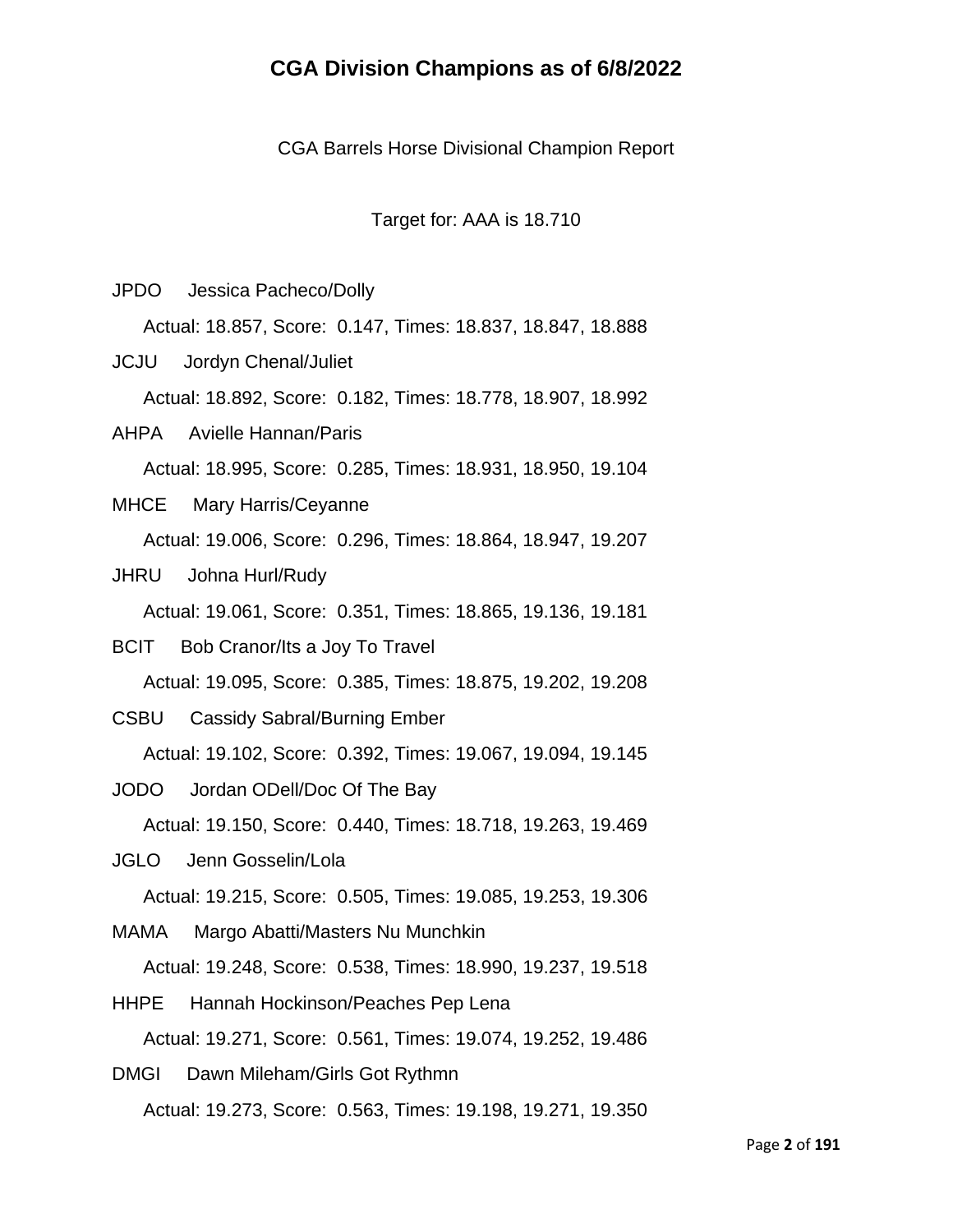# CGA Division Champions as of 6/8/2022

CGA Barrels Horse Divisional Champion Report

Target for: AAA is 18.710

JPDO Jessica Pacheco/Dolly

Actual: 18.857, Score: 0.147, Times: 18.837, 18.847, 18.888

JCJU Jordyn Chenal/Juliet

Actual: 18.892, Score: 0.182, Times: 18.778, 18.907, 18.992

AHPA Avielle Hannan/Paris

Actual: 18.995, Score: 0.285, Times: 18.931, 18.950, 19.104

MHCE Mary Harris/Ceyanne

Actual: 19.006, Score: 0.296, Times: 18.864, 18.947, 19.207

JHRU Johna Hurl/Rudy

Actual: 19.061, Score: 0.351, Times: 18.865, 19.136, 19.181

BCIT Bob Cranor/Its a Joy To Travel

Actual: 19.095, Score: 0.385, Times: 18.875, 19.202, 19.208

CSBU Cassidy Sabral/Burning Ember

Actual: 19.102, Score: 0.392, Times: 19.067, 19.094, 19.145

JODO Jordan ODell/Doc Of The Bay

Actual: 19.150, Score: 0.440, Times: 18.718, 19.263, 19.469

JGLO Jenn Gosselin/Lola

Actual: 19.215, Score: 0.505, Times: 19.085, 19.253, 19.306

MAMA Margo Abatti/Masters Nu Munchkin

Actual: 19.248, Score: 0.538, Times: 18.990, 19.237, 19.518

HHPE Hannah Hockinson/Peaches Pep Lena

Actual: 19.271, Score: 0.561, Times: 19.074, 19.252, 19.486

DMGI Dawn Mileham/Girls Got Rythmn

Actual: 19.273, Score: 0.563, Times: 19.198, 19.271, 19.350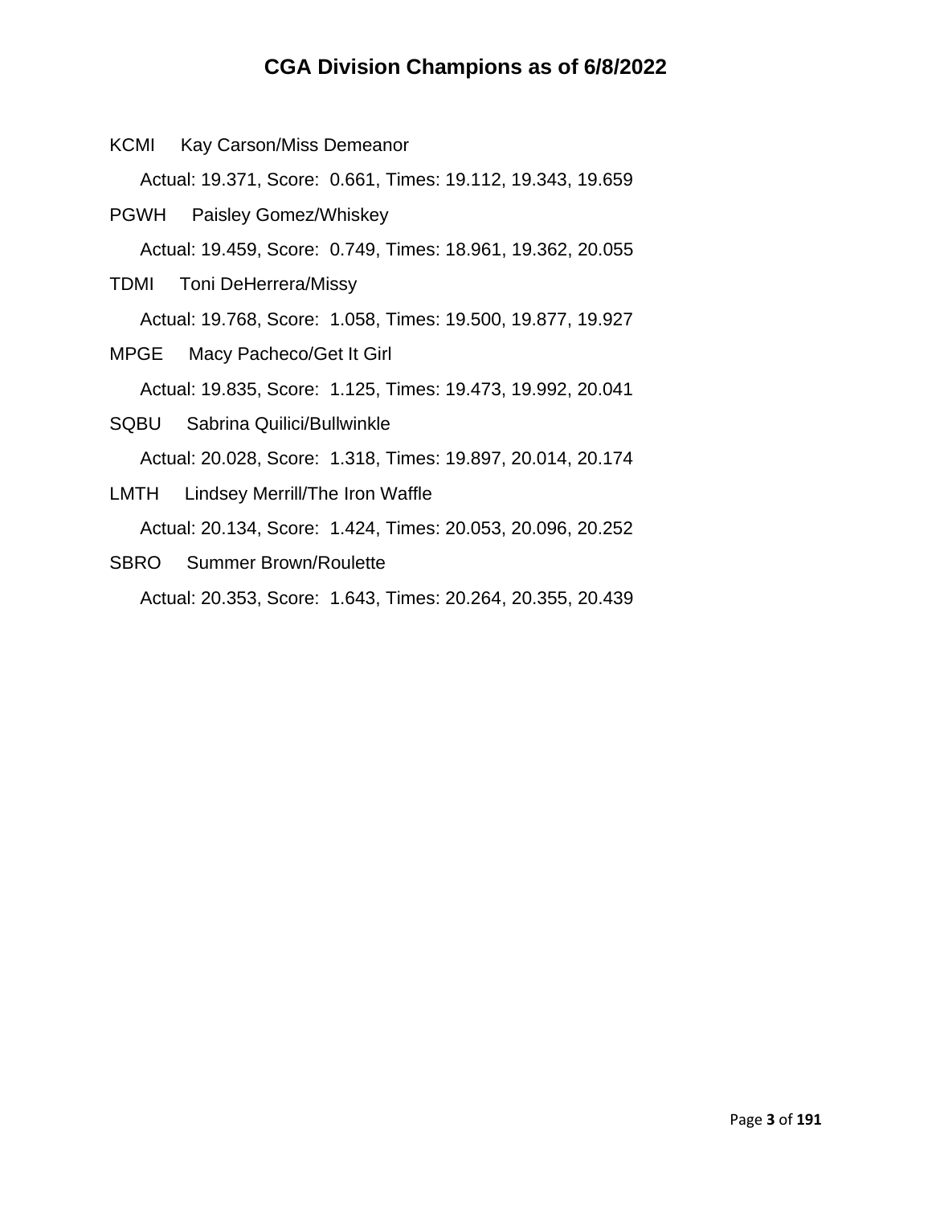# CGA Division Champions as of 6/8/2022

KCMI Kay Carson/Miss Demeanor

Actual: 19.371, Score: 0.661, Times: 19.112, 19.343, 19.659

PGWH Paisley Gomez/Whiskey

Actual: 19.459, Score: 0.749, Times: 18.961, 19.362, 20.055

TDMI Toni DeHerrera/Missy

Actual: 19.768, Score: 1.058, Times: 19.500, 19.877, 19.927

MPGE Macy Pacheco/Get It Girl

Actual: 19.835, Score: 1.125, Times: 19.473, 19.992, 20.041

SQBU Sabrina Quilici/Bullwinkle

Actual: 20.028, Score: 1.318, Times: 19.897, 20.014, 20.174

LMTH Lindsey Merrill/The Iron Waffle

Actual: 20.134, Score: 1.424, Times: 20.053, 20.096, 20.252

SBRO Summer Brown/Roulette

Actual: 20.353, Score: 1.643, Times: 20.264, 20.355, 20.439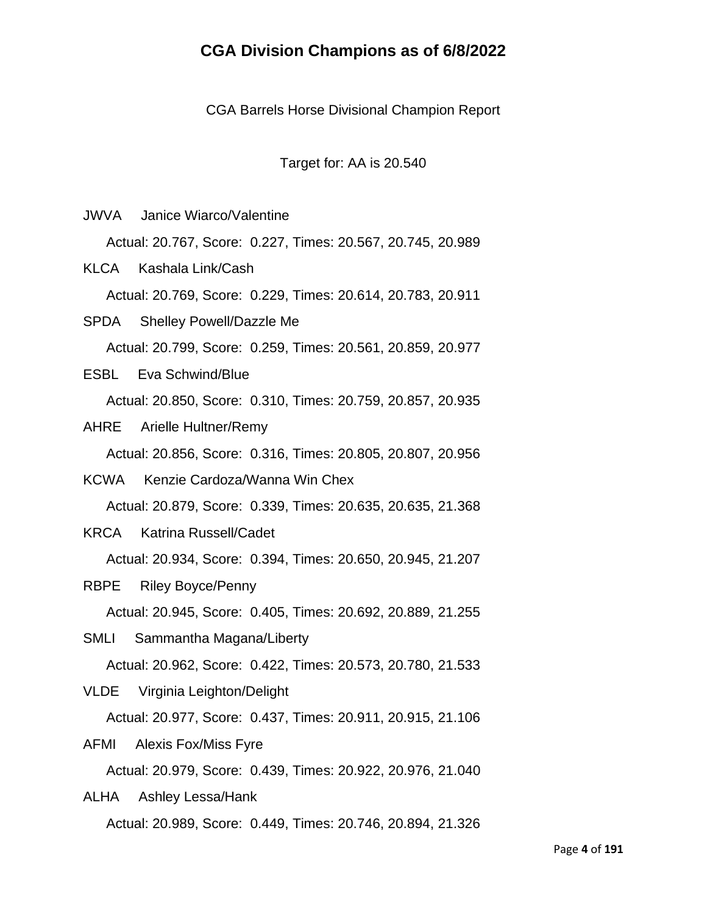# CGA Division Champions as of 6/8/2022

CGA Barrels Horse Divisional Champion Report

Target for: AA is 20.540

JWVA Janice Wiarco/Valentine

Actual: 20.767, Score: 0.227, Times: 20.567, 20.745, 20.989

KLCA Kashala Link/Cash

Actual: 20.769, Score: 0.229, Times: 20.614, 20.783, 20.911

SPDA Shelley Powell/Dazzle Me

Actual: 20.799, Score: 0.259, Times: 20.561, 20.859, 20.977

ESBL Eva Schwind/Blue

Actual: 20.850, Score: 0.310, Times: 20.759, 20.857, 20.935

AHRE Arielle Hultner/Remy

Actual: 20.856, Score: 0.316, Times: 20.805, 20.807, 20.956

KCWA Kenzie Cardoza/Wanna Win Chex

Actual: 20.879, Score: 0.339, Times: 20.635, 20.635, 21.368

KRCA Katrina Russell/Cadet

Actual: 20.934, Score: 0.394, Times: 20.650, 20.945, 21.207

RBPE Riley Boyce/Penny

Actual: 20.945, Score: 0.405, Times: 20.692, 20.889, 21.255

SMLI Sammantha Magana/Liberty

Actual: 20.962, Score: 0.422, Times: 20.573, 20.780, 21.533

VLDE Virginia Leighton/Delight

Actual: 20.977, Score: 0.437, Times: 20.911, 20.915, 21.106

AFMI Alexis Fox/Miss Fyre

Actual: 20.979, Score: 0.439, Times: 20.922, 20.976, 21.040

ALHA Ashley Lessa/Hank

Actual: 20.989, Score: 0.449, Times: 20.746, 20.894, 21.326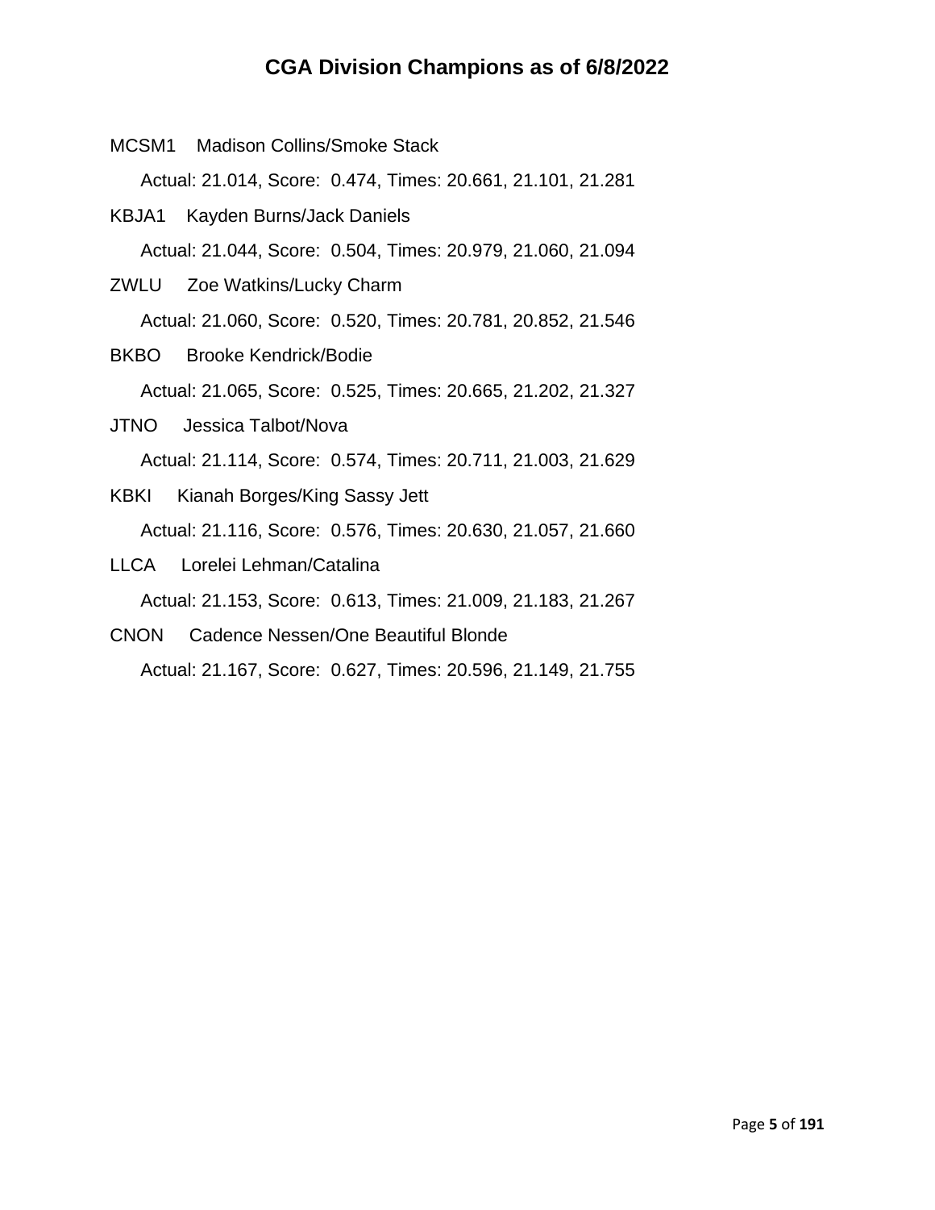# CGA Division Champions as of 6/8/2022

MCSM1 Madison Collins/Smoke Stack

Actual: 21.014, Score: 0.474, Times: 20.661, 21.101, 21.281

KBJA1 Kayden Burns/Jack Daniels

Actual: 21.044, Score: 0.504, Times: 20.979, 21.060, 21.094

ZWLU Zoe Watkins/Lucky Charm

Actual: 21.060, Score: 0.520, Times: 20.781, 20.852, 21.546

BKBO Brooke Kendrick/Bodie

Actual: 21.065, Score: 0.525, Times: 20.665, 21.202, 21.327

JTNO Jessica Talbot/Nova

Actual: 21.114, Score: 0.574, Times: 20.711, 21.003, 21.629

KBKI Kianah Borges/King Sassy Jett

Actual: 21.116, Score: 0.576, Times: 20.630, 21.057, 21.660

LLCA Lorelei Lehman/Catalina

Actual: 21.153, Score: 0.613, Times: 21.009, 21.183, 21.267

CNON Cadence Nessen/One Beautiful Blonde

Actual: 21.167, Score: 0.627, Times: 20.596, 21.149, 21.755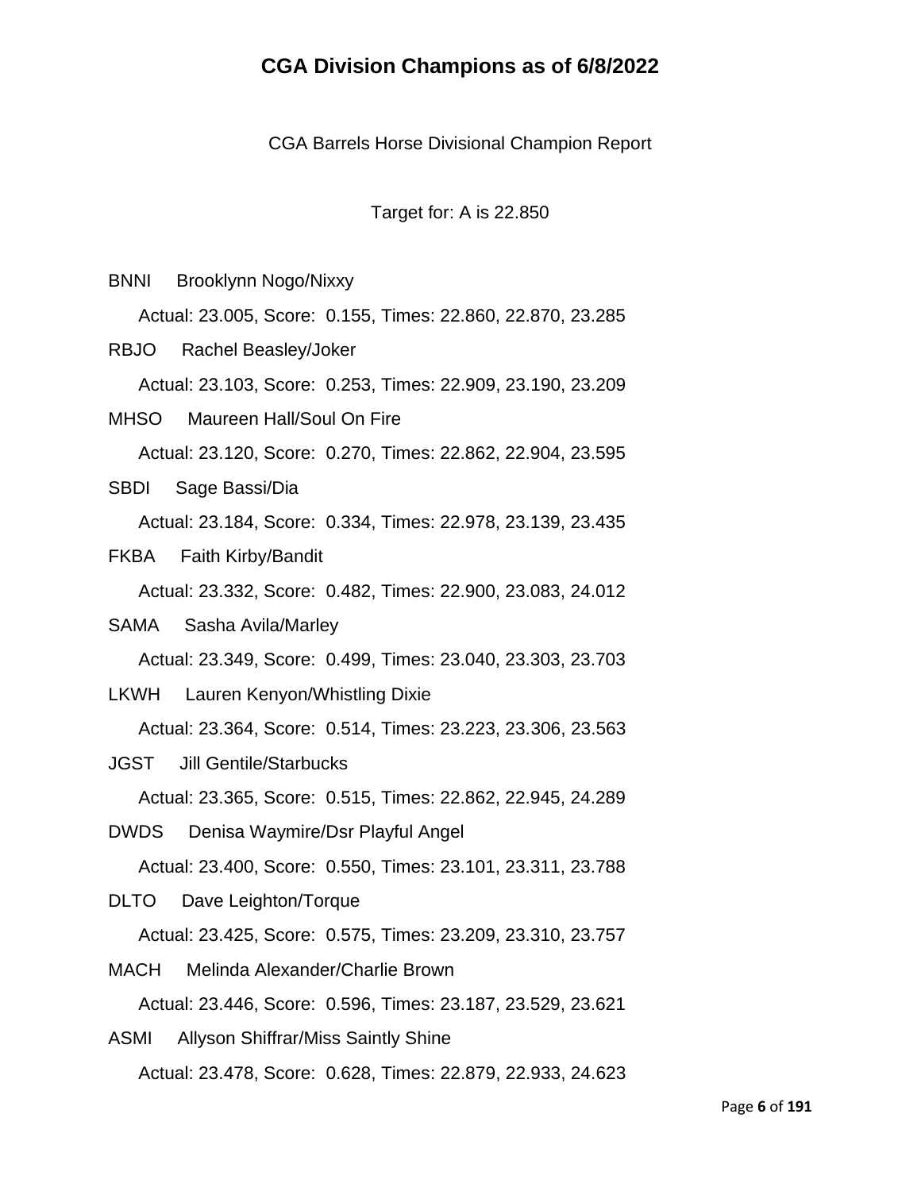# CGA Division Champions as of 6/8/2022

CGA Barrels Horse Divisional Champion Report

Target for: A is 22.850

BNNI Brooklynn Nogo/Nixxy

Actual: 23.005, Score: 0.155, Times: 22.860, 22.870, 23.285

RBJO Rachel Beasley/Joker

Actual: 23.103, Score: 0.253, Times: 22.909, 23.190, 23.209

MHSO Maureen Hall/Soul On Fire

Actual: 23.120, Score: 0.270, Times: 22.862, 22.904, 23.595

SBDI Sage Bassi/Dia

Actual: 23.184, Score: 0.334, Times: 22.978, 23.139, 23.435

FKBA Faith Kirby/Bandit

Actual: 23.332, Score: 0.482, Times: 22.900, 23.083, 24.012

SAMA Sasha Avila/Marley

Actual: 23.349, Score: 0.499, Times: 23.040, 23.303, 23.703

LKWH Lauren Kenyon/Whistling Dixie

Actual: 23.364, Score: 0.514, Times: 23.223, 23.306, 23.563

JGST Jill Gentile/Starbucks

Actual: 23.365, Score: 0.515, Times: 22.862, 22.945, 24.289

DWDS Denisa Waymire/Dsr Playful Angel

Actual: 23.400, Score: 0.550, Times: 23.101, 23.311, 23.788

DLTO Dave Leighton/Torque

Actual: 23.425, Score: 0.575, Times: 23.209, 23.310, 23.757

MACH Melinda Alexander/Charlie Brown

Actual: 23.446, Score: 0.596, Times: 23.187, 23.529, 23.621

ASMI Allyson Shiffrar/Miss Saintly Shine

Actual: 23.478, Score: 0.628, Times: 22.879, 22.933, 24.623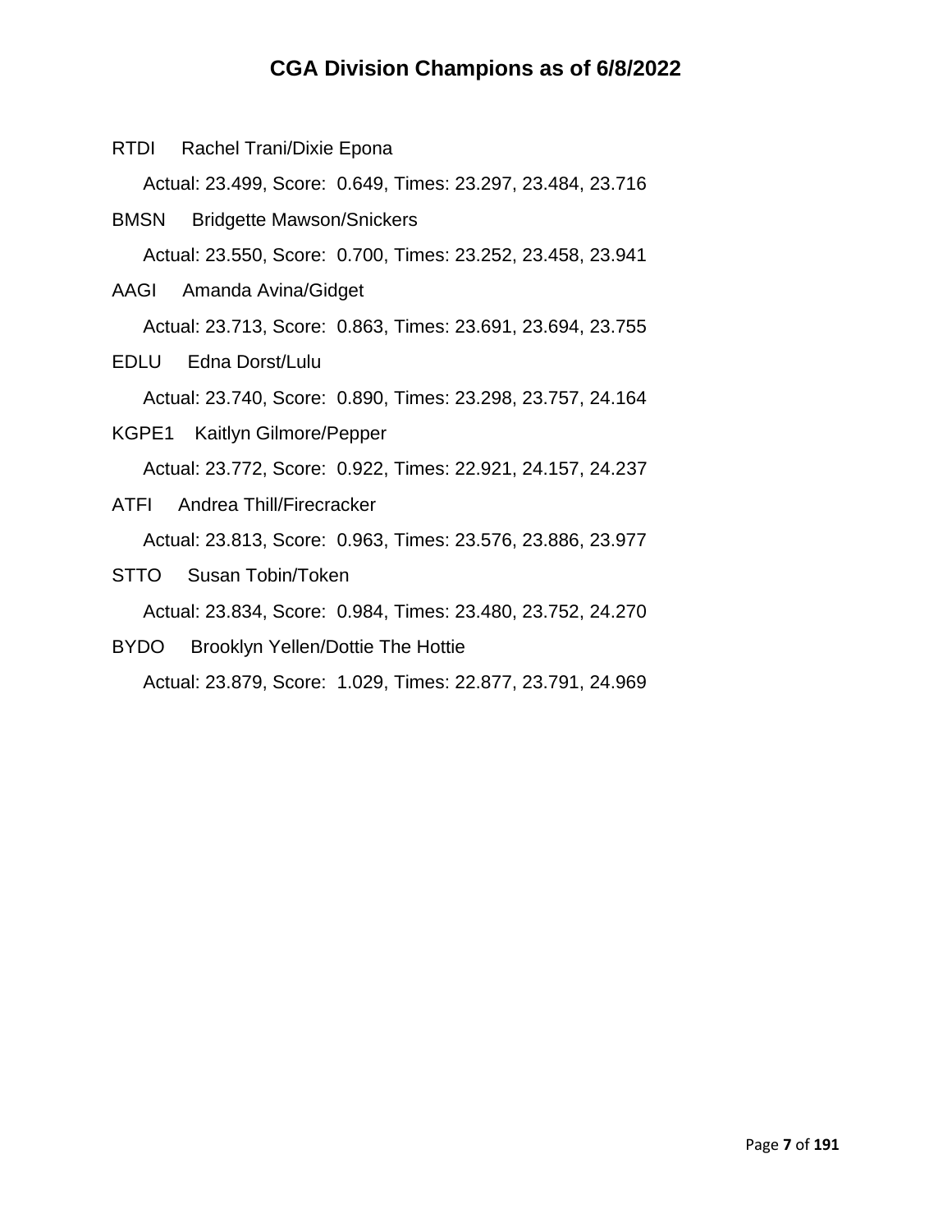# CGA Division Champions as of 6/8/2022

RTDI Rachel Trani/Dixie Epona

Actual: 23.499, Score: 0.649, Times: 23.297, 23.484, 23.716

BMSN Bridgette Mawson/Snickers

Actual: 23.550, Score: 0.700, Times: 23.252, 23.458, 23.941

AAGI Amanda Avina/Gidget

Actual: 23.713, Score: 0.863, Times: 23.691, 23.694, 23.755

EDLU Edna Dorst/Lulu

Actual: 23.740, Score: 0.890, Times: 23.298, 23.757, 24.164

KGPE1 Kaitlyn Gilmore/Pepper

Actual: 23.772, Score: 0.922, Times: 22.921, 24.157, 24.237

ATFI Andrea Thill/Firecracker

Actual: 23.813, Score: 0.963, Times: 23.576, 23.886, 23.977

STTO Susan Tobin/Token

Actual: 23.834, Score: 0.984, Times: 23.480, 23.752, 24.270

BYDO Brooklyn Yellen/Dottie The Hottie

Actual: 23.879, Score: 1.029, Times: 22.877, 23.791, 24.969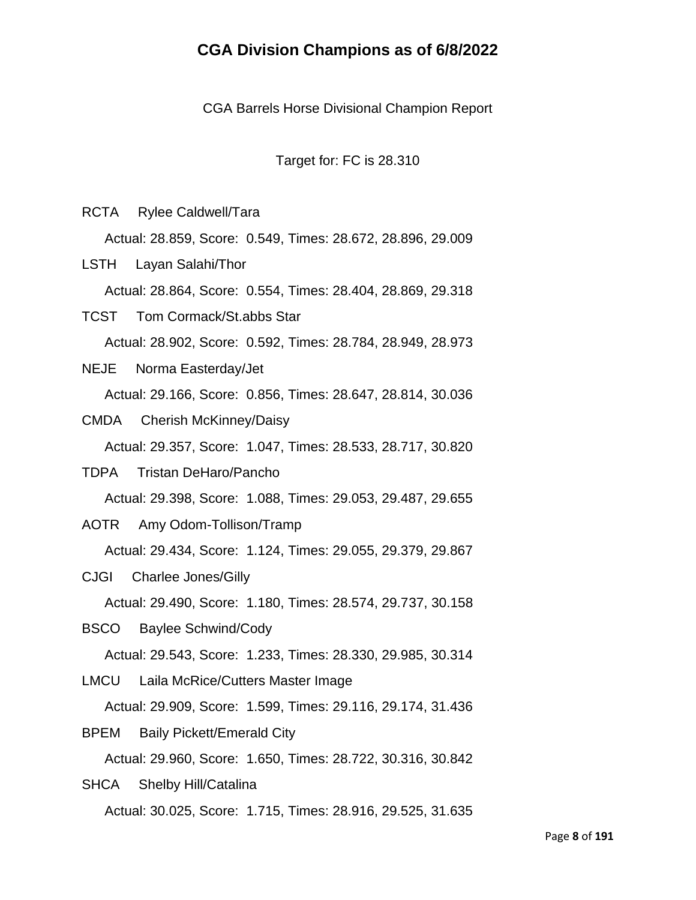# CGA Division Champions as of 6/8/2022

CGA Barrels Horse Divisional Champion Report

Target for: FC is 28.310

RCTA Rylee Caldwell/Tara

Actual: 28.859, Score: 0.549, Times: 28.672, 28.896, 29.009

LSTH Layan Salahi/Thor

Actual: 28.864, Score: 0.554, Times: 28.404, 28.869, 29.318

TCST Tom Cormack/St.abbs Star

Actual: 28.902, Score: 0.592, Times: 28.784, 28.949, 28.973

NEJE Norma Easterday/Jet

Actual: 29.166, Score: 0.856, Times: 28.647, 28.814, 30.036

CMDA Cherish McKinney/Daisy

Actual: 29.357, Score: 1.047, Times: 28.533, 28.717, 30.820

TDPA Tristan DeHaro/Pancho

Actual: 29.398, Score: 1.088, Times: 29.053, 29.487, 29.655

AOTR Amy Odom-Tollison/Tramp

Actual: 29.434, Score: 1.124, Times: 29.055, 29.379, 29.867

CJGI Charlee Jones/Gilly

Actual: 29.490, Score: 1.180, Times: 28.574, 29.737, 30.158

BSCO Baylee Schwind/Cody

Actual: 29.543, Score: 1.233, Times: 28.330, 29.985, 30.314

LMCU Laila McRice/Cutters Master Image

Actual: 29.909, Score: 1.599, Times: 29.116, 29.174, 31.436

BPEM Baily Pickett/Emerald City

Actual: 29.960, Score: 1.650, Times: 28.722, 30.316, 30.842

SHCA Shelby Hill/Catalina

Actual: 30.025, Score: 1.715, Times: 28.916, 29.525, 31.635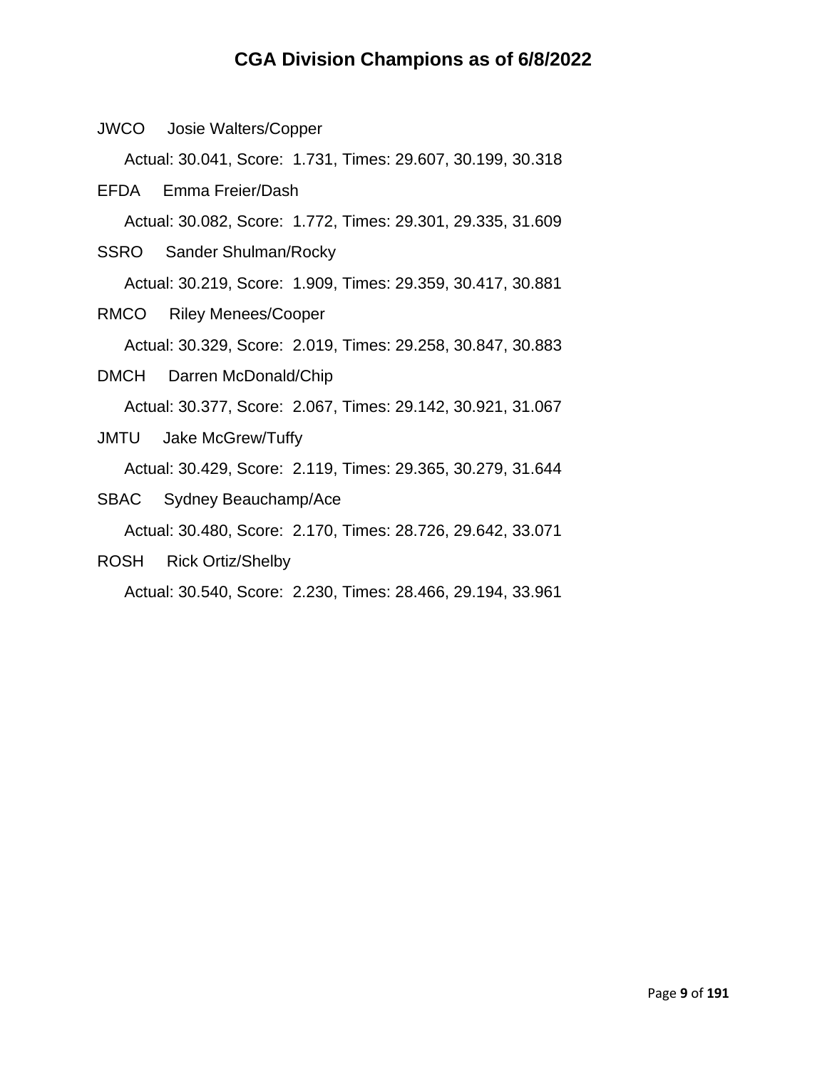# CGA Division Champions as of 6/8/2022

JWCO Josie Walters/Copper

Actual: 30.041, Score: 1.731, Times: 29.607, 30.199, 30.318

EFDA Emma Freier/Dash

Actual: 30.082, Score: 1.772, Times: 29.301, 29.335, 31.609

SSRO Sander Shulman/Rocky

Actual: 30.219, Score: 1.909, Times: 29.359, 30.417, 30.881

RMCO Riley Menees/Cooper

Actual: 30.329, Score: 2.019, Times: 29.258, 30.847, 30.883

DMCH Darren McDonald/Chip

Actual: 30.377, Score: 2.067, Times: 29.142, 30.921, 31.067

JMTU Jake McGrew/Tuffy

Actual: 30.429, Score: 2.119, Times: 29.365, 30.279, 31.644

SBAC Sydney Beauchamp/Ace

Actual: 30.480, Score: 2.170, Times: 28.726, 29.642, 33.071

ROSH Rick Ortiz/Shelby

Actual: 30.540, Score: 2.230, Times: 28.466, 29.194, 33.961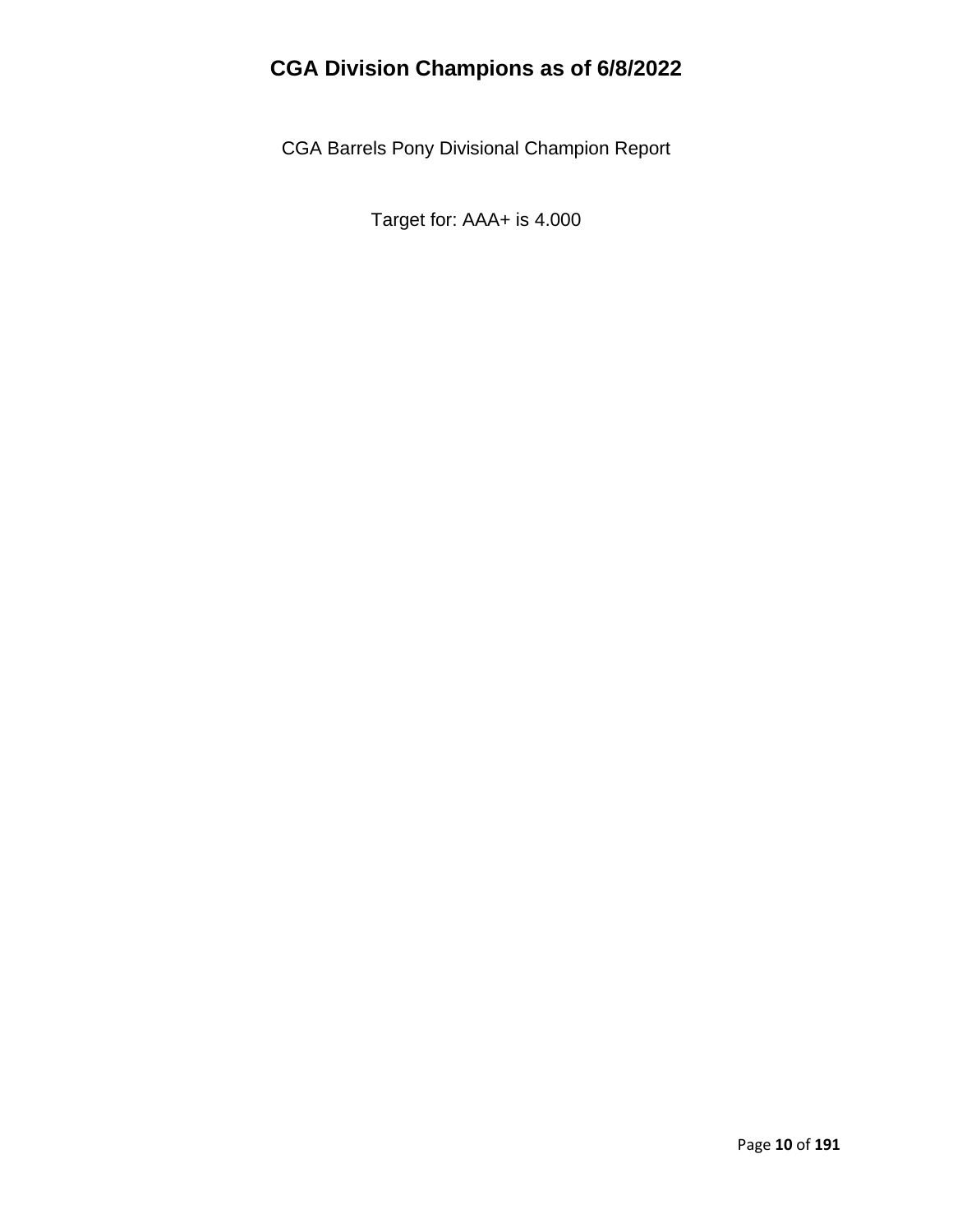# CGA Division Champions as of 6/8/2022

CGA Barrels Pony Divisional Champion Report

Target for: AAA+ is 4.000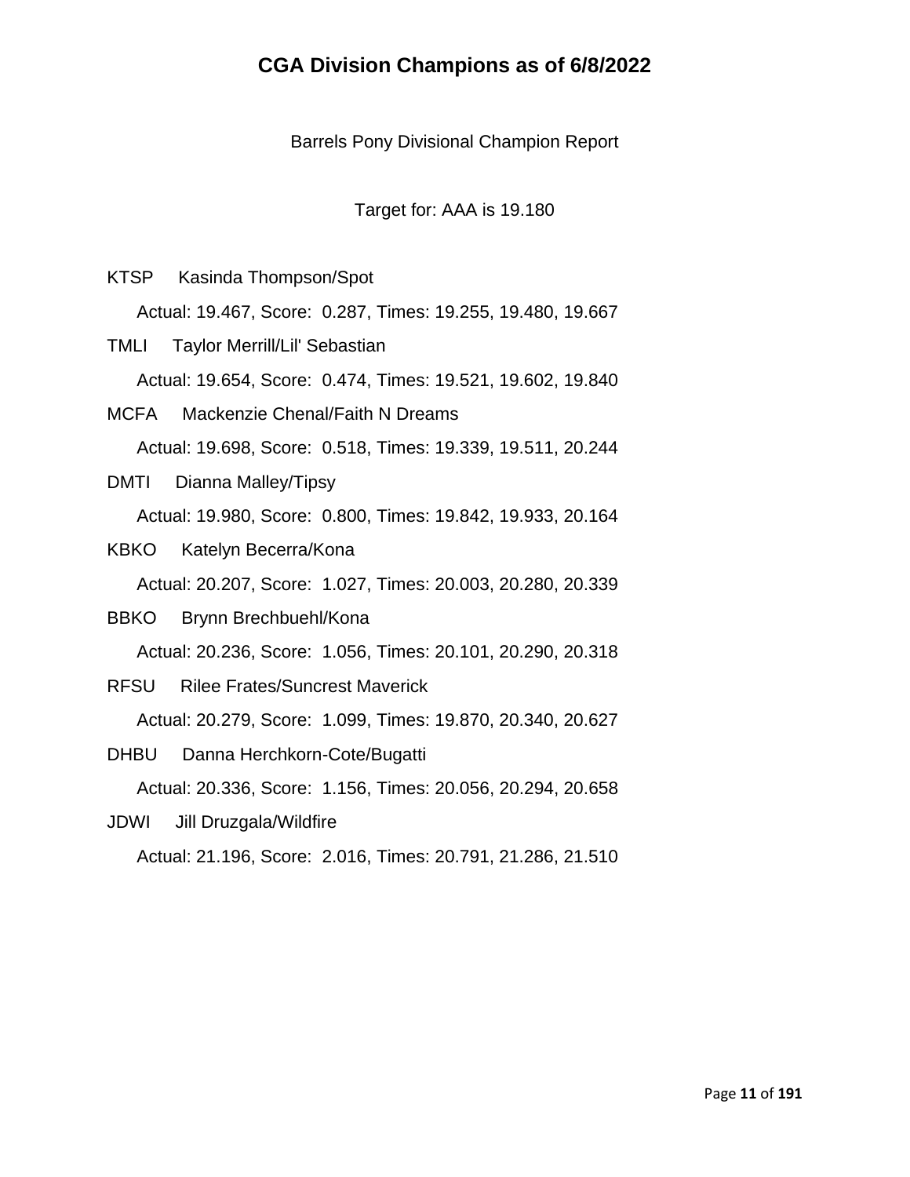# CGA Division Champions as of 6/8/2022

Barrels Pony Divisional Champion Report

Target for: AAA is 19.180

KTSP Kasinda Thompson/Spot

Actual: 19.467, Score: 0.287, Times: 19.255, 19.480, 19.667

TMLI Taylor Merrill/Lil' Sebastian

Actual: 19.654, Score: 0.474, Times: 19.521, 19.602, 19.840

MCFA Mackenzie Chenal/Faith N Dreams

Actual: 19.698, Score: 0.518, Times: 19.339, 19.511, 20.244

DMTI Dianna Malley/Tipsy

Actual: 19.980, Score: 0.800, Times: 19.842, 19.933, 20.164

KBKO Katelyn Becerra/Kona

Actual: 20.207, Score: 1.027, Times: 20.003, 20.280, 20.339

BBKO Brynn Brechbuehl/Kona

Actual: 20.236, Score: 1.056, Times: 20.101, 20.290, 20.318

RFSU Rilee Frates/Suncrest Maverick

Actual: 20.279, Score: 1.099, Times: 19.870, 20.340, 20.627

DHBU Danna Herchkorn-Cote/Bugatti

Actual: 20.336, Score: 1.156, Times: 20.056, 20.294, 20.658

JDWI Jill Druzgala/Wildfire

Actual: 21.196, Score: 2.016, Times: 20.791, 21.286, 21.510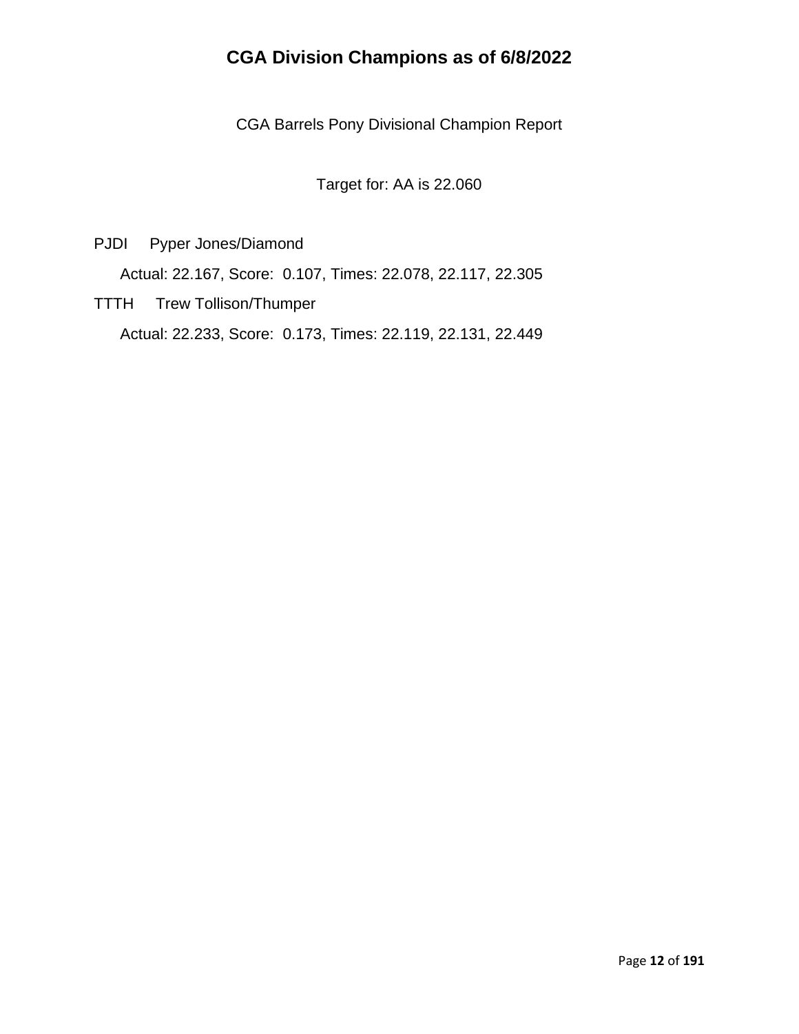# CGA Division Champions as of 6/8/2022

CGA Barrels Pony Divisional Champion Report

Target for: AA is 22.060

PJDI Pyper Jones/Diamond

Actual: 22.167, Score: 0.107, Times: 22.078, 22.117, 22.305

TTTH Trew Tollison/Thumper

Actual: 22.233, Score: 0.173, Times: 22.119, 22.131, 22.449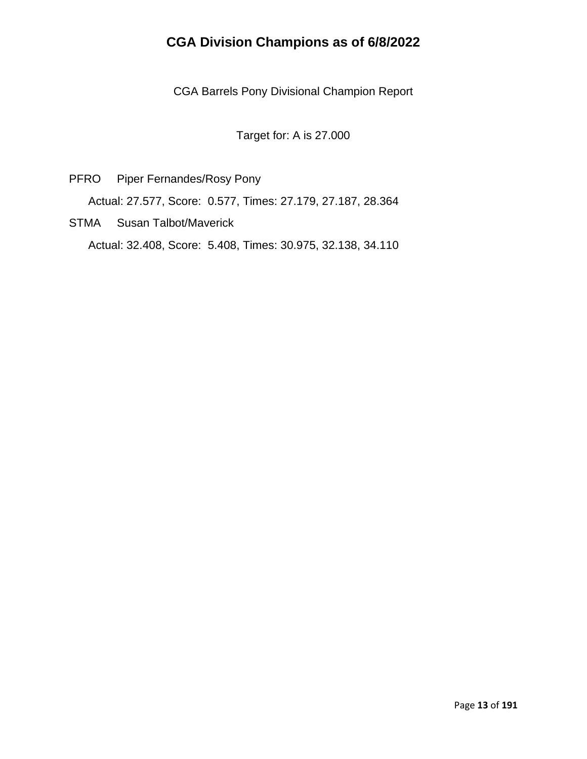# CGA Division Champions as of 6/8/2022

CGA Barrels Pony Divisional Champion Report

Target for: A is 27.000

PFRO Piper Fernandes/Rosy Pony

Actual: 27.577, Score: 0.577, Times: 27.179, 27.187, 28.364

STMA Susan Talbot/Maverick

Actual: 32.408, Score: 5.408, Times: 30.975, 32.138, 34.110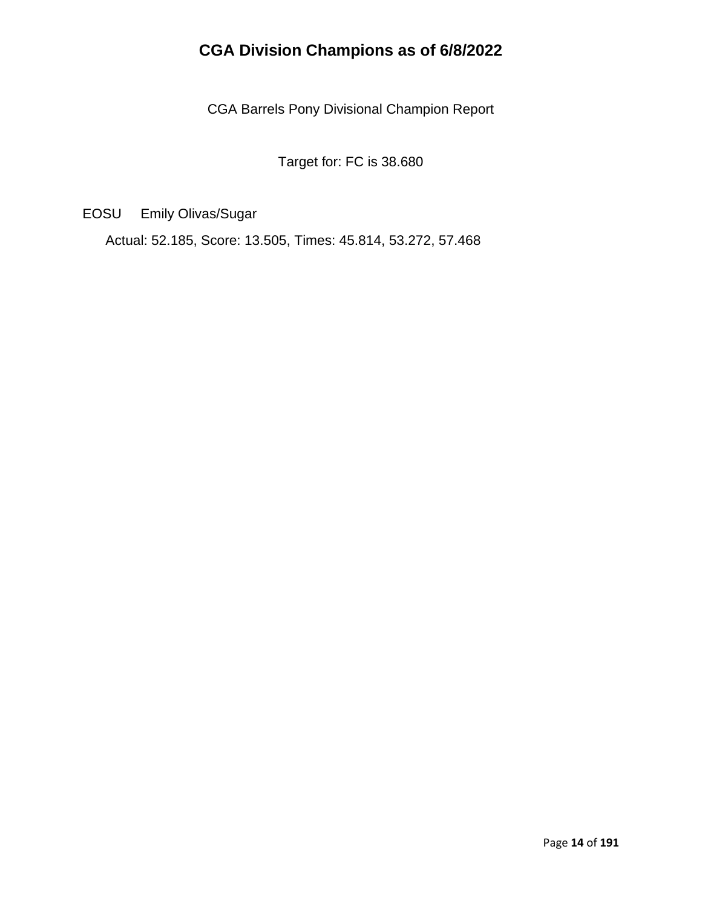# CGA Division Champions as of 6/8/2022

CGA Barrels Pony Divisional Champion Report

Target for: FC is 38.680

EOSU Emily Olivas/Sugar

Actual: 52.185, Score: 13.505, Times: 45.814, 53.272, 57.468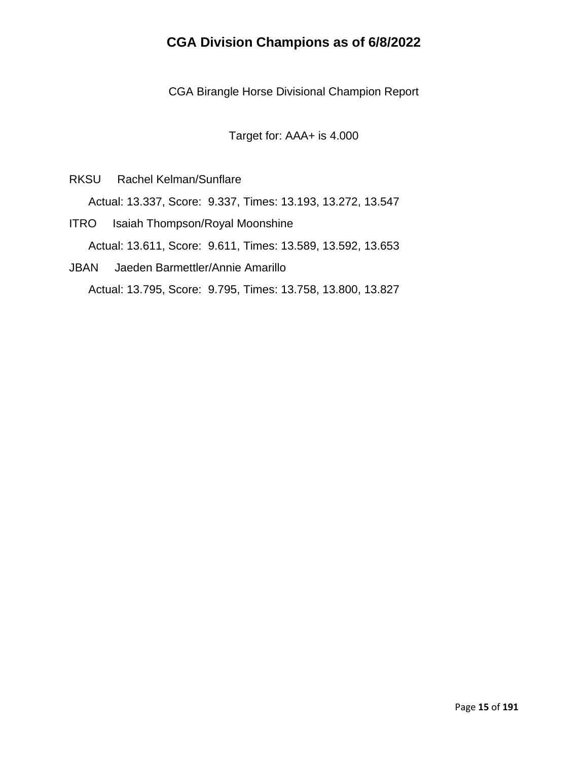# CGA Division Champions as of 6/8/2022

CGA Birangle Horse Divisional Champion Report

Target for: AAA+ is 4.000

RKSU Rachel Kelman/Sunflare

Actual: 13.337, Score: 9.337, Times: 13.193, 13.272, 13.547

ITRO Isaiah Thompson/Royal Moonshine

Actual: 13.611, Score: 9.611, Times: 13.589, 13.592, 13.653

JBAN Jaeden Barmettler/Annie Amarillo

Actual: 13.795, Score: 9.795, Times: 13.758, 13.800, 13.827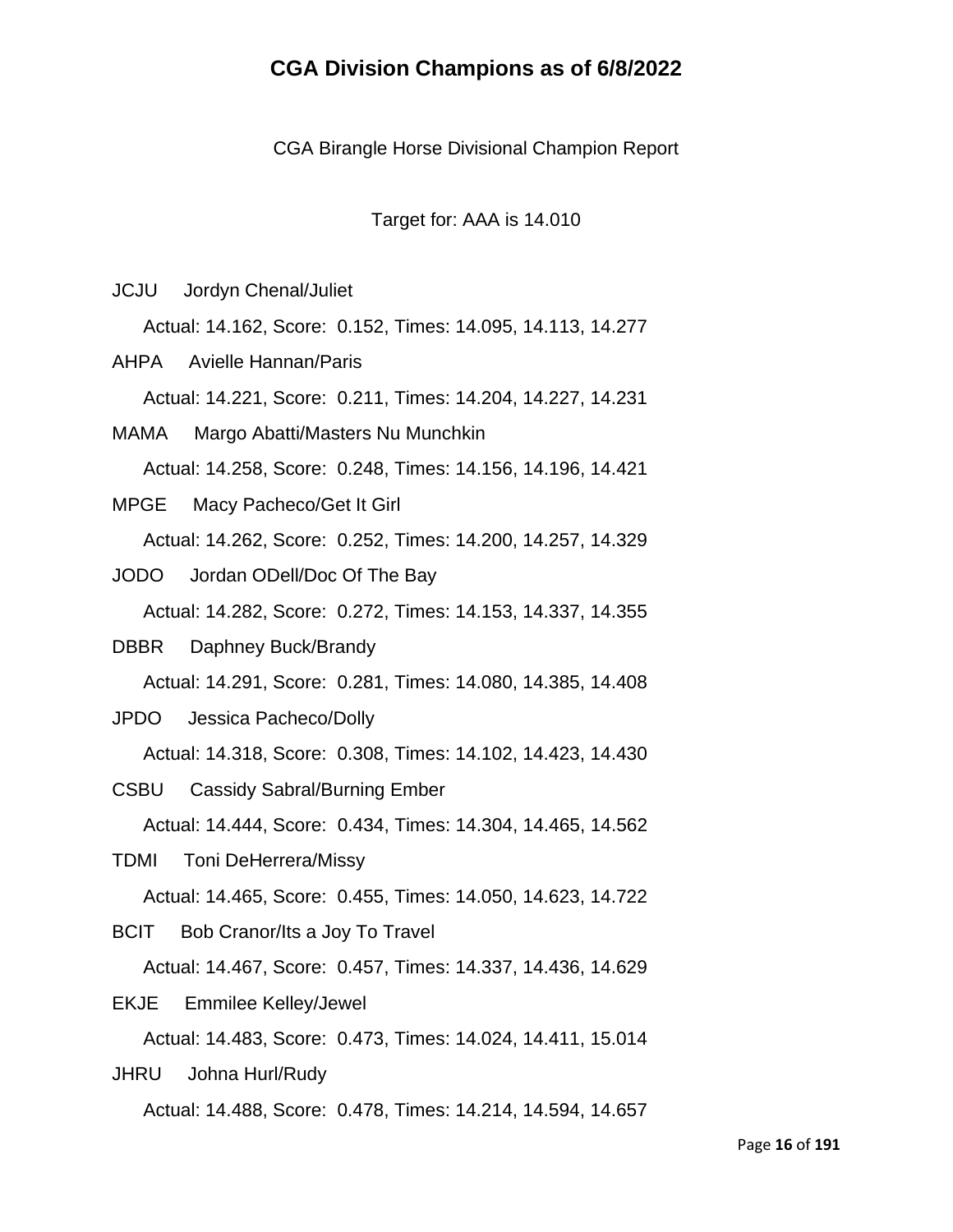# CGA Division Champions as of 6/8/2022

CGA Birangle Horse Divisional Champion Report

Target for: AAA is 14.010

JCJU Jordyn Chenal/Juliet

Actual: 14.162, Score: 0.152, Times: 14.095, 14.113, 14.277

AHPA Avielle Hannan/Paris

Actual: 14.221, Score: 0.211, Times: 14.204, 14.227, 14.231

MAMA Margo Abatti/Masters Nu Munchkin

Actual: 14.258, Score: 0.248, Times: 14.156, 14.196, 14.421

MPGE Macy Pacheco/Get It Girl

Actual: 14.262, Score: 0.252, Times: 14.200, 14.257, 14.329

JODO Jordan ODell/Doc Of The Bay

Actual: 14.282, Score: 0.272, Times: 14.153, 14.337, 14.355

DBBR Daphney Buck/Brandy

Actual: 14.291, Score: 0.281, Times: 14.080, 14.385, 14.408

JPDO Jessica Pacheco/Dolly

Actual: 14.318, Score: 0.308, Times: 14.102, 14.423, 14.430

CSBU Cassidy Sabral/Burning Ember

Actual: 14.444, Score: 0.434, Times: 14.304, 14.465, 14.562

TDMI Toni DeHerrera/Missy

Actual: 14.465, Score: 0.455, Times: 14.050, 14.623, 14.722

BCIT Bob Cranor/Its a Joy To Travel

Actual: 14.467, Score: 0.457, Times: 14.337, 14.436, 14.629

EKJE Emmilee Kelley/Jewel

Actual: 14.483, Score: 0.473, Times: 14.024, 14.411, 15.014

JHRU Johna Hurl/Rudy

Actual: 14.488, Score: 0.478, Times: 14.214, 14.594, 14.657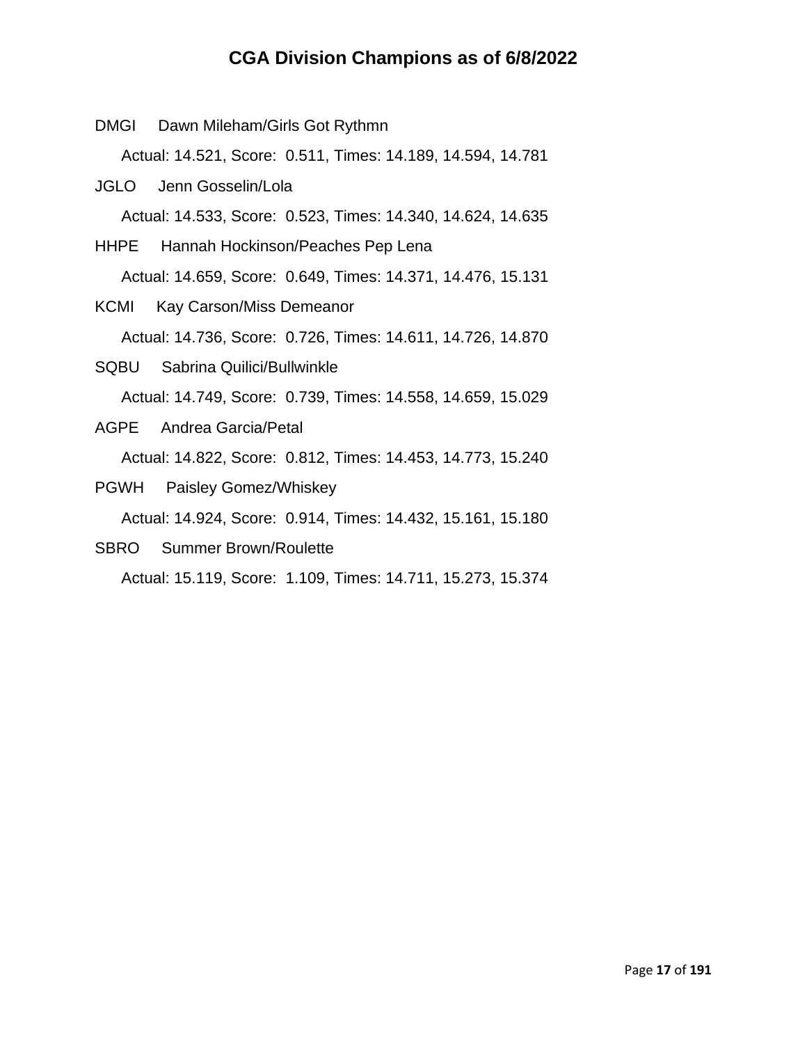# CGA Division Champions as of 6/8/2022

DMGI Dawn Mileham/Girls Got Rythmn

Actual: 14.521, Score: 0.511, Times: 14.189, 14.594, 14.781

JGLO Jenn Gosselin/Lola

Actual: 14.533, Score: 0.523, Times: 14.340, 14.624, 14.635

HHPE Hannah Hockinson/Peaches Pep Lena

Actual: 14.659, Score: 0.649, Times: 14.371, 14.476, 15.131

KCMI Kay Carson/Miss Demeanor

Actual: 14.736, Score: 0.726, Times: 14.611, 14.726, 14.870

SQBU Sabrina Quilici/Bullwinkle

Actual: 14.749, Score: 0.739, Times: 14.558, 14.659, 15.029

AGPE Andrea Garcia/Petal

Actual: 14.822, Score: 0.812, Times: 14.453, 14.773, 15.240

PGWH Paisley Gomez/Whiskey

Actual: 14.924, Score: 0.914, Times: 14.432, 15.161, 15.180

SBRO Summer Brown/Roulette

Actual: 15.119, Score: 1.109, Times: 14.711, 15.273, 15.374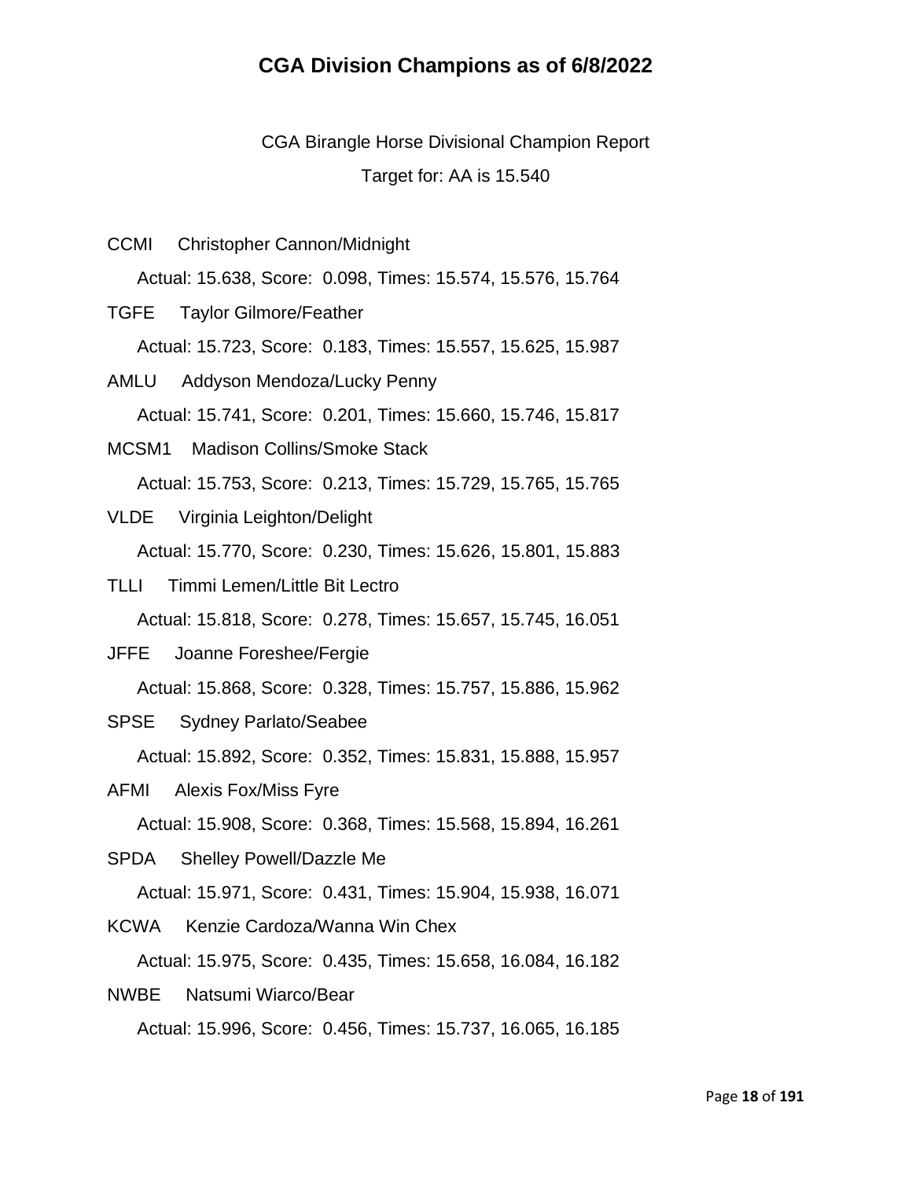# CGA Division Champions as of 6/8/2022

CGA Birangle Horse Divisional Champion Report

Target for: AA is 15.540

CCMI Christopher Cannon/Midnight

Actual: 15.638, Score: 0.098, Times: 15.574, 15.576, 15.764

TGFE Taylor Gilmore/Feather

Actual: 15.723, Score: 0.183, Times: 15.557, 15.625, 15.987

AMLU Addyson Mendoza/Lucky Penny

Actual: 15.741, Score: 0.201, Times: 15.660, 15.746, 15.817

MCSM1 Madison Collins/Smoke Stack

Actual: 15.753, Score: 0.213, Times: 15.729, 15.765, 15.765

VLDE Virginia Leighton/Delight

Actual: 15.770, Score: 0.230, Times: 15.626, 15.801, 15.883

TLLI Timmi Lemen/Little Bit Lectro

Actual: 15.818, Score: 0.278, Times: 15.657, 15.745, 16.051

JFFE Joanne Foreshee/Fergie

Actual: 15.868, Score: 0.328, Times: 15.757, 15.886, 15.962

SPSE Sydney Parlato/Seabee

Actual: 15.892, Score: 0.352, Times: 15.831, 15.888, 15.957

AFMI Alexis Fox/Miss Fyre

Actual: 15.908, Score: 0.368, Times: 15.568, 15.894, 16.261

SPDA Shelley Powell/Dazzle Me

Actual: 15.971, Score: 0.431, Times: 15.904, 15.938, 16.071

KCWA Kenzie Cardoza/Wanna Win Chex

Actual: 15.975, Score: 0.435, Times: 15.658, 16.084, 16.182

NWBE Natsumi Wiarco/Bear

Actual: 15.996, Score: 0.456, Times: 15.737, 16.065, 16.185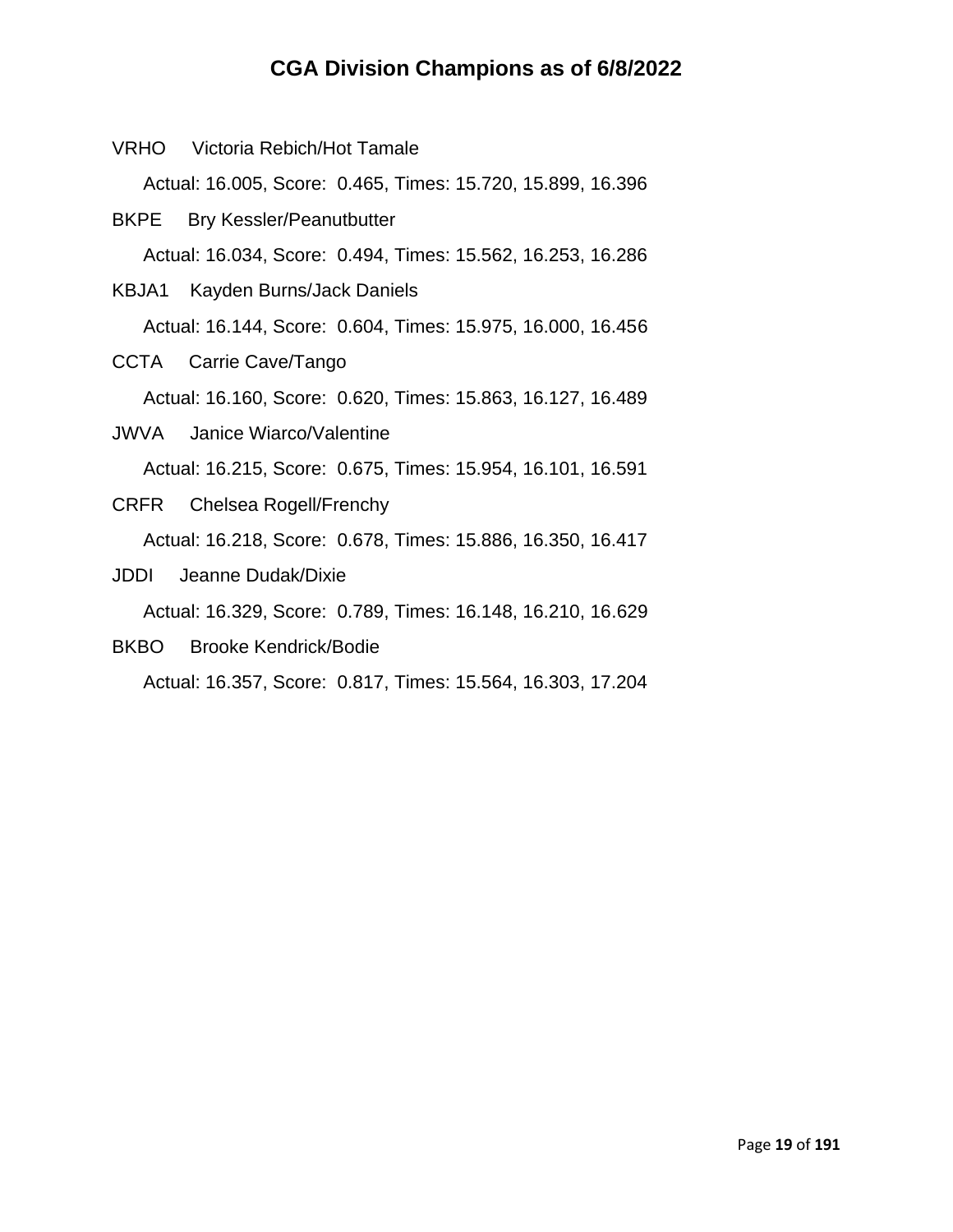# CGA Division Champions as of 6/8/2022

VRHO Victoria Rebich/Hot Tamale

Actual: 16.005, Score: 0.465, Times: 15.720, 15.899, 16.396

BKPE Bry Kessler/Peanutbutter

Actual: 16.034, Score: 0.494, Times: 15.562, 16.253, 16.286

KBJA1 Kayden Burns/Jack Daniels

Actual: 16.144, Score: 0.604, Times: 15.975, 16.000, 16.456

CCTA Carrie Cave/Tango

Actual: 16.160, Score: 0.620, Times: 15.863, 16.127, 16.489

JWVA Janice Wiarco/Valentine

Actual: 16.215, Score: 0.675, Times: 15.954, 16.101, 16.591

CRFR Chelsea Rogell/Frenchy

Actual: 16.218, Score: 0.678, Times: 15.886, 16.350, 16.417

JDDI Jeanne Dudak/Dixie

Actual: 16.329, Score: 0.789, Times: 16.148, 16.210, 16.629

BKBO Brooke Kendrick/Bodie

Actual: 16.357, Score: 0.817, Times: 15.564, 16.303, 17.204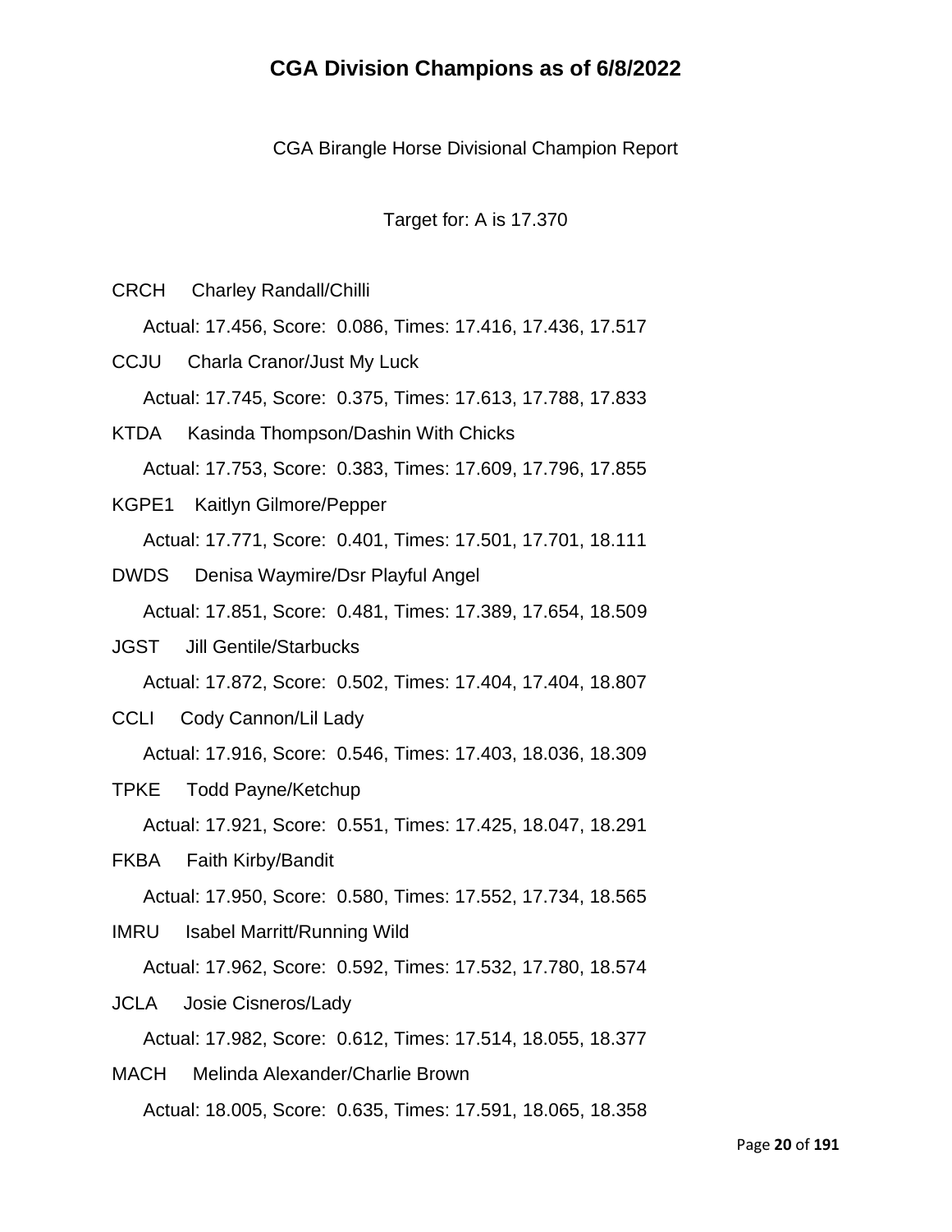# CGA Division Champions as of 6/8/2022

CGA Birangle Horse Divisional Champion Report

Target for: A is 17.370

CRCH Charley Randall/Chilli

Actual: 17.456, Score: 0.086, Times: 17.416, 17.436, 17.517

CCJU Charla Cranor/Just My Luck

Actual: 17.745, Score: 0.375, Times: 17.613, 17.788, 17.833

KTDA Kasinda Thompson/Dashin With Chicks

Actual: 17.753, Score: 0.383, Times: 17.609, 17.796, 17.855

KGPE1 Kaitlyn Gilmore/Pepper

Actual: 17.771, Score: 0.401, Times: 17.501, 17.701, 18.111

DWDS Denisa Waymire/Dsr Playful Angel

Actual: 17.851, Score: 0.481, Times: 17.389, 17.654, 18.509

JGST Jill Gentile/Starbucks

Actual: 17.872, Score: 0.502, Times: 17.404, 17.404, 18.807

CCLI Cody Cannon/Lil Lady

Actual: 17.916, Score: 0.546, Times: 17.403, 18.036, 18.309

TPKE Todd Payne/Ketchup

Actual: 17.921, Score: 0.551, Times: 17.425, 18.047, 18.291

FKBA Faith Kirby/Bandit

Actual: 17.950, Score: 0.580, Times: 17.552, 17.734, 18.565

IMRU Isabel Marritt/Running Wild

Actual: 17.962, Score: 0.592, Times: 17.532, 17.780, 18.574

JCLA Josie Cisneros/Lady

Actual: 17.982, Score: 0.612, Times: 17.514, 18.055, 18.377

MACH Melinda Alexander/Charlie Brown

Actual: 18.005, Score: 0.635, Times: 17.591, 18.065, 18.358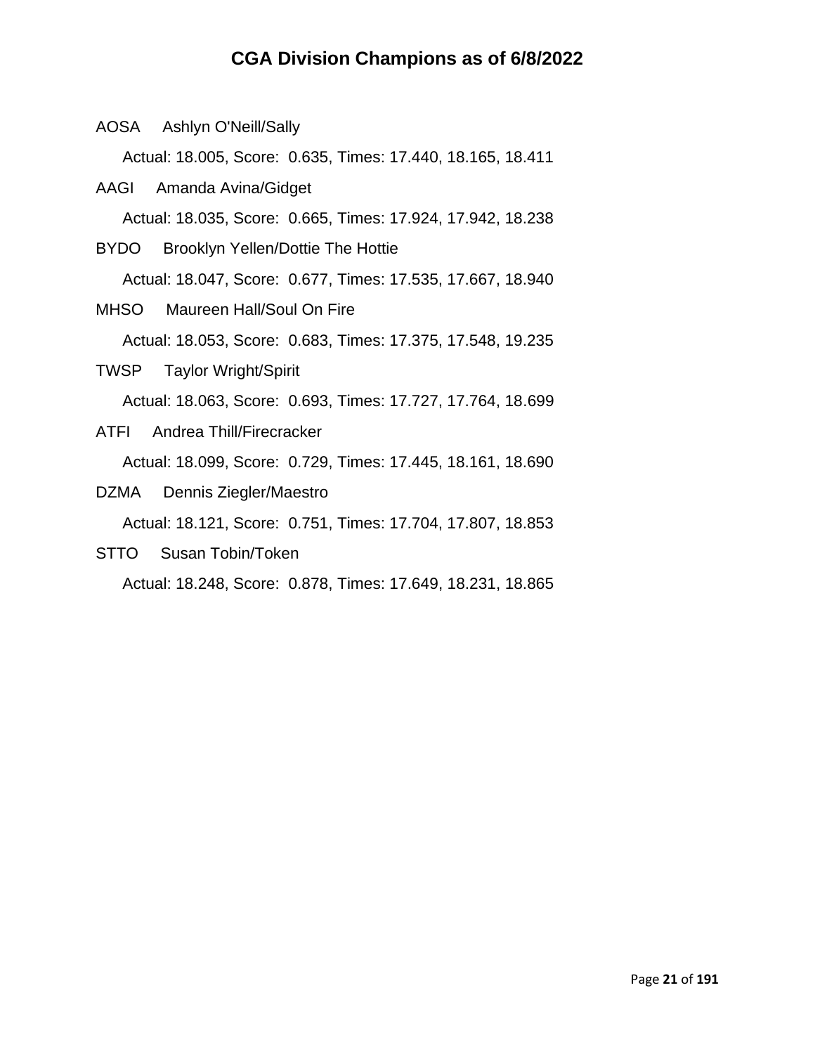# CGA Division Champions as of 6/8/2022

AOSA Ashlyn O'Neill/Sally

Actual: 18.005, Score: 0.635, Times: 17.440, 18.165, 18.411

AAGI Amanda Avina/Gidget

Actual: 18.035, Score: 0.665, Times: 17.924, 17.942, 18.238

BYDO Brooklyn Yellen/Dottie The Hottie

Actual: 18.047, Score: 0.677, Times: 17.535, 17.667, 18.940

MHSO Maureen Hall/Soul On Fire

Actual: 18.053, Score: 0.683, Times: 17.375, 17.548, 19.235

TWSP Taylor Wright/Spirit

Actual: 18.063, Score: 0.693, Times: 17.727, 17.764, 18.699

ATFI Andrea Thill/Firecracker

Actual: 18.099, Score: 0.729, Times: 17.445, 18.161, 18.690

DZMA Dennis Ziegler/Maestro

Actual: 18.121, Score: 0.751, Times: 17.704, 17.807, 18.853

STTO Susan Tobin/Token

Actual: 18.248, Score: 0.878, Times: 17.649, 18.231, 18.865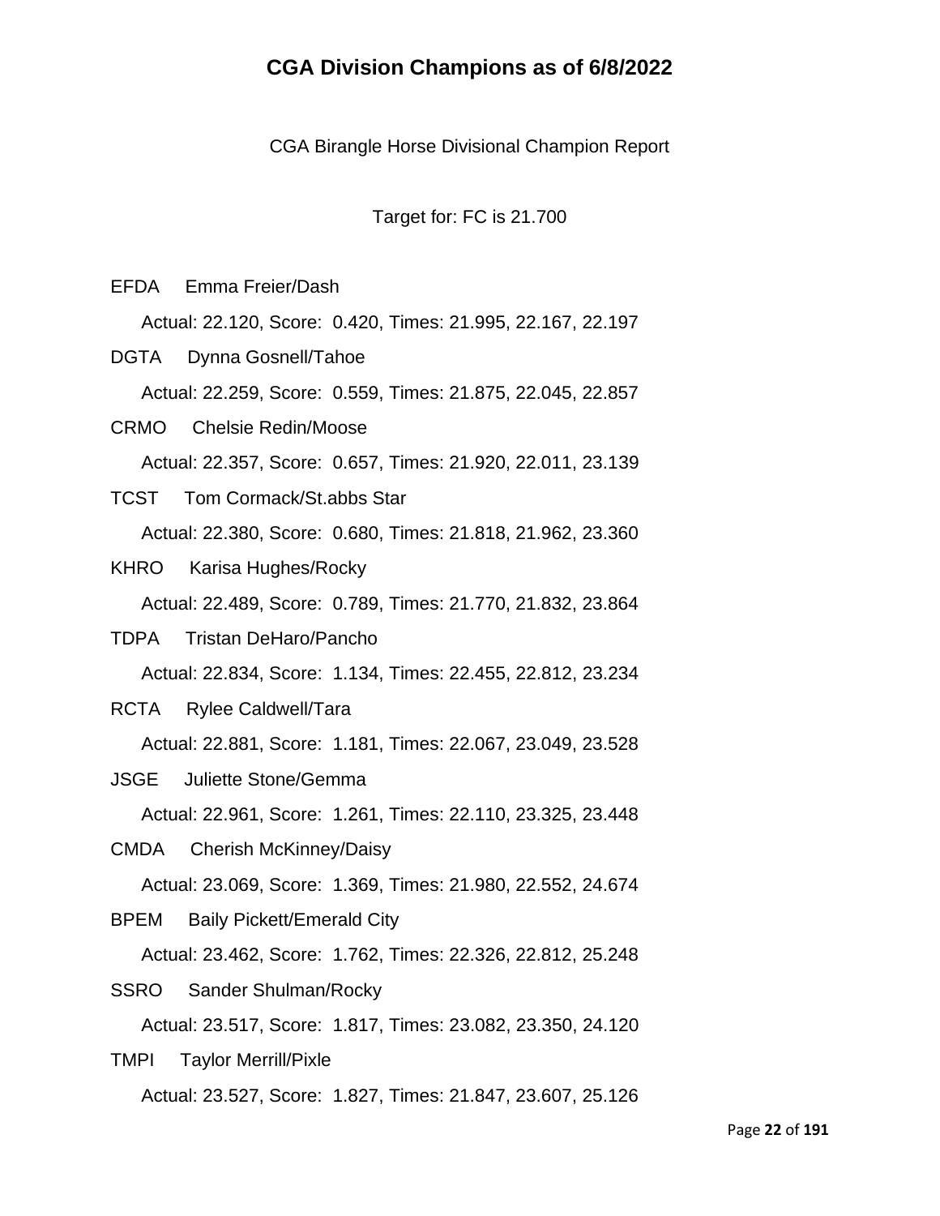# CGA Division Champions as of 6/8/2022

CGA Birangle Horse Divisional Champion Report

Target for: FC is 21.700

EFDA Emma Freier/Dash

Actual: 22.120, Score: 0.420, Times: 21.995, 22.167, 22.197

DGTA Dynna Gosnell/Tahoe

Actual: 22.259, Score: 0.559, Times: 21.875, 22.045, 22.857

CRMO Chelsie Redin/Moose

Actual: 22.357, Score: 0.657, Times: 21.920, 22.011, 23.139

TCST Tom Cormack/St.abbs Star

Actual: 22.380, Score: 0.680, Times: 21.818, 21.962, 23.360

KHRO Karisa Hughes/Rocky

Actual: 22.489, Score: 0.789, Times: 21.770, 21.832, 23.864

TDPA Tristan DeHaro/Pancho

Actual: 22.834, Score: 1.134, Times: 22.455, 22.812, 23.234

RCTA Rylee Caldwell/Tara

Actual: 22.881, Score: 1.181, Times: 22.067, 23.049, 23.528

JSGE Juliette Stone/Gemma

Actual: 22.961, Score: 1.261, Times: 22.110, 23.325, 23.448

CMDA Cherish McKinney/Daisy

Actual: 23.069, Score: 1.369, Times: 21.980, 22.552, 24.674

BPEM Baily Pickett/Emerald City

Actual: 23.462, Score: 1.762, Times: 22.326, 22.812, 25.248

SSRO Sander Shulman/Rocky

Actual: 23.517, Score: 1.817, Times: 23.082, 23.350, 24.120

TMPI Taylor Merrill/Pixle

Actual: 23.527, Score: 1.827, Times: 21.847, 23.607, 25.126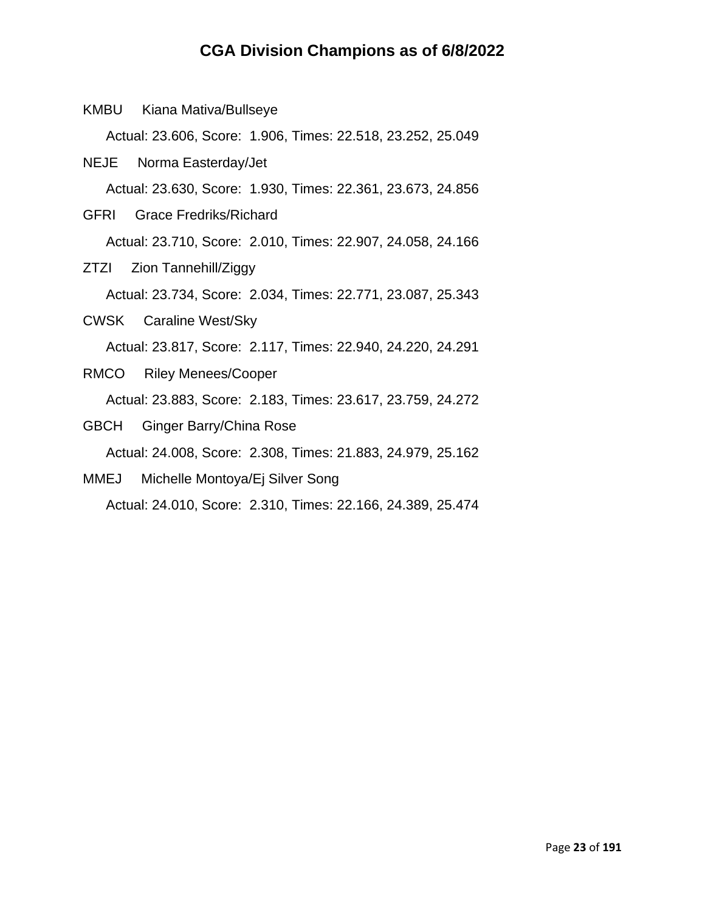# CGA Division Champions as of 6/8/2022

KMBU Kiana Mativa/Bullseye

Actual: 23.606, Score: 1.906, Times: 22.518, 23.252, 25.049

NEJE Norma Easterday/Jet

Actual: 23.630, Score: 1.930, Times: 22.361, 23.673, 24.856

GFRI Grace Fredriks/Richard

Actual: 23.710, Score: 2.010, Times: 22.907, 24.058, 24.166

ZTZI Zion Tannehill/Ziggy

Actual: 23.734, Score: 2.034, Times: 22.771, 23.087, 25.343

CWSK Caraline West/Sky

Actual: 23.817, Score: 2.117, Times: 22.940, 24.220, 24.291

RMCO Riley Menees/Cooper

Actual: 23.883, Score: 2.183, Times: 23.617, 23.759, 24.272

GBCH Ginger Barry/China Rose

Actual: 24.008, Score: 2.308, Times: 21.883, 24.979, 25.162

MMEJ Michelle Montoya/Ej Silver Song

Actual: 24.010, Score: 2.310, Times: 22.166, 24.389, 25.474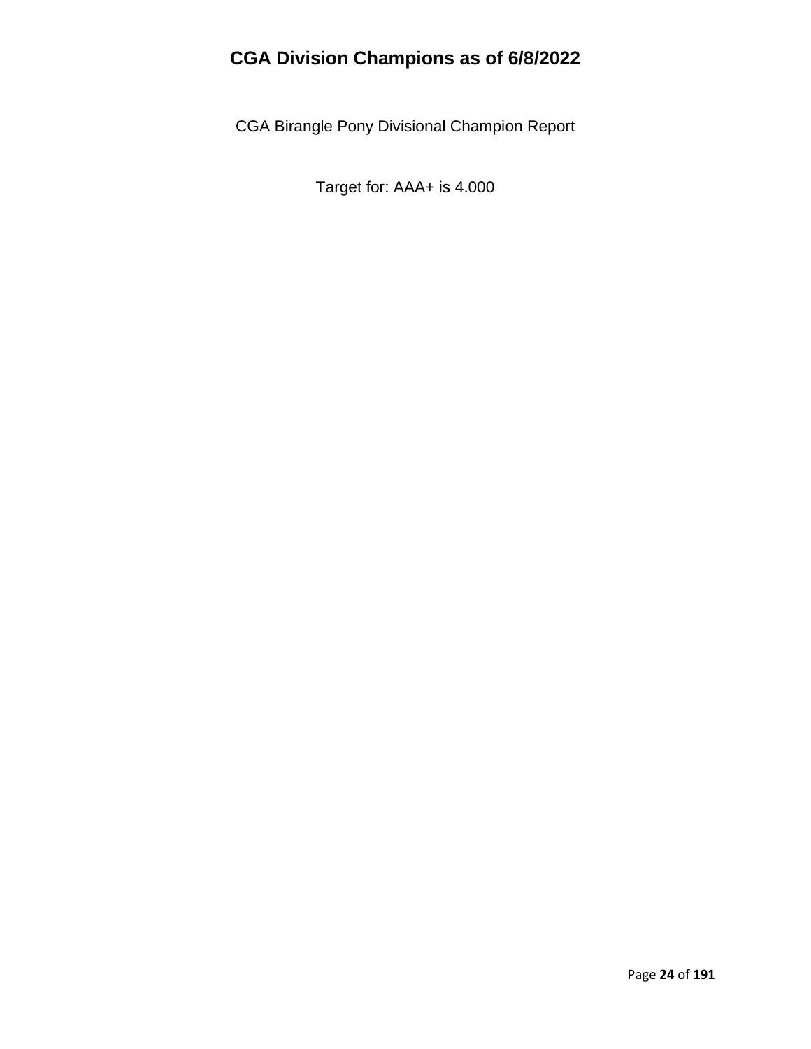# CGA Division Champions as of 6/8/2022

CGA Birangle Pony Divisional Champion Report

Target for: AAA+ is 4.000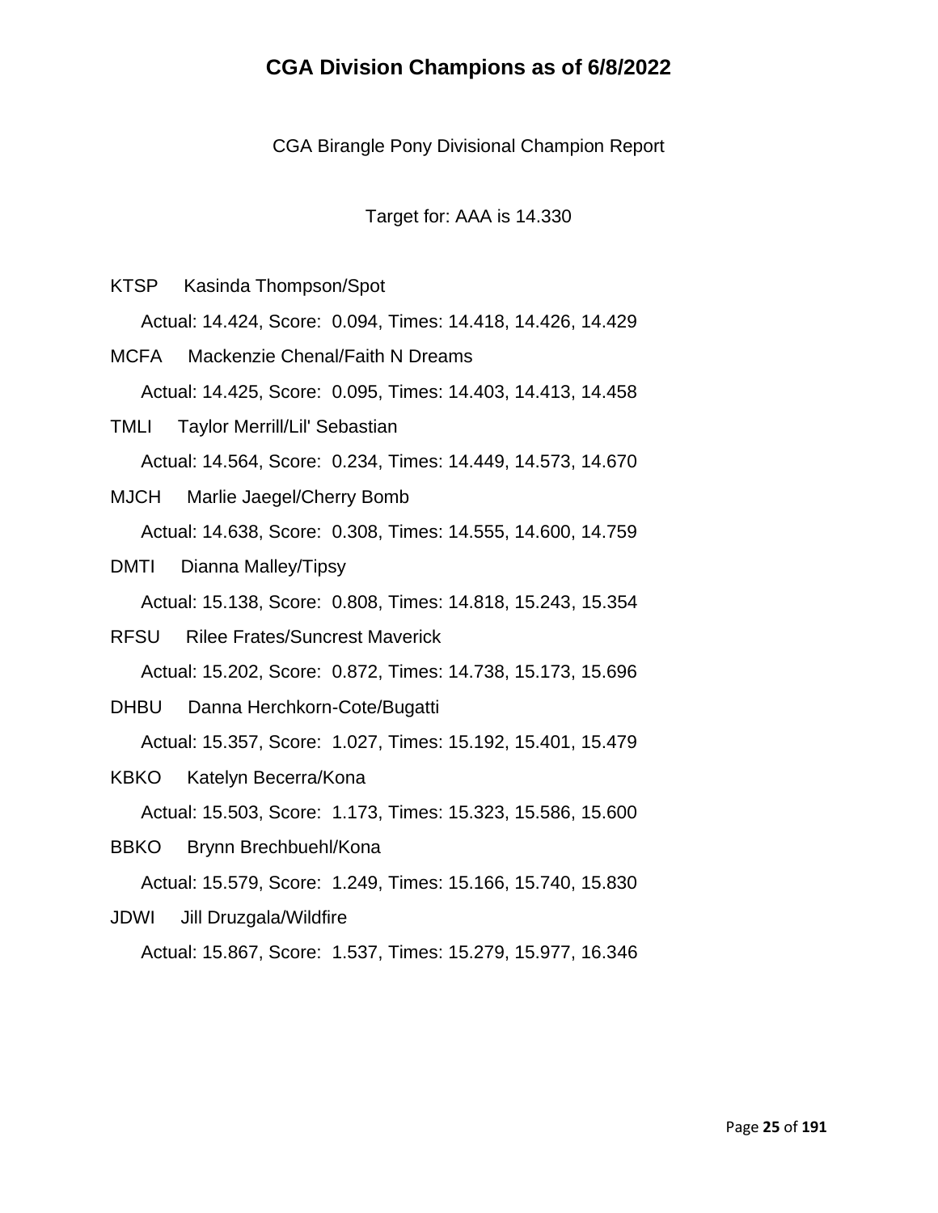# CGA Division Champions as of 6/8/2022

CGA Birangle Pony Divisional Champion Report

Target for: AAA is 14.330

KTSP Kasinda Thompson/Spot

Actual: 14.424, Score: 0.094, Times: 14.418, 14.426, 14.429

MCFA Mackenzie Chenal/Faith N Dreams

Actual: 14.425, Score: 0.095, Times: 14.403, 14.413, 14.458

TMLI Taylor Merrill/Lil' Sebastian

Actual: 14.564, Score: 0.234, Times: 14.449, 14.573, 14.670

MJCH Marlie Jaegel/Cherry Bomb

Actual: 14.638, Score: 0.308, Times: 14.555, 14.600, 14.759

DMTI Dianna Malley/Tipsy

Actual: 15.138, Score: 0.808, Times: 14.818, 15.243, 15.354

RFSU Rilee Frates/Suncrest Maverick

Actual: 15.202, Score: 0.872, Times: 14.738, 15.173, 15.696

DHBU Danna Herchkorn-Cote/Bugatti

Actual: 15.357, Score: 1.027, Times: 15.192, 15.401, 15.479

KBKO Katelyn Becerra/Kona

Actual: 15.503, Score: 1.173, Times: 15.323, 15.586, 15.600

BBKO Brynn Brechbuehl/Kona

Actual: 15.579, Score: 1.249, Times: 15.166, 15.740, 15.830

JDWI Jill Druzgala/Wildfire

Actual: 15.867, Score: 1.537, Times: 15.279, 15.977, 16.346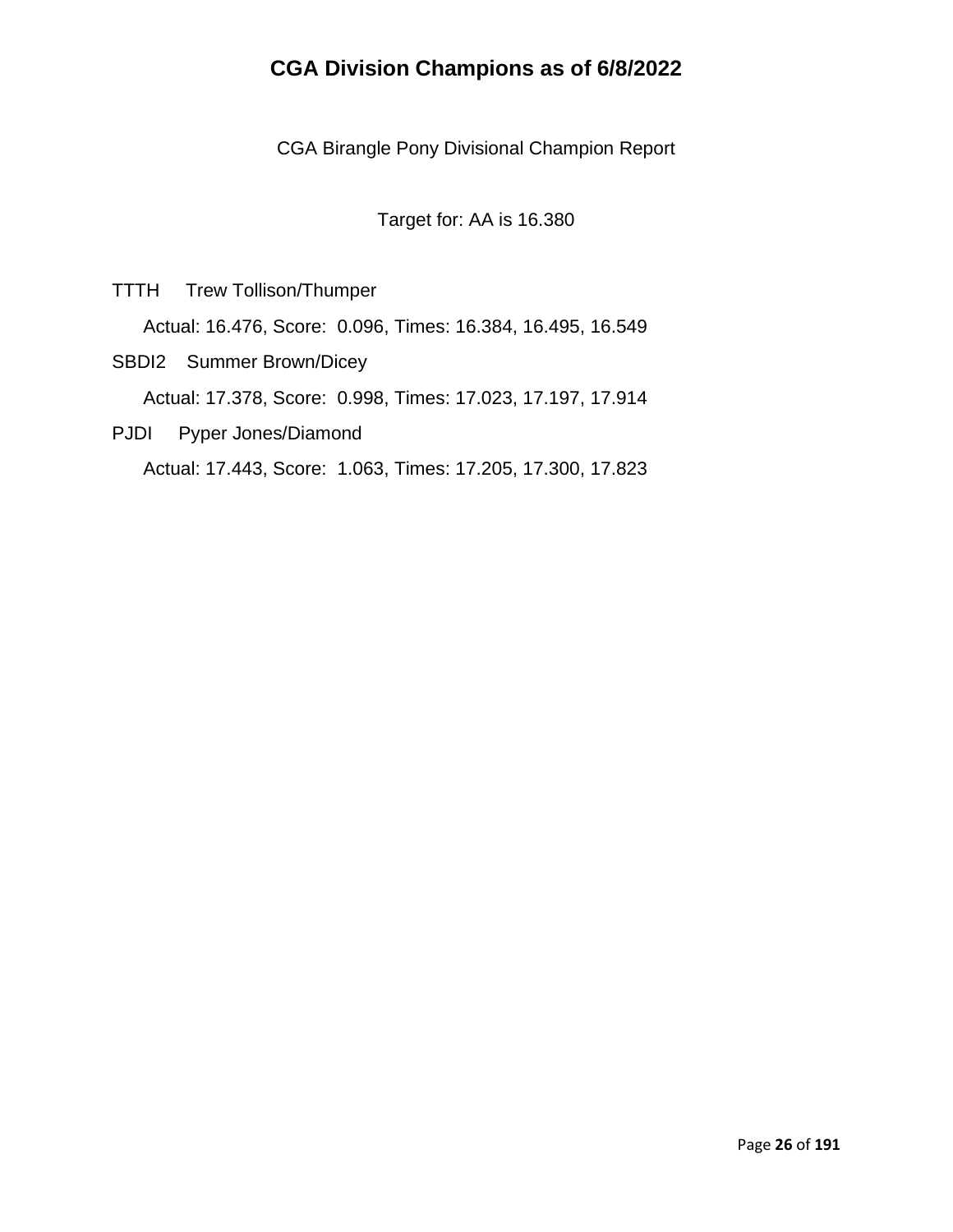# CGA Division Champions as of 6/8/2022

CGA Birangle Pony Divisional Champion Report

Target for: AA is 16.380

TTTH Trew Tollison/Thumper

Actual: 16.476, Score: 0.096, Times: 16.384, 16.495, 16.549

SBDI2 Summer Brown/Dicey

Actual: 17.378, Score: 0.998, Times: 17.023, 17.197, 17.914

PJDI Pyper Jones/Diamond

Actual: 17.443, Score: 1.063, Times: 17.205, 17.300, 17.823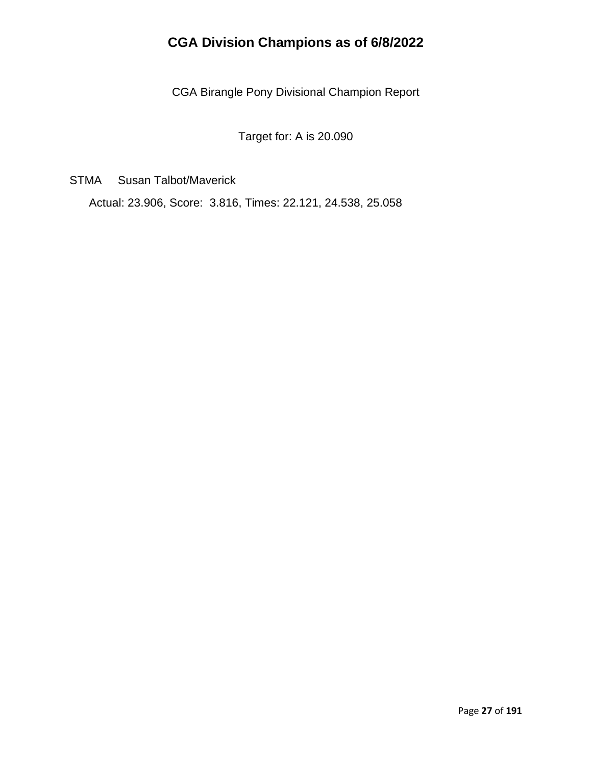# CGA Division Champions as of 6/8/2022

CGA Birangle Pony Divisional Champion Report

Target for: A is 20.090

STMA Susan Talbot/Maverick

Actual: 23.906, Score: 3.816, Times: 22.121, 24.538, 25.058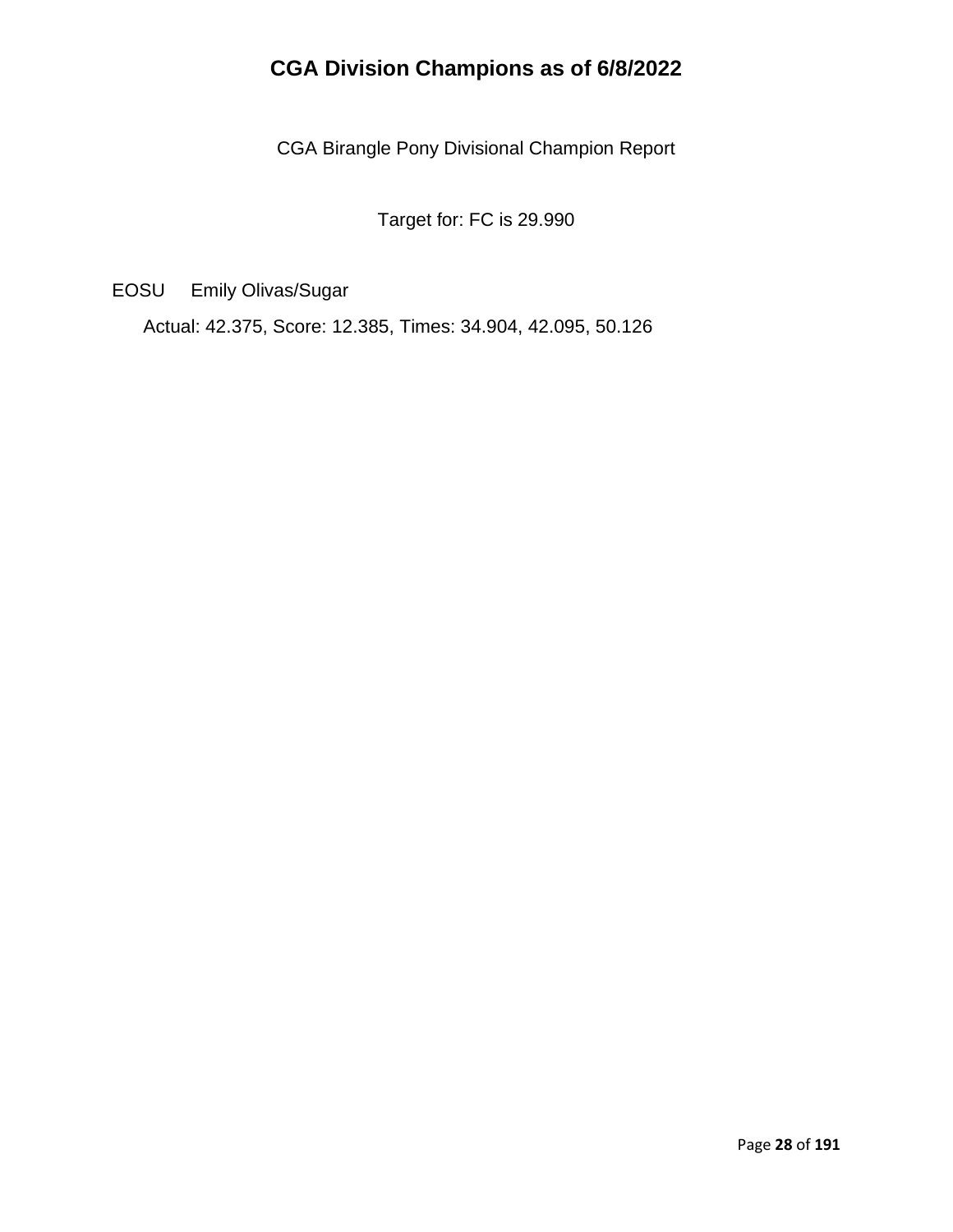# CGA Division Champions as of 6/8/2022

CGA Birangle Pony Divisional Champion Report

Target for: FC is 29.990

EOSU Emily Olivas/Sugar

Actual: 42.375, Score: 12.385, Times: 34.904, 42.095, 50.126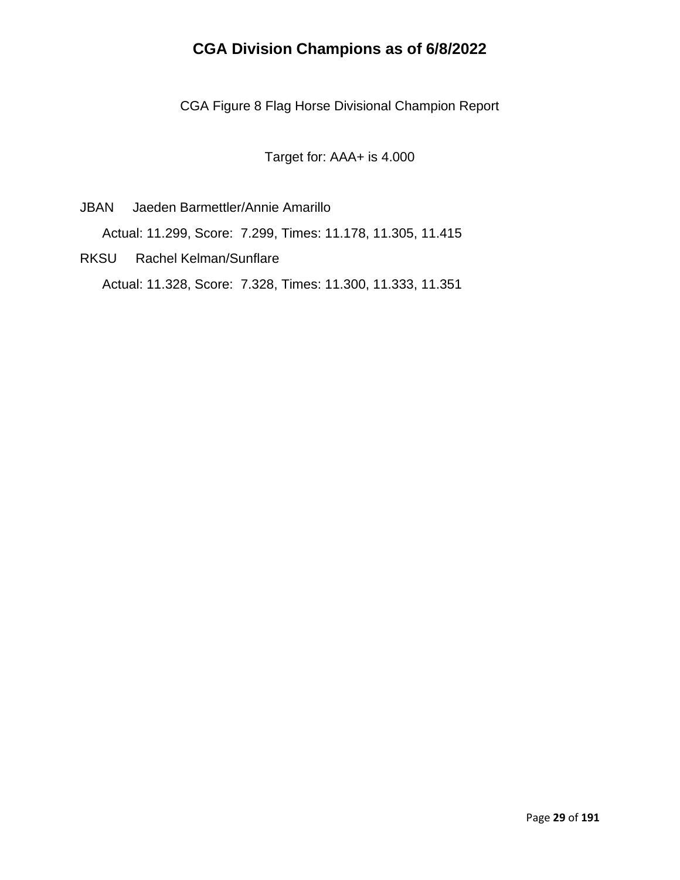# CGA Division Champions as of 6/8/2022

CGA Figure 8 Flag Horse Divisional Champion Report

Target for: AAA+ is 4.000

JBAN Jaeden Barmettler/Annie Amarillo

Actual: 11.299, Score: 7.299, Times: 11.178, 11.305, 11.415

RKSU Rachel Kelman/Sunflare

Actual: 11.328, Score: 7.328, Times: 11.300, 11.333, 11.351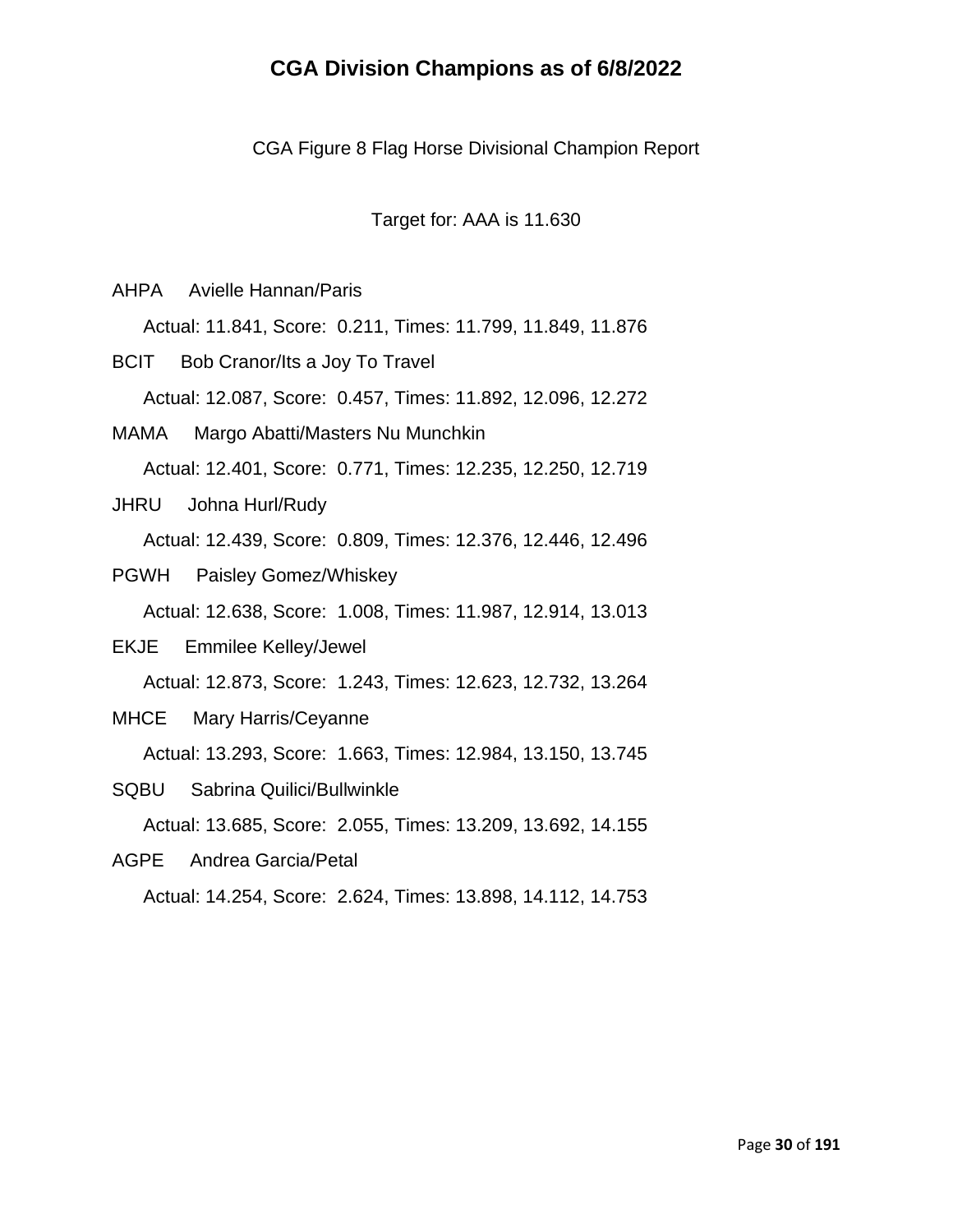# CGA Division Champions as of 6/8/2022

CGA Figure 8 Flag Horse Divisional Champion Report

Target for: AAA is 11.630

AHPA Avielle Hannan/Paris

Actual: 11.841, Score: 0.211, Times: 11.799, 11.849, 11.876

BCIT Bob Cranor/Its a Joy To Travel

Actual: 12.087, Score: 0.457, Times: 11.892, 12.096, 12.272

MAMA Margo Abatti/Masters Nu Munchkin

Actual: 12.401, Score: 0.771, Times: 12.235, 12.250, 12.719

JHRU Johna Hurl/Rudy

Actual: 12.439, Score: 0.809, Times: 12.376, 12.446, 12.496

PGWH Paisley Gomez/Whiskey

Actual: 12.638, Score: 1.008, Times: 11.987, 12.914, 13.013

EKJE Emmilee Kelley/Jewel

Actual: 12.873, Score: 1.243, Times: 12.623, 12.732, 13.264

MHCE Mary Harris/Ceyanne

Actual: 13.293, Score: 1.663, Times: 12.984, 13.150, 13.745

SQBU Sabrina Quilici/Bullwinkle

Actual: 13.685, Score: 2.055, Times: 13.209, 13.692, 14.155

AGPE Andrea Garcia/Petal

Actual: 14.254, Score: 2.624, Times: 13.898, 14.112, 14.753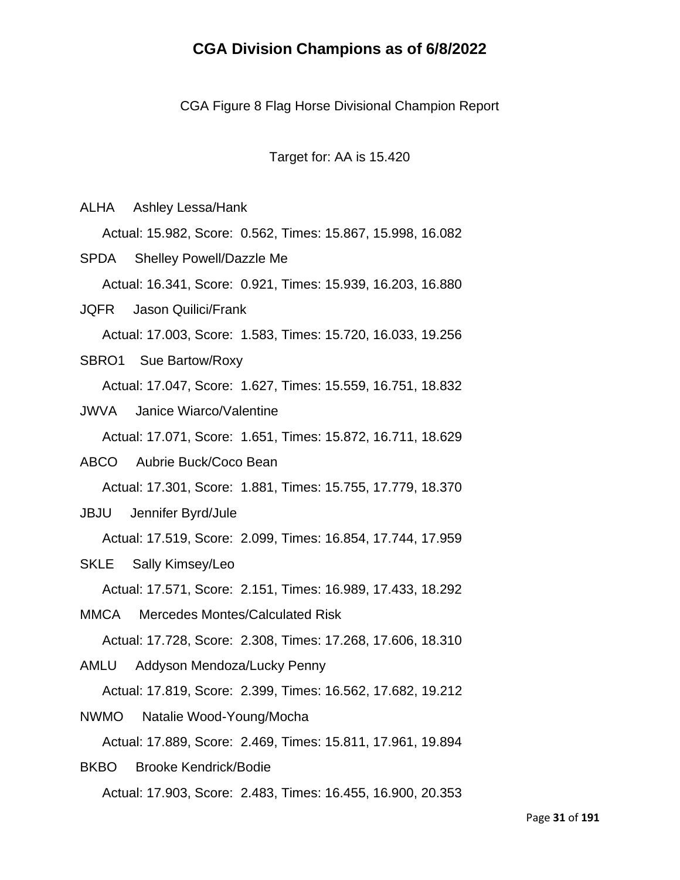# CGA Division Champions as of 6/8/2022

CGA Figure 8 Flag Horse Divisional Champion Report

Target for: AA is 15.420

ALHA Ashley Lessa/Hank

Actual: 15.982, Score: 0.562, Times: 15.867, 15.998, 16.082

SPDA Shelley Powell/Dazzle Me

Actual: 16.341, Score: 0.921, Times: 15.939, 16.203, 16.880

JQFR Jason Quilici/Frank

Actual: 17.003, Score: 1.583, Times: 15.720, 16.033, 19.256

SBRO1 Sue Bartow/Roxy

Actual: 17.047, Score: 1.627, Times: 15.559, 16.751, 18.832

JWVA Janice Wiarco/Valentine

Actual: 17.071, Score: 1.651, Times: 15.872, 16.711, 18.629

ABCO Aubrie Buck/Coco Bean

Actual: 17.301, Score: 1.881, Times: 15.755, 17.779, 18.370

JBJU Jennifer Byrd/Jule

Actual: 17.519, Score: 2.099, Times: 16.854, 17.744, 17.959

SKLE Sally Kimsey/Leo

Actual: 17.571, Score: 2.151, Times: 16.989, 17.433, 18.292

MMCA Mercedes Montes/Calculated Risk

Actual: 17.728, Score: 2.308, Times: 17.268, 17.606, 18.310

AMLU Addyson Mendoza/Lucky Penny

Actual: 17.819, Score: 2.399, Times: 16.562, 17.682, 19.212

NWMO Natalie Wood-Young/Mocha

Actual: 17.889, Score: 2.469, Times: 15.811, 17.961, 19.894

BKBO Brooke Kendrick/Bodie

Actual: 17.903, Score: 2.483, Times: 16.455, 16.900, 20.353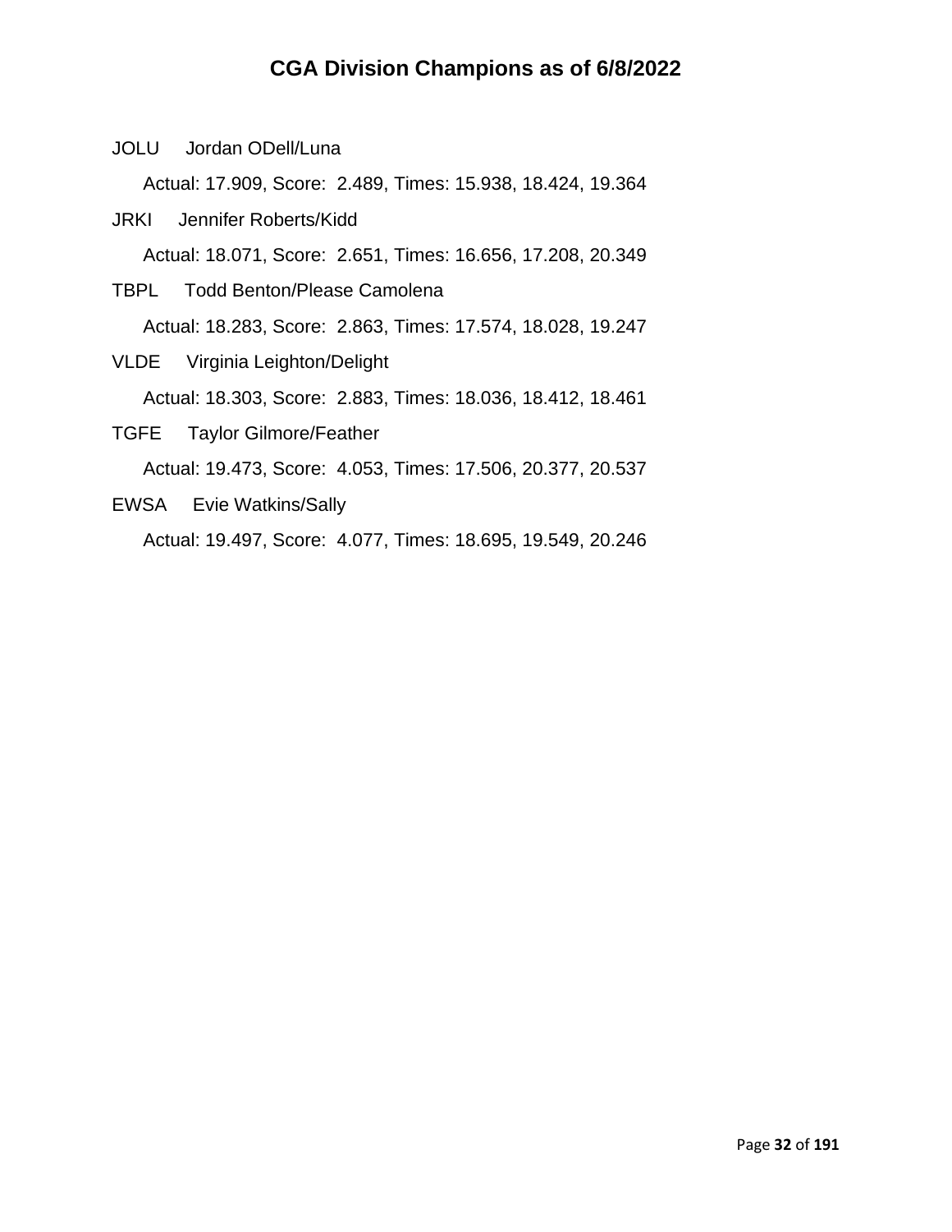# CGA Division Champions as of 6/8/2022

JOLU Jordan ODell/Luna

Actual: 17.909, Score: 2.489, Times: 15.938, 18.424, 19.364

JRKI Jennifer Roberts/Kidd

Actual: 18.071, Score: 2.651, Times: 16.656, 17.208, 20.349

TBPL Todd Benton/Please Camolena

Actual: 18.283, Score: 2.863, Times: 17.574, 18.028, 19.247

VLDE Virginia Leighton/Delight

Actual: 18.303, Score: 2.883, Times: 18.036, 18.412, 18.461

TGFE Taylor Gilmore/Feather

Actual: 19.473, Score: 4.053, Times: 17.506, 20.377, 20.537

EWSA Evie Watkins/Sally

Actual: 19.497, Score: 4.077, Times: 18.695, 19.549, 20.246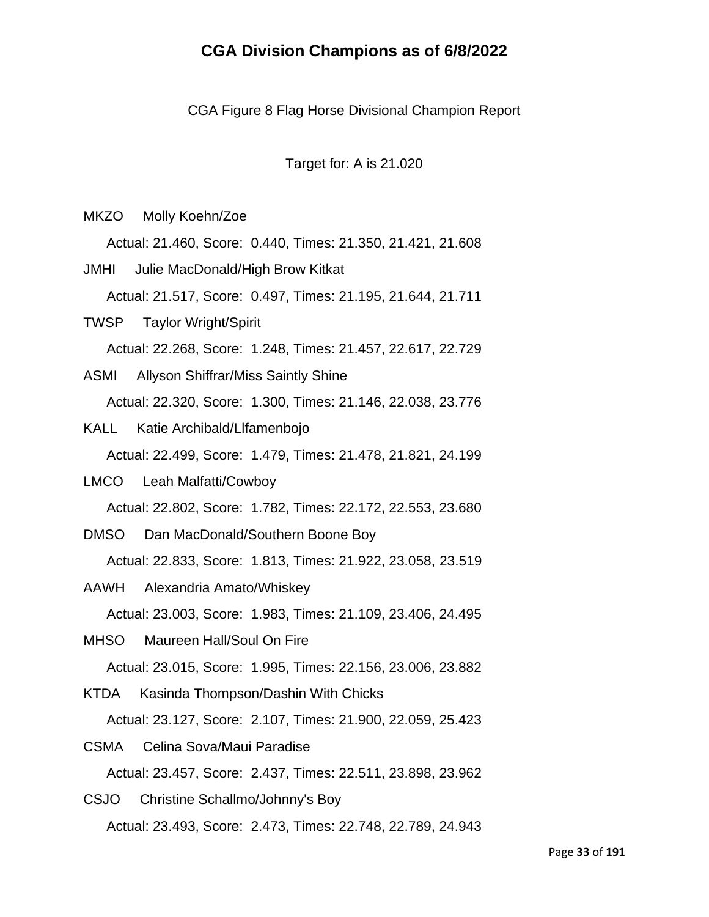# CGA Division Champions as of 6/8/2022

CGA Figure 8 Flag Horse Divisional Champion Report

Target for: A is 21.020

MKZO Molly Koehn/Zoe

Actual: 21.460, Score: 0.440, Times: 21.350, 21.421, 21.608

JMHI Julie MacDonald/High Brow Kitkat

Actual: 21.517, Score: 0.497, Times: 21.195, 21.644, 21.711

TWSP Taylor Wright/Spirit

Actual: 22.268, Score: 1.248, Times: 21.457, 22.617, 22.729

ASMI Allyson Shiffrar/Miss Saintly Shine

Actual: 22.320, Score: 1.300, Times: 21.146, 22.038, 23.776

KALL Katie Archibald/Llfamenbojo

Actual: 22.499, Score: 1.479, Times: 21.478, 21.821, 24.199

LMCO Leah Malfatti/Cowboy

Actual: 22.802, Score: 1.782, Times: 22.172, 22.553, 23.680

DMSO Dan MacDonald/Southern Boone Boy

Actual: 22.833, Score: 1.813, Times: 21.922, 23.058, 23.519

AAWH Alexandria Amato/Whiskey

Actual: 23.003, Score: 1.983, Times: 21.109, 23.406, 24.495

MHSO Maureen Hall/Soul On Fire

Actual: 23.015, Score: 1.995, Times: 22.156, 23.006, 23.882

KTDA Kasinda Thompson/Dashin With Chicks

Actual: 23.127, Score: 2.107, Times: 21.900, 22.059, 25.423

CSMA Celina Sova/Maui Paradise

Actual: 23.457, Score: 2.437, Times: 22.511, 23.898, 23.962

CSJO Christine Schallmo/Johnny's Boy

Actual: 23.493, Score: 2.473, Times: 22.748, 22.789, 24.943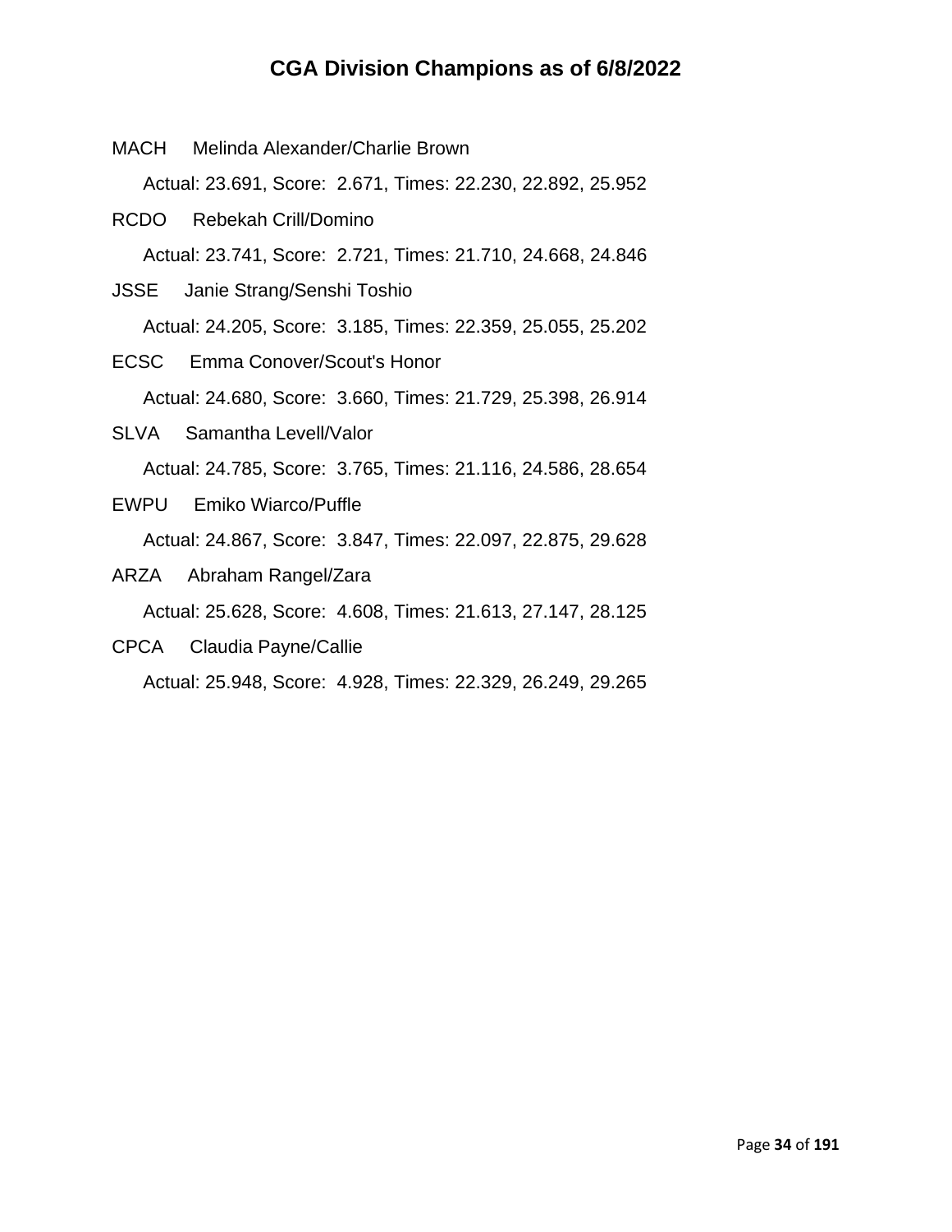# CGA Division Champions as of 6/8/2022

MACH Melinda Alexander/Charlie Brown

Actual: 23.691, Score: 2.671, Times: 22.230, 22.892, 25.952

RCDO Rebekah Crill/Domino

Actual: 23.741, Score: 2.721, Times: 21.710, 24.668, 24.846

JSSE Janie Strang/Senshi Toshio

Actual: 24.205, Score: 3.185, Times: 22.359, 25.055, 25.202

ECSC Emma Conover/Scout's Honor

Actual: 24.680, Score: 3.660, Times: 21.729, 25.398, 26.914

SLVA Samantha Levell/Valor

Actual: 24.785, Score: 3.765, Times: 21.116, 24.586, 28.654

EWPU Emiko Wiarco/Puffle

Actual: 24.867, Score: 3.847, Times: 22.097, 22.875, 29.628

ARZA Abraham Rangel/Zara

Actual: 25.628, Score: 4.608, Times: 21.613, 27.147, 28.125

CPCA Claudia Payne/Callie

Actual: 25.948, Score: 4.928, Times: 22.329, 26.249, 29.265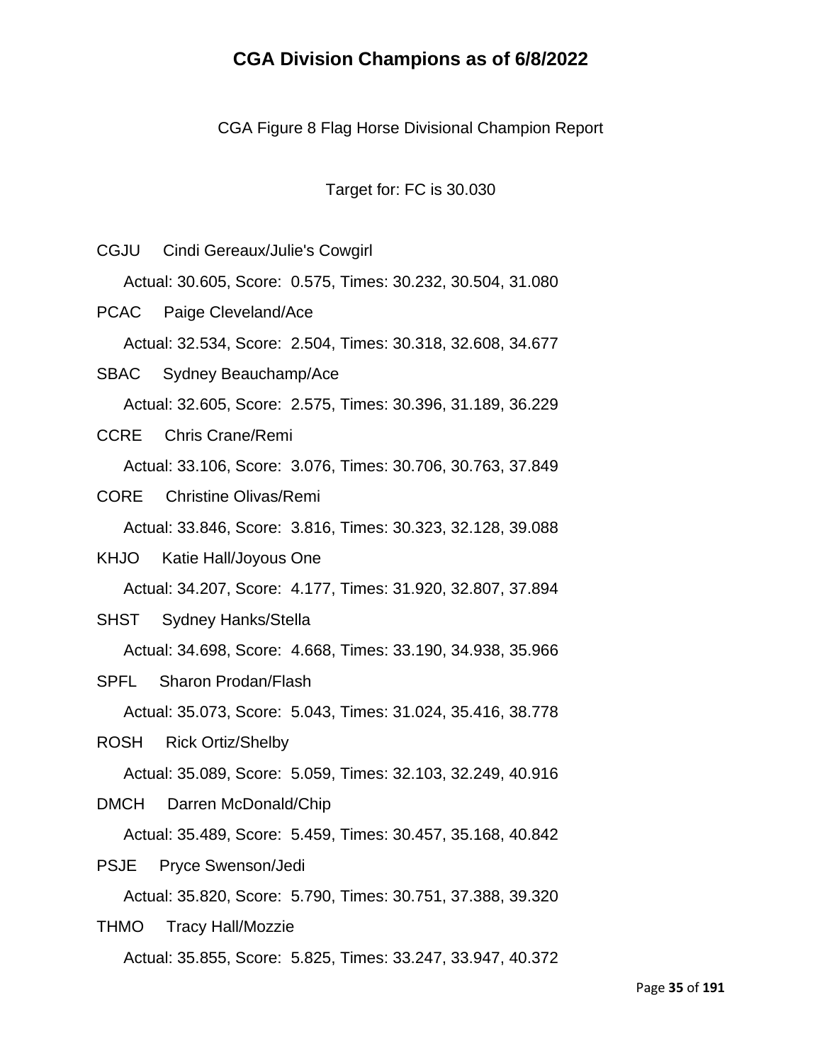# CGA Division Champions as of 6/8/2022

CGA Figure 8 Flag Horse Divisional Champion Report

Target for: FC is 30.030

CGJU Cindi Gereaux/Julie's Cowgirl

Actual: 30.605, Score: 0.575, Times: 30.232, 30.504, 31.080

PCAC Paige Cleveland/Ace

Actual: 32.534, Score: 2.504, Times: 30.318, 32.608, 34.677

SBAC Sydney Beauchamp/Ace

Actual: 32.605, Score: 2.575, Times: 30.396, 31.189, 36.229

CCRE Chris Crane/Remi

Actual: 33.106, Score: 3.076, Times: 30.706, 30.763, 37.849

CORE Christine Olivas/Remi

Actual: 33.846, Score: 3.816, Times: 30.323, 32.128, 39.088

KHJO Katie Hall/Joyous One

Actual: 34.207, Score: 4.177, Times: 31.920, 32.807, 37.894

SHST Sydney Hanks/Stella

Actual: 34.698, Score: 4.668, Times: 33.190, 34.938, 35.966

SPFL Sharon Prodan/Flash

Actual: 35.073, Score: 5.043, Times: 31.024, 35.416, 38.778

ROSH Rick Ortiz/Shelby

Actual: 35.089, Score: 5.059, Times: 32.103, 32.249, 40.916

DMCH Darren McDonald/Chip

Actual: 35.489, Score: 5.459, Times: 30.457, 35.168, 40.842

PSJE Pryce Swenson/Jedi

Actual: 35.820, Score: 5.790, Times: 30.751, 37.388, 39.320

THMO Tracy Hall/Mozzie

Actual: 35.855, Score: 5.825, Times: 33.247, 33.947, 40.372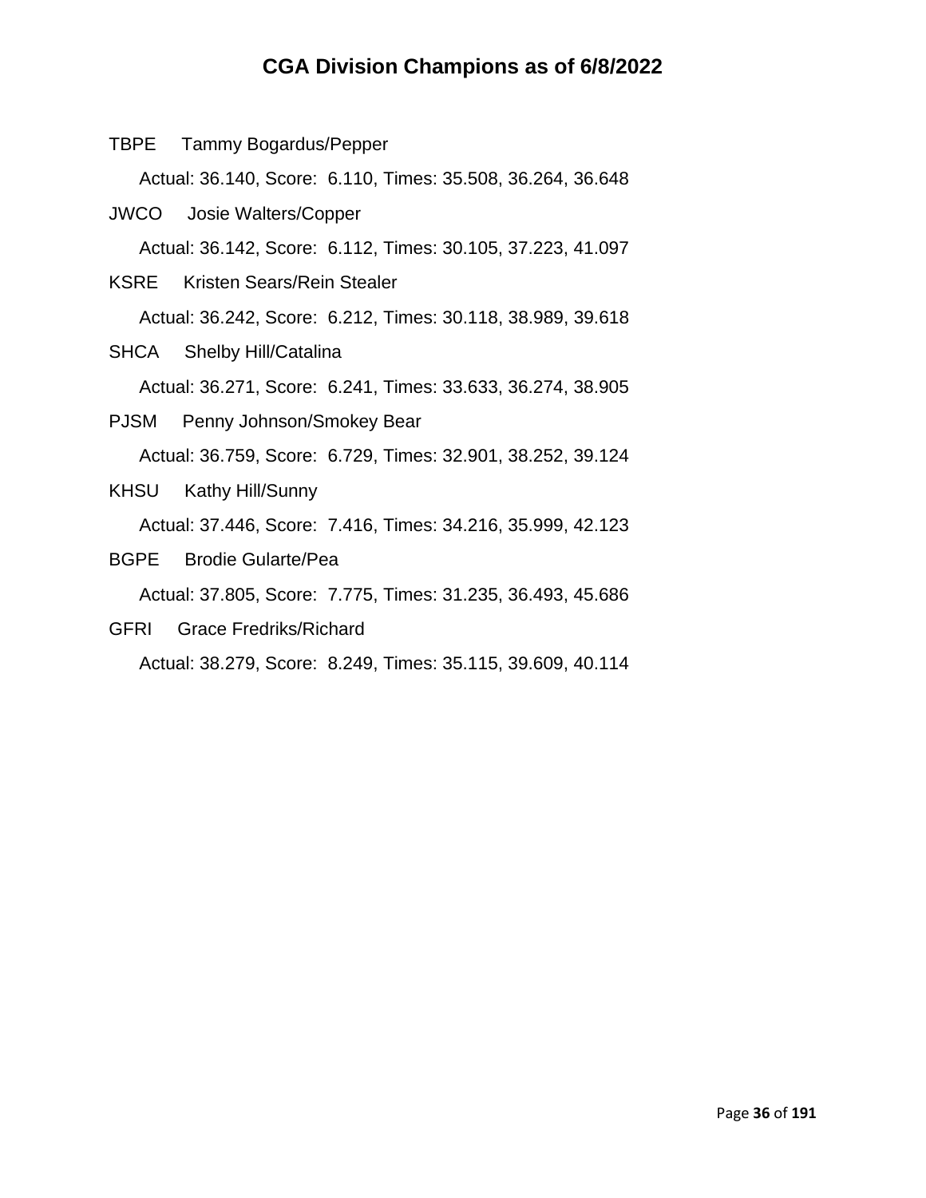# CGA Division Champions as of 6/8/2022

TBPE Tammy Bogardus/Pepper

Actual: 36.140, Score: 6.110, Times: 35.508, 36.264, 36.648

JWCO Josie Walters/Copper

Actual: 36.142, Score: 6.112, Times: 30.105, 37.223, 41.097

KSRE Kristen Sears/Rein Stealer

Actual: 36.242, Score: 6.212, Times: 30.118, 38.989, 39.618

SHCA Shelby Hill/Catalina

Actual: 36.271, Score: 6.241, Times: 33.633, 36.274, 38.905

PJSM Penny Johnson/Smokey Bear

Actual: 36.759, Score: 6.729, Times: 32.901, 38.252, 39.124

KHSU Kathy Hill/Sunny

Actual: 37.446, Score: 7.416, Times: 34.216, 35.999, 42.123

BGPE Brodie Gularte/Pea

Actual: 37.805, Score: 7.775, Times: 31.235, 36.493, 45.686

GFRI Grace Fredriks/Richard

Actual: 38.279, Score: 8.249, Times: 35.115, 39.609, 40.114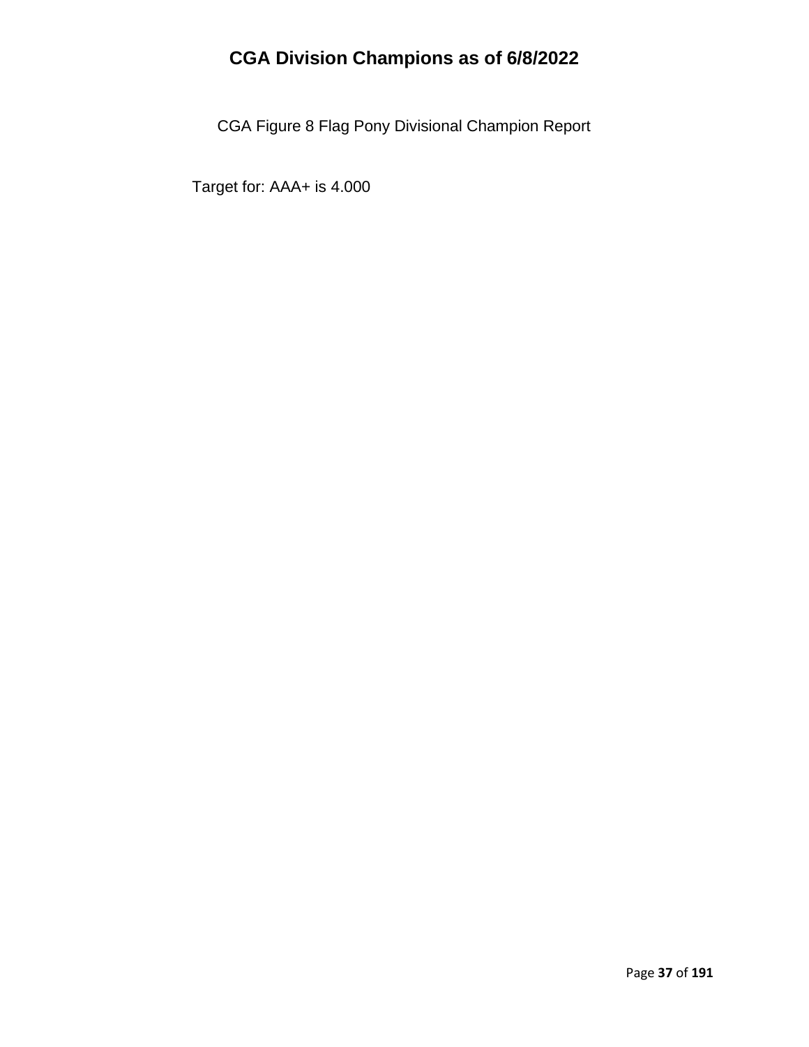# CGA Division Champions as of 6/8/2022

CGA Figure 8 Flag Pony Divisional Champion Report

Target for: AAA+ is 4.000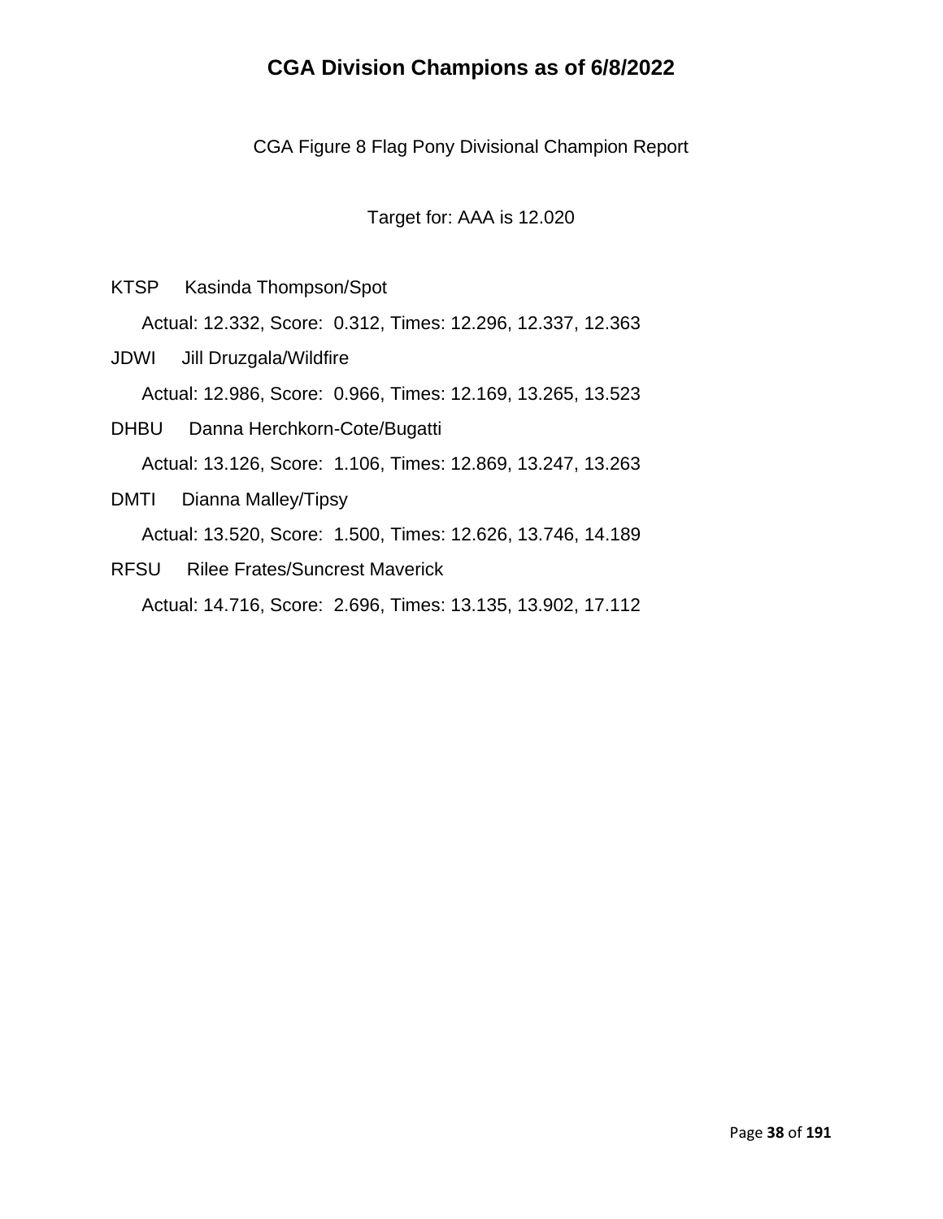# CGA Division Champions as of 6/8/2022

CGA Figure 8 Flag Pony Divisional Champion Report

Target for: AAA is 12.020

KTSP Kasinda Thompson/Spot

Actual: 12.332, Score: 0.312, Times: 12.296, 12.337, 12.363

JDWI Jill Druzgala/Wildfire

Actual: 12.986, Score: 0.966, Times: 12.169, 13.265, 13.523

DHBU Danna Herchkorn-Cote/Bugatti

Actual: 13.126, Score: 1.106, Times: 12.869, 13.247, 13.263

DMTI Dianna Malley/Tipsy

Actual: 13.520, Score: 1.500, Times: 12.626, 13.746, 14.189

RFSU Rilee Frates/Suncrest Maverick

Actual: 14.716, Score: 2.696, Times: 13.135, 13.902, 17.112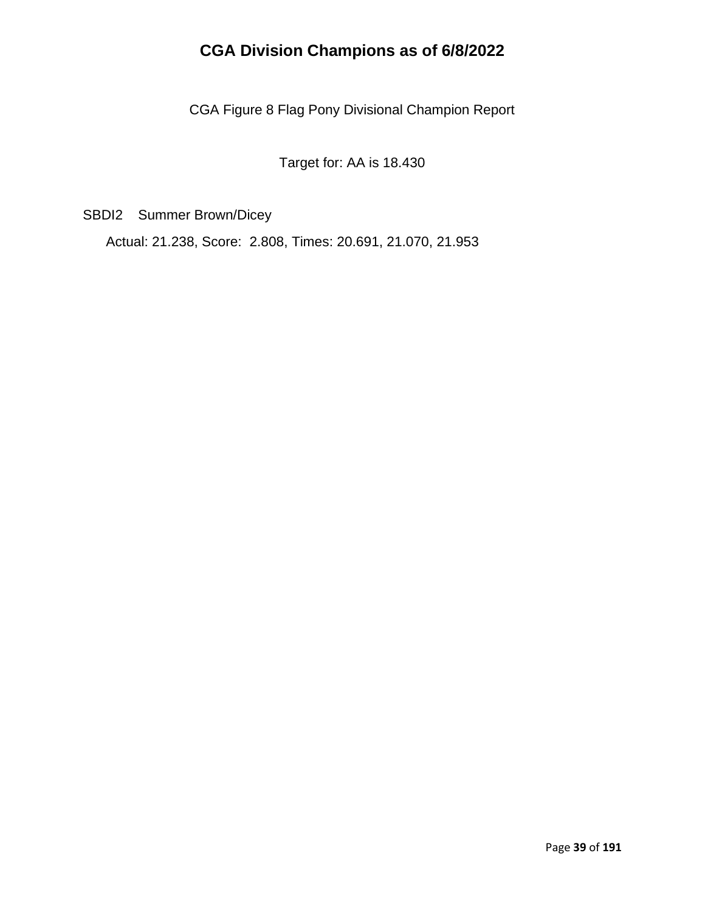# CGA Division Champions as of 6/8/2022

CGA Figure 8 Flag Pony Divisional Champion Report

Target for: AA is 18.430

SBDI2 Summer Brown/Dicey

Actual: 21.238, Score: 2.808, Times: 20.691, 21.070, 21.953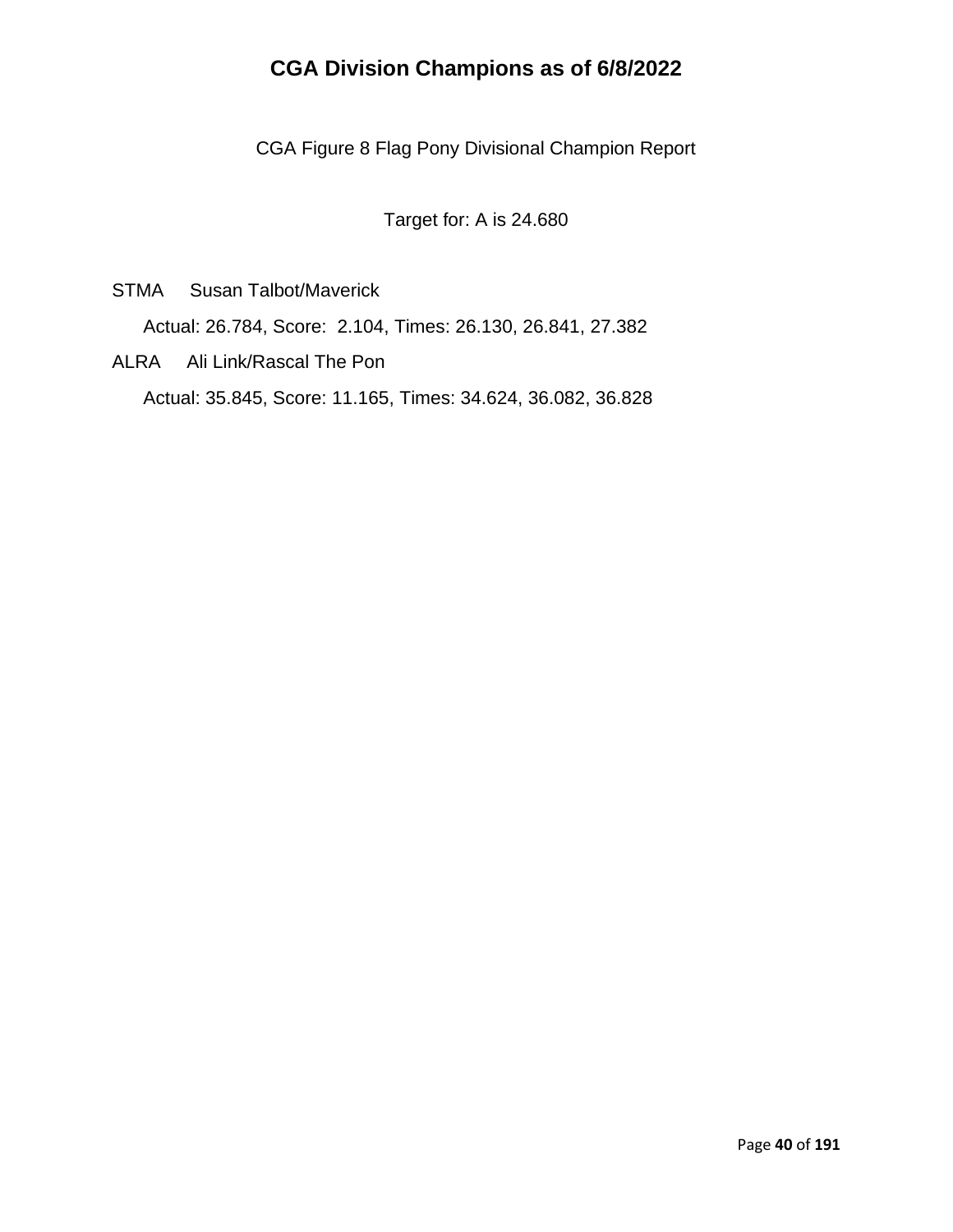# CGA Division Champions as of 6/8/2022

CGA Figure 8 Flag Pony Divisional Champion Report

Target for: A is 24.680

STMA Susan Talbot/Maverick

Actual: 26.784, Score: 2.104, Times: 26.130, 26.841, 27.382

ALRA Ali Link/Rascal The Pon

Actual: 35.845, Score: 11.165, Times: 34.624, 36.082, 36.828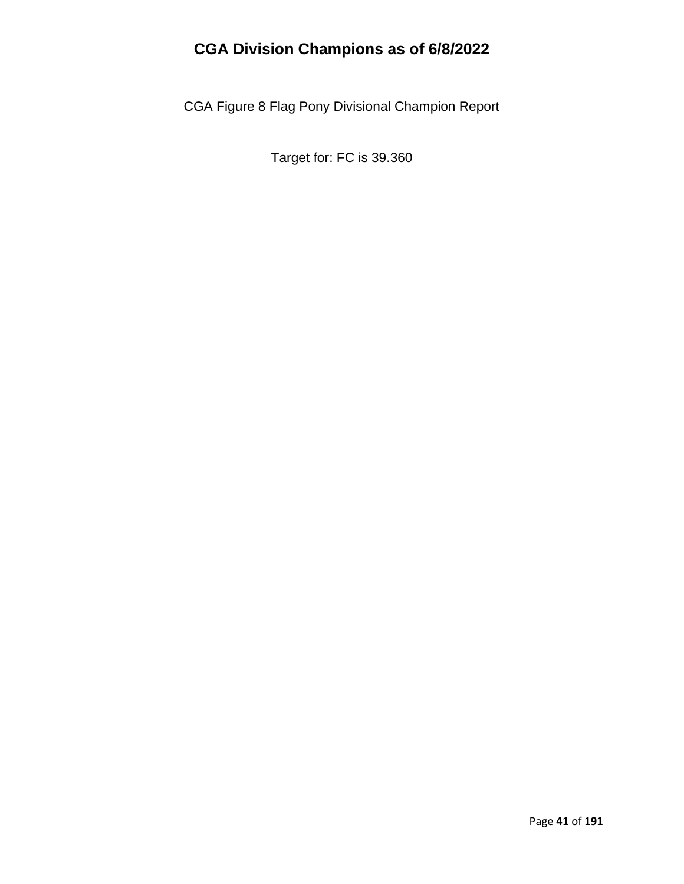# CGA Division Champions as of 6/8/2022

CGA Figure 8 Flag Pony Divisional Champion Report

Target for: FC is 39.360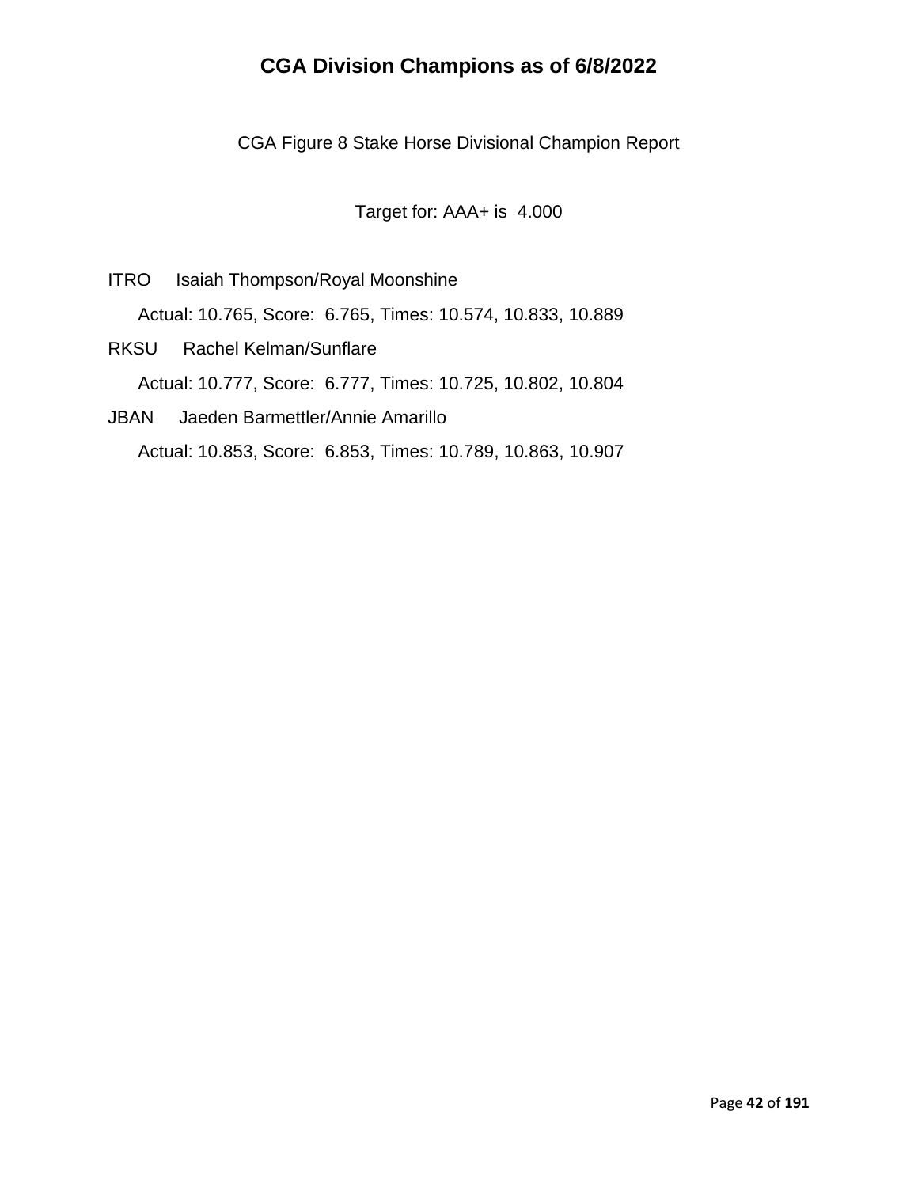# CGA Division Champions as of 6/8/2022

CGA Figure 8 Stake Horse Divisional Champion Report

Target for: AAA+ is 4.000

ITRO Isaiah Thompson/Royal Moonshine

Actual: 10.765, Score: 6.765, Times: 10.574, 10.833, 10.889

RKSU Rachel Kelman/Sunflare

Actual: 10.777, Score: 6.777, Times: 10.725, 10.802, 10.804

JBAN Jaeden Barmettler/Annie Amarillo

Actual: 10.853, Score: 6.853, Times: 10.789, 10.863, 10.907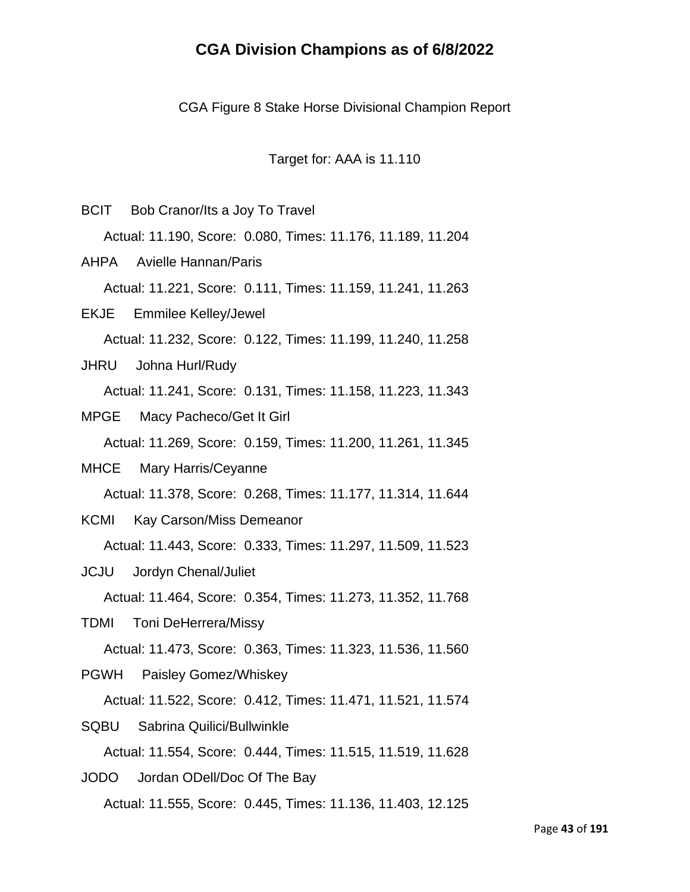# CGA Division Champions as of 6/8/2022

CGA Figure 8 Stake Horse Divisional Champion Report

Target for: AAA is 11.110

BCIT Bob Cranor/Its a Joy To Travel

Actual: 11.190, Score: 0.080, Times: 11.176, 11.189, 11.204

AHPA Avielle Hannan/Paris

Actual: 11.221, Score: 0.111, Times: 11.159, 11.241, 11.263

EKJE Emmilee Kelley/Jewel

Actual: 11.232, Score: 0.122, Times: 11.199, 11.240, 11.258

JHRU Johna Hurl/Rudy

Actual: 11.241, Score: 0.131, Times: 11.158, 11.223, 11.343

MPGE Macy Pacheco/Get It Girl

Actual: 11.269, Score: 0.159, Times: 11.200, 11.261, 11.345

MHCE Mary Harris/Ceyanne

Actual: 11.378, Score: 0.268, Times: 11.177, 11.314, 11.644

KCMI Kay Carson/Miss Demeanor

Actual: 11.443, Score: 0.333, Times: 11.297, 11.509, 11.523

JCJU Jordyn Chenal/Juliet

Actual: 11.464, Score: 0.354, Times: 11.273, 11.352, 11.768

TDMI Toni DeHerrera/Missy

Actual: 11.473, Score: 0.363, Times: 11.323, 11.536, 11.560

PGWH Paisley Gomez/Whiskey

Actual: 11.522, Score: 0.412, Times: 11.471, 11.521, 11.574

SQBU Sabrina Quilici/Bullwinkle

Actual: 11.554, Score: 0.444, Times: 11.515, 11.519, 11.628

JODO Jordan ODell/Doc Of The Bay

Actual: 11.555, Score: 0.445, Times: 11.136, 11.403, 12.125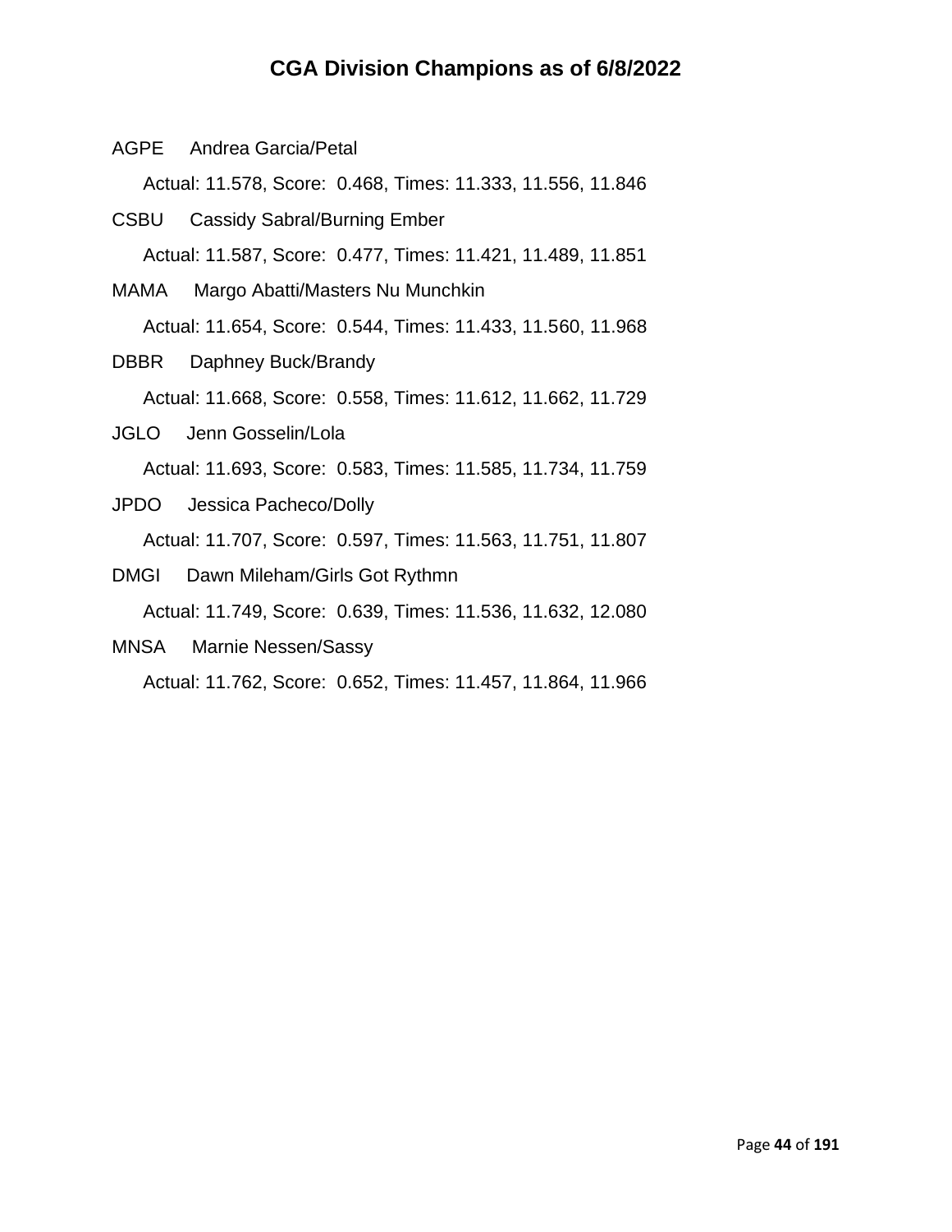# CGA Division Champions as of 6/8/2022

AGPE Andrea Garcia/Petal

Actual: 11.578, Score: 0.468, Times: 11.333, 11.556, 11.846

CSBU Cassidy Sabral/Burning Ember

Actual: 11.587, Score: 0.477, Times: 11.421, 11.489, 11.851

MAMA Margo Abatti/Masters Nu Munchkin

Actual: 11.654, Score: 0.544, Times: 11.433, 11.560, 11.968

DBBR Daphney Buck/Brandy

Actual: 11.668, Score: 0.558, Times: 11.612, 11.662, 11.729

JGLO Jenn Gosselin/Lola

Actual: 11.693, Score: 0.583, Times: 11.585, 11.734, 11.759

JPDO Jessica Pacheco/Dolly

Actual: 11.707, Score: 0.597, Times: 11.563, 11.751, 11.807

DMGI Dawn Mileham/Girls Got Rythmn

Actual: 11.749, Score: 0.639, Times: 11.536, 11.632, 12.080

MNSA Marnie Nessen/Sassy

Actual: 11.762, Score: 0.652, Times: 11.457, 11.864, 11.966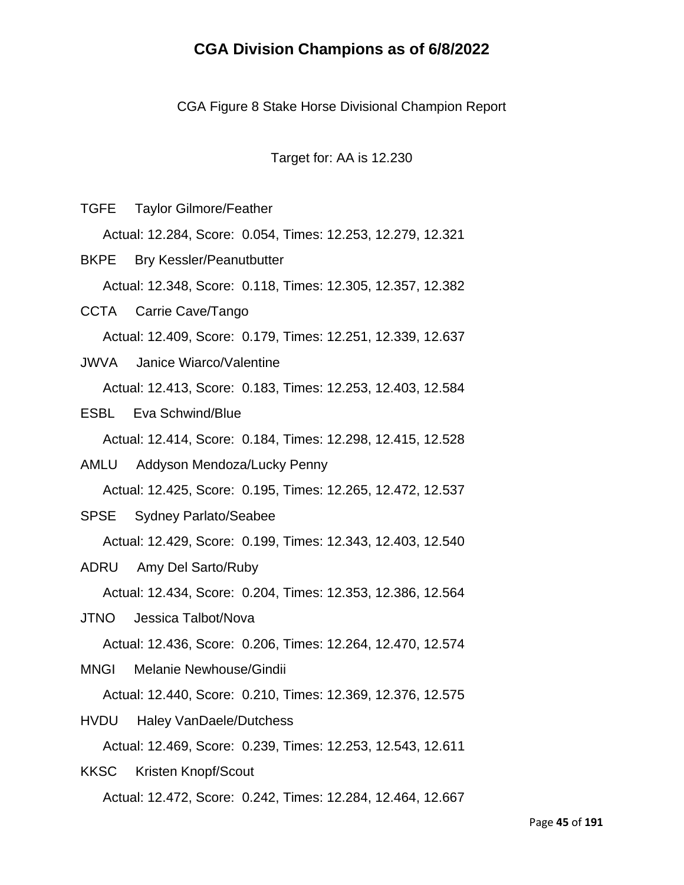# CGA Division Champions as of 6/8/2022

CGA Figure 8 Stake Horse Divisional Champion Report

Target for: AA is 12.230

TGFE Taylor Gilmore/Feather

Actual: 12.284, Score: 0.054, Times: 12.253, 12.279, 12.321

BKPE Bry Kessler/Peanutbutter

Actual: 12.348, Score: 0.118, Times: 12.305, 12.357, 12.382

CCTA Carrie Cave/Tango

Actual: 12.409, Score: 0.179, Times: 12.251, 12.339, 12.637

JWVA Janice Wiarco/Valentine

Actual: 12.413, Score: 0.183, Times: 12.253, 12.403, 12.584

ESBL Eva Schwind/Blue

Actual: 12.414, Score: 0.184, Times: 12.298, 12.415, 12.528

AMLU Addyson Mendoza/Lucky Penny

Actual: 12.425, Score: 0.195, Times: 12.265, 12.472, 12.537

SPSE Sydney Parlato/Seabee

Actual: 12.429, Score: 0.199, Times: 12.343, 12.403, 12.540

ADRU Amy Del Sarto/Ruby

Actual: 12.434, Score: 0.204, Times: 12.353, 12.386, 12.564

JTNO Jessica Talbot/Nova

Actual: 12.436, Score: 0.206, Times: 12.264, 12.470, 12.574

MNGI Melanie Newhouse/Gindii

Actual: 12.440, Score: 0.210, Times: 12.369, 12.376, 12.575

HVDU Haley VanDaele/Dutchess

Actual: 12.469, Score: 0.239, Times: 12.253, 12.543, 12.611

KKSC Kristen Knopf/Scout

Actual: 12.472, Score: 0.242, Times: 12.284, 12.464, 12.667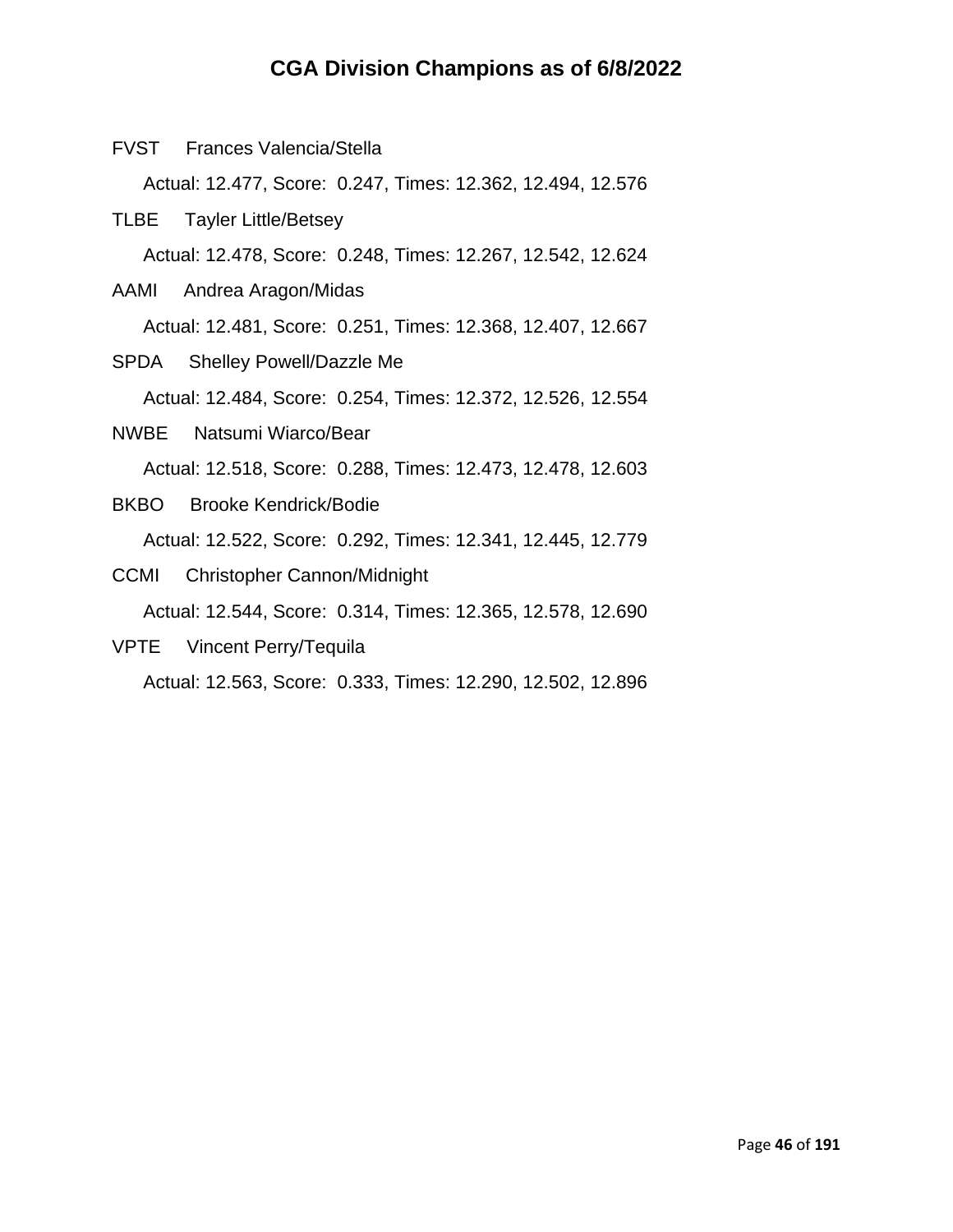# CGA Division Champions as of 6/8/2022

FVST Frances Valencia/Stella

Actual: 12.477, Score: 0.247, Times: 12.362, 12.494, 12.576

TLBE Tayler Little/Betsey

Actual: 12.478, Score: 0.248, Times: 12.267, 12.542, 12.624

AAMI Andrea Aragon/Midas

Actual: 12.481, Score: 0.251, Times: 12.368, 12.407, 12.667

SPDA Shelley Powell/Dazzle Me

Actual: 12.484, Score: 0.254, Times: 12.372, 12.526, 12.554

NWBE Natsumi Wiarco/Bear

Actual: 12.518, Score: 0.288, Times: 12.473, 12.478, 12.603

BKBO Brooke Kendrick/Bodie

Actual: 12.522, Score: 0.292, Times: 12.341, 12.445, 12.779

CCMI Christopher Cannon/Midnight

Actual: 12.544, Score: 0.314, Times: 12.365, 12.578, 12.690

VPTE Vincent Perry/Tequila

Actual: 12.563, Score: 0.333, Times: 12.290, 12.502, 12.896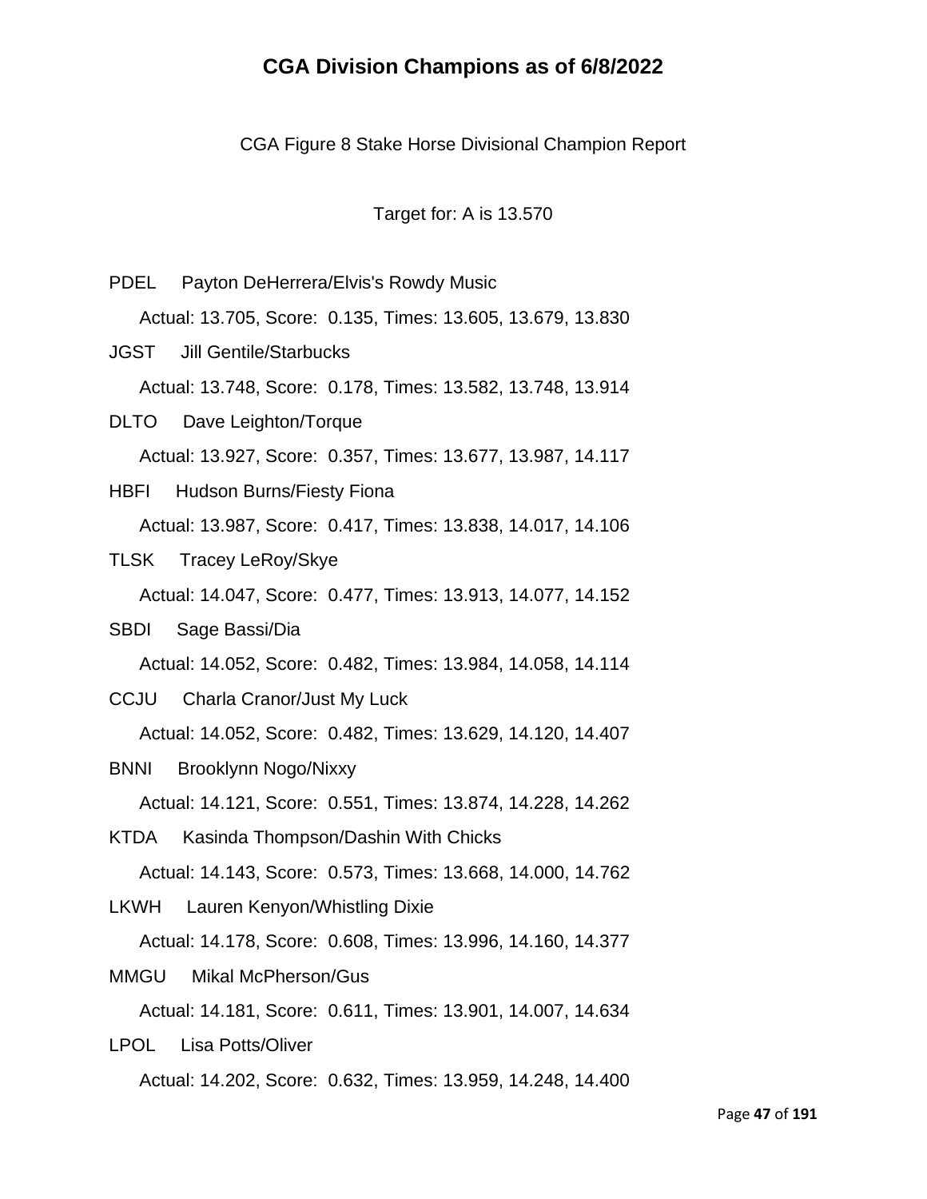# CGA Division Champions as of 6/8/2022

CGA Figure 8 Stake Horse Divisional Champion Report

Target for: A is 13.570

PDEL Payton DeHerrera/Elvis's Rowdy Music

Actual: 13.705, Score: 0.135, Times: 13.605, 13.679, 13.830

JGST Jill Gentile/Starbucks

Actual: 13.748, Score: 0.178, Times: 13.582, 13.748, 13.914

DLTO Dave Leighton/Torque

Actual: 13.927, Score: 0.357, Times: 13.677, 13.987, 14.117

HBFI Hudson Burns/Fiesty Fiona

Actual: 13.987, Score: 0.417, Times: 13.838, 14.017, 14.106

TLSK Tracey LeRoy/Skye

Actual: 14.047, Score: 0.477, Times: 13.913, 14.077, 14.152

SBDI Sage Bassi/Dia

Actual: 14.052, Score: 0.482, Times: 13.984, 14.058, 14.114

CCJU Charla Cranor/Just My Luck

Actual: 14.052, Score: 0.482, Times: 13.629, 14.120, 14.407

BNNI Brooklynn Nogo/Nixxy

Actual: 14.121, Score: 0.551, Times: 13.874, 14.228, 14.262

KTDA Kasinda Thompson/Dashin With Chicks

Actual: 14.143, Score: 0.573, Times: 13.668, 14.000, 14.762

LKWH Lauren Kenyon/Whistling Dixie

Actual: 14.178, Score: 0.608, Times: 13.996, 14.160, 14.377

MMGU Mikal McPherson/Gus

Actual: 14.181, Score: 0.611, Times: 13.901, 14.007, 14.634

LPOL Lisa Potts/Oliver

Actual: 14.202, Score: 0.632, Times: 13.959, 14.248, 14.400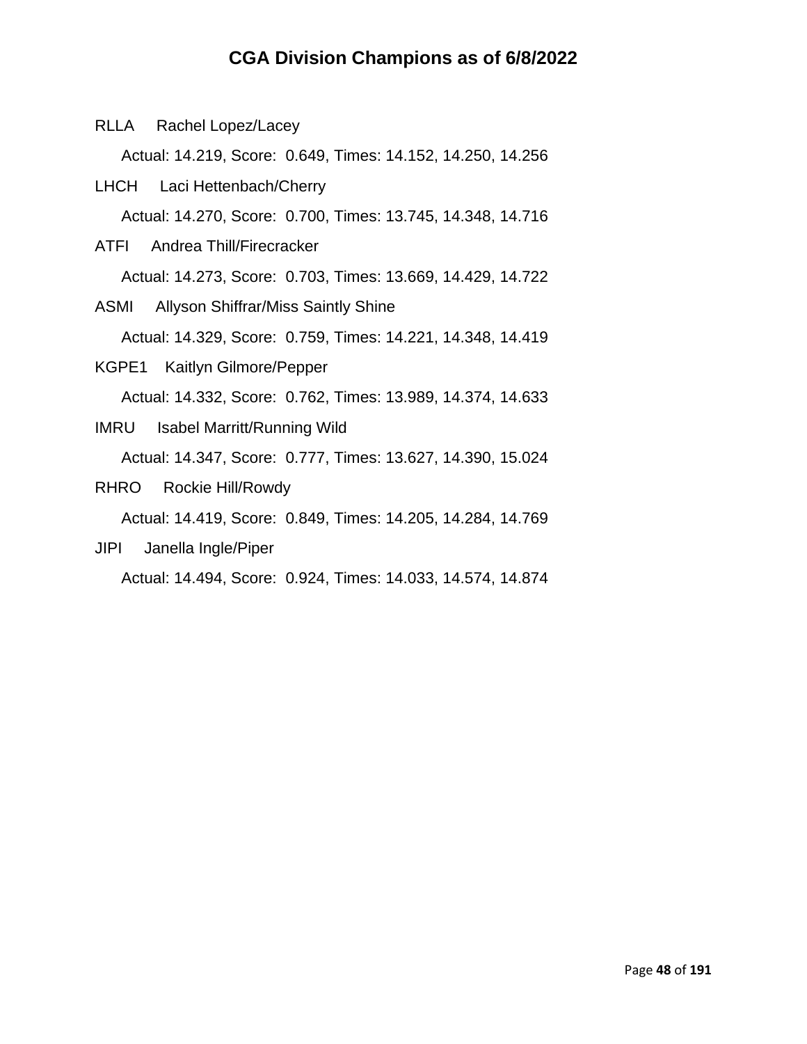# CGA Division Champions as of 6/8/2022

RLLA    Rachel Lopez/Lacey

Actual: 14.219, Score:  0.649, Times: 14.152, 14.250, 14.256

LHCH    Laci Hettenbach/Cherry

Actual: 14.270, Score:  0.700, Times: 13.745, 14.348, 14.716

ATFI    Andrea Thill/Firecracker

Actual: 14.273, Score:  0.703, Times: 13.669, 14.429, 14.722

ASMI    Allyson Shiffrar/Miss Saintly Shine

Actual: 14.329, Score:  0.759, Times: 14.221, 14.348, 14.419

KGPE1    Kaitlyn Gilmore/Pepper

Actual: 14.332, Score:  0.762, Times: 13.989, 14.374, 14.633

IMRU    Isabel Marritt/Running Wild

Actual: 14.347, Score:  0.777, Times: 13.627, 14.390, 15.024

RHRO    Rockie Hill/Rowdy

Actual: 14.419, Score:  0.849, Times: 14.205, 14.284, 14.769

JIPI    Janella Ingle/Piper

Actual: 14.494, Score:  0.924, Times: 14.033, 14.574, 14.874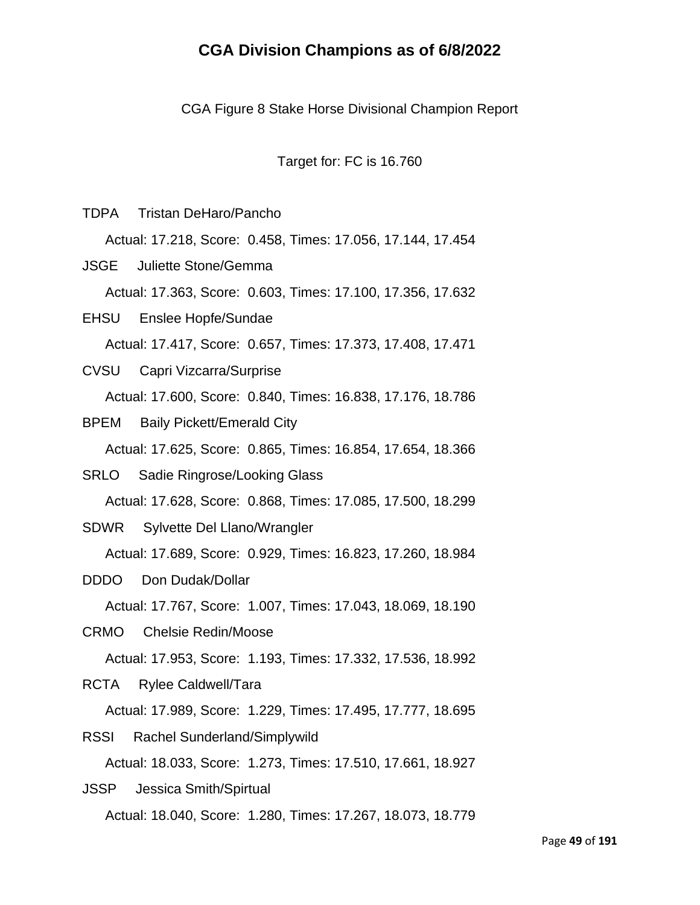# CGA Division Champions as of 6/8/2022

CGA Figure 8 Stake Horse Divisional Champion Report

Target for: FC is 16.760

TDPA Tristan DeHaro/Pancho

Actual: 17.218, Score: 0.458, Times: 17.056, 17.144, 17.454

JSGE Juliette Stone/Gemma

Actual: 17.363, Score: 0.603, Times: 17.100, 17.356, 17.632

EHSU Enslee Hopfe/Sundae

Actual: 17.417, Score: 0.657, Times: 17.373, 17.408, 17.471

CVSU Capri Vizcarra/Surprise

Actual: 17.600, Score: 0.840, Times: 16.838, 17.176, 18.786

BPEM Baily Pickett/Emerald City

Actual: 17.625, Score: 0.865, Times: 16.854, 17.654, 18.366

SRLO Sadie Ringrose/Looking Glass

Actual: 17.628, Score: 0.868, Times: 17.085, 17.500, 18.299

SDWR Sylvette Del Llano/Wrangler

Actual: 17.689, Score: 0.929, Times: 16.823, 17.260, 18.984

DDDO Don Dudak/Dollar

Actual: 17.767, Score: 1.007, Times: 17.043, 18.069, 18.190

CRMO Chelsie Redin/Moose

Actual: 17.953, Score: 1.193, Times: 17.332, 17.536, 18.992

RCTA Rylee Caldwell/Tara

Actual: 17.989, Score: 1.229, Times: 17.495, 17.777, 18.695

RSSI Rachel Sunderland/Simplywild

Actual: 18.033, Score: 1.273, Times: 17.510, 17.661, 18.927

JSSP Jessica Smith/Spirtual

Actual: 18.040, Score: 1.280, Times: 17.267, 18.073, 18.779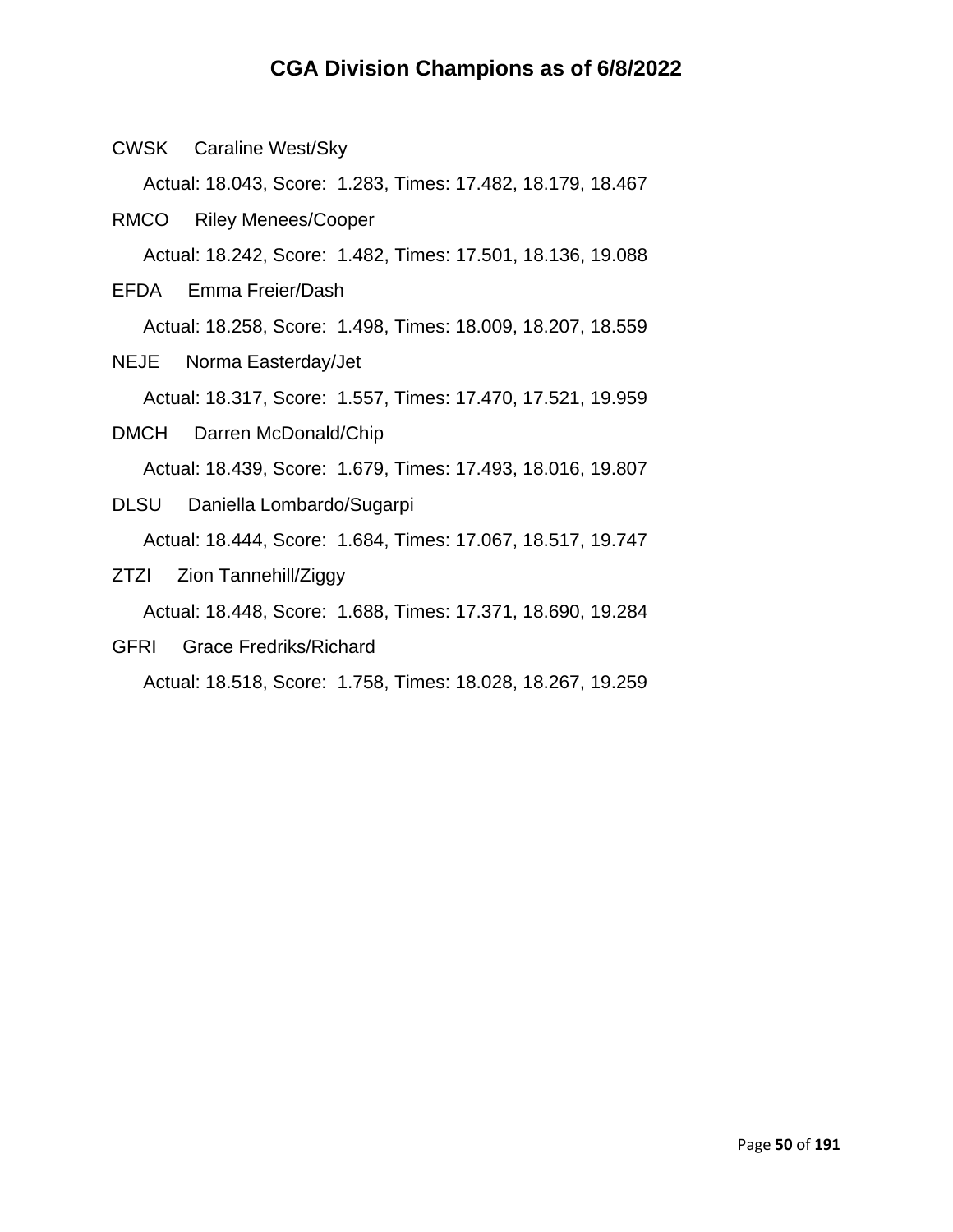# CGA Division Champions as of 6/8/2022

CWSK Caraline West/Sky

Actual: 18.043, Score: 1.283, Times: 17.482, 18.179, 18.467

RMCO Riley Menees/Cooper

Actual: 18.242, Score: 1.482, Times: 17.501, 18.136, 19.088

EFDA Emma Freier/Dash

Actual: 18.258, Score: 1.498, Times: 18.009, 18.207, 18.559

NEJE Norma Easterday/Jet

Actual: 18.317, Score: 1.557, Times: 17.470, 17.521, 19.959

DMCH Darren McDonald/Chip

Actual: 18.439, Score: 1.679, Times: 17.493, 18.016, 19.807

DLSU Daniella Lombardo/Sugarpi

Actual: 18.444, Score: 1.684, Times: 17.067, 18.517, 19.747

ZTZI Zion Tannehill/Ziggy

Actual: 18.448, Score: 1.688, Times: 17.371, 18.690, 19.284

GFRI Grace Fredriks/Richard

Actual: 18.518, Score: 1.758, Times: 18.028, 18.267, 19.259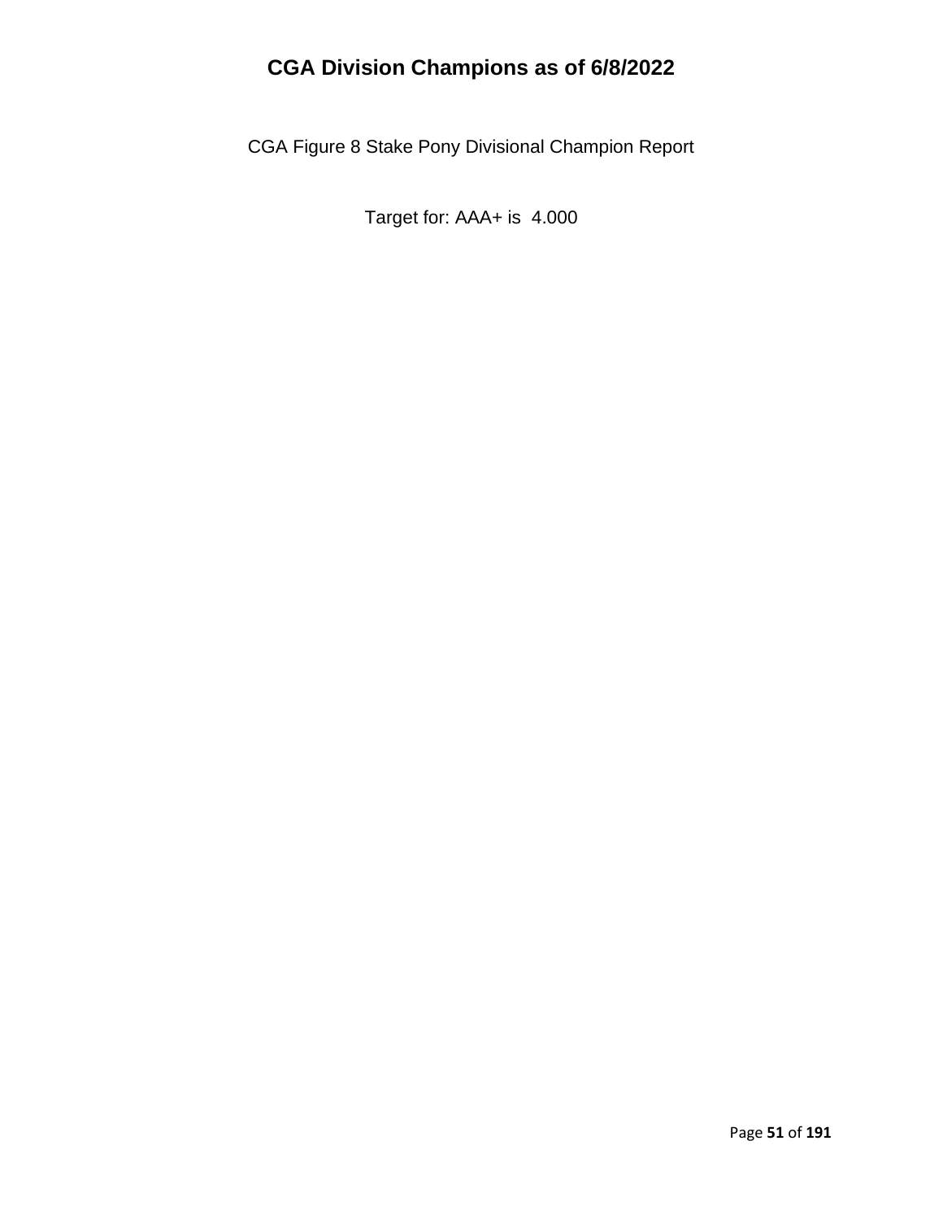# CGA Division Champions as of 6/8/2022

CGA Figure 8 Stake Pony Divisional Champion Report

Target for: AAA+ is 4.000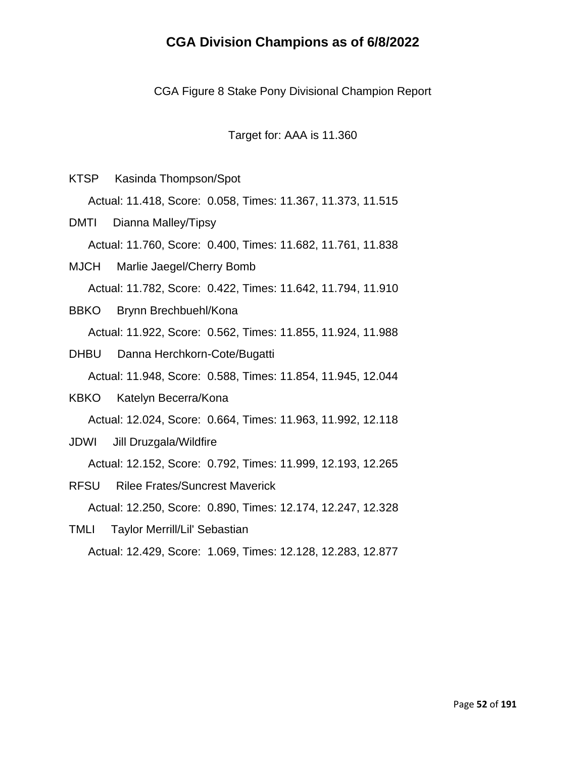# CGA Division Champions as of 6/8/2022

CGA Figure 8 Stake Pony Divisional Champion Report

Target for: AAA is 11.360

KTSP Kasinda Thompson/Spot

Actual: 11.418, Score: 0.058, Times: 11.367, 11.373, 11.515

DMTI Dianna Malley/Tipsy

Actual: 11.760, Score: 0.400, Times: 11.682, 11.761, 11.838

MJCH Marlie Jaegel/Cherry Bomb

Actual: 11.782, Score: 0.422, Times: 11.642, 11.794, 11.910

BBKO Brynn Brechbuehl/Kona

Actual: 11.922, Score: 0.562, Times: 11.855, 11.924, 11.988

DHBU Danna Herchkorn-Cote/Bugatti

Actual: 11.948, Score: 0.588, Times: 11.854, 11.945, 12.044

KBKO Katelyn Becerra/Kona

Actual: 12.024, Score: 0.664, Times: 11.963, 11.992, 12.118

JDWI Jill Druzgala/Wildfire

Actual: 12.152, Score: 0.792, Times: 11.999, 12.193, 12.265

RFSU Rilee Frates/Suncrest Maverick

Actual: 12.250, Score: 0.890, Times: 12.174, 12.247, 12.328

TMLI Taylor Merrill/Lil' Sebastian

Actual: 12.429, Score: 1.069, Times: 12.128, 12.283, 12.877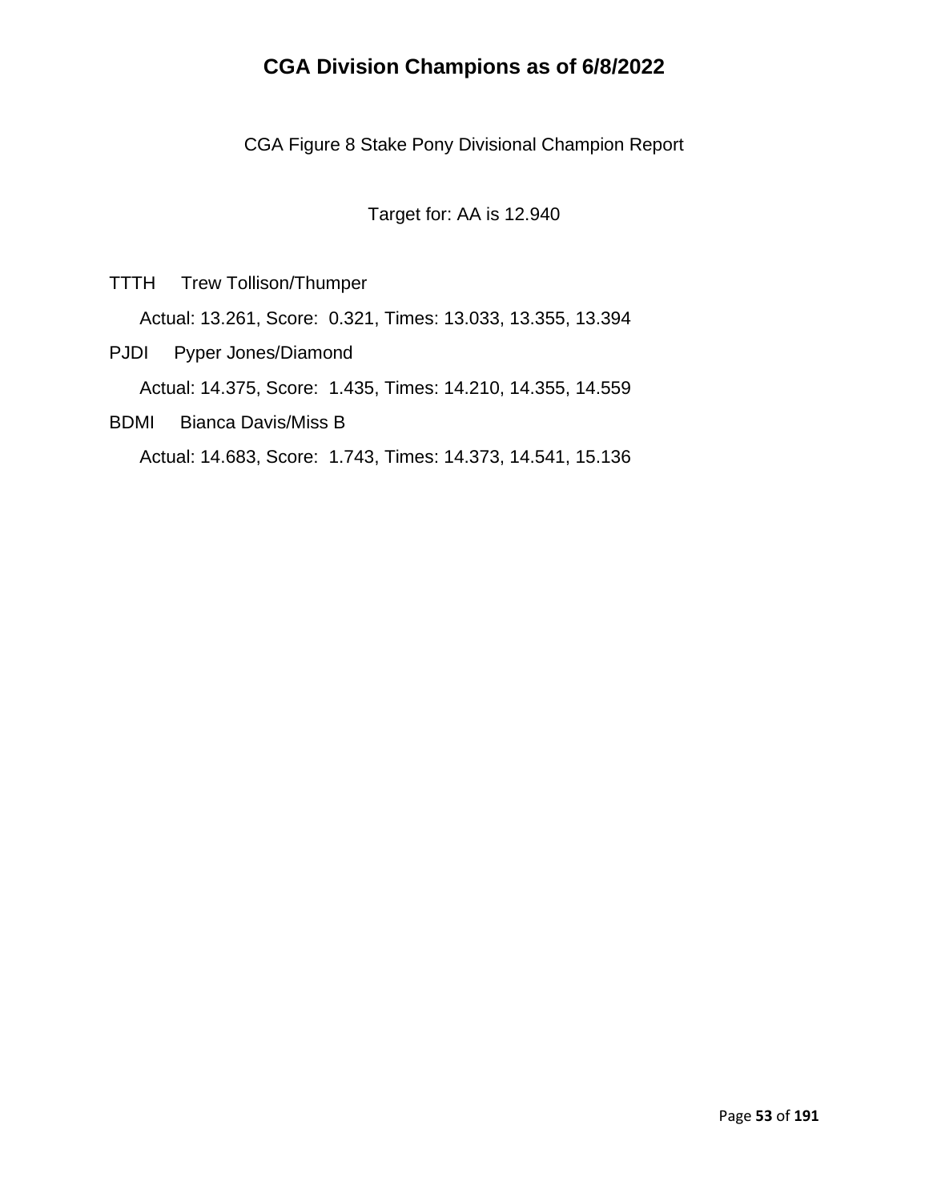# CGA Division Champions as of 6/8/2022

CGA Figure 8 Stake Pony Divisional Champion Report

Target for: AA is 12.940

TTTH Trew Tollison/Thumper

Actual: 13.261, Score: 0.321, Times: 13.033, 13.355, 13.394

PJDI Pyper Jones/Diamond

Actual: 14.375, Score: 1.435, Times: 14.210, 14.355, 14.559

BDMI Bianca Davis/Miss B

Actual: 14.683, Score: 1.743, Times: 14.373, 14.541, 15.136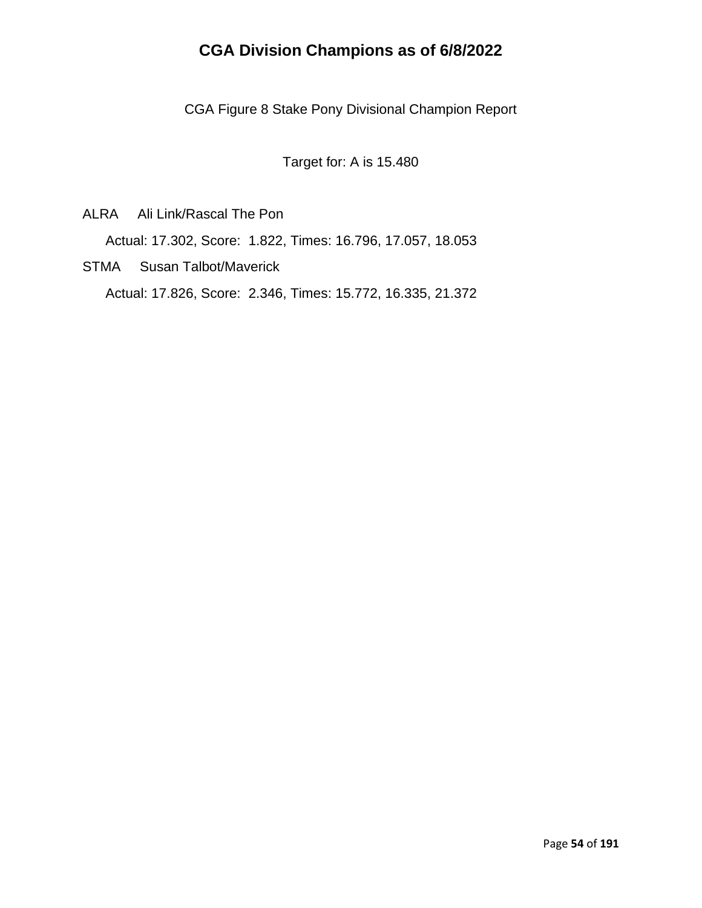# CGA Division Champions as of 6/8/2022

CGA Figure 8 Stake Pony Divisional Champion Report

Target for: A is 15.480

ALRA Ali Link/Rascal The Pon

Actual: 17.302, Score: 1.822, Times: 16.796, 17.057, 18.053

STMA Susan Talbot/Maverick

Actual: 17.826, Score: 2.346, Times: 15.772, 16.335, 21.372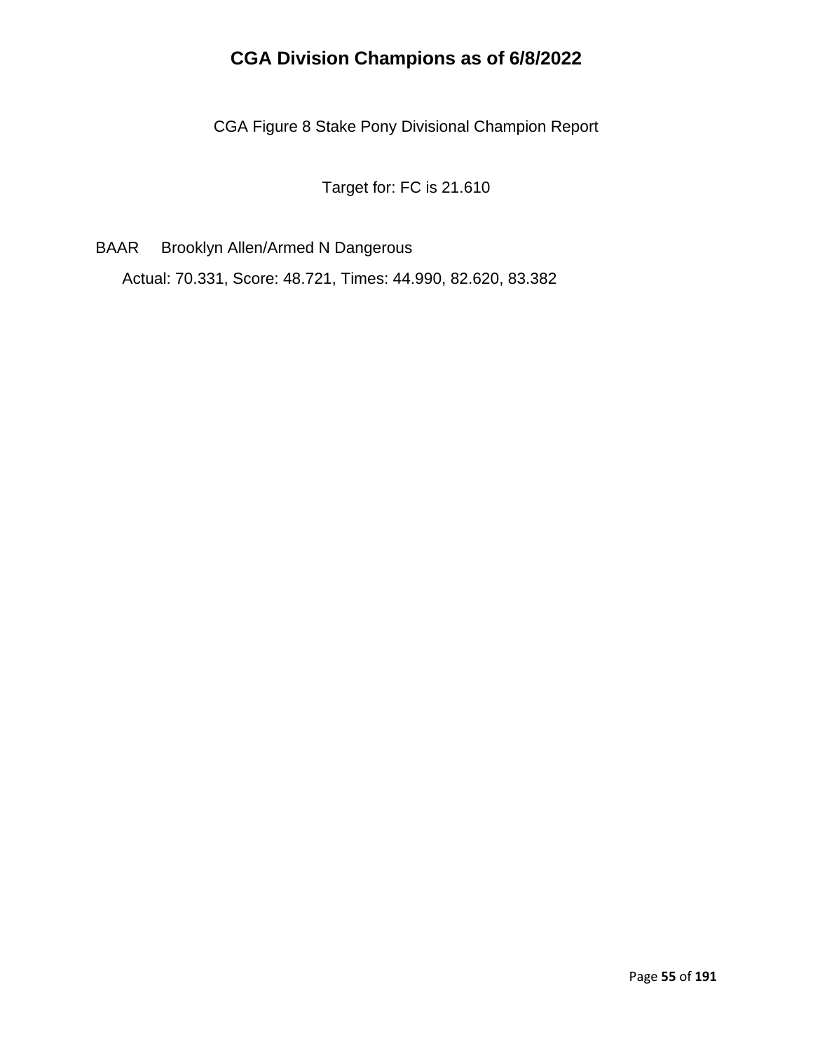# CGA Division Champions as of 6/8/2022

CGA Figure 8 Stake Pony Divisional Champion Report

Target for: FC is 21.610

BAAR Brooklyn Allen/Armed N Dangerous

Actual: 70.331, Score: 48.721, Times: 44.990, 82.620, 83.382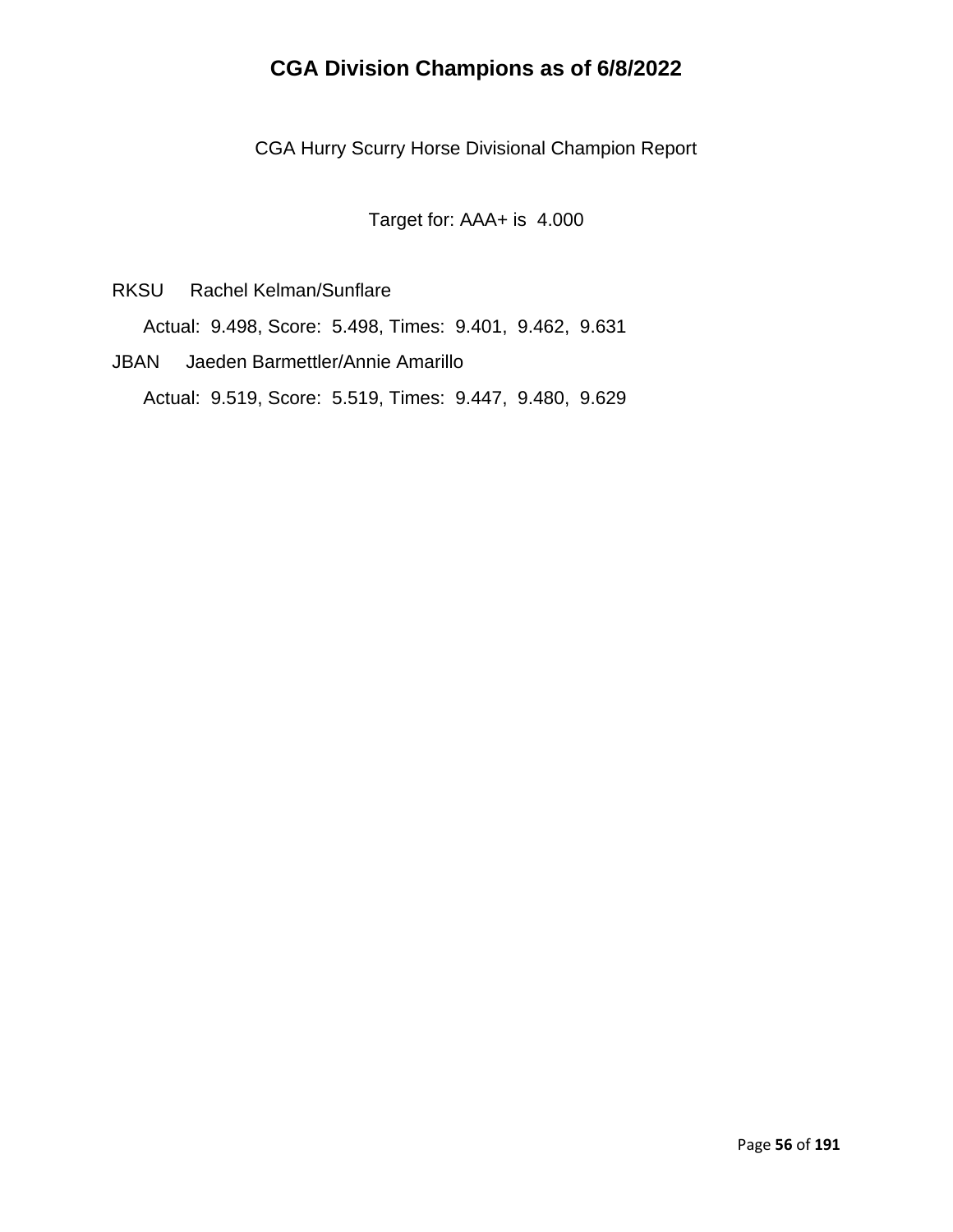# CGA Division Champions as of 6/8/2022

CGA Hurry Scurry Horse Divisional Champion Report

Target for: AAA+ is 4.000

RKSU Rachel Kelman/Sunflare

Actual: 9.498, Score: 5.498, Times: 9.401, 9.462, 9.631

JBAN Jaeden Barmettler/Annie Amarillo

Actual: 9.519, Score: 5.519, Times: 9.447, 9.480, 9.629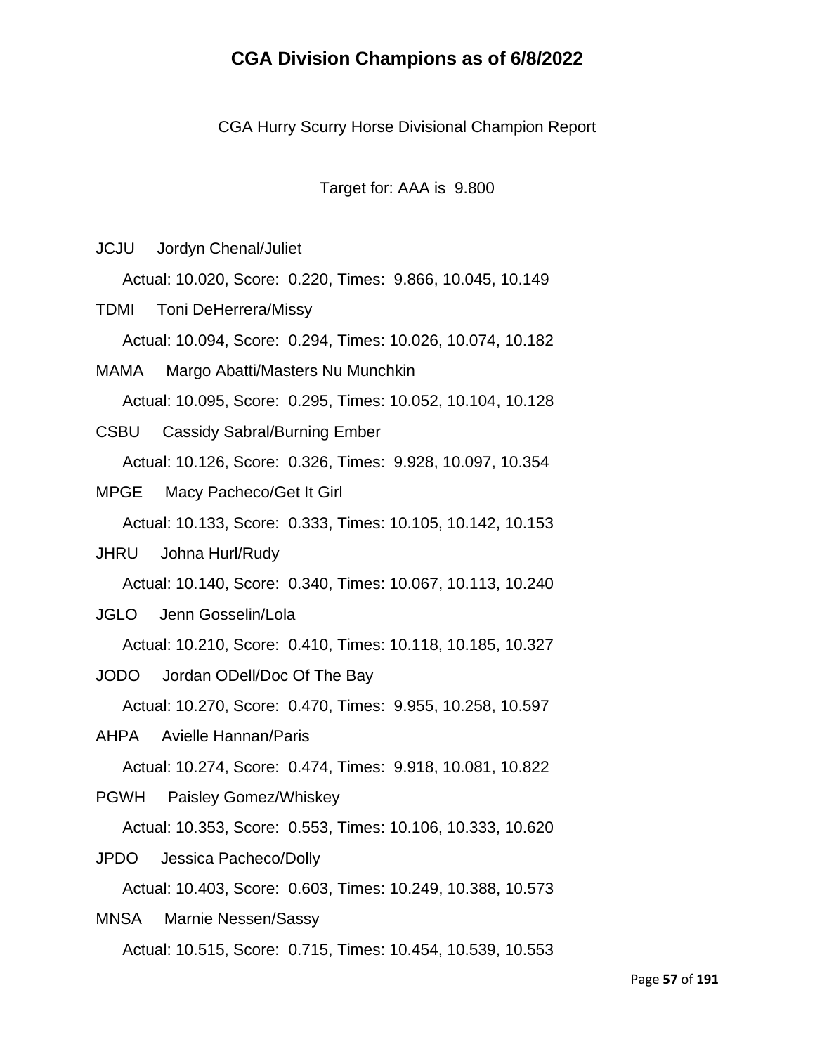# CGA Division Champions as of 6/8/2022

CGA Hurry Scurry Horse Divisional Champion Report

Target for: AAA is 9.800

JCJU Jordyn Chenal/Juliet

Actual: 10.020, Score: 0.220, Times: 9.866, 10.045, 10.149

TDMI Toni DeHerrera/Missy

Actual: 10.094, Score: 0.294, Times: 10.026, 10.074, 10.182

MAMA Margo Abatti/Masters Nu Munchkin

Actual: 10.095, Score: 0.295, Times: 10.052, 10.104, 10.128

CSBU Cassidy Sabral/Burning Ember

Actual: 10.126, Score: 0.326, Times: 9.928, 10.097, 10.354

MPGE Macy Pacheco/Get It Girl

Actual: 10.133, Score: 0.333, Times: 10.105, 10.142, 10.153

JHRU Johna Hurl/Rudy

Actual: 10.140, Score: 0.340, Times: 10.067, 10.113, 10.240

JGLO Jenn Gosselin/Lola

Actual: 10.210, Score: 0.410, Times: 10.118, 10.185, 10.327

JODO Jordan ODell/Doc Of The Bay

Actual: 10.270, Score: 0.470, Times: 9.955, 10.258, 10.597

AHPA Avielle Hannan/Paris

Actual: 10.274, Score: 0.474, Times: 9.918, 10.081, 10.822

PGWH Paisley Gomez/Whiskey

Actual: 10.353, Score: 0.553, Times: 10.106, 10.333, 10.620

JPDO Jessica Pacheco/Dolly

Actual: 10.403, Score: 0.603, Times: 10.249, 10.388, 10.573

MNSA Marnie Nessen/Sassy

Actual: 10.515, Score: 0.715, Times: 10.454, 10.539, 10.553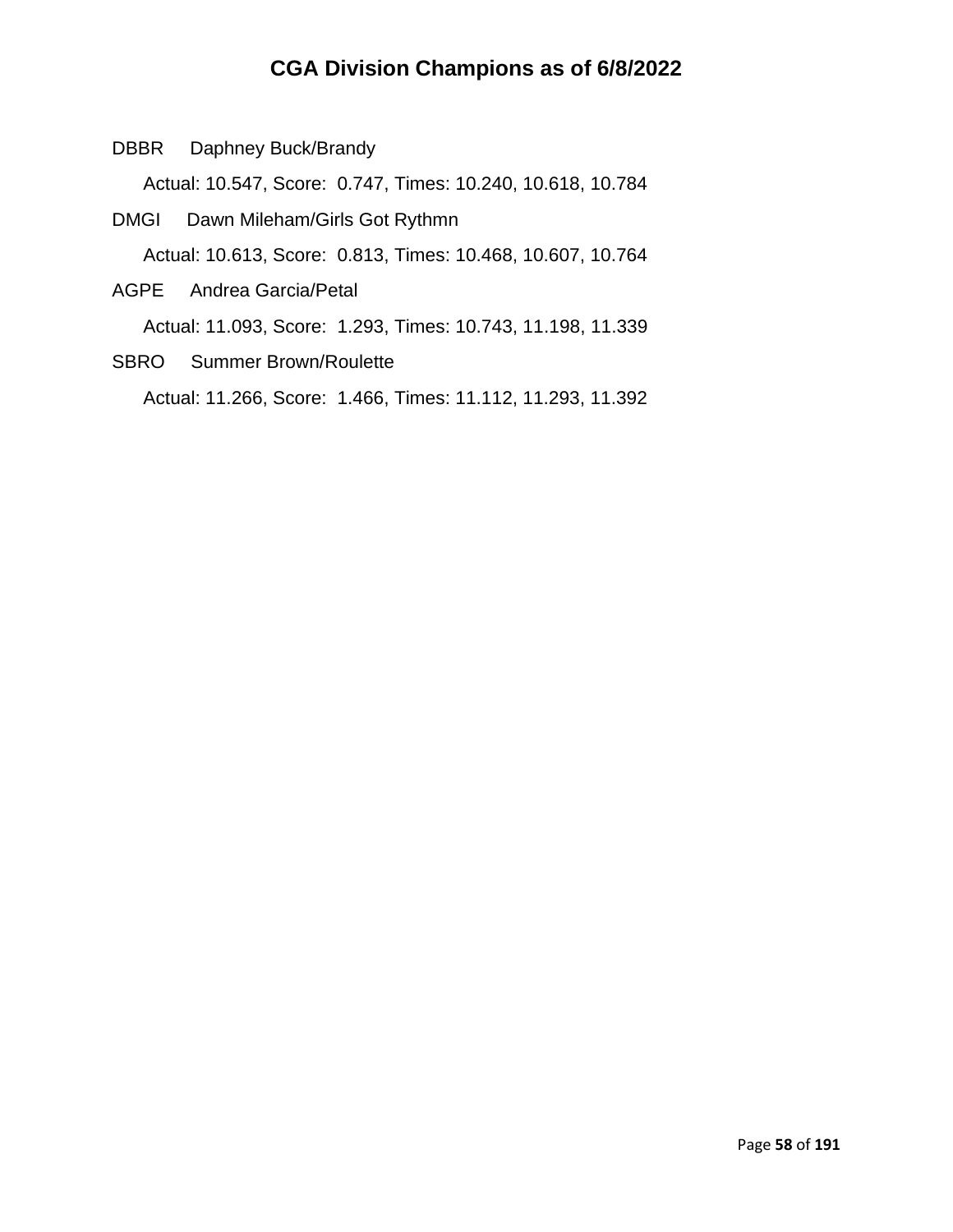# CGA Division Champions as of 6/8/2022

DBBR Daphney Buck/Brandy

Actual: 10.547, Score: 0.747, Times: 10.240, 10.618, 10.784

DMGI Dawn Mileham/Girls Got Rythmn

Actual: 10.613, Score: 0.813, Times: 10.468, 10.607, 10.764

AGPE Andrea Garcia/Petal

Actual: 11.093, Score: 1.293, Times: 10.743, 11.198, 11.339

SBRO Summer Brown/Roulette

Actual: 11.266, Score: 1.466, Times: 11.112, 11.293, 11.392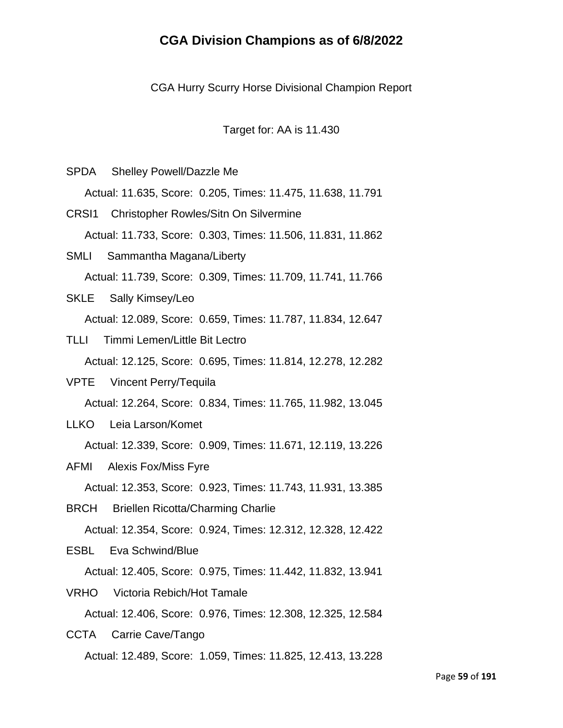# CGA Division Champions as of 6/8/2022

CGA Hurry Scurry Horse Divisional Champion Report

Target for: AA is 11.430

SPDA Shelley Powell/Dazzle Me

Actual: 11.635, Score: 0.205, Times: 11.475, 11.638, 11.791

CRSI1 Christopher Rowles/Sitn On Silvermine

Actual: 11.733, Score: 0.303, Times: 11.506, 11.831, 11.862

SMLI Sammantha Magana/Liberty

Actual: 11.739, Score: 0.309, Times: 11.709, 11.741, 11.766

SKLE Sally Kimsey/Leo

Actual: 12.089, Score: 0.659, Times: 11.787, 11.834, 12.647

TLLI Timmi Lemen/Little Bit Lectro

Actual: 12.125, Score: 0.695, Times: 11.814, 12.278, 12.282

VPTE Vincent Perry/Tequila

Actual: 12.264, Score: 0.834, Times: 11.765, 11.982, 13.045

LLKO Leia Larson/Komet

Actual: 12.339, Score: 0.909, Times: 11.671, 12.119, 13.226

AFMI Alexis Fox/Miss Fyre

Actual: 12.353, Score: 0.923, Times: 11.743, 11.931, 13.385

BRCH Briellen Ricotta/Charming Charlie

Actual: 12.354, Score: 0.924, Times: 12.312, 12.328, 12.422

ESBL Eva Schwind/Blue

Actual: 12.405, Score: 0.975, Times: 11.442, 11.832, 13.941

VRHO Victoria Rebich/Hot Tamale

Actual: 12.406, Score: 0.976, Times: 12.308, 12.325, 12.584

CCTA Carrie Cave/Tango

Actual: 12.489, Score: 1.059, Times: 11.825, 12.413, 13.228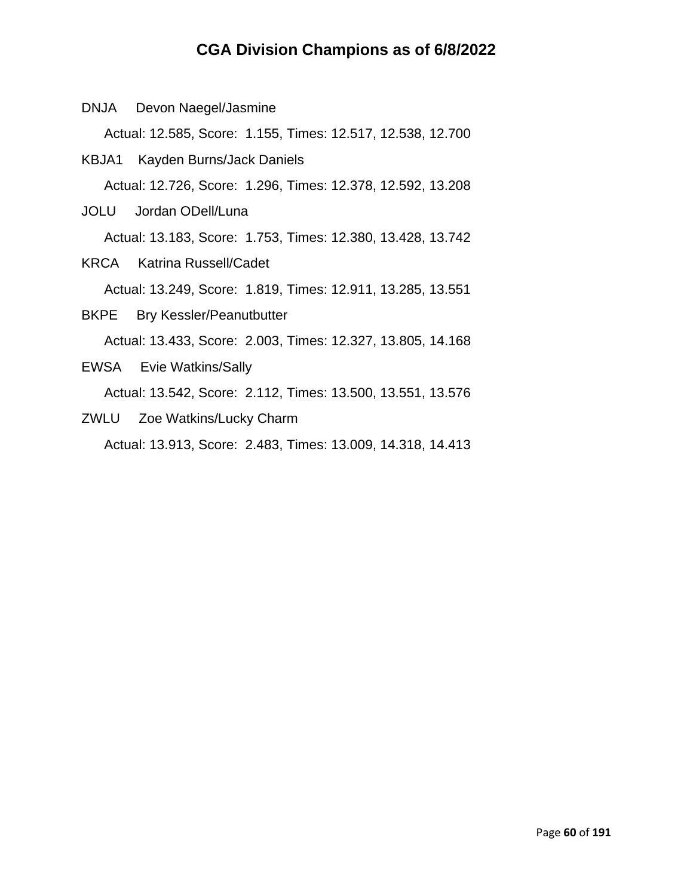# CGA Division Champions as of 6/8/2022

DNJA Devon Naegel/Jasmine

Actual: 12.585, Score: 1.155, Times: 12.517, 12.538, 12.700

KBJA1 Kayden Burns/Jack Daniels

Actual: 12.726, Score: 1.296, Times: 12.378, 12.592, 13.208

JOLU Jordan ODell/Luna

Actual: 13.183, Score: 1.753, Times: 12.380, 13.428, 13.742

KRCA Katrina Russell/Cadet

Actual: 13.249, Score: 1.819, Times: 12.911, 13.285, 13.551

BKPE Bry Kessler/Peanutbutter

Actual: 13.433, Score: 2.003, Times: 12.327, 13.805, 14.168

EWSA Evie Watkins/Sally

Actual: 13.542, Score: 2.112, Times: 13.500, 13.551, 13.576

ZWLU Zoe Watkins/Lucky Charm

Actual: 13.913, Score: 2.483, Times: 13.009, 14.318, 14.413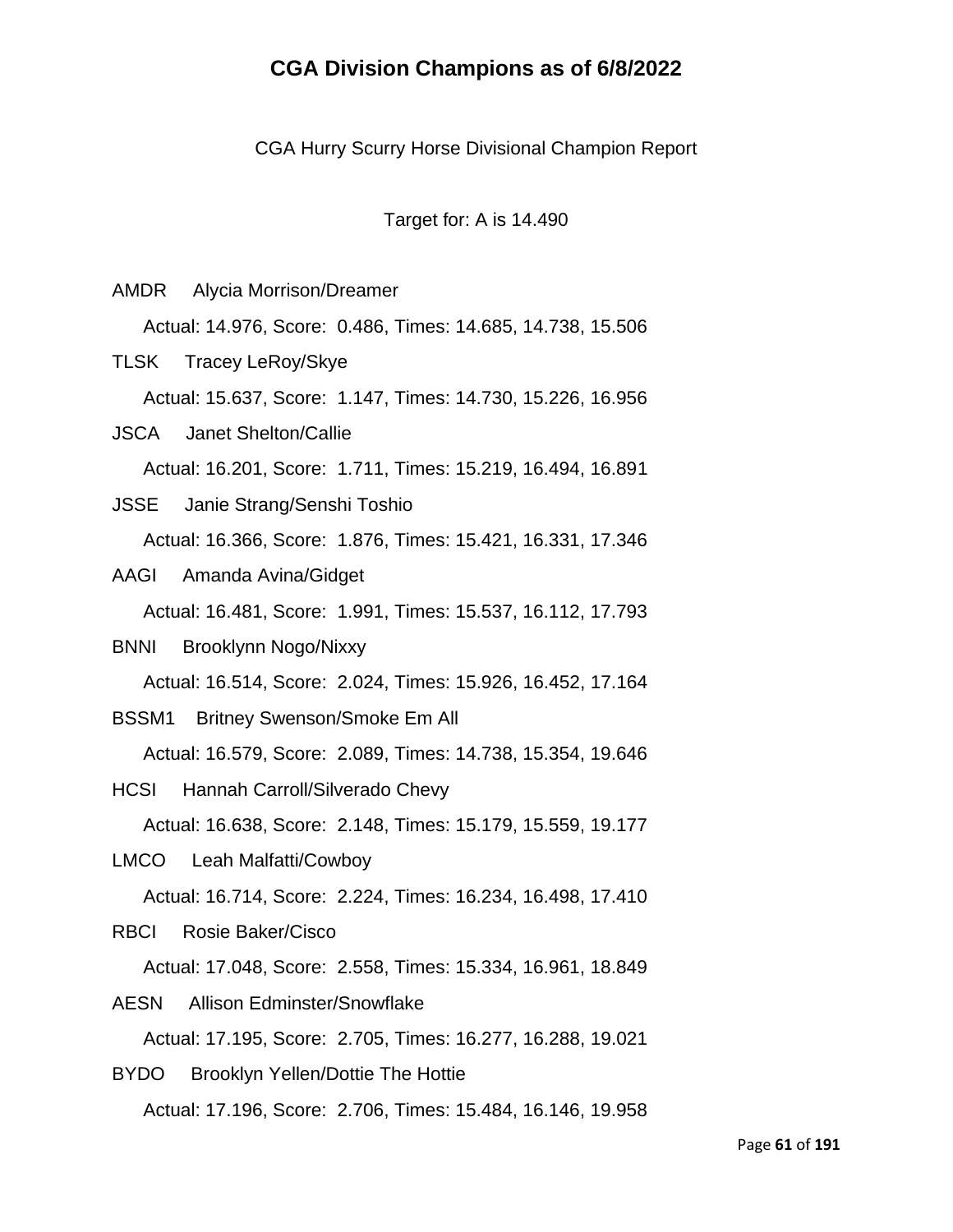# CGA Division Champions as of 6/8/2022

CGA Hurry Scurry Horse Divisional Champion Report

Target for: A is 14.490

AMDR Alycia Morrison/Dreamer

Actual: 14.976, Score: 0.486, Times: 14.685, 14.738, 15.506

TLSK Tracey LeRoy/Skye

Actual: 15.637, Score: 1.147, Times: 14.730, 15.226, 16.956

JSCA Janet Shelton/Callie

Actual: 16.201, Score: 1.711, Times: 15.219, 16.494, 16.891

JSSE Janie Strang/Senshi Toshio

Actual: 16.366, Score: 1.876, Times: 15.421, 16.331, 17.346

AAGI Amanda Avina/Gidget

Actual: 16.481, Score: 1.991, Times: 15.537, 16.112, 17.793

BNNI Brooklynn Nogo/Nixxy

Actual: 16.514, Score: 2.024, Times: 15.926, 16.452, 17.164

BSSM1 Britney Swenson/Smoke Em All

Actual: 16.579, Score: 2.089, Times: 14.738, 15.354, 19.646

HCSI Hannah Carroll/Silverado Chevy

Actual: 16.638, Score: 2.148, Times: 15.179, 15.559, 19.177

LMCO Leah Malfatti/Cowboy

Actual: 16.714, Score: 2.224, Times: 16.234, 16.498, 17.410

RBCI Rosie Baker/Cisco

Actual: 17.048, Score: 2.558, Times: 15.334, 16.961, 18.849

AESN Allison Edminster/Snowflake

Actual: 17.195, Score: 2.705, Times: 16.277, 16.288, 19.021

BYDO Brooklyn Yellen/Dottie The Hottie

Actual: 17.196, Score: 2.706, Times: 15.484, 16.146, 19.958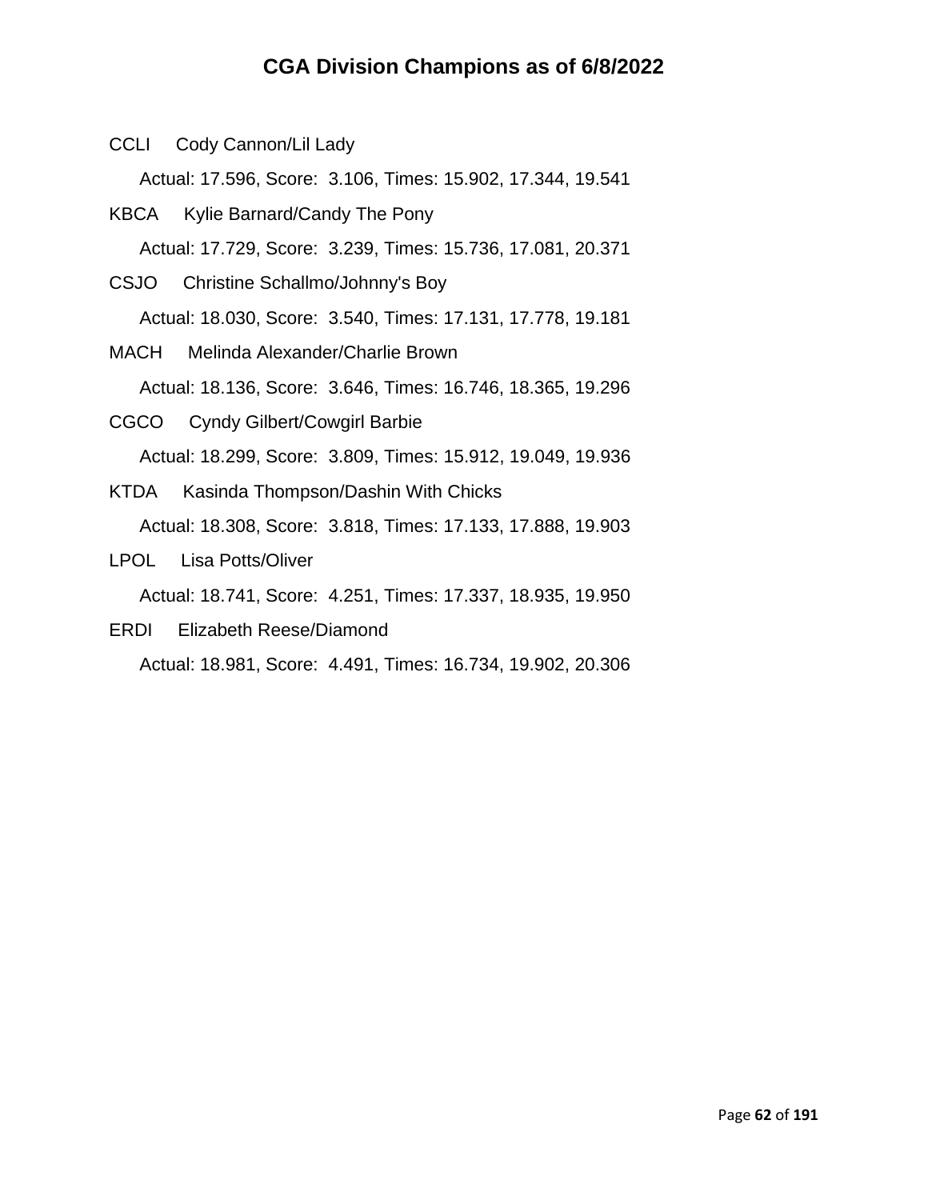# CGA Division Champions as of 6/8/2022

CCLI Cody Cannon/Lil Lady

Actual: 17.596, Score: 3.106, Times: 15.902, 17.344, 19.541

KBCA Kylie Barnard/Candy The Pony

Actual: 17.729, Score: 3.239, Times: 15.736, 17.081, 20.371

CSJO Christine Schallmo/Johnny's Boy

Actual: 18.030, Score: 3.540, Times: 17.131, 17.778, 19.181

MACH Melinda Alexander/Charlie Brown

Actual: 18.136, Score: 3.646, Times: 16.746, 18.365, 19.296

CGCO Cyndy Gilbert/Cowgirl Barbie

Actual: 18.299, Score: 3.809, Times: 15.912, 19.049, 19.936

KTDA Kasinda Thompson/Dashin With Chicks

Actual: 18.308, Score: 3.818, Times: 17.133, 17.888, 19.903

LPOL Lisa Potts/Oliver

Actual: 18.741, Score: 4.251, Times: 17.337, 18.935, 19.950

ERDI Elizabeth Reese/Diamond

Actual: 18.981, Score: 4.491, Times: 16.734, 19.902, 20.306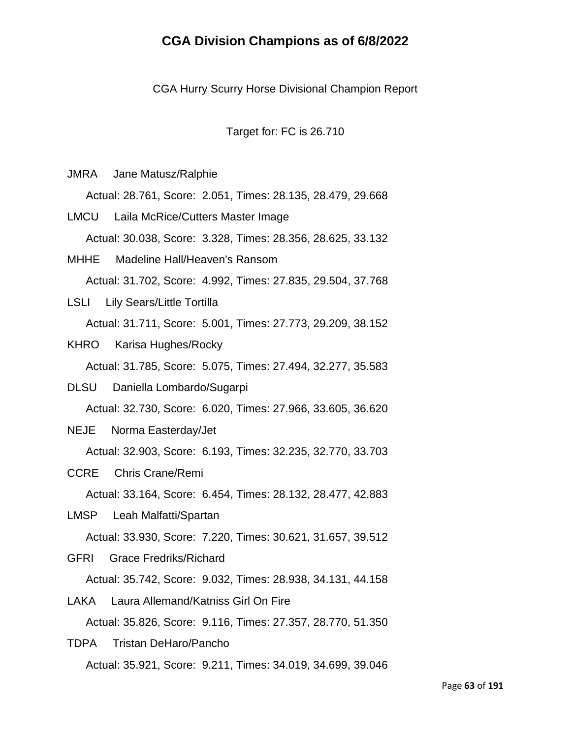# CGA Division Champions as of 6/8/2022

CGA Hurry Scurry Horse Divisional Champion Report

Target for: FC is 26.710

JMRA Jane Matusz/Ralphie

Actual: 28.761, Score: 2.051, Times: 28.135, 28.479, 29.668

LMCU Laila McRice/Cutters Master Image

Actual: 30.038, Score: 3.328, Times: 28.356, 28.625, 33.132

MHHE Madeline Hall/Heaven's Ransom

Actual: 31.702, Score: 4.992, Times: 27.835, 29.504, 37.768

LSLI Lily Sears/Little Tortilla

Actual: 31.711, Score: 5.001, Times: 27.773, 29.209, 38.152

KHRO Karisa Hughes/Rocky

Actual: 31.785, Score: 5.075, Times: 27.494, 32.277, 35.583

DLSU Daniella Lombardo/Sugarpi

Actual: 32.730, Score: 6.020, Times: 27.966, 33.605, 36.620

NEJE Norma Easterday/Jet

Actual: 32.903, Score: 6.193, Times: 32.235, 32.770, 33.703

CCRE Chris Crane/Remi

Actual: 33.164, Score: 6.454, Times: 28.132, 28.477, 42.883

LMSP Leah Malfatti/Spartan

Actual: 33.930, Score: 7.220, Times: 30.621, 31.657, 39.512

GFRI Grace Fredriks/Richard

Actual: 35.742, Score: 9.032, Times: 28.938, 34.131, 44.158

LAKA Laura Allemand/Katniss Girl On Fire

Actual: 35.826, Score: 9.116, Times: 27.357, 28.770, 51.350

TDPA Tristan DeHaro/Pancho

Actual: 35.921, Score: 9.211, Times: 34.019, 34.699, 39.046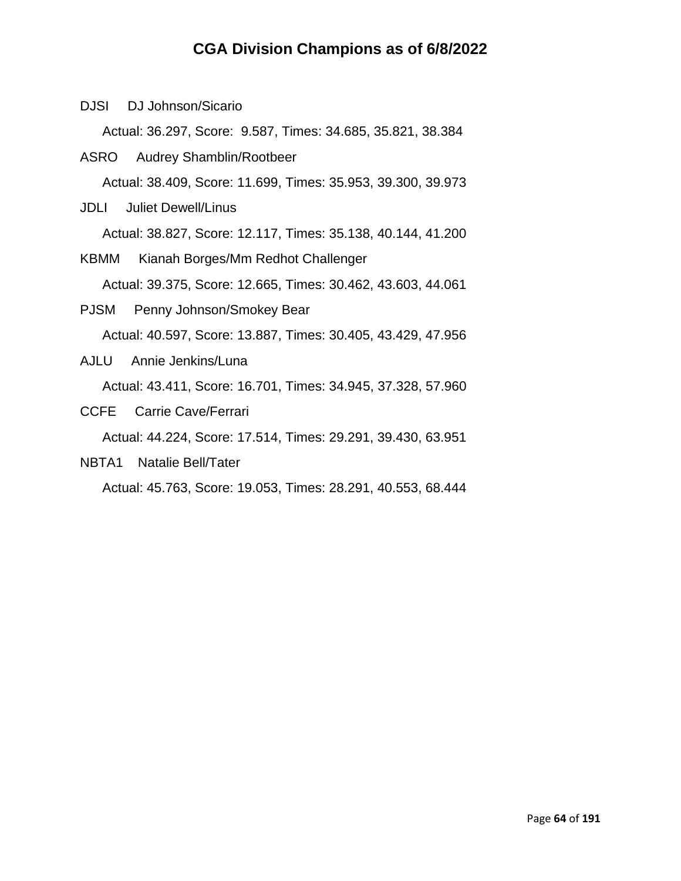# CGA Division Champions as of 6/8/2022

DJSI DJ Johnson/Sicario

Actual: 36.297, Score: 9.587, Times: 34.685, 35.821, 38.384

ASRO Audrey Shamblin/Rootbeer

Actual: 38.409, Score: 11.699, Times: 35.953, 39.300, 39.973

JDLI Juliet Dewell/Linus

Actual: 38.827, Score: 12.117, Times: 35.138, 40.144, 41.200

KBMM Kianah Borges/Mm Redhot Challenger

Actual: 39.375, Score: 12.665, Times: 30.462, 43.603, 44.061

PJSM Penny Johnson/Smokey Bear

Actual: 40.597, Score: 13.887, Times: 30.405, 43.429, 47.956

AJLU Annie Jenkins/Luna

Actual: 43.411, Score: 16.701, Times: 34.945, 37.328, 57.960

CCFE Carrie Cave/Ferrari

Actual: 44.224, Score: 17.514, Times: 29.291, 39.430, 63.951

NBTA1 Natalie Bell/Tater

Actual: 45.763, Score: 19.053, Times: 28.291, 40.553, 68.444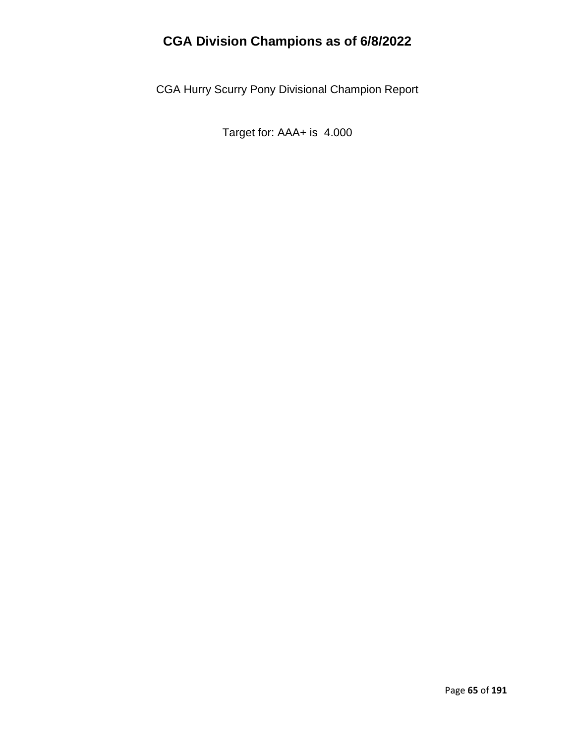# CGA Division Champions as of 6/8/2022

CGA Hurry Scurry Pony Divisional Champion Report

Target for: AAA+ is 4.000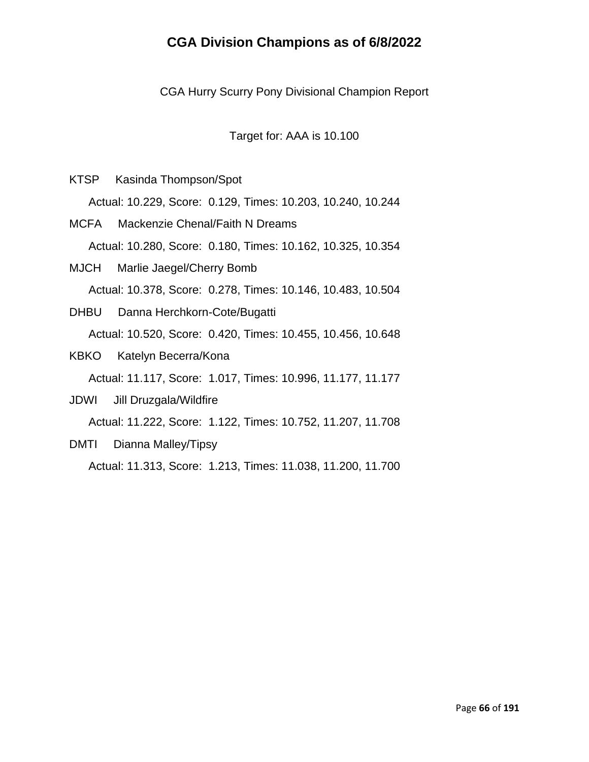# CGA Division Champions as of 6/8/2022

CGA Hurry Scurry Pony Divisional Champion Report

Target for: AAA is 10.100

KTSP Kasinda Thompson/Spot

Actual: 10.229, Score: 0.129, Times: 10.203, 10.240, 10.244

MCFA Mackenzie Chenal/Faith N Dreams

Actual: 10.280, Score: 0.180, Times: 10.162, 10.325, 10.354

MJCH Marlie Jaegel/Cherry Bomb

Actual: 10.378, Score: 0.278, Times: 10.146, 10.483, 10.504

DHBU Danna Herchkorn-Cote/Bugatti

Actual: 10.520, Score: 0.420, Times: 10.455, 10.456, 10.648

KBKO Katelyn Becerra/Kona

Actual: 11.117, Score: 1.017, Times: 10.996, 11.177, 11.177

JDWI Jill Druzgala/Wildfire

Actual: 11.222, Score: 1.122, Times: 10.752, 11.207, 11.708

DMTI Dianna Malley/Tipsy

Actual: 11.313, Score: 1.213, Times: 11.038, 11.200, 11.700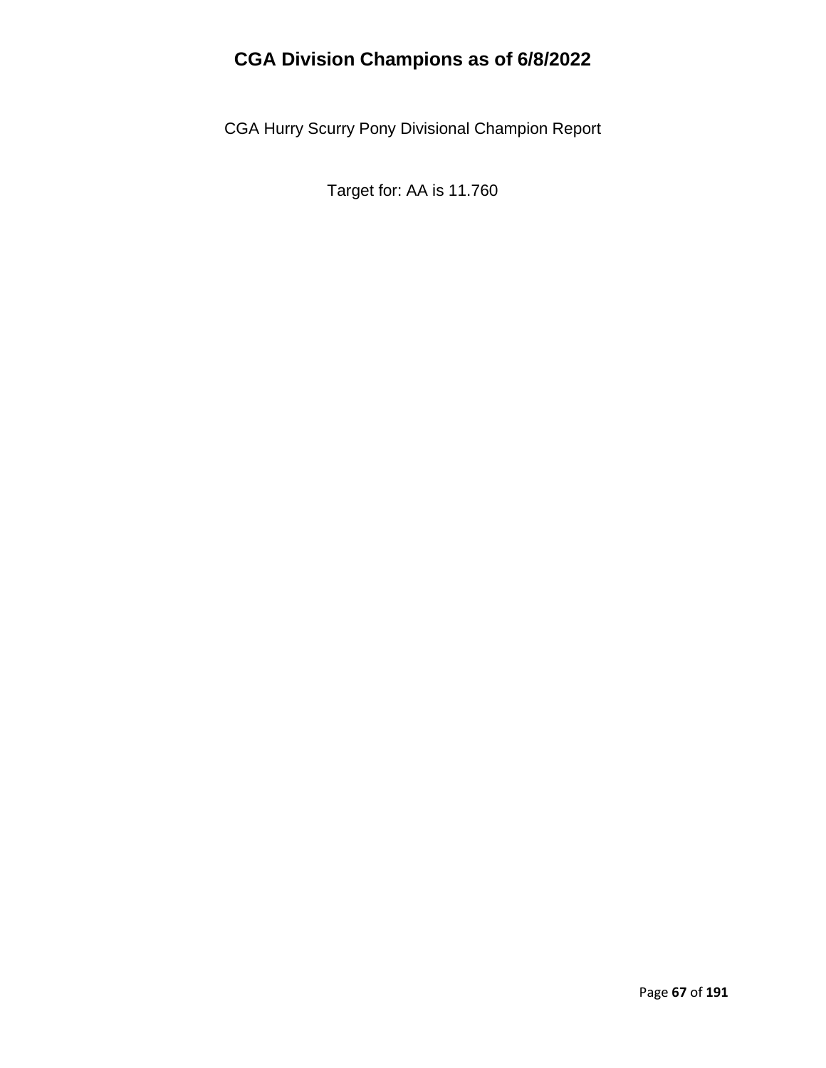# CGA Division Champions as of 6/8/2022

CGA Hurry Scurry Pony Divisional Champion Report

Target for: AA is 11.760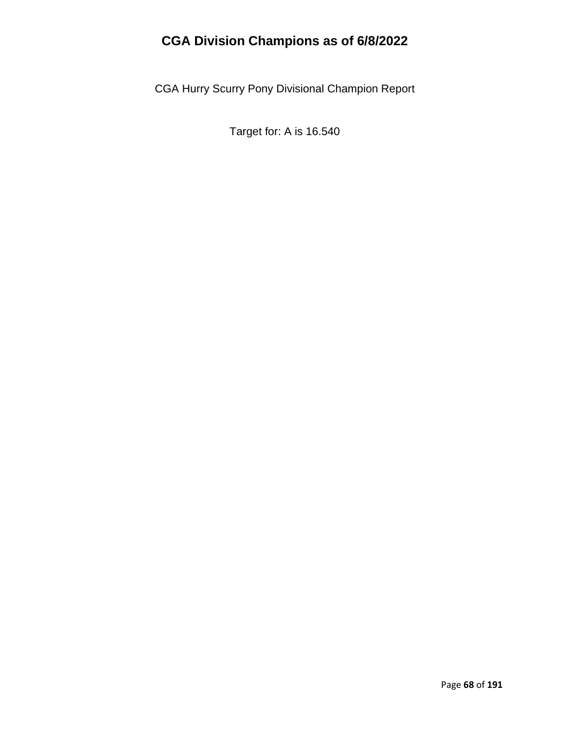# CGA Division Champions as of 6/8/2022

CGA Hurry Scurry Pony Divisional Champion Report

Target for: A is 16.540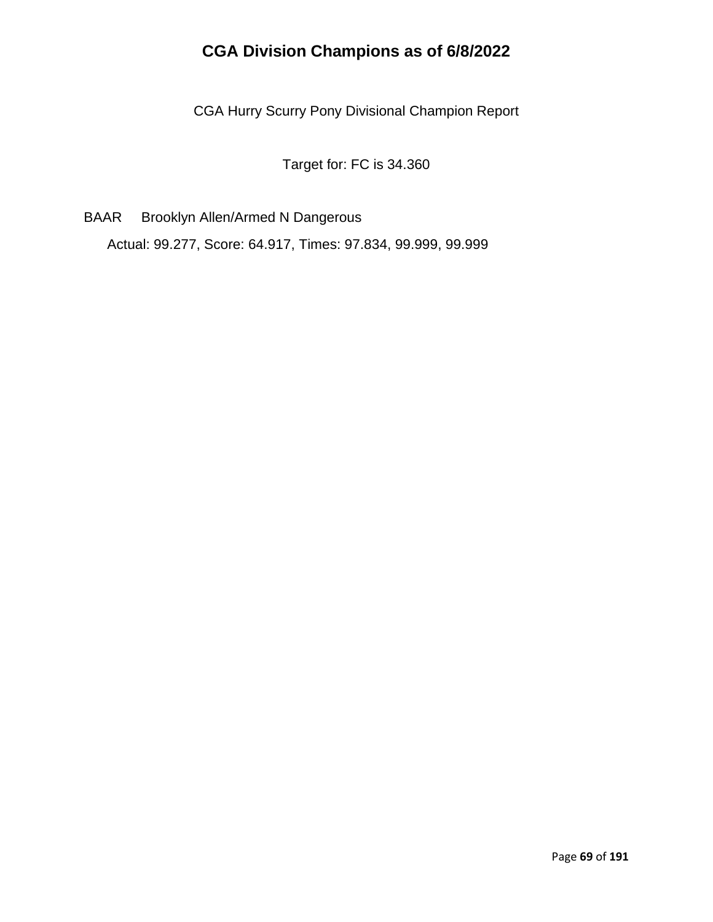# CGA Division Champions as of 6/8/2022

CGA Hurry Scurry Pony Divisional Champion Report

Target for: FC is 34.360

BAAR Brooklyn Allen/Armed N Dangerous

Actual: 99.277, Score: 64.917, Times: 97.834, 99.999, 99.999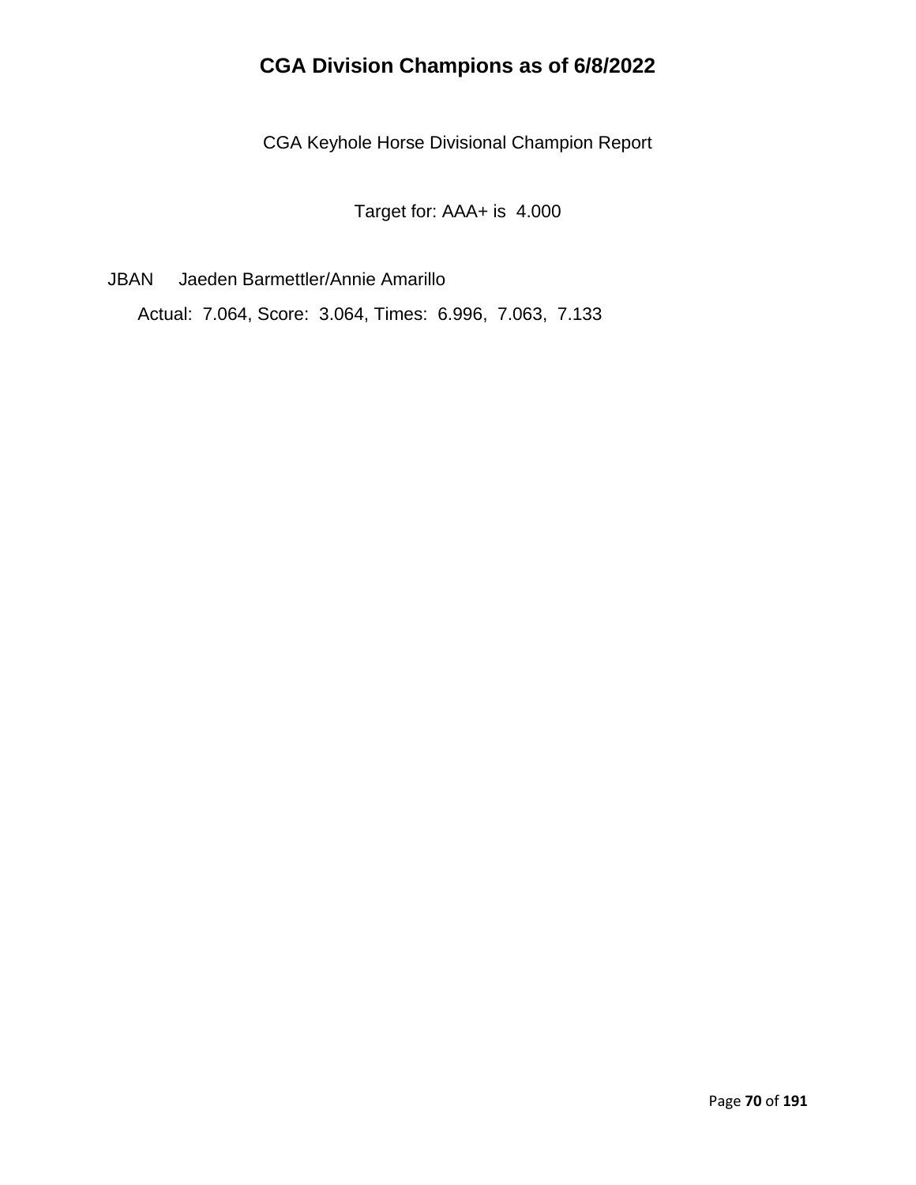# CGA Division Champions as of 6/8/2022

CGA Keyhole Horse Divisional Champion Report

Target for: AAA+ is 4.000

JBAN Jaeden Barmettler/Annie Amarillo

Actual: 7.064, Score: 3.064, Times: 6.996, 7.063, 7.133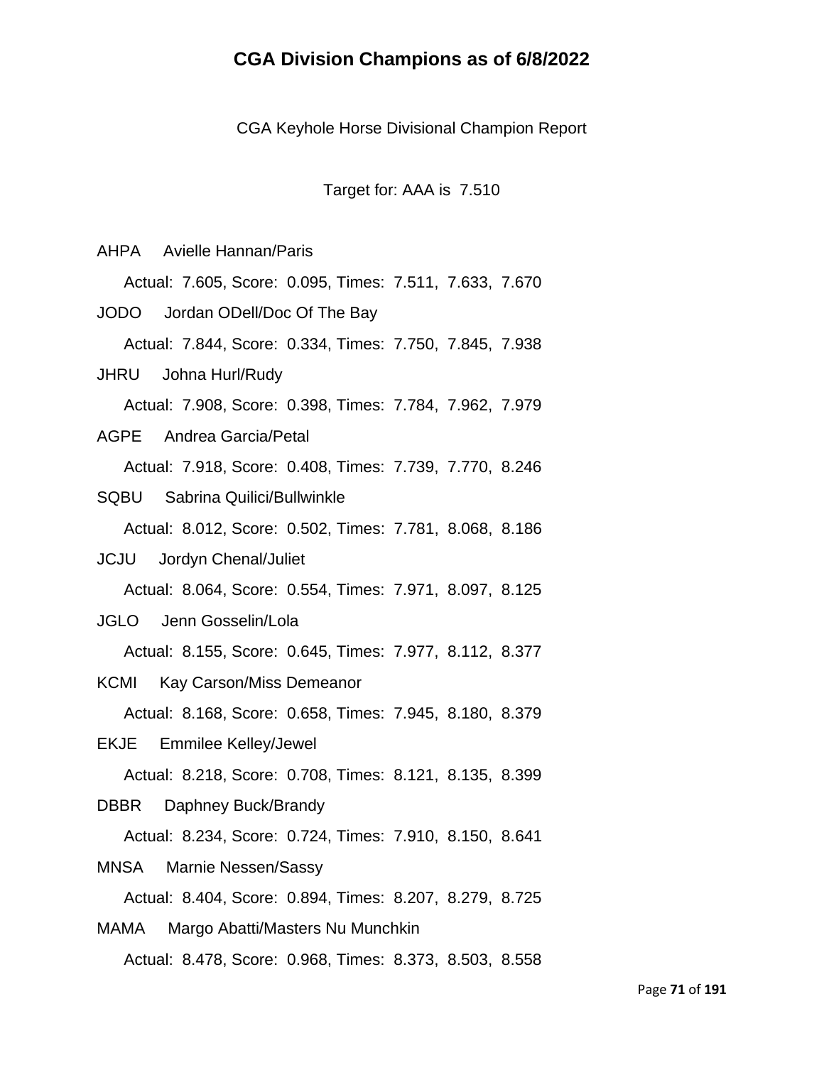# CGA Division Champions as of 6/8/2022

CGA Keyhole Horse Divisional Champion Report

Target for: AAA is 7.510

AHPA Avielle Hannan/Paris

Actual: 7.605, Score: 0.095, Times: 7.511, 7.633, 7.670

JODO Jordan ODell/Doc Of The Bay

Actual: 7.844, Score: 0.334, Times: 7.750, 7.845, 7.938

JHRU Johna Hurl/Rudy

Actual: 7.908, Score: 0.398, Times: 7.784, 7.962, 7.979

AGPE Andrea Garcia/Petal

Actual: 7.918, Score: 0.408, Times: 7.739, 7.770, 8.246

SQBU Sabrina Quilici/Bullwinkle

Actual: 8.012, Score: 0.502, Times: 7.781, 8.068, 8.186

JCJU Jordyn Chenal/Juliet

Actual: 8.064, Score: 0.554, Times: 7.971, 8.097, 8.125

JGLO Jenn Gosselin/Lola

Actual: 8.155, Score: 0.645, Times: 7.977, 8.112, 8.377

KCMI Kay Carson/Miss Demeanor

Actual: 8.168, Score: 0.658, Times: 7.945, 8.180, 8.379

EKJE Emmilee Kelley/Jewel

Actual: 8.218, Score: 0.708, Times: 8.121, 8.135, 8.399

DBBR Daphney Buck/Brandy

Actual: 8.234, Score: 0.724, Times: 7.910, 8.150, 8.641

MNSA Marnie Nessen/Sassy

Actual: 8.404, Score: 0.894, Times: 8.207, 8.279, 8.725

MAMA Margo Abatti/Masters Nu Munchkin

Actual: 8.478, Score: 0.968, Times: 8.373, 8.503, 8.558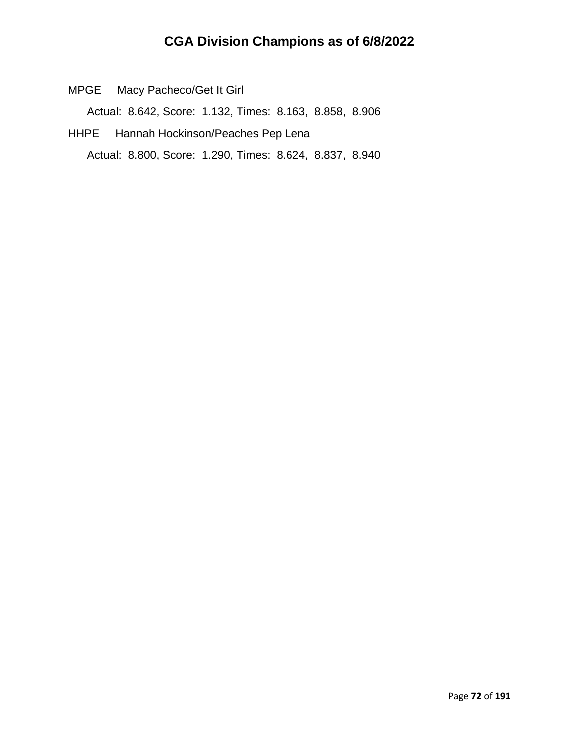# CGA Division Champions as of 6/8/2022

MPGE Macy Pacheco/Get It Girl

Actual: 8.642, Score: 1.132, Times: 8.163, 8.858, 8.906

HHPE Hannah Hockinson/Peaches Pep Lena

Actual: 8.800, Score: 1.290, Times: 8.624, 8.837, 8.940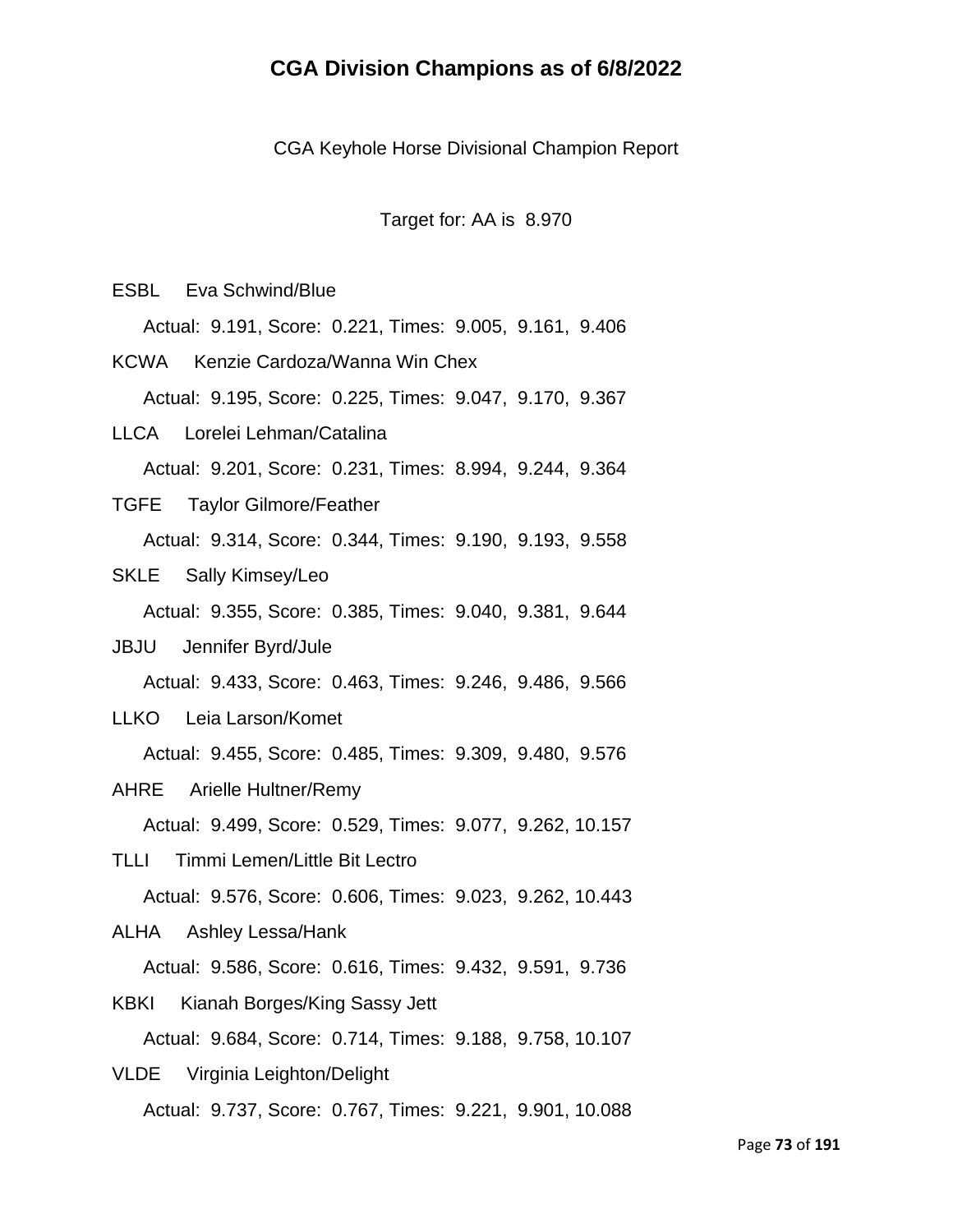# CGA Division Champions as of 6/8/2022

CGA Keyhole Horse Divisional Champion Report

Target for: AA is 8.970

ESBL Eva Schwind/Blue

Actual: 9.191, Score: 0.221, Times: 9.005, 9.161, 9.406

KCWA Kenzie Cardoza/Wanna Win Chex

Actual: 9.195, Score: 0.225, Times: 9.047, 9.170, 9.367

LLCA Lorelei Lehman/Catalina

Actual: 9.201, Score: 0.231, Times: 8.994, 9.244, 9.364

TGFE Taylor Gilmore/Feather

Actual: 9.314, Score: 0.344, Times: 9.190, 9.193, 9.558

SKLE Sally Kimsey/Leo

Actual: 9.355, Score: 0.385, Times: 9.040, 9.381, 9.644

JBJU Jennifer Byrd/Jule

Actual: 9.433, Score: 0.463, Times: 9.246, 9.486, 9.566

LLKO Leia Larson/Komet

Actual: 9.455, Score: 0.485, Times: 9.309, 9.480, 9.576

AHRE Arielle Hultner/Remy

Actual: 9.499, Score: 0.529, Times: 9.077, 9.262, 10.157

TLLI Timmi Lemen/Little Bit Lectro

Actual: 9.576, Score: 0.606, Times: 9.023, 9.262, 10.443

ALHA Ashley Lessa/Hank

Actual: 9.586, Score: 0.616, Times: 9.432, 9.591, 9.736

KBKI Kianah Borges/King Sassy Jett

Actual: 9.684, Score: 0.714, Times: 9.188, 9.758, 10.107

VLDE Virginia Leighton/Delight

Actual: 9.737, Score: 0.767, Times: 9.221, 9.901, 10.088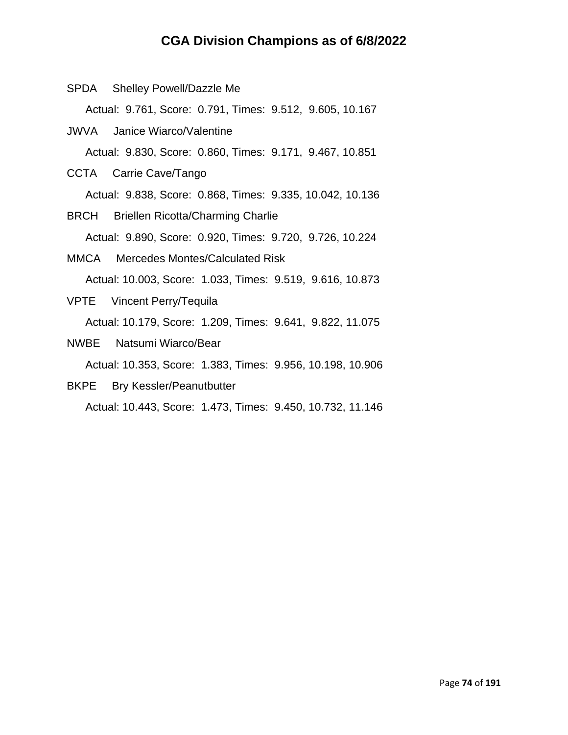# CGA Division Champions as of 6/8/2022

SPDA Shelley Powell/Dazzle Me

Actual: 9.761, Score: 0.791, Times: 9.512, 9.605, 10.167

JWVA Janice Wiarco/Valentine

Actual: 9.830, Score: 0.860, Times: 9.171, 9.467, 10.851

CCTA Carrie Cave/Tango

Actual: 9.838, Score: 0.868, Times: 9.335, 10.042, 10.136

BRCH Briellen Ricotta/Charming Charlie

Actual: 9.890, Score: 0.920, Times: 9.720, 9.726, 10.224

MMCA Mercedes Montes/Calculated Risk

Actual: 10.003, Score: 1.033, Times: 9.519, 9.616, 10.873

VPTE Vincent Perry/Tequila

Actual: 10.179, Score: 1.209, Times: 9.641, 9.822, 11.075

NWBE Natsumi Wiarco/Bear

Actual: 10.353, Score: 1.383, Times: 9.956, 10.198, 10.906

BKPE Bry Kessler/Peanutbutter

Actual: 10.443, Score: 1.473, Times: 9.450, 10.732, 11.146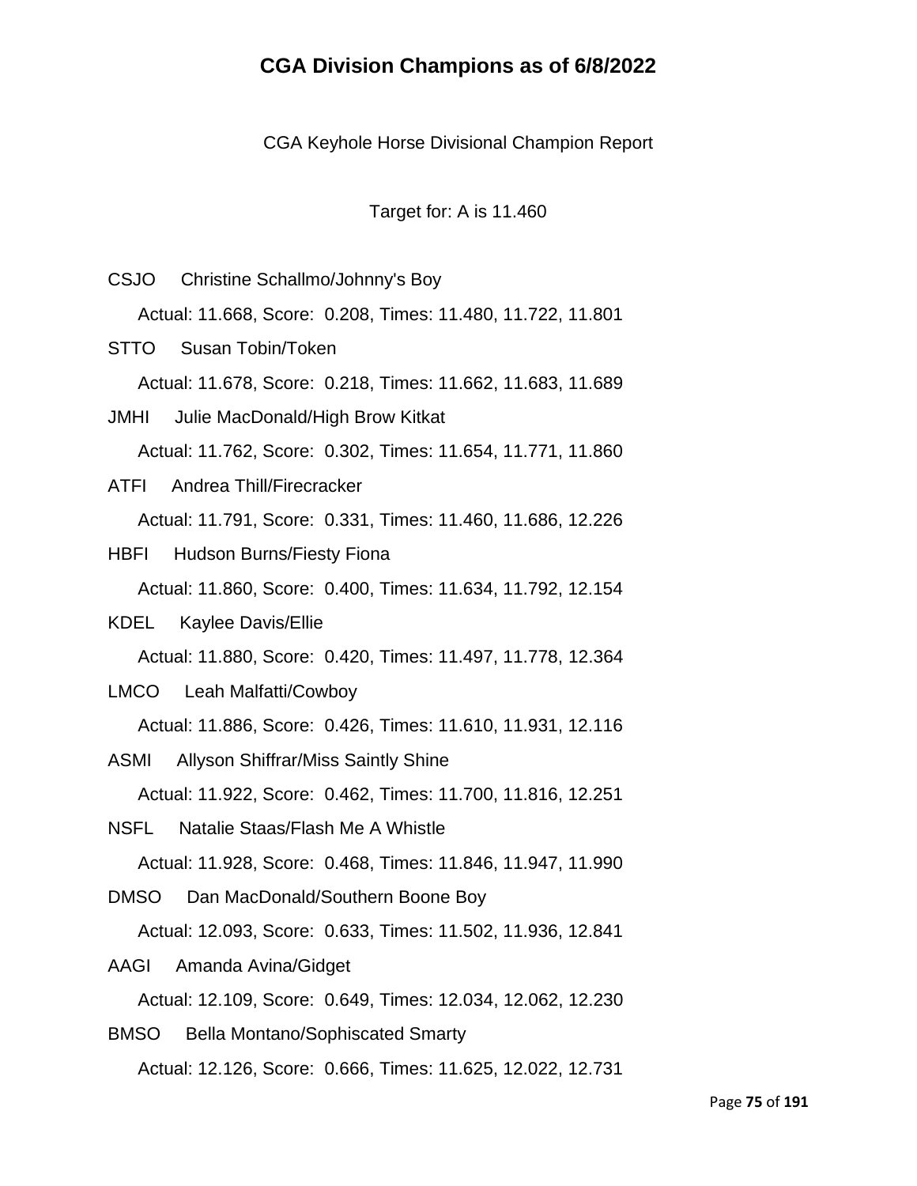# CGA Division Champions as of 6/8/2022

CGA Keyhole Horse Divisional Champion Report

Target for: A is 11.460

CSJO Christine Schallmo/Johnny's Boy

Actual: 11.668, Score: 0.208, Times: 11.480, 11.722, 11.801

STTO Susan Tobin/Token

Actual: 11.678, Score: 0.218, Times: 11.662, 11.683, 11.689

JMHI Julie MacDonald/High Brow Kitkat

Actual: 11.762, Score: 0.302, Times: 11.654, 11.771, 11.860

ATFI Andrea Thill/Firecracker

Actual: 11.791, Score: 0.331, Times: 11.460, 11.686, 12.226

HBFI Hudson Burns/Fiesty Fiona

Actual: 11.860, Score: 0.400, Times: 11.634, 11.792, 12.154

KDEL Kaylee Davis/Ellie

Actual: 11.880, Score: 0.420, Times: 11.497, 11.778, 12.364

LMCO Leah Malfatti/Cowboy

Actual: 11.886, Score: 0.426, Times: 11.610, 11.931, 12.116

ASMI Allyson Shiffrar/Miss Saintly Shine

Actual: 11.922, Score: 0.462, Times: 11.700, 11.816, 12.251

NSFL Natalie Staas/Flash Me A Whistle

Actual: 11.928, Score: 0.468, Times: 11.846, 11.947, 11.990

DMSO Dan MacDonald/Southern Boone Boy

Actual: 12.093, Score: 0.633, Times: 11.502, 11.936, 12.841

AAGI Amanda Avina/Gidget

Actual: 12.109, Score: 0.649, Times: 12.034, 12.062, 12.230

BMSO Bella Montano/Sophiscated Smarty

Actual: 12.126, Score: 0.666, Times: 11.625, 12.022, 12.731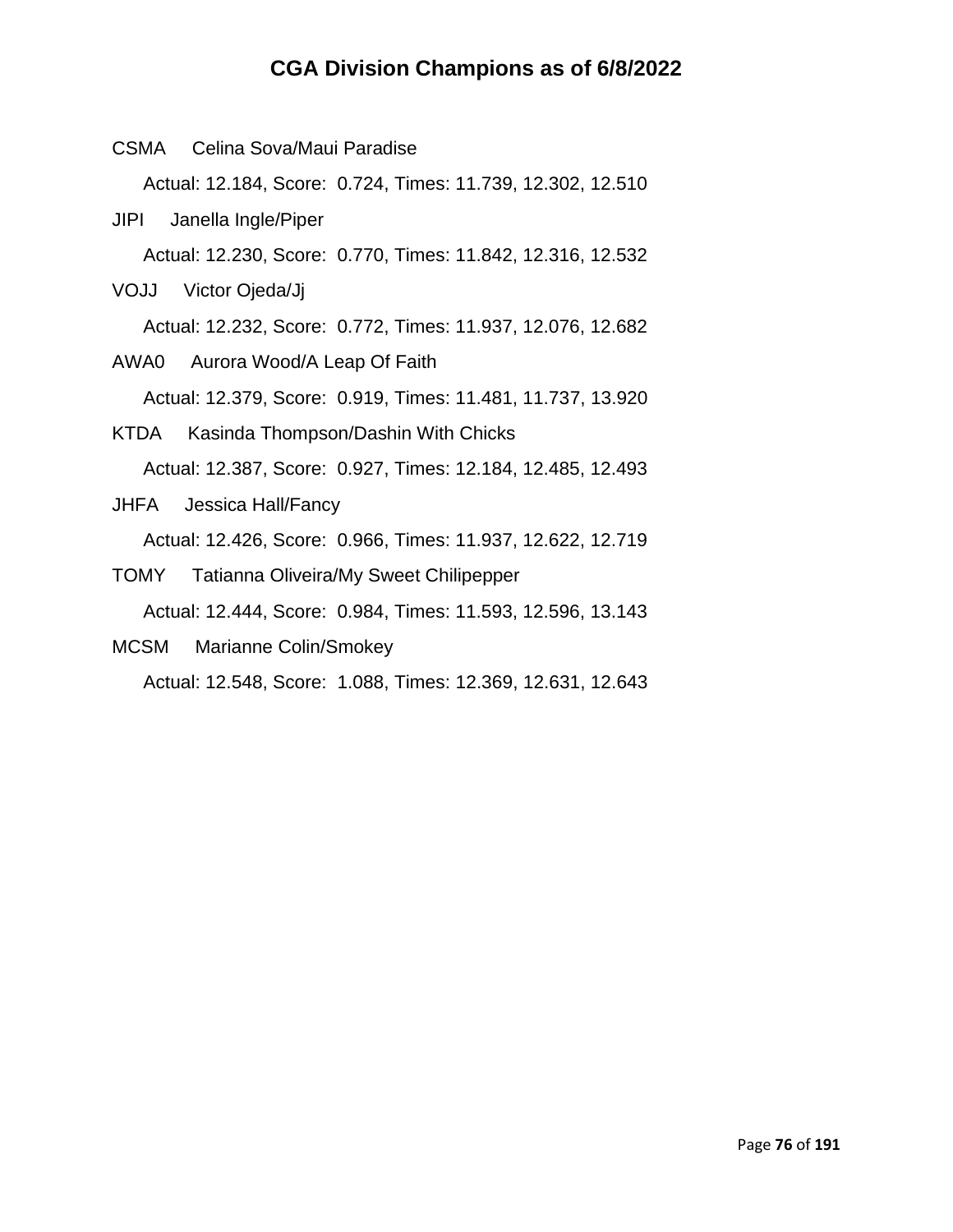# CGA Division Champions as of 6/8/2022

CSMA Celina Sova/Maui Paradise

Actual: 12.184, Score: 0.724, Times: 11.739, 12.302, 12.510

JIPI Janella Ingle/Piper

Actual: 12.230, Score: 0.770, Times: 11.842, 12.316, 12.532

VOJJ Victor Ojeda/Jj

Actual: 12.232, Score: 0.772, Times: 11.937, 12.076, 12.682

AWA0 Aurora Wood/A Leap Of Faith

Actual: 12.379, Score: 0.919, Times: 11.481, 11.737, 13.920

KTDA Kasinda Thompson/Dashin With Chicks

Actual: 12.387, Score: 0.927, Times: 12.184, 12.485, 12.493

JHFA Jessica Hall/Fancy

Actual: 12.426, Score: 0.966, Times: 11.937, 12.622, 12.719

TOMY Tatianna Oliveira/My Sweet Chilipepper

Actual: 12.444, Score: 0.984, Times: 11.593, 12.596, 13.143

MCSM Marianne Colin/Smokey

Actual: 12.548, Score: 1.088, Times: 12.369, 12.631, 12.643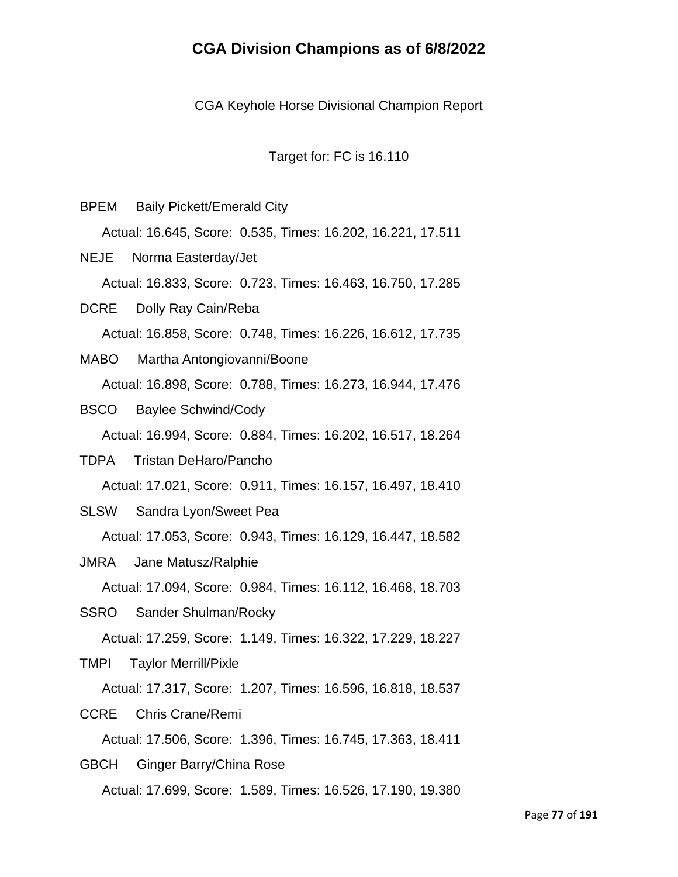# CGA Division Champions as of 6/8/2022

CGA Keyhole Horse Divisional Champion Report

Target for: FC is 16.110

BPEM Baily Pickett/Emerald City

Actual: 16.645, Score: 0.535, Times: 16.202, 16.221, 17.511

NEJE Norma Easterday/Jet

Actual: 16.833, Score: 0.723, Times: 16.463, 16.750, 17.285

DCRE Dolly Ray Cain/Reba

Actual: 16.858, Score: 0.748, Times: 16.226, 16.612, 17.735

MABO Martha Antongiovanni/Boone

Actual: 16.898, Score: 0.788, Times: 16.273, 16.944, 17.476

BSCO Baylee Schwind/Cody

Actual: 16.994, Score: 0.884, Times: 16.202, 16.517, 18.264

TDPA Tristan DeHaro/Pancho

Actual: 17.021, Score: 0.911, Times: 16.157, 16.497, 18.410

SLSW Sandra Lyon/Sweet Pea

Actual: 17.053, Score: 0.943, Times: 16.129, 16.447, 18.582

JMRA Jane Matusz/Ralphie

Actual: 17.094, Score: 0.984, Times: 16.112, 16.468, 18.703

SSRO Sander Shulman/Rocky

Actual: 17.259, Score: 1.149, Times: 16.322, 17.229, 18.227

TMPI Taylor Merrill/Pixle

Actual: 17.317, Score: 1.207, Times: 16.596, 16.818, 18.537

CCRE Chris Crane/Remi

Actual: 17.506, Score: 1.396, Times: 16.745, 17.363, 18.411

GBCH Ginger Barry/China Rose

Actual: 17.699, Score: 1.589, Times: 16.526, 17.190, 19.380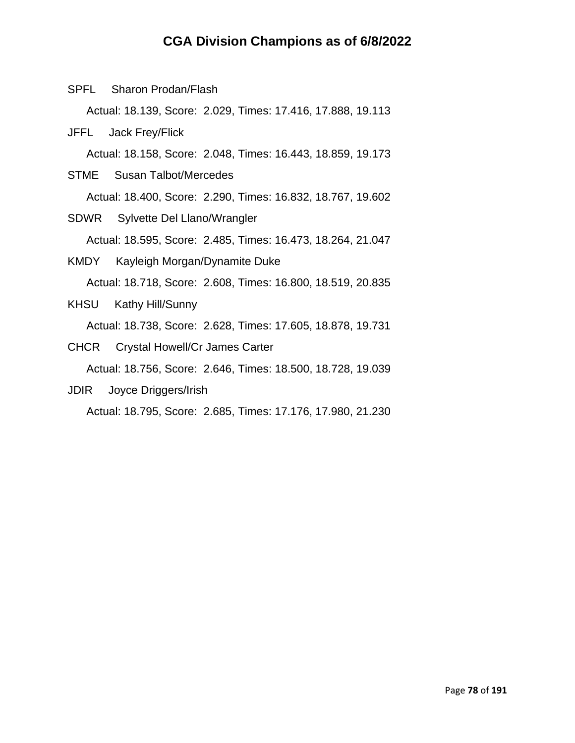# CGA Division Champions as of 6/8/2022

SPFL Sharon Prodan/Flash

Actual: 18.139, Score: 2.029, Times: 17.416, 17.888, 19.113

JFFL Jack Frey/Flick

Actual: 18.158, Score: 2.048, Times: 16.443, 18.859, 19.173

STME Susan Talbot/Mercedes

Actual: 18.400, Score: 2.290, Times: 16.832, 18.767, 19.602

SDWR Sylvette Del Llano/Wrangler

Actual: 18.595, Score: 2.485, Times: 16.473, 18.264, 21.047

KMDY Kayleigh Morgan/Dynamite Duke

Actual: 18.718, Score: 2.608, Times: 16.800, 18.519, 20.835

KHSU Kathy Hill/Sunny

Actual: 18.738, Score: 2.628, Times: 17.605, 18.878, 19.731

CHCR Crystal Howell/Cr James Carter

Actual: 18.756, Score: 2.646, Times: 18.500, 18.728, 19.039

JDIR Joyce Driggers/Irish

Actual: 18.795, Score: 2.685, Times: 17.176, 17.980, 21.230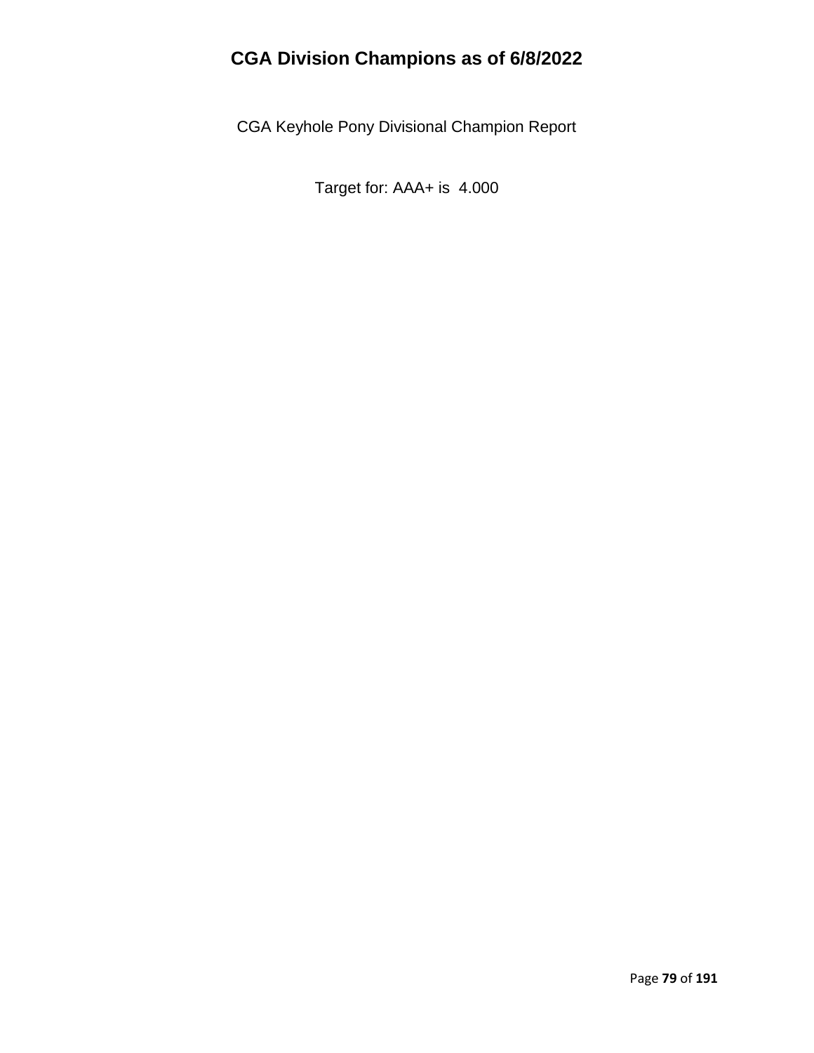# CGA Division Champions as of 6/8/2022

CGA Keyhole Pony Divisional Champion Report

Target for: AAA+ is 4.000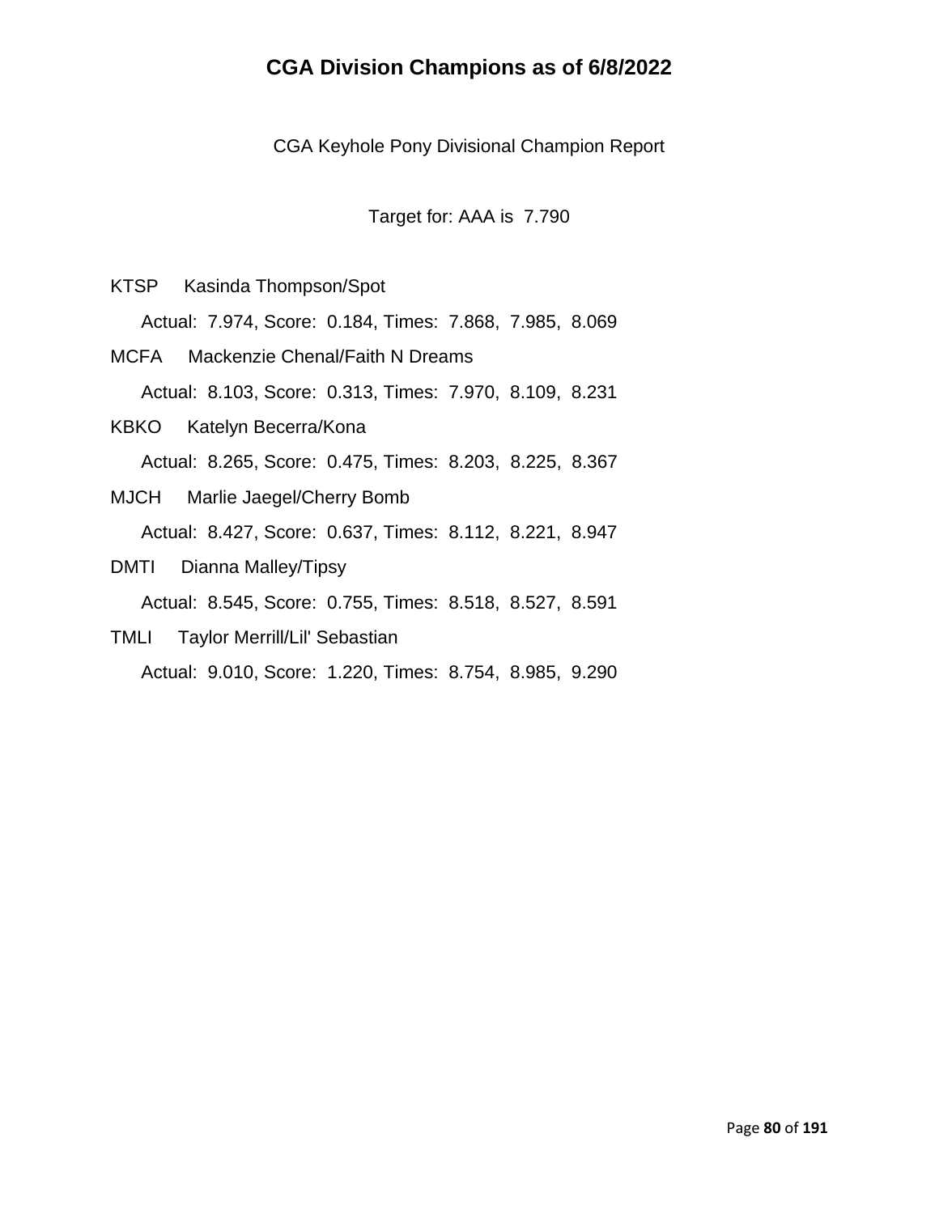# CGA Division Champions as of 6/8/2022

CGA Keyhole Pony Divisional Champion Report

Target for: AAA is 7.790

KTSP Kasinda Thompson/Spot

Actual: 7.974, Score: 0.184, Times: 7.868, 7.985, 8.069

MCFA Mackenzie Chenal/Faith N Dreams

Actual: 8.103, Score: 0.313, Times: 7.970, 8.109, 8.231

KBKO Katelyn Becerra/Kona

Actual: 8.265, Score: 0.475, Times: 8.203, 8.225, 8.367

MJCH Marlie Jaegel/Cherry Bomb

Actual: 8.427, Score: 0.637, Times: 8.112, 8.221, 8.947

DMTI Dianna Malley/Tipsy

Actual: 8.545, Score: 0.755, Times: 8.518, 8.527, 8.591

TMLI Taylor Merrill/Lil' Sebastian

Actual: 9.010, Score: 1.220, Times: 8.754, 8.985, 9.290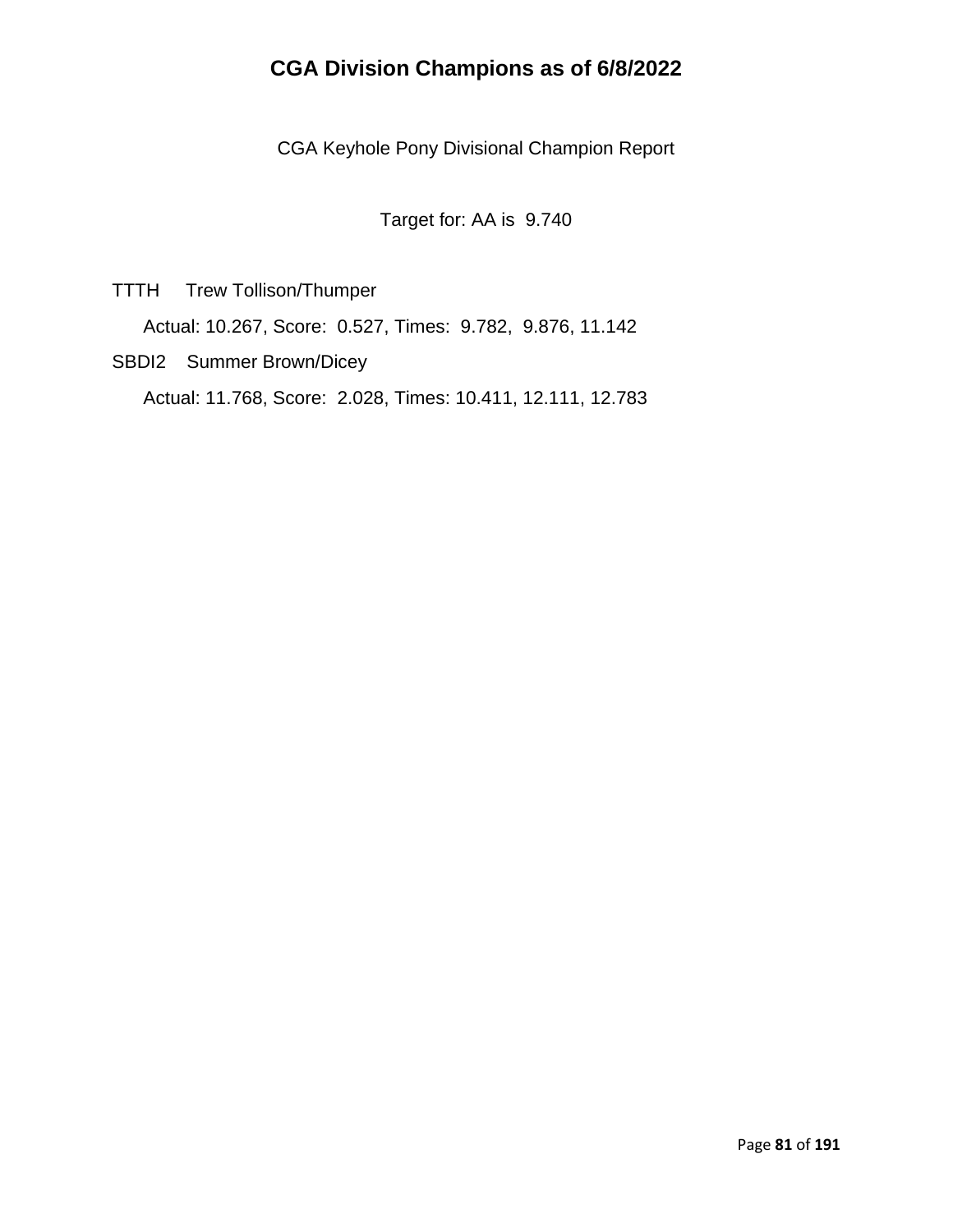# CGA Division Champions as of 6/8/2022

CGA Keyhole Pony Divisional Champion Report

Target for: AA is 9.740

TTTH Trew Tollison/Thumper

Actual: 10.267, Score: 0.527, Times: 9.782, 9.876, 11.142

SBDI2 Summer Brown/Dicey

Actual: 11.768, Score: 2.028, Times: 10.411, 12.111, 12.783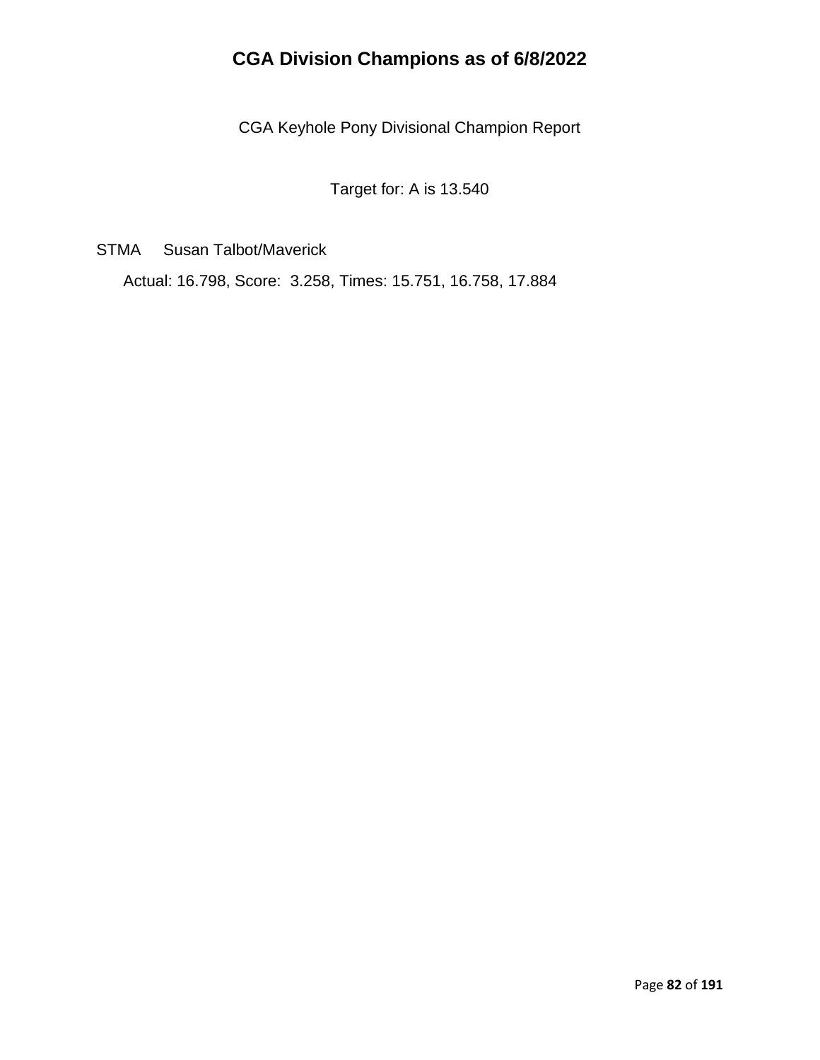# CGA Division Champions as of 6/8/2022

CGA Keyhole Pony Divisional Champion Report

Target for: A is 13.540

STMA Susan Talbot/Maverick

Actual: 16.798, Score: 3.258, Times: 15.751, 16.758, 17.884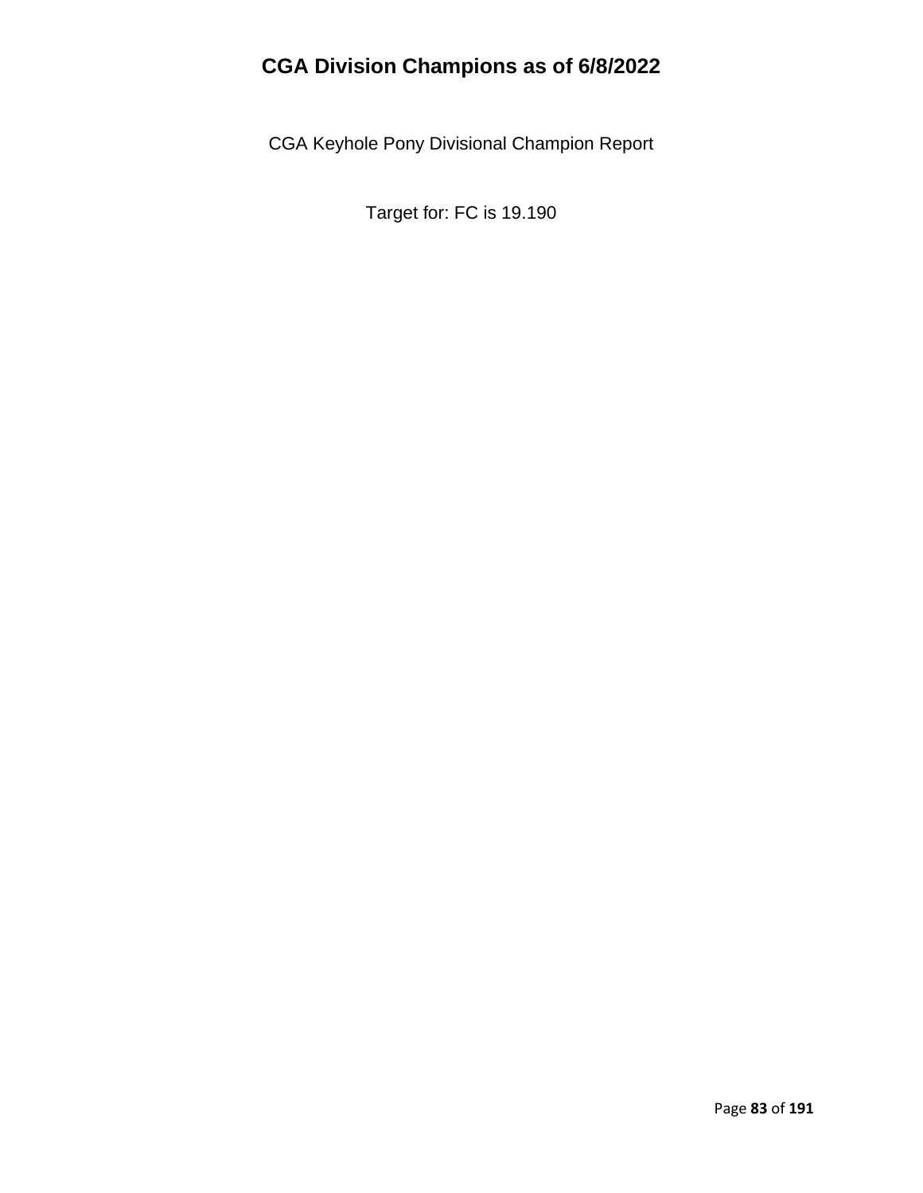# CGA Division Champions as of 6/8/2022

CGA Keyhole Pony Divisional Champion Report

Target for: FC is 19.190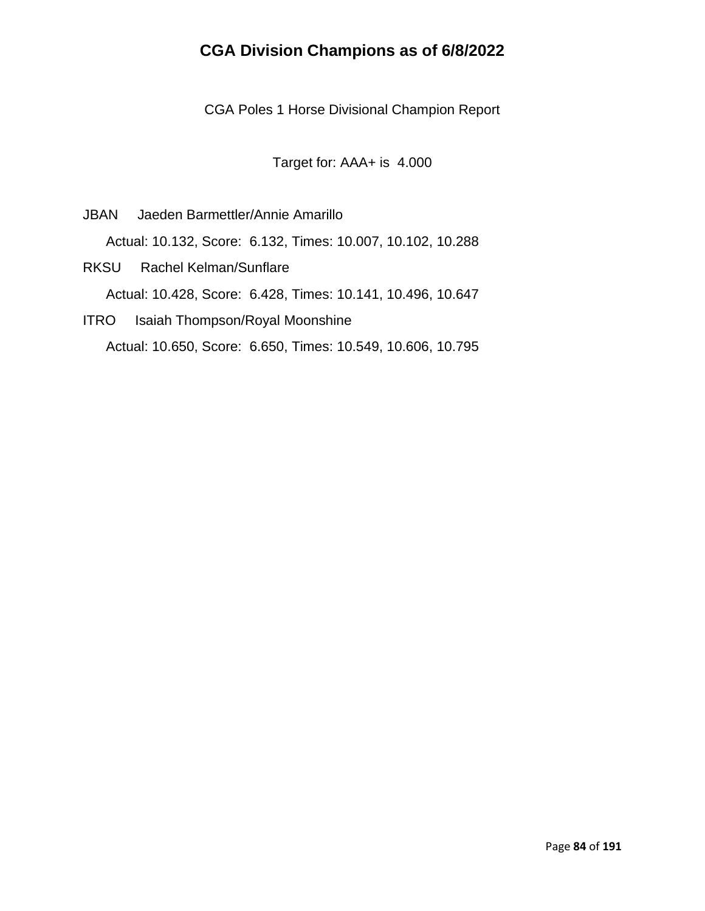# CGA Division Champions as of 6/8/2022

CGA Poles 1 Horse Divisional Champion Report

Target for: AAA+ is 4.000

JBAN Jaeden Barmettler/Annie Amarillo

Actual: 10.132, Score: 6.132, Times: 10.007, 10.102, 10.288

RKSU Rachel Kelman/Sunflare

Actual: 10.428, Score: 6.428, Times: 10.141, 10.496, 10.647

ITRO Isaiah Thompson/Royal Moonshine

Actual: 10.650, Score: 6.650, Times: 10.549, 10.606, 10.795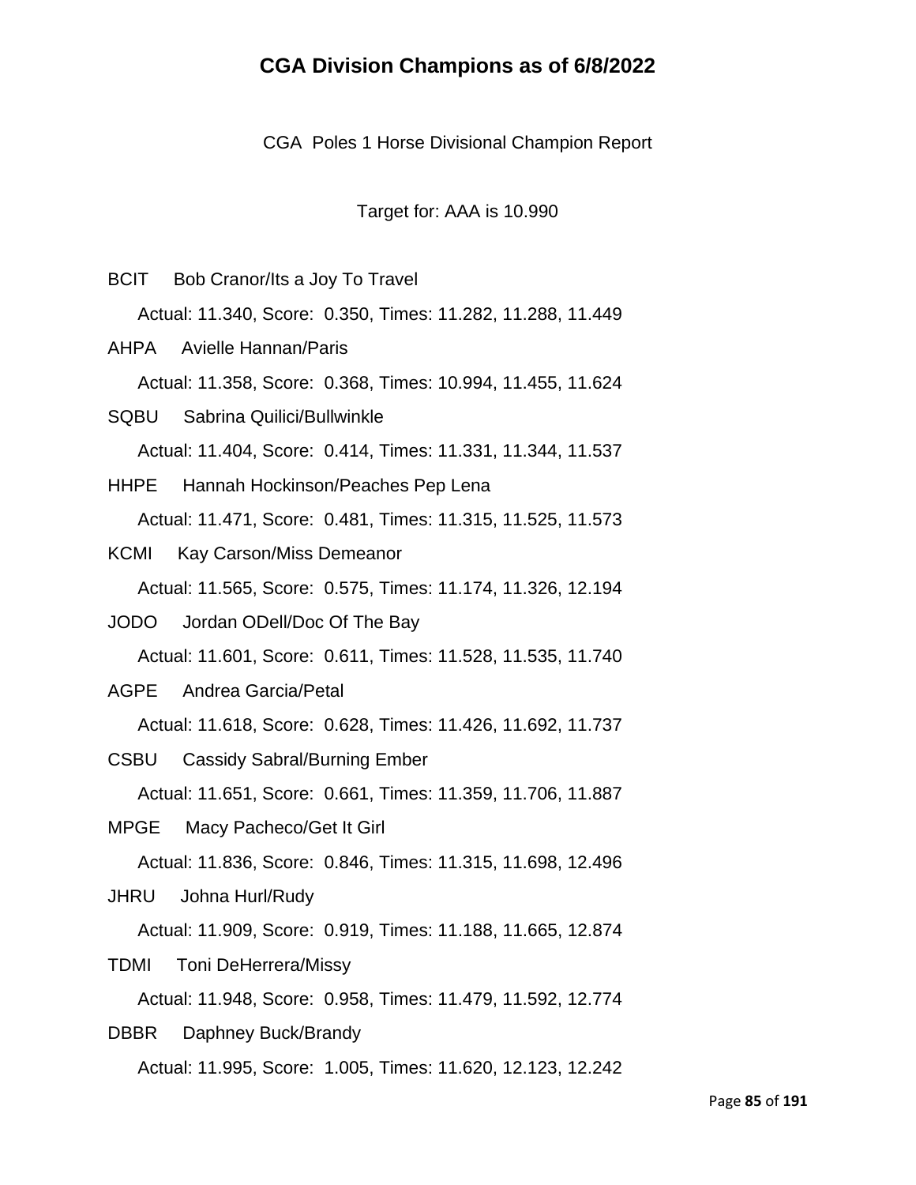# CGA Division Champions as of 6/8/2022

CGA Poles 1 Horse Divisional Champion Report

Target for: AAA is 10.990

BCIT Bob Cranor/Its a Joy To Travel

Actual: 11.340, Score: 0.350, Times: 11.282, 11.288, 11.449

AHPA Avielle Hannan/Paris

Actual: 11.358, Score: 0.368, Times: 10.994, 11.455, 11.624

SQBU Sabrina Quilici/Bullwinkle

Actual: 11.404, Score: 0.414, Times: 11.331, 11.344, 11.537

HHPE Hannah Hockinson/Peaches Pep Lena

Actual: 11.471, Score: 0.481, Times: 11.315, 11.525, 11.573

KCMI Kay Carson/Miss Demeanor

Actual: 11.565, Score: 0.575, Times: 11.174, 11.326, 12.194

JODO Jordan ODell/Doc Of The Bay

Actual: 11.601, Score: 0.611, Times: 11.528, 11.535, 11.740

AGPE Andrea Garcia/Petal

Actual: 11.618, Score: 0.628, Times: 11.426, 11.692, 11.737

CSBU Cassidy Sabral/Burning Ember

Actual: 11.651, Score: 0.661, Times: 11.359, 11.706, 11.887

MPGE Macy Pacheco/Get It Girl

Actual: 11.836, Score: 0.846, Times: 11.315, 11.698, 12.496

JHRU Johna Hurl/Rudy

Actual: 11.909, Score: 0.919, Times: 11.188, 11.665, 12.874

TDMI Toni DeHerrera/Missy

Actual: 11.948, Score: 0.958, Times: 11.479, 11.592, 12.774

DBBR Daphney Buck/Brandy

Actual: 11.995, Score: 1.005, Times: 11.620, 12.123, 12.242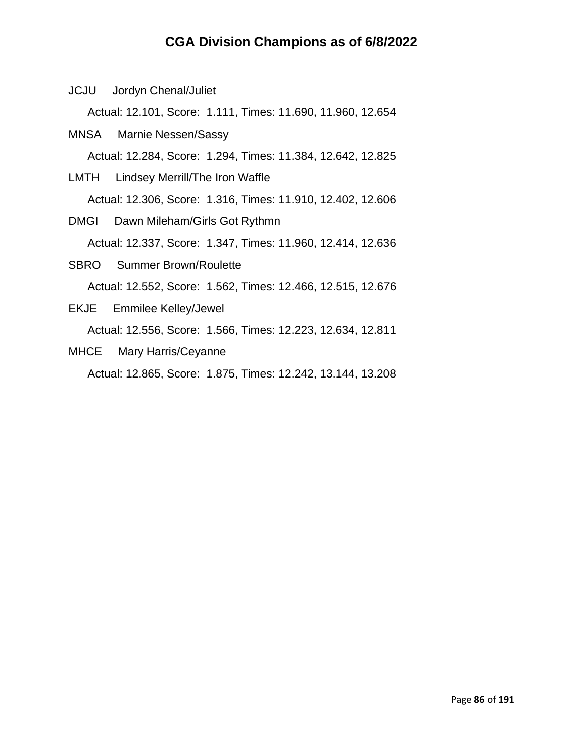# CGA Division Champions as of 6/8/2022

JCJU Jordyn Chenal/Juliet

Actual: 12.101, Score: 1.111, Times: 11.690, 11.960, 12.654

MNSA Marnie Nessen/Sassy

Actual: 12.284, Score: 1.294, Times: 11.384, 12.642, 12.825

LMTH Lindsey Merrill/The Iron Waffle

Actual: 12.306, Score: 1.316, Times: 11.910, 12.402, 12.606

DMGI Dawn Mileham/Girls Got Rythmn

Actual: 12.337, Score: 1.347, Times: 11.960, 12.414, 12.636

SBRO Summer Brown/Roulette

Actual: 12.552, Score: 1.562, Times: 12.466, 12.515, 12.676

EKJE Emmilee Kelley/Jewel

Actual: 12.556, Score: 1.566, Times: 12.223, 12.634, 12.811

MHCE Mary Harris/Ceyanne

Actual: 12.865, Score: 1.875, Times: 12.242, 13.144, 13.208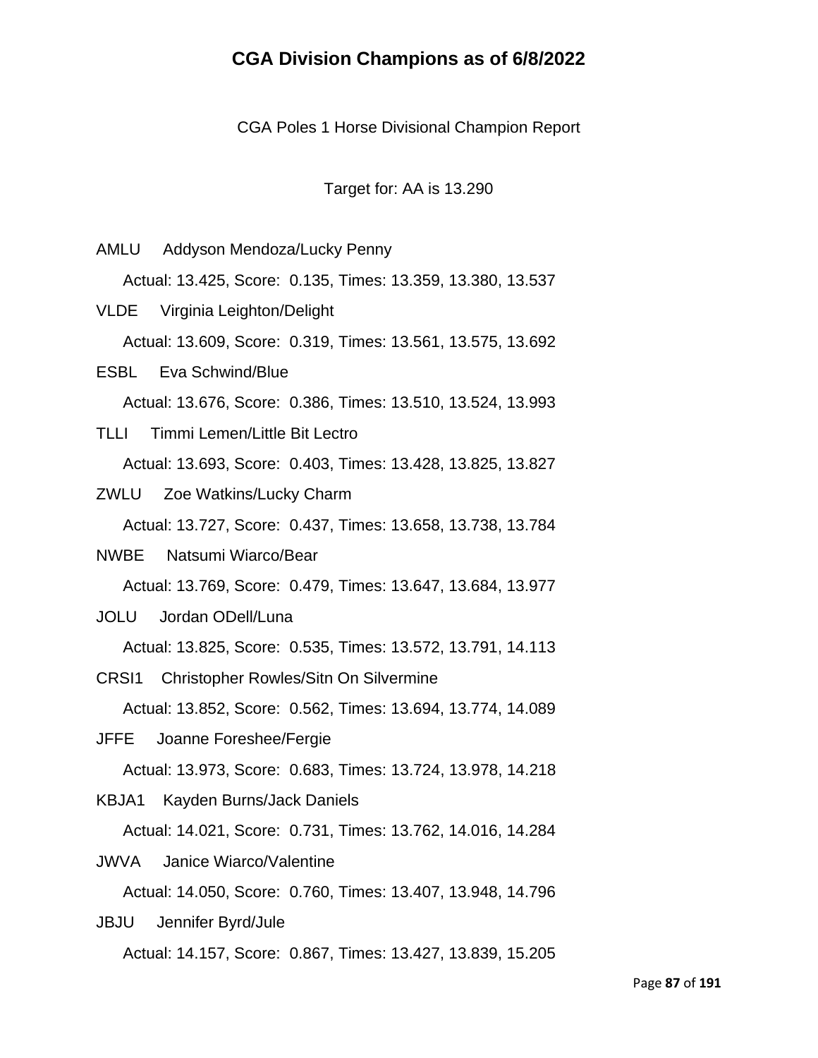# CGA Division Champions as of 6/8/2022

CGA Poles 1 Horse Divisional Champion Report

Target for: AA is 13.290

AMLU Addyson Mendoza/Lucky Penny

Actual: 13.425, Score: 0.135, Times: 13.359, 13.380, 13.537

VLDE Virginia Leighton/Delight

Actual: 13.609, Score: 0.319, Times: 13.561, 13.575, 13.692

ESBL Eva Schwind/Blue

Actual: 13.676, Score: 0.386, Times: 13.510, 13.524, 13.993

TLLI Timmi Lemen/Little Bit Lectro

Actual: 13.693, Score: 0.403, Times: 13.428, 13.825, 13.827

ZWLU Zoe Watkins/Lucky Charm

Actual: 13.727, Score: 0.437, Times: 13.658, 13.738, 13.784

NWBE Natsumi Wiarco/Bear

Actual: 13.769, Score: 0.479, Times: 13.647, 13.684, 13.977

JOLU Jordan ODell/Luna

Actual: 13.825, Score: 0.535, Times: 13.572, 13.791, 14.113

CRSI1 Christopher Rowles/Sitn On Silvermine

Actual: 13.852, Score: 0.562, Times: 13.694, 13.774, 14.089

JFFE Joanne Foreshee/Fergie

Actual: 13.973, Score: 0.683, Times: 13.724, 13.978, 14.218

KBJA1 Kayden Burns/Jack Daniels

Actual: 14.021, Score: 0.731, Times: 13.762, 14.016, 14.284

JWVA Janice Wiarco/Valentine

Actual: 14.050, Score: 0.760, Times: 13.407, 13.948, 14.796

JBJU Jennifer Byrd/Jule

Actual: 14.157, Score: 0.867, Times: 13.427, 13.839, 15.205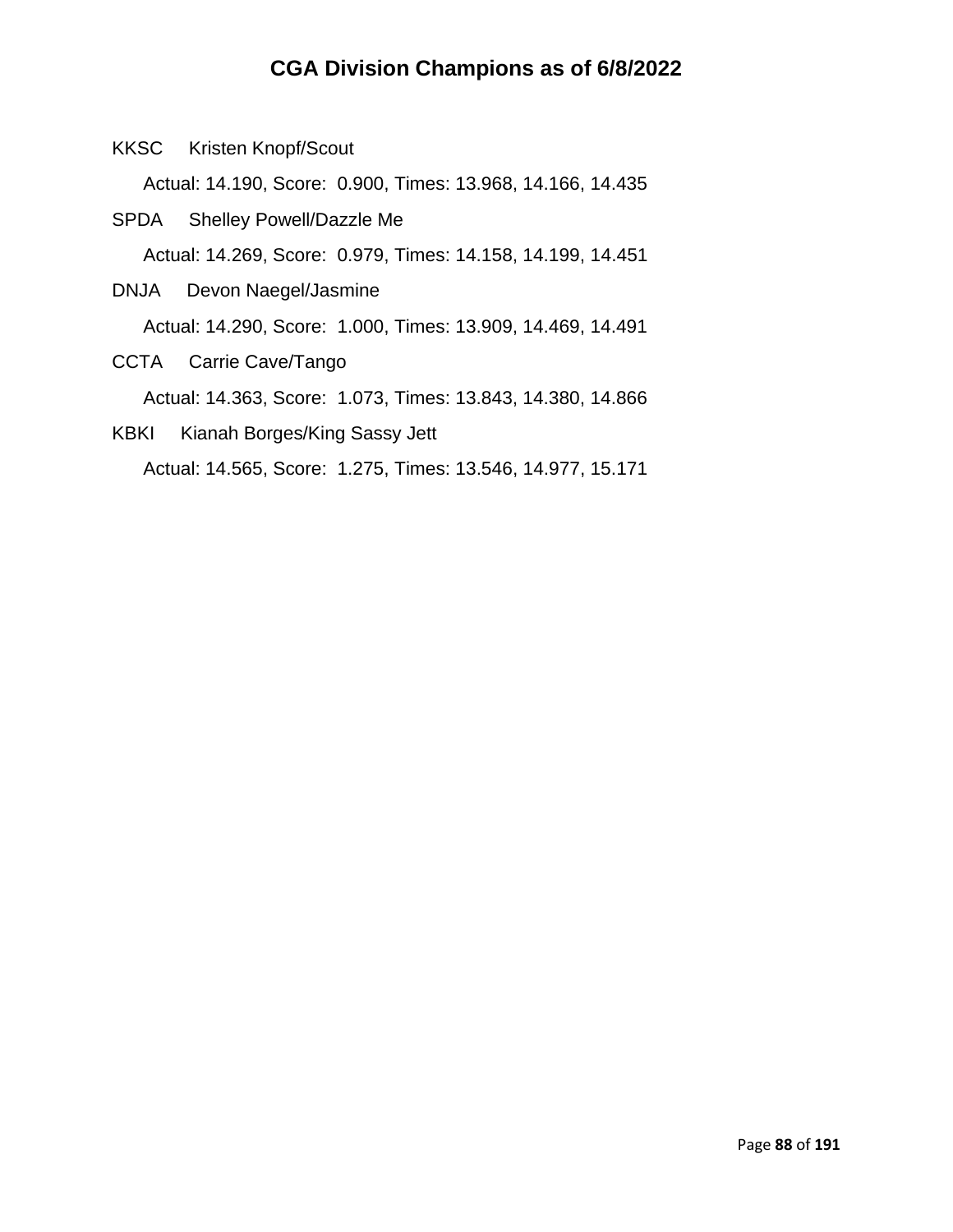# CGA Division Champions as of 6/8/2022

KKSC Kristen Knopf/Scout

Actual: 14.190, Score: 0.900, Times: 13.968, 14.166, 14.435

SPDA Shelley Powell/Dazzle Me

Actual: 14.269, Score: 0.979, Times: 14.158, 14.199, 14.451

DNJA Devon Naegel/Jasmine

Actual: 14.290, Score: 1.000, Times: 13.909, 14.469, 14.491

CCTA Carrie Cave/Tango

Actual: 14.363, Score: 1.073, Times: 13.843, 14.380, 14.866

KBKI Kianah Borges/King Sassy Jett

Actual: 14.565, Score: 1.275, Times: 13.546, 14.977, 15.171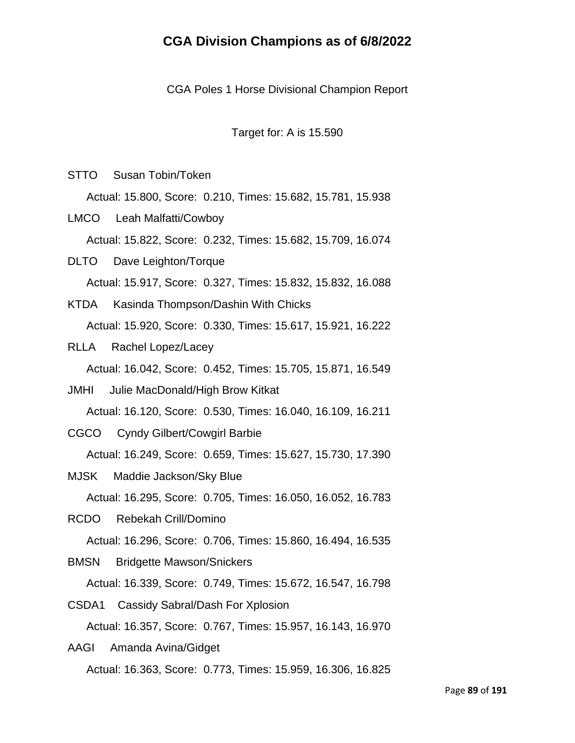# CGA Division Champions as of 6/8/2022

CGA Poles 1 Horse Divisional Champion Report

Target for: A is 15.590

STTO Susan Tobin/Token

Actual: 15.800, Score: 0.210, Times: 15.682, 15.781, 15.938

LMCO Leah Malfatti/Cowboy

Actual: 15.822, Score: 0.232, Times: 15.682, 15.709, 16.074

DLTO Dave Leighton/Torque

Actual: 15.917, Score: 0.327, Times: 15.832, 15.832, 16.088

KTDA Kasinda Thompson/Dashin With Chicks

Actual: 15.920, Score: 0.330, Times: 15.617, 15.921, 16.222

RLLA Rachel Lopez/Lacey

Actual: 16.042, Score: 0.452, Times: 15.705, 15.871, 16.549

JMHI Julie MacDonald/High Brow Kitkat

Actual: 16.120, Score: 0.530, Times: 16.040, 16.109, 16.211

CGCO Cyndy Gilbert/Cowgirl Barbie

Actual: 16.249, Score: 0.659, Times: 15.627, 15.730, 17.390

MJSK Maddie Jackson/Sky Blue

Actual: 16.295, Score: 0.705, Times: 16.050, 16.052, 16.783

RCDO Rebekah Crill/Domino

Actual: 16.296, Score: 0.706, Times: 15.860, 16.494, 16.535

BMSN Bridgette Mawson/Snickers

Actual: 16.339, Score: 0.749, Times: 15.672, 16.547, 16.798

CSDA1 Cassidy Sabral/Dash For Xplosion

Actual: 16.357, Score: 0.767, Times: 15.957, 16.143, 16.970

AAGI Amanda Avina/Gidget

Actual: 16.363, Score: 0.773, Times: 15.959, 16.306, 16.825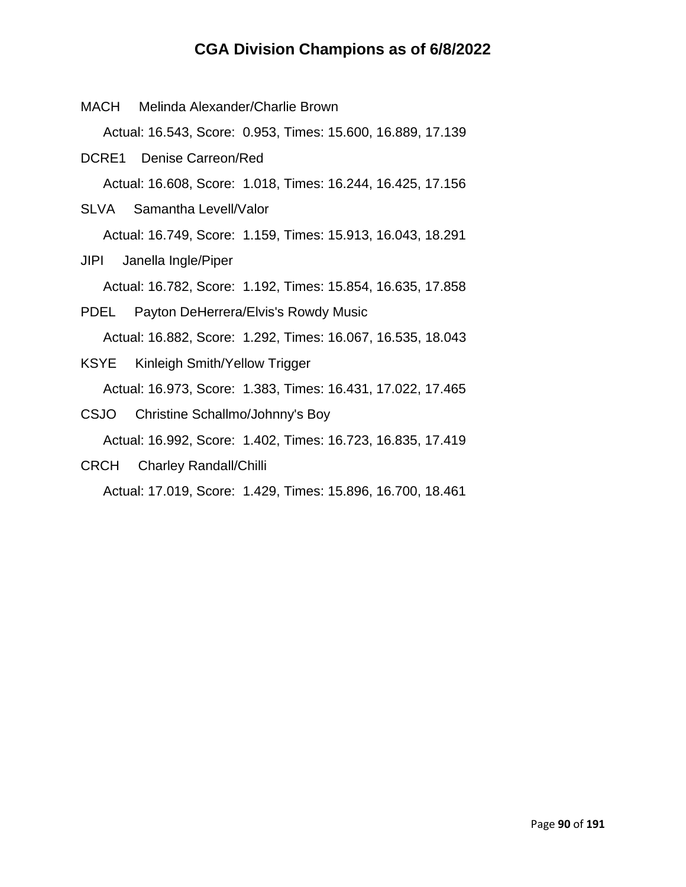# CGA Division Champions as of 6/8/2022

MACH     Melinda Alexander/Charlie Brown

Actual: 16.543, Score:  0.953, Times: 15.600, 16.889, 17.139

DCRE1     Denise Carreon/Red

Actual: 16.608, Score:  1.018, Times: 16.244, 16.425, 17.156

SLVA     Samantha Levell/Valor

Actual: 16.749, Score:  1.159, Times: 15.913, 16.043, 18.291

JIPI     Janella Ingle/Piper

Actual: 16.782, Score:  1.192, Times: 15.854, 16.635, 17.858

PDEL     Payton DeHerrera/Elvis's Rowdy Music

Actual: 16.882, Score:  1.292, Times: 16.067, 16.535, 18.043

KSYE     Kinleigh Smith/Yellow Trigger

Actual: 16.973, Score:  1.383, Times: 16.431, 17.022, 17.465

CSJO     Christine Schallmo/Johnny's Boy

Actual: 16.992, Score:  1.402, Times: 16.723, 16.835, 17.419

CRCH     Charley Randall/Chilli

Actual: 17.019, Score:  1.429, Times: 15.896, 16.700, 18.461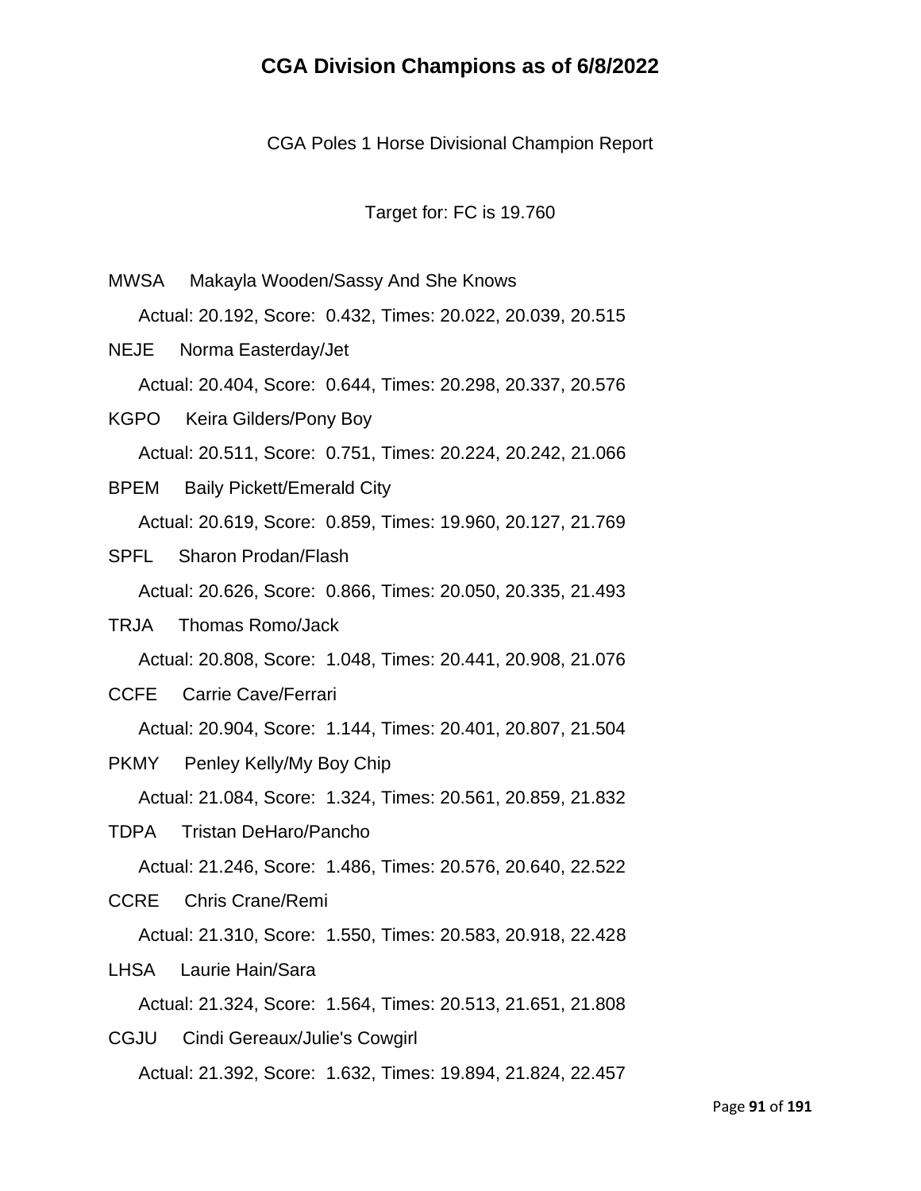# CGA Division Champions as of 6/8/2022

CGA Poles 1 Horse Divisional Champion Report

Target for: FC is 19.760

MWSA Makayla Wooden/Sassy And She Knows

Actual: 20.192, Score: 0.432, Times: 20.022, 20.039, 20.515

NEJE Norma Easterday/Jet

Actual: 20.404, Score: 0.644, Times: 20.298, 20.337, 20.576

KGPO Keira Gilders/Pony Boy

Actual: 20.511, Score: 0.751, Times: 20.224, 20.242, 21.066

BPEM Baily Pickett/Emerald City

Actual: 20.619, Score: 0.859, Times: 19.960, 20.127, 21.769

SPFL Sharon Prodan/Flash

Actual: 20.626, Score: 0.866, Times: 20.050, 20.335, 21.493

TRJA Thomas Romo/Jack

Actual: 20.808, Score: 1.048, Times: 20.441, 20.908, 21.076

CCFE Carrie Cave/Ferrari

Actual: 20.904, Score: 1.144, Times: 20.401, 20.807, 21.504

PKMY Penley Kelly/My Boy Chip

Actual: 21.084, Score: 1.324, Times: 20.561, 20.859, 21.832

TDPA Tristan DeHaro/Pancho

Actual: 21.246, Score: 1.486, Times: 20.576, 20.640, 22.522

CCRE Chris Crane/Remi

Actual: 21.310, Score: 1.550, Times: 20.583, 20.918, 22.428

LHSA Laurie Hain/Sara

Actual: 21.324, Score: 1.564, Times: 20.513, 21.651, 21.808

CGJU Cindi Gereaux/Julie's Cowgirl

Actual: 21.392, Score: 1.632, Times: 19.894, 21.824, 22.457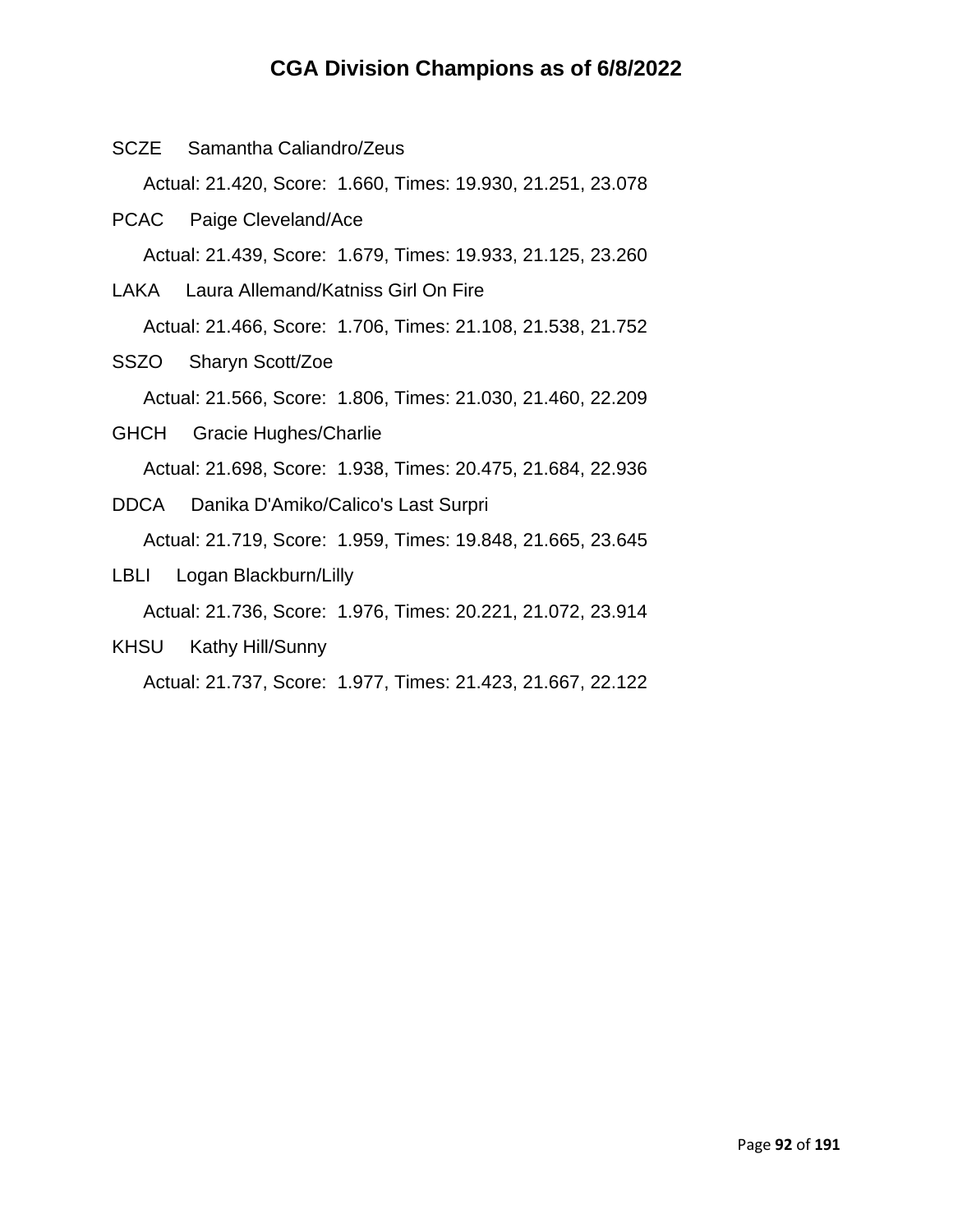# CGA Division Champions as of 6/8/2022

SCZE Samantha Caliandro/Zeus

Actual: 21.420, Score: 1.660, Times: 19.930, 21.251, 23.078

PCAC Paige Cleveland/Ace

Actual: 21.439, Score: 1.679, Times: 19.933, 21.125, 23.260

LAKA Laura Allemand/Katniss Girl On Fire

Actual: 21.466, Score: 1.706, Times: 21.108, 21.538, 21.752

SSZO Sharyn Scott/Zoe

Actual: 21.566, Score: 1.806, Times: 21.030, 21.460, 22.209

GHCH Gracie Hughes/Charlie

Actual: 21.698, Score: 1.938, Times: 20.475, 21.684, 22.936

DDCA Danika D'Amiko/Calico's Last Surpri

Actual: 21.719, Score: 1.959, Times: 19.848, 21.665, 23.645

LBLI Logan Blackburn/Lilly

Actual: 21.736, Score: 1.976, Times: 20.221, 21.072, 23.914

KHSU Kathy Hill/Sunny

Actual: 21.737, Score: 1.977, Times: 21.423, 21.667, 22.122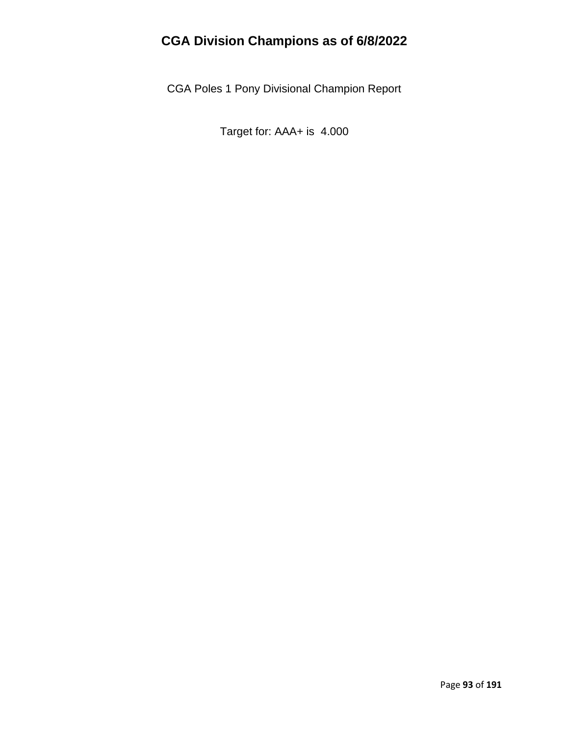# CGA Division Champions as of 6/8/2022

CGA Poles 1 Pony Divisional Champion Report

Target for: AAA+ is 4.000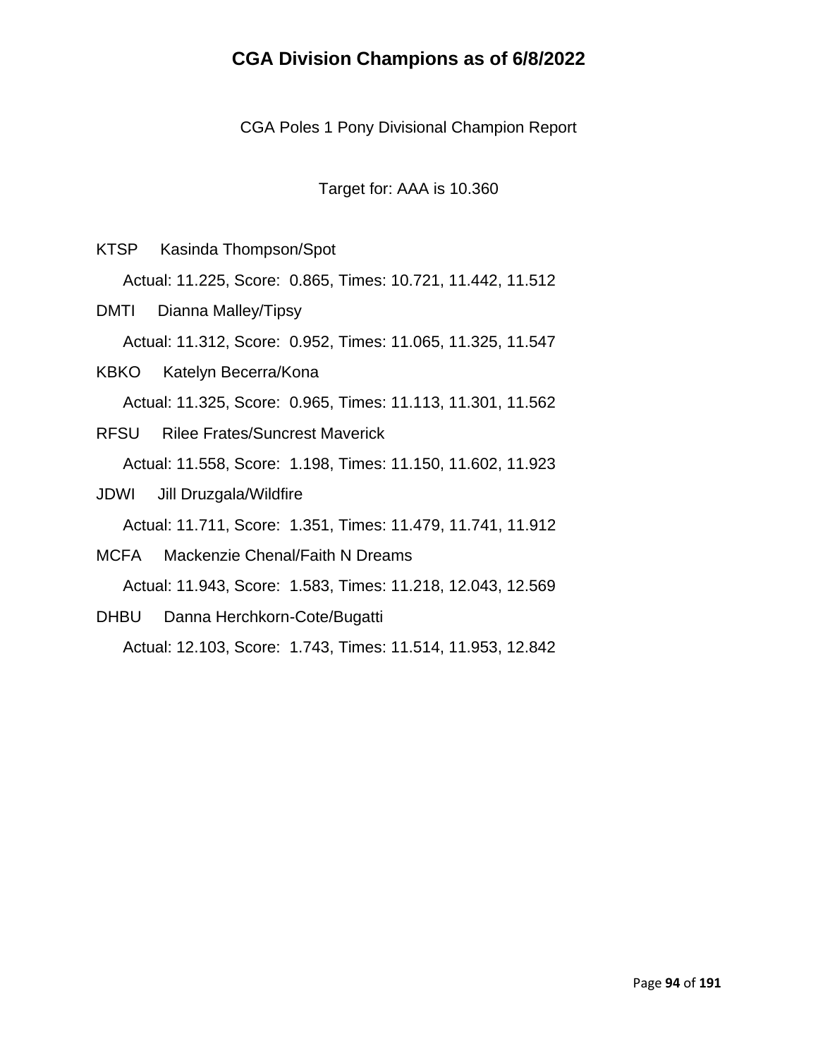# CGA Division Champions as of 6/8/2022

CGA Poles 1 Pony Divisional Champion Report

Target for: AAA is 10.360

KTSP Kasinda Thompson/Spot

Actual: 11.225, Score: 0.865, Times: 10.721, 11.442, 11.512

DMTI Dianna Malley/Tipsy

Actual: 11.312, Score: 0.952, Times: 11.065, 11.325, 11.547

KBKO Katelyn Becerra/Kona

Actual: 11.325, Score: 0.965, Times: 11.113, 11.301, 11.562

RFSU Rilee Frates/Suncrest Maverick

Actual: 11.558, Score: 1.198, Times: 11.150, 11.602, 11.923

JDWI Jill Druzgala/Wildfire

Actual: 11.711, Score: 1.351, Times: 11.479, 11.741, 11.912

MCFA Mackenzie Chenal/Faith N Dreams

Actual: 11.943, Score: 1.583, Times: 11.218, 12.043, 12.569

DHBU Danna Herchkorn-Cote/Bugatti

Actual: 12.103, Score: 1.743, Times: 11.514, 11.953, 12.842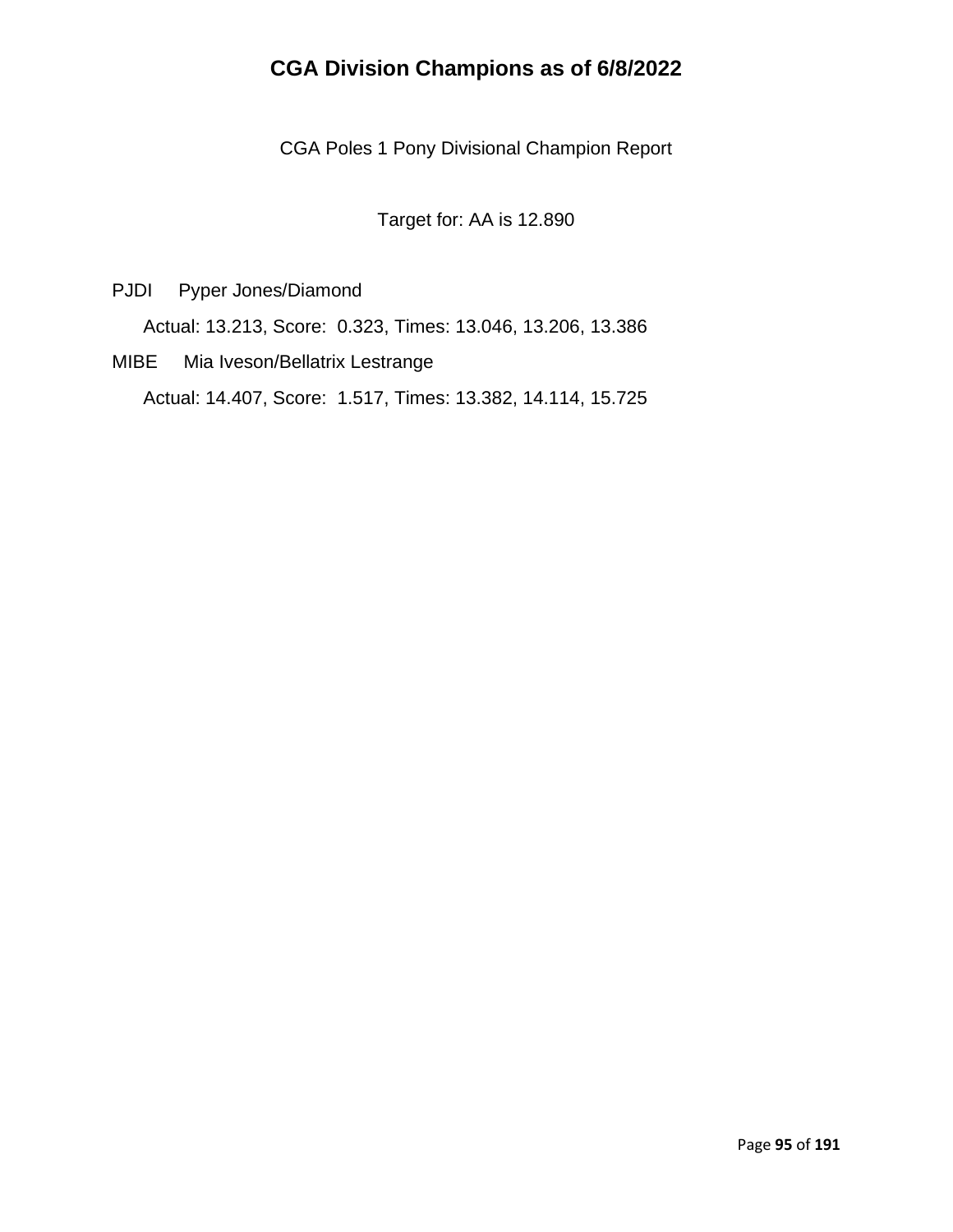# CGA Division Champions as of 6/8/2022

CGA Poles 1 Pony Divisional Champion Report

Target for: AA is 12.890

PJDI Pyper Jones/Diamond

Actual: 13.213, Score: 0.323, Times: 13.046, 13.206, 13.386

MIBE Mia Iveson/Bellatrix Lestrange

Actual: 14.407, Score: 1.517, Times: 13.382, 14.114, 15.725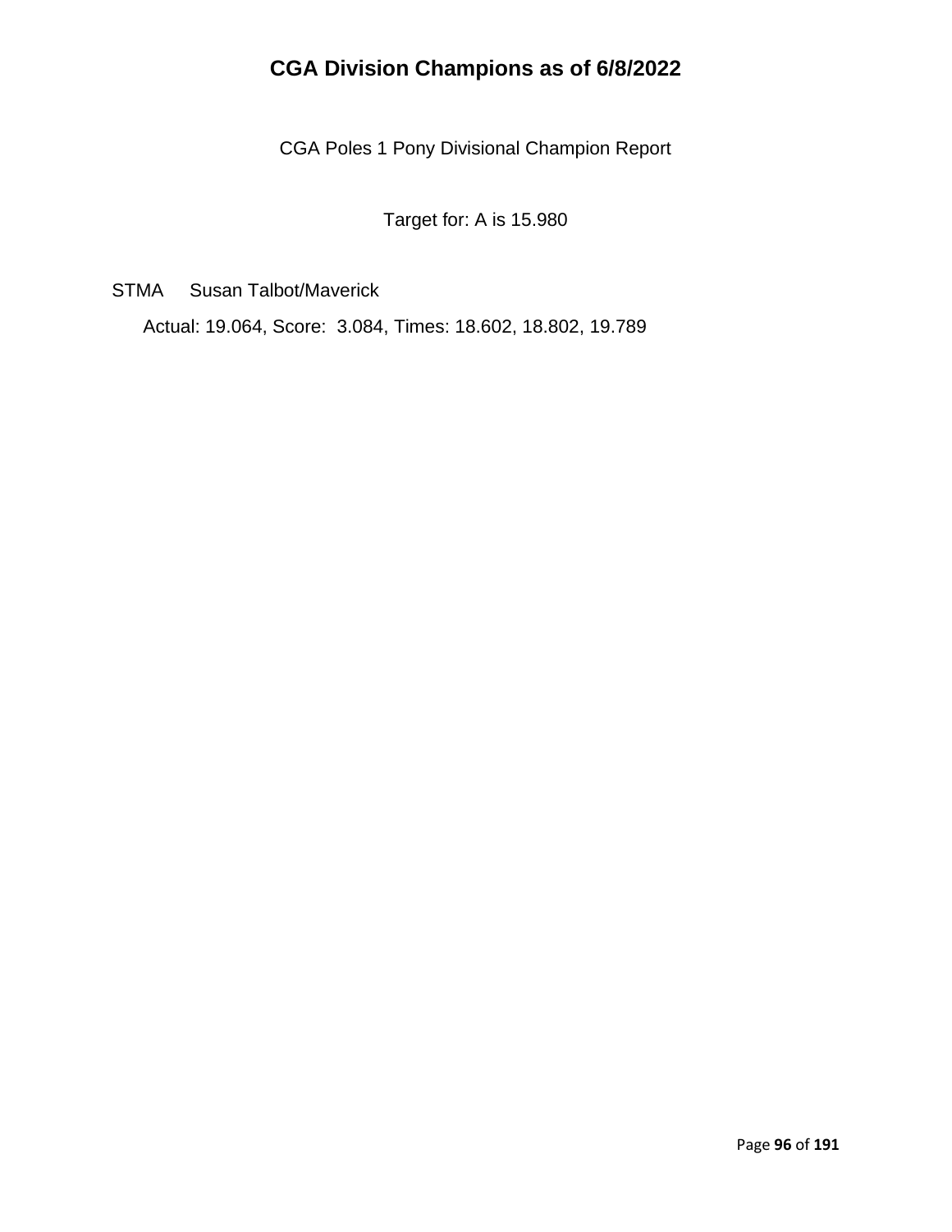# CGA Division Champions as of 6/8/2022

CGA Poles 1 Pony Divisional Champion Report

Target for: A is 15.980

STMA Susan Talbot/Maverick

Actual: 19.064, Score: 3.084, Times: 18.602, 18.802, 19.789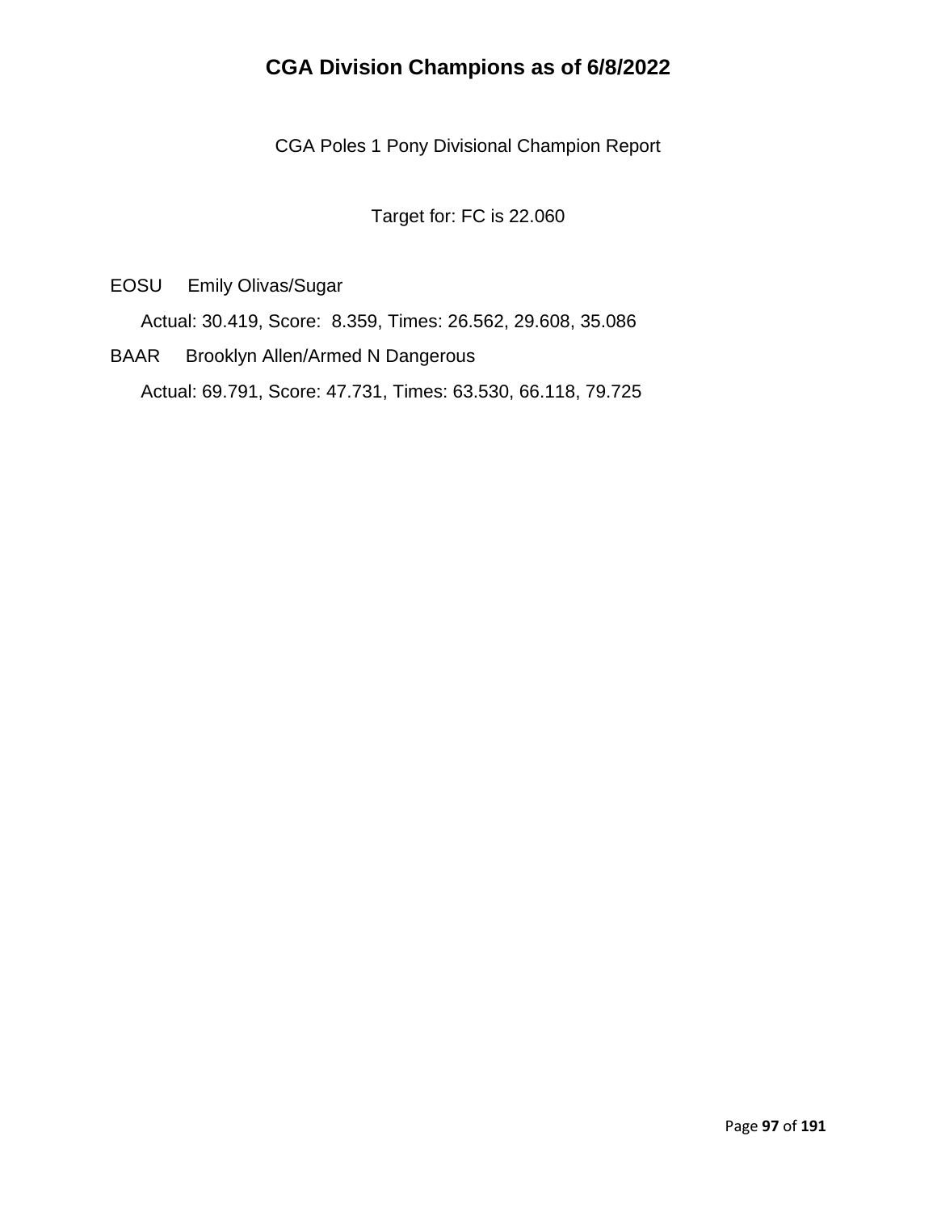# CGA Division Champions as of 6/8/2022

CGA Poles 1 Pony Divisional Champion Report

Target for: FC is 22.060

EOSU Emily Olivas/Sugar

Actual: 30.419, Score: 8.359, Times: 26.562, 29.608, 35.086

BAAR Brooklyn Allen/Armed N Dangerous

Actual: 69.791, Score: 47.731, Times: 63.530, 66.118, 79.725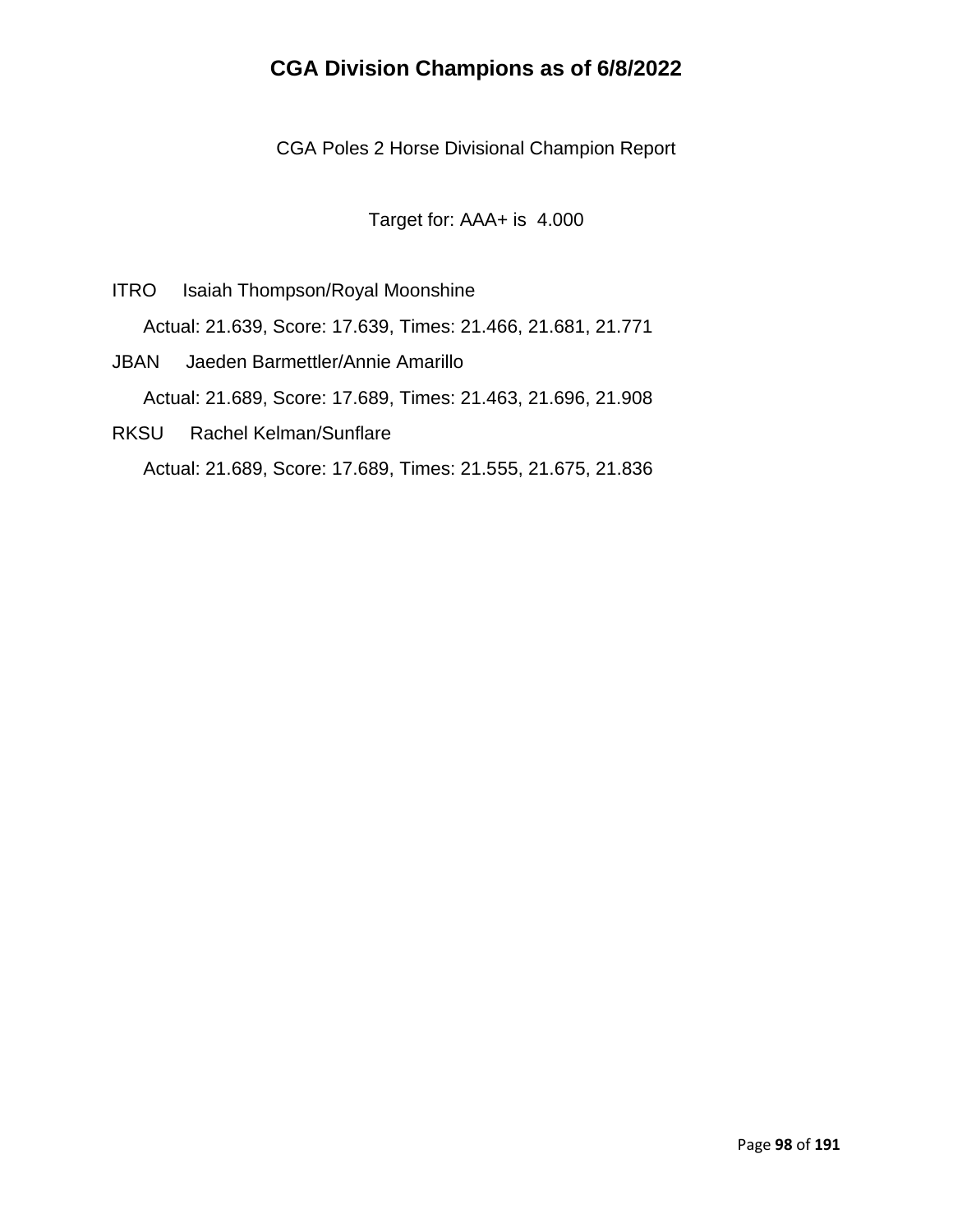# CGA Division Champions as of 6/8/2022

CGA Poles 2 Horse Divisional Champion Report

Target for: AAA+ is 4.000

ITRO Isaiah Thompson/Royal Moonshine

Actual: 21.639, Score: 17.639, Times: 21.466, 21.681, 21.771

JBAN Jaeden Barmettler/Annie Amarillo

Actual: 21.689, Score: 17.689, Times: 21.463, 21.696, 21.908

RKSU Rachel Kelman/Sunflare

Actual: 21.689, Score: 17.689, Times: 21.555, 21.675, 21.836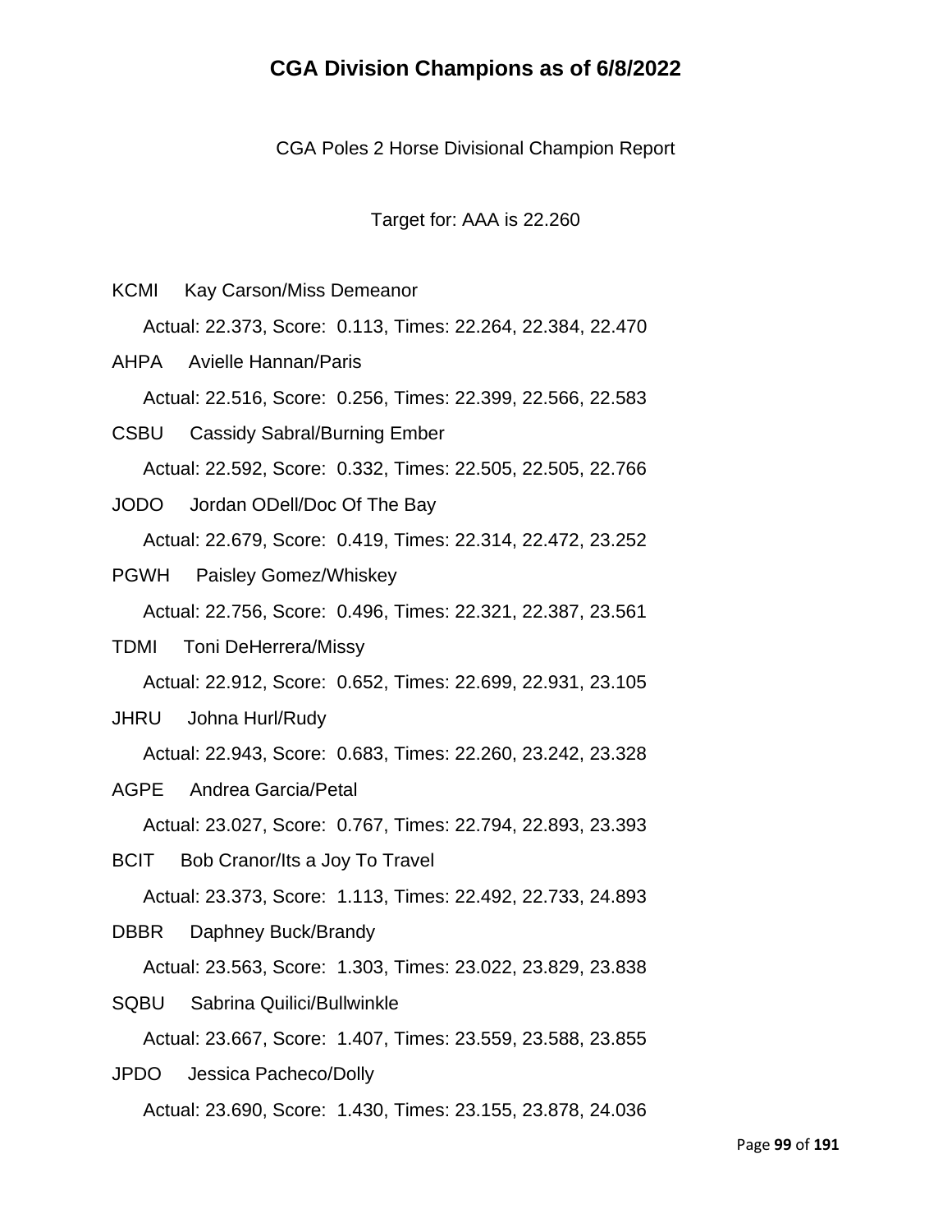# CGA Division Champions as of 6/8/2022

CGA Poles 2 Horse Divisional Champion Report

Target for: AAA is 22.260

KCMI Kay Carson/Miss Demeanor

Actual: 22.373, Score: 0.113, Times: 22.264, 22.384, 22.470

AHPA Avielle Hannan/Paris

Actual: 22.516, Score: 0.256, Times: 22.399, 22.566, 22.583

CSBU Cassidy Sabral/Burning Ember

Actual: 22.592, Score: 0.332, Times: 22.505, 22.505, 22.766

JODO Jordan ODell/Doc Of The Bay

Actual: 22.679, Score: 0.419, Times: 22.314, 22.472, 23.252

PGWH Paisley Gomez/Whiskey

Actual: 22.756, Score: 0.496, Times: 22.321, 22.387, 23.561

TDMI Toni DeHerrera/Missy

Actual: 22.912, Score: 0.652, Times: 22.699, 22.931, 23.105

JHRU Johna Hurl/Rudy

Actual: 22.943, Score: 0.683, Times: 22.260, 23.242, 23.328

AGPE Andrea Garcia/Petal

Actual: 23.027, Score: 0.767, Times: 22.794, 22.893, 23.393

BCIT Bob Cranor/Its a Joy To Travel

Actual: 23.373, Score: 1.113, Times: 22.492, 22.733, 24.893

DBBR Daphney Buck/Brandy

Actual: 23.563, Score: 1.303, Times: 23.022, 23.829, 23.838

SQBU Sabrina Quilici/Bullwinkle

Actual: 23.667, Score: 1.407, Times: 23.559, 23.588, 23.855

JPDO Jessica Pacheco/Dolly

Actual: 23.690, Score: 1.430, Times: 23.155, 23.878, 24.036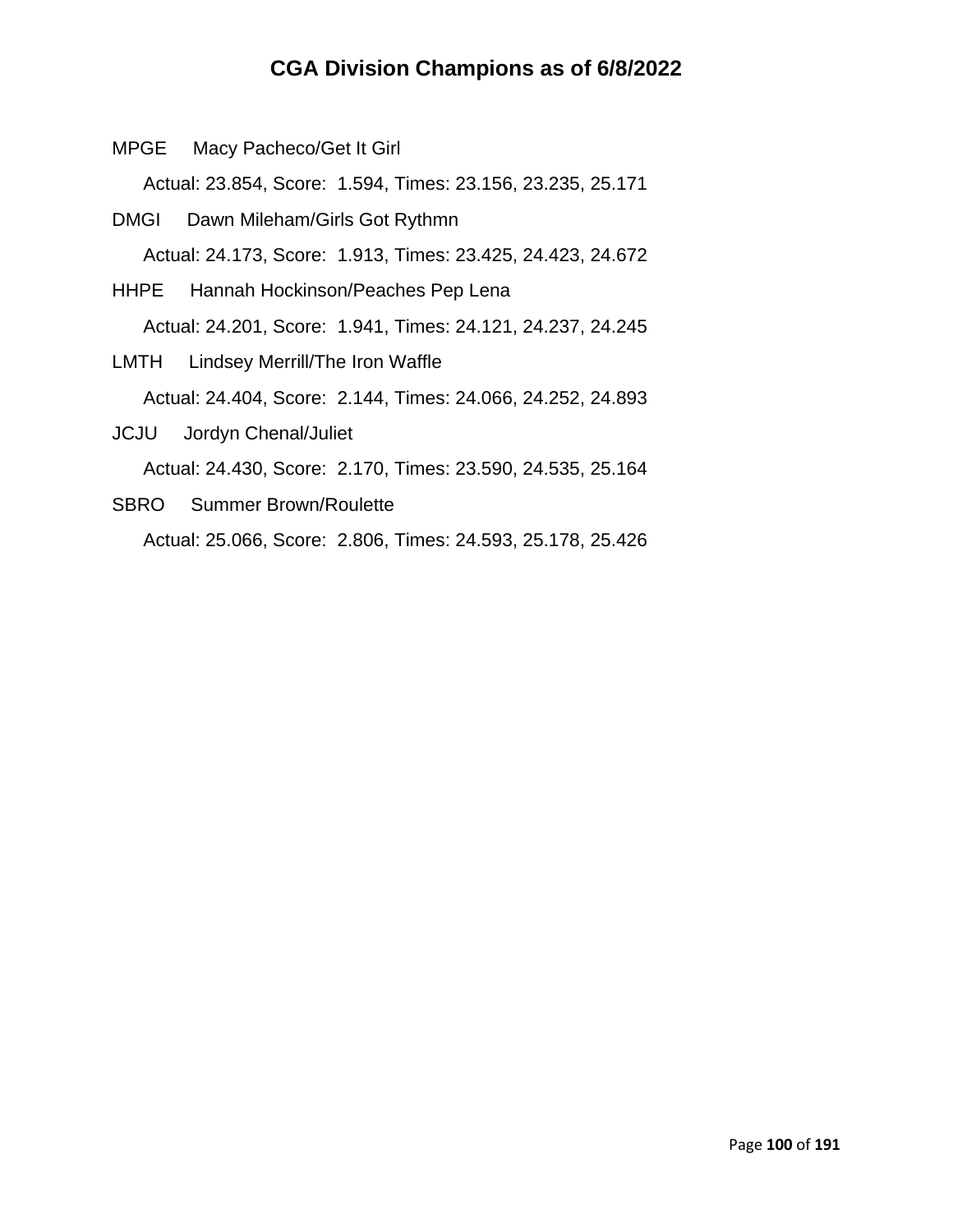# CGA Division Champions as of 6/8/2022

MPGE Macy Pacheco/Get It Girl

Actual: 23.854, Score: 1.594, Times: 23.156, 23.235, 25.171

DMGI Dawn Mileham/Girls Got Rythmn

Actual: 24.173, Score: 1.913, Times: 23.425, 24.423, 24.672

HHPE Hannah Hockinson/Peaches Pep Lena

Actual: 24.201, Score: 1.941, Times: 24.121, 24.237, 24.245

LMTH Lindsey Merrill/The Iron Waffle

Actual: 24.404, Score: 2.144, Times: 24.066, 24.252, 24.893

JCJU Jordyn Chenal/Juliet

Actual: 24.430, Score: 2.170, Times: 23.590, 24.535, 25.164

SBRO Summer Brown/Roulette

Actual: 25.066, Score: 2.806, Times: 24.593, 25.178, 25.426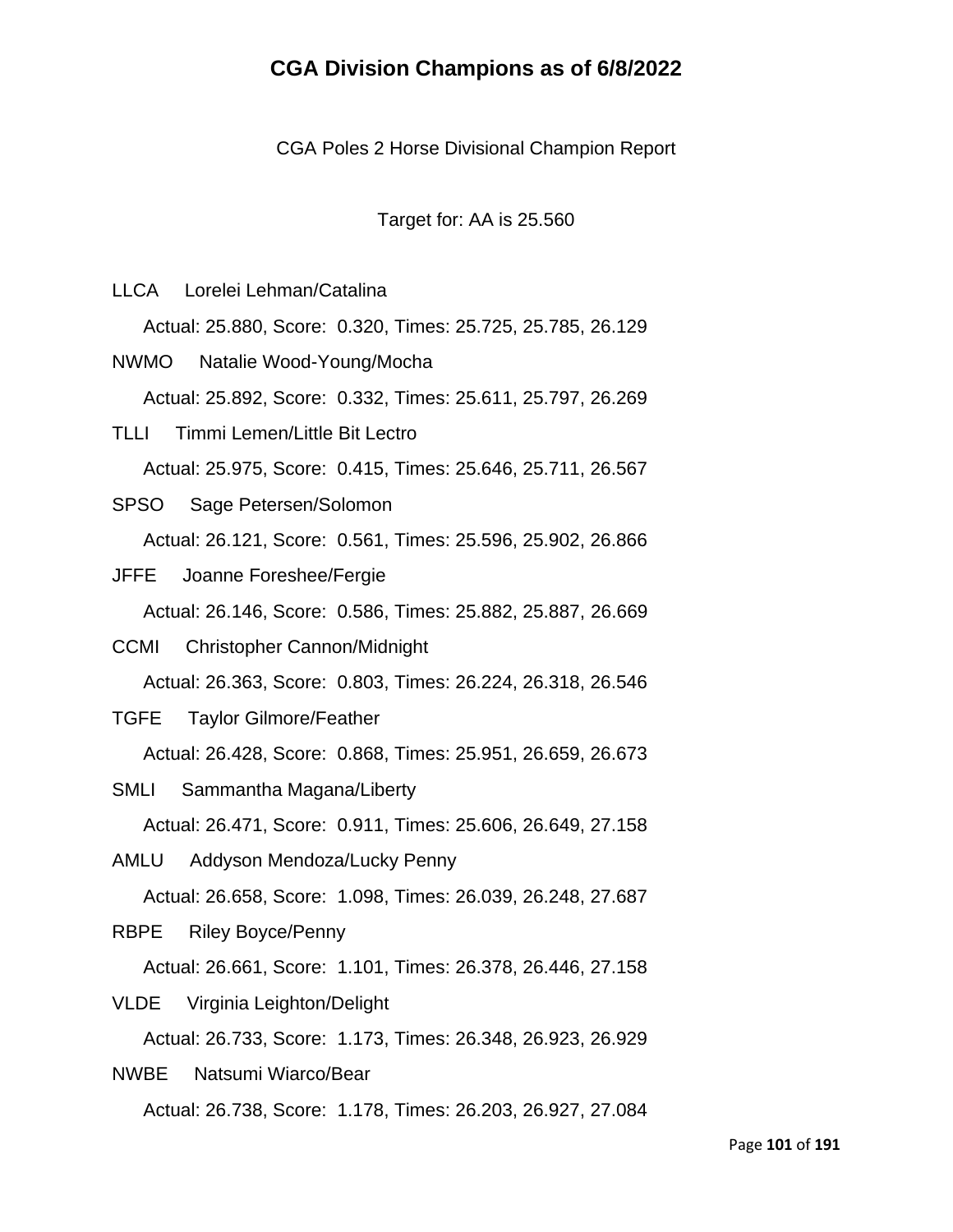# CGA Division Champions as of 6/8/2022

CGA Poles 2 Horse Divisional Champion Report

Target for: AA is 25.560

LLCA Lorelei Lehman/Catalina

Actual: 25.880, Score: 0.320, Times: 25.725, 25.785, 26.129

NWMO Natalie Wood-Young/Mocha

Actual: 25.892, Score: 0.332, Times: 25.611, 25.797, 26.269

TLLI Timmi Lemen/Little Bit Lectro

Actual: 25.975, Score: 0.415, Times: 25.646, 25.711, 26.567

SPSO Sage Petersen/Solomon

Actual: 26.121, Score: 0.561, Times: 25.596, 25.902, 26.866

JFFE Joanne Foreshee/Fergie

Actual: 26.146, Score: 0.586, Times: 25.882, 25.887, 26.669

CCMI Christopher Cannon/Midnight

Actual: 26.363, Score: 0.803, Times: 26.224, 26.318, 26.546

TGFE Taylor Gilmore/Feather

Actual: 26.428, Score: 0.868, Times: 25.951, 26.659, 26.673

SMLI Sammantha Magana/Liberty

Actual: 26.471, Score: 0.911, Times: 25.606, 26.649, 27.158

AMLU Addyson Mendoza/Lucky Penny

Actual: 26.658, Score: 1.098, Times: 26.039, 26.248, 27.687

RBPE Riley Boyce/Penny

Actual: 26.661, Score: 1.101, Times: 26.378, 26.446, 27.158

VLDE Virginia Leighton/Delight

Actual: 26.733, Score: 1.173, Times: 26.348, 26.923, 26.929

NWBE Natsumi Wiarco/Bear

Actual: 26.738, Score: 1.178, Times: 26.203, 26.927, 27.084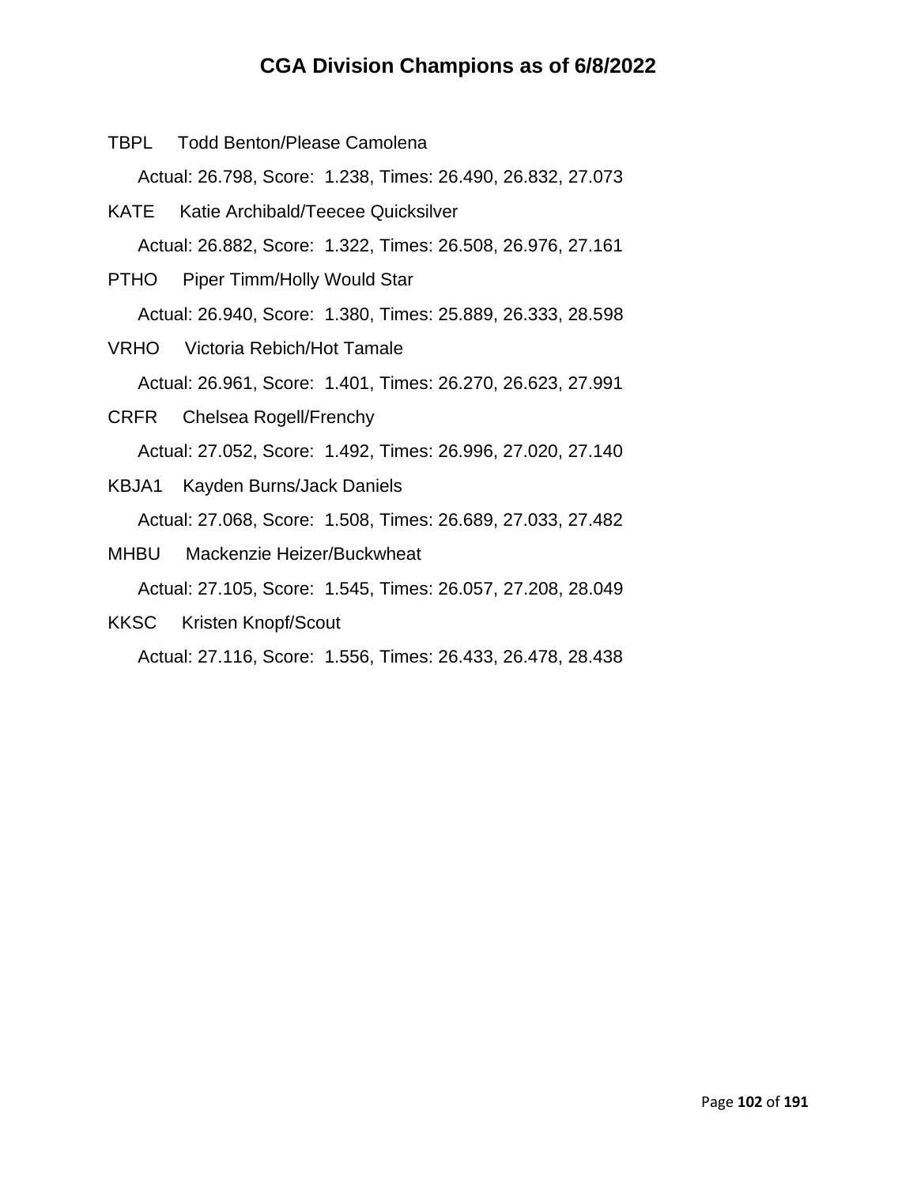# CGA Division Champions as of 6/8/2022

TBPL Todd Benton/Please Camolena

Actual: 26.798, Score: 1.238, Times: 26.490, 26.832, 27.073

KATE Katie Archibald/Teecee Quicksilver

Actual: 26.882, Score: 1.322, Times: 26.508, 26.976, 27.161

PTHO Piper Timm/Holly Would Star

Actual: 26.940, Score: 1.380, Times: 25.889, 26.333, 28.598

VRHO Victoria Rebich/Hot Tamale

Actual: 26.961, Score: 1.401, Times: 26.270, 26.623, 27.991

CRFR Chelsea Rogell/Frenchy

Actual: 27.052, Score: 1.492, Times: 26.996, 27.020, 27.140

KBJA1 Kayden Burns/Jack Daniels

Actual: 27.068, Score: 1.508, Times: 26.689, 27.033, 27.482

MHBU Mackenzie Heizer/Buckwheat

Actual: 27.105, Score: 1.545, Times: 26.057, 27.208, 28.049

KKSC Kristen Knopf/Scout

Actual: 27.116, Score: 1.556, Times: 26.433, 26.478, 28.438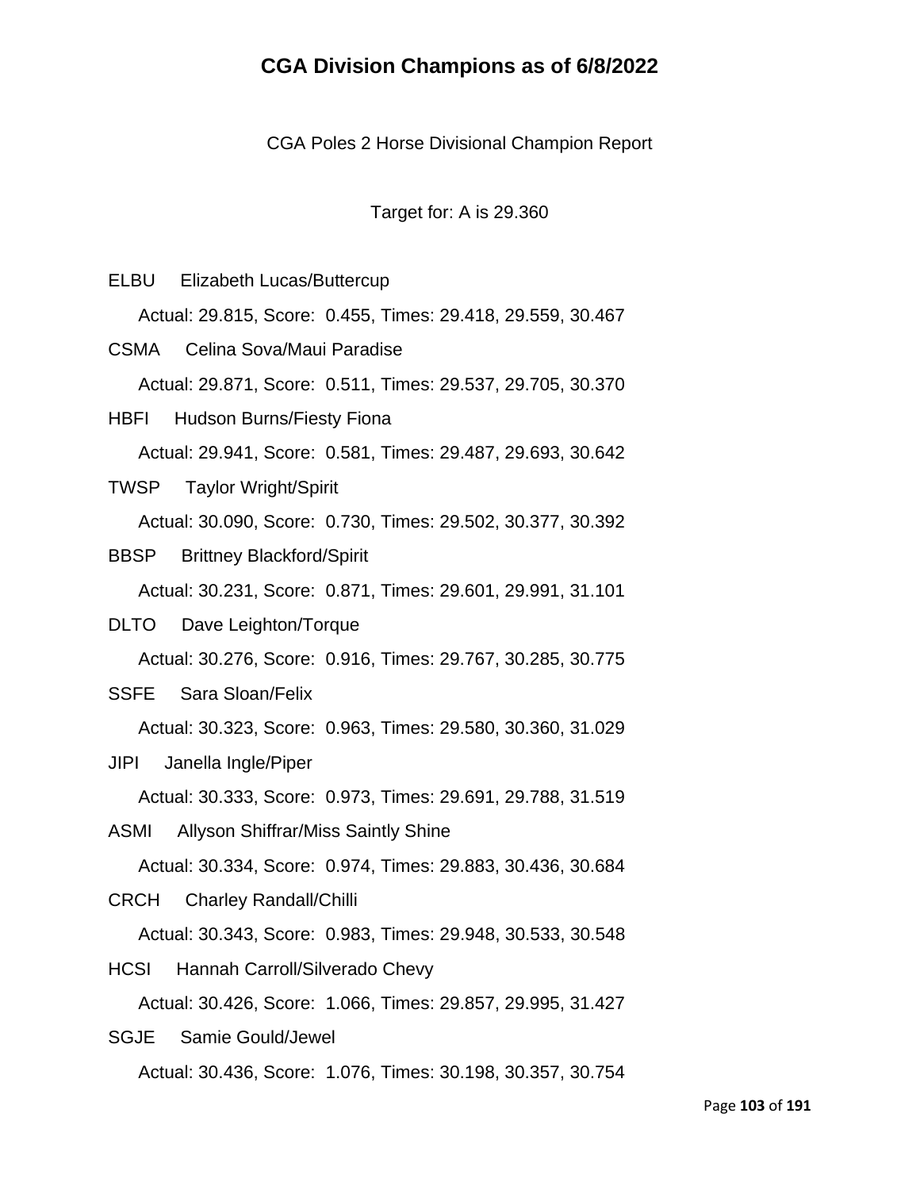# CGA Division Champions as of 6/8/2022

CGA Poles 2 Horse Divisional Champion Report

Target for: A is 29.360

ELBU Elizabeth Lucas/Buttercup

Actual: 29.815, Score: 0.455, Times: 29.418, 29.559, 30.467

CSMA Celina Sova/Maui Paradise

Actual: 29.871, Score: 0.511, Times: 29.537, 29.705, 30.370

HBFI Hudson Burns/Fiesty Fiona

Actual: 29.941, Score: 0.581, Times: 29.487, 29.693, 30.642

TWSP Taylor Wright/Spirit

Actual: 30.090, Score: 0.730, Times: 29.502, 30.377, 30.392

BBSP Brittney Blackford/Spirit

Actual: 30.231, Score: 0.871, Times: 29.601, 29.991, 31.101

DLTO Dave Leighton/Torque

Actual: 30.276, Score: 0.916, Times: 29.767, 30.285, 30.775

SSFE Sara Sloan/Felix

Actual: 30.323, Score: 0.963, Times: 29.580, 30.360, 31.029

JIPI Janella Ingle/Piper

Actual: 30.333, Score: 0.973, Times: 29.691, 29.788, 31.519

ASMI Allyson Shiffrar/Miss Saintly Shine

Actual: 30.334, Score: 0.974, Times: 29.883, 30.436, 30.684

CRCH Charley Randall/Chilli

Actual: 30.343, Score: 0.983, Times: 29.948, 30.533, 30.548

HCSI Hannah Carroll/Silverado Chevy

Actual: 30.426, Score: 1.066, Times: 29.857, 29.995, 31.427

SGJE Samie Gould/Jewel

Actual: 30.436, Score: 1.076, Times: 30.198, 30.357, 30.754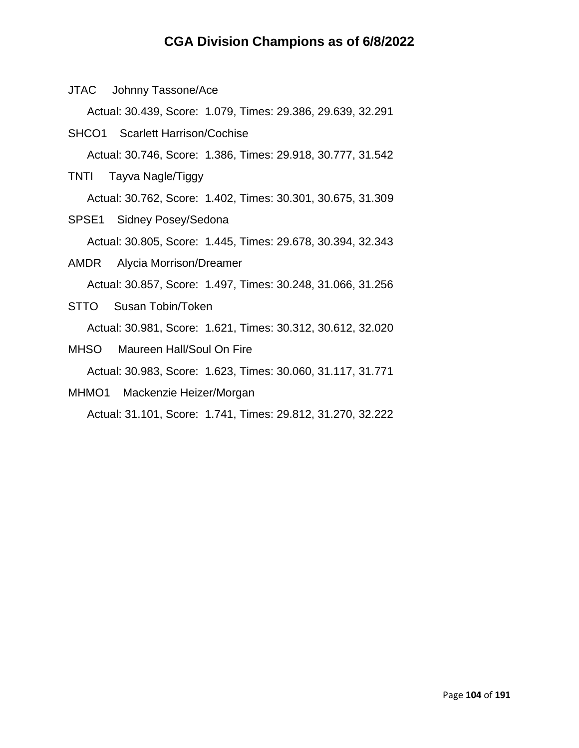# CGA Division Champions as of 6/8/2022

JTAC    Johnny Tassone/Ace

Actual: 30.439, Score: 1.079, Times: 29.386, 29.639, 32.291

SHCO1    Scarlett Harrison/Cochise

Actual: 30.746, Score: 1.386, Times: 29.918, 30.777, 31.542

TNTI    Tayva Nagle/Tiggy

Actual: 30.762, Score: 1.402, Times: 30.301, 30.675, 31.309

SPSE1    Sidney Posey/Sedona

Actual: 30.805, Score: 1.445, Times: 29.678, 30.394, 32.343

AMDR    Alycia Morrison/Dreamer

Actual: 30.857, Score: 1.497, Times: 30.248, 31.066, 31.256

STTO    Susan Tobin/Token

Actual: 30.981, Score: 1.621, Times: 30.312, 30.612, 32.020

MHSO    Maureen Hall/Soul On Fire

Actual: 30.983, Score: 1.623, Times: 30.060, 31.117, 31.771

MHMO1    Mackenzie Heizer/Morgan

Actual: 31.101, Score: 1.741, Times: 29.812, 31.270, 32.222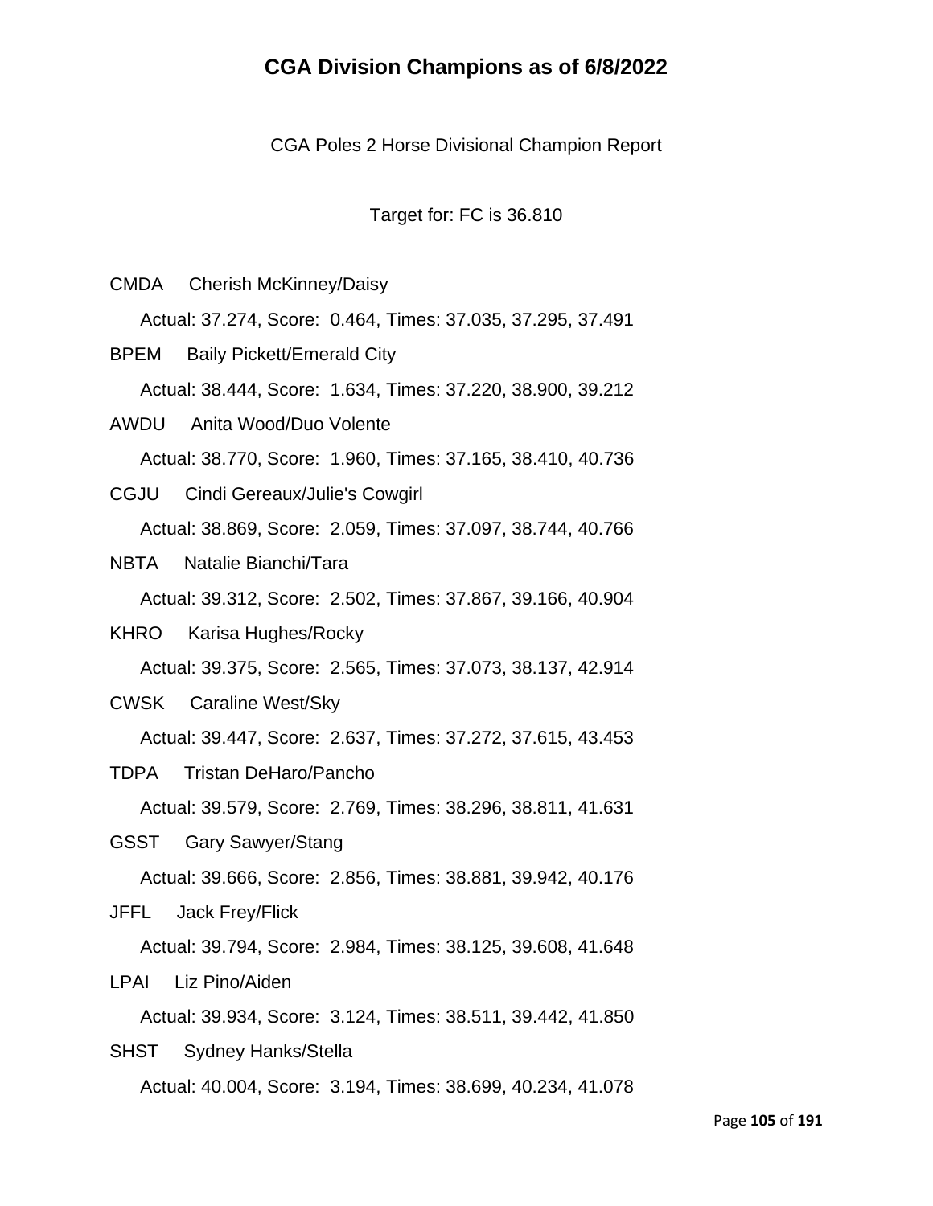# CGA Division Champions as of 6/8/2022

CGA Poles 2 Horse Divisional Champion Report

Target for: FC is 36.810

CMDA Cherish McKinney/Daisy

Actual: 37.274, Score: 0.464, Times: 37.035, 37.295, 37.491

BPEM Baily Pickett/Emerald City

Actual: 38.444, Score: 1.634, Times: 37.220, 38.900, 39.212

AWDU Anita Wood/Duo Volente

Actual: 38.770, Score: 1.960, Times: 37.165, 38.410, 40.736

CGJU Cindi Gereaux/Julie's Cowgirl

Actual: 38.869, Score: 2.059, Times: 37.097, 38.744, 40.766

NBTA Natalie Bianchi/Tara

Actual: 39.312, Score: 2.502, Times: 37.867, 39.166, 40.904

KHRO Karisa Hughes/Rocky

Actual: 39.375, Score: 2.565, Times: 37.073, 38.137, 42.914

CWSK Caraline West/Sky

Actual: 39.447, Score: 2.637, Times: 37.272, 37.615, 43.453

TDPA Tristan DeHaro/Pancho

Actual: 39.579, Score: 2.769, Times: 38.296, 38.811, 41.631

GSST Gary Sawyer/Stang

Actual: 39.666, Score: 2.856, Times: 38.881, 39.942, 40.176

JFFL Jack Frey/Flick

Actual: 39.794, Score: 2.984, Times: 38.125, 39.608, 41.648

LPAI Liz Pino/Aiden

Actual: 39.934, Score: 3.124, Times: 38.511, 39.442, 41.850

SHST Sydney Hanks/Stella

Actual: 40.004, Score: 3.194, Times: 38.699, 40.234, 41.078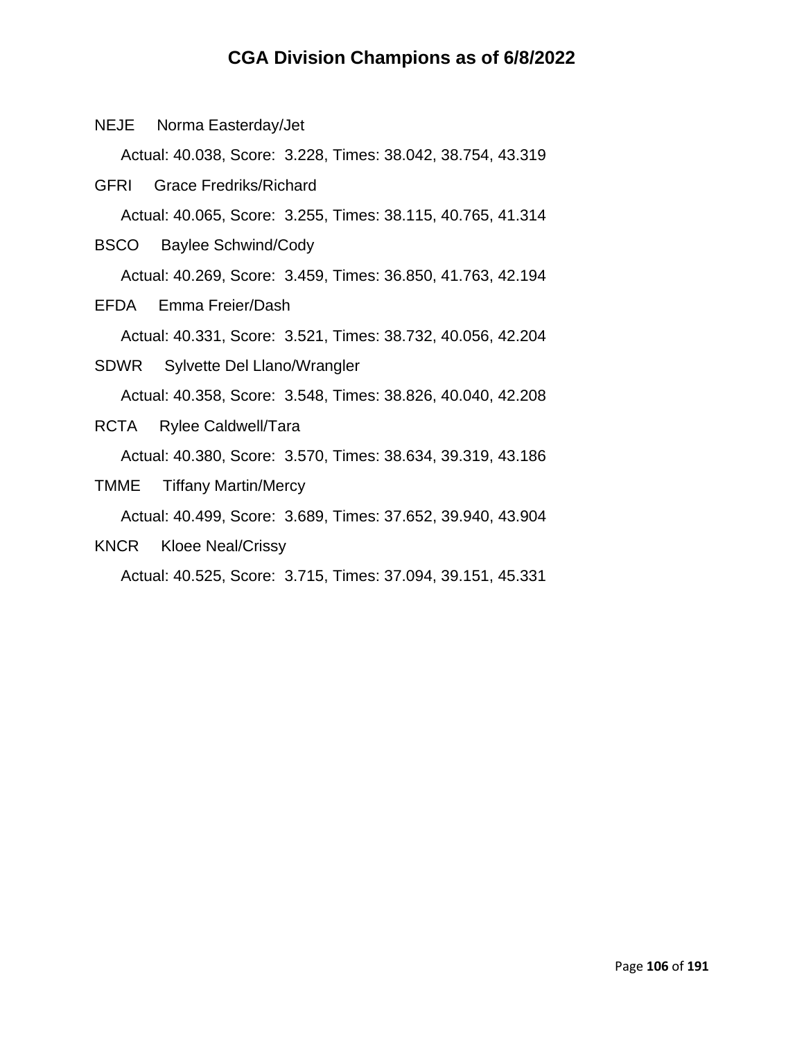# CGA Division Champions as of 6/8/2022

NEJE Norma Easterday/Jet

Actual: 40.038, Score: 3.228, Times: 38.042, 38.754, 43.319

GFRI Grace Fredriks/Richard

Actual: 40.065, Score: 3.255, Times: 38.115, 40.765, 41.314

BSCO Baylee Schwind/Cody

Actual: 40.269, Score: 3.459, Times: 36.850, 41.763, 42.194

EFDA Emma Freier/Dash

Actual: 40.331, Score: 3.521, Times: 38.732, 40.056, 42.204

SDWR Sylvette Del Llano/Wrangler

Actual: 40.358, Score: 3.548, Times: 38.826, 40.040, 42.208

RCTA Rylee Caldwell/Tara

Actual: 40.380, Score: 3.570, Times: 38.634, 39.319, 43.186

TMME Tiffany Martin/Mercy

Actual: 40.499, Score: 3.689, Times: 37.652, 39.940, 43.904

KNCR Kloee Neal/Crissy

Actual: 40.525, Score: 3.715, Times: 37.094, 39.151, 45.331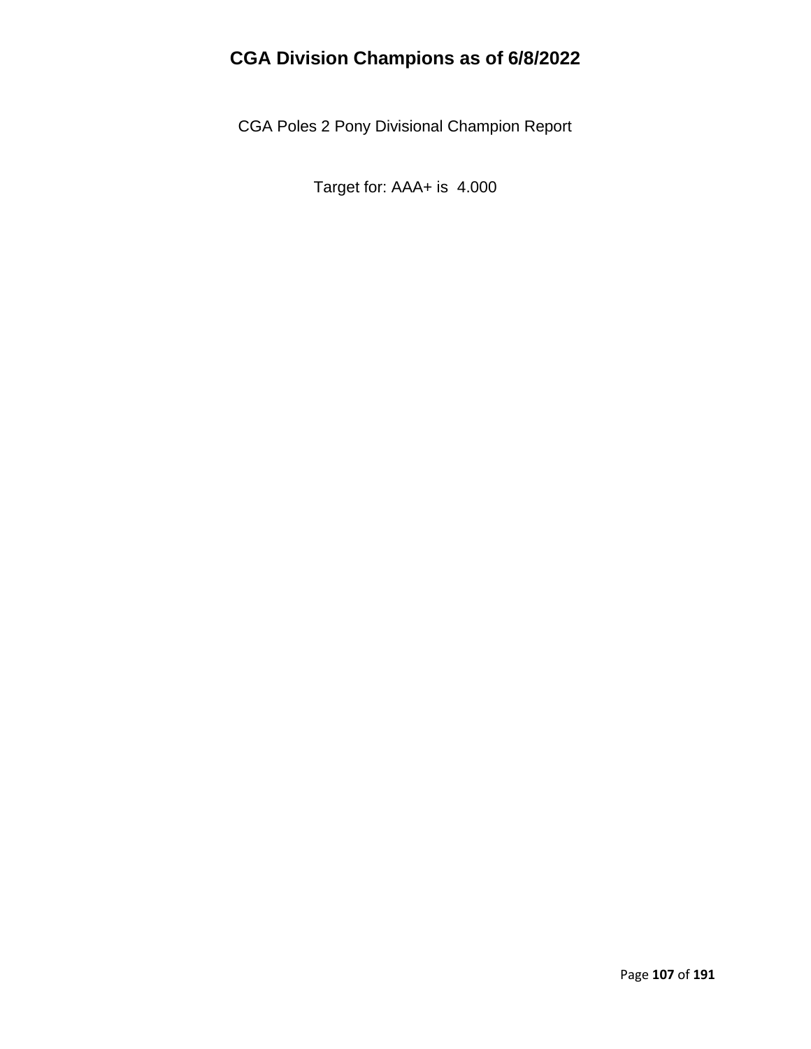# CGA Division Champions as of 6/8/2022

CGA Poles 2 Pony Divisional Champion Report

Target for: AAA+ is 4.000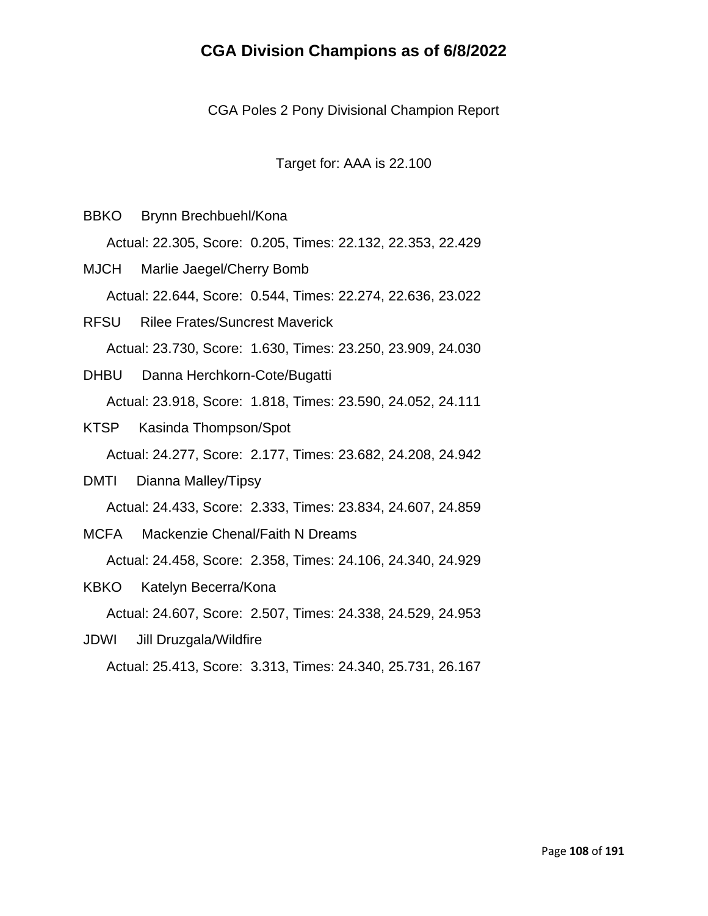# CGA Division Champions as of 6/8/2022

CGA Poles 2 Pony Divisional Champion Report

Target for: AAA is 22.100

BBKO Brynn Brechbuehl/Kona

Actual: 22.305, Score: 0.205, Times: 22.132, 22.353, 22.429

MJCH Marlie Jaegel/Cherry Bomb

Actual: 22.644, Score: 0.544, Times: 22.274, 22.636, 23.022

RFSU Rilee Frates/Suncrest Maverick

Actual: 23.730, Score: 1.630, Times: 23.250, 23.909, 24.030

DHBU Danna Herchkorn-Cote/Bugatti

Actual: 23.918, Score: 1.818, Times: 23.590, 24.052, 24.111

KTSP Kasinda Thompson/Spot

Actual: 24.277, Score: 2.177, Times: 23.682, 24.208, 24.942

DMTI Dianna Malley/Tipsy

Actual: 24.433, Score: 2.333, Times: 23.834, 24.607, 24.859

MCFA Mackenzie Chenal/Faith N Dreams

Actual: 24.458, Score: 2.358, Times: 24.106, 24.340, 24.929

KBKO Katelyn Becerra/Kona

Actual: 24.607, Score: 2.507, Times: 24.338, 24.529, 24.953

JDWI Jill Druzgala/Wildfire

Actual: 25.413, Score: 3.313, Times: 24.340, 25.731, 26.167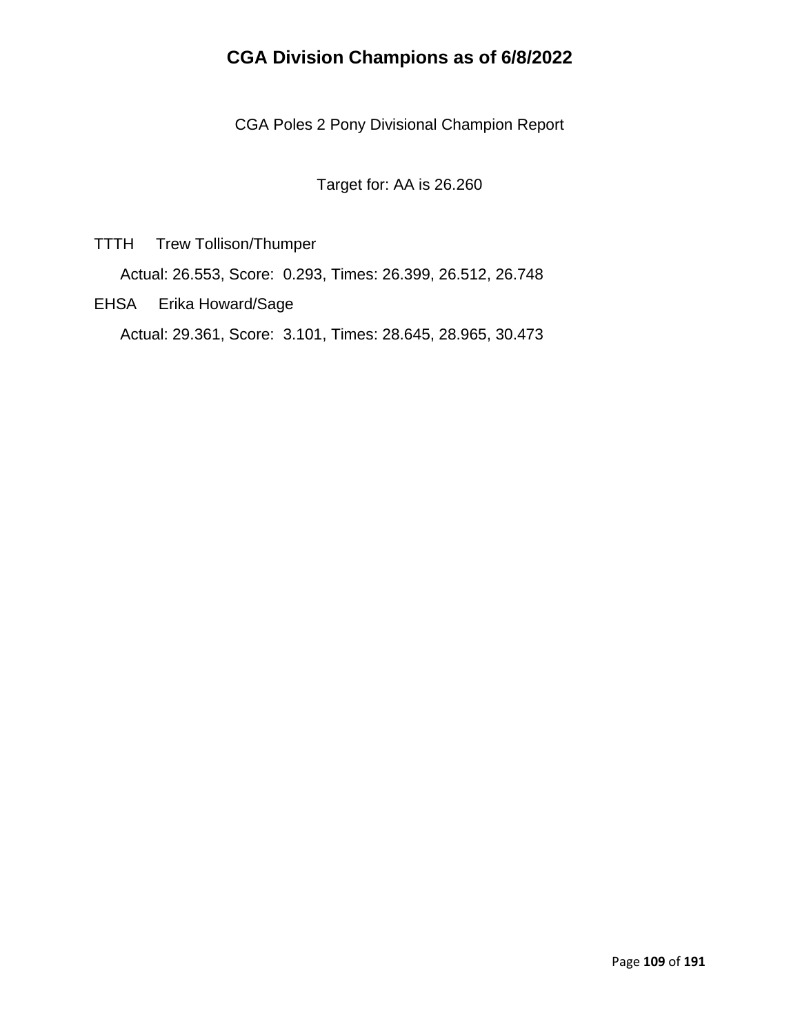# CGA Division Champions as of 6/8/2022

CGA Poles 2 Pony Divisional Champion Report

Target for: AA is 26.260

TTTH Trew Tollison/Thumper

Actual: 26.553, Score: 0.293, Times: 26.399, 26.512, 26.748

EHSA Erika Howard/Sage

Actual: 29.361, Score: 3.101, Times: 28.645, 28.965, 30.473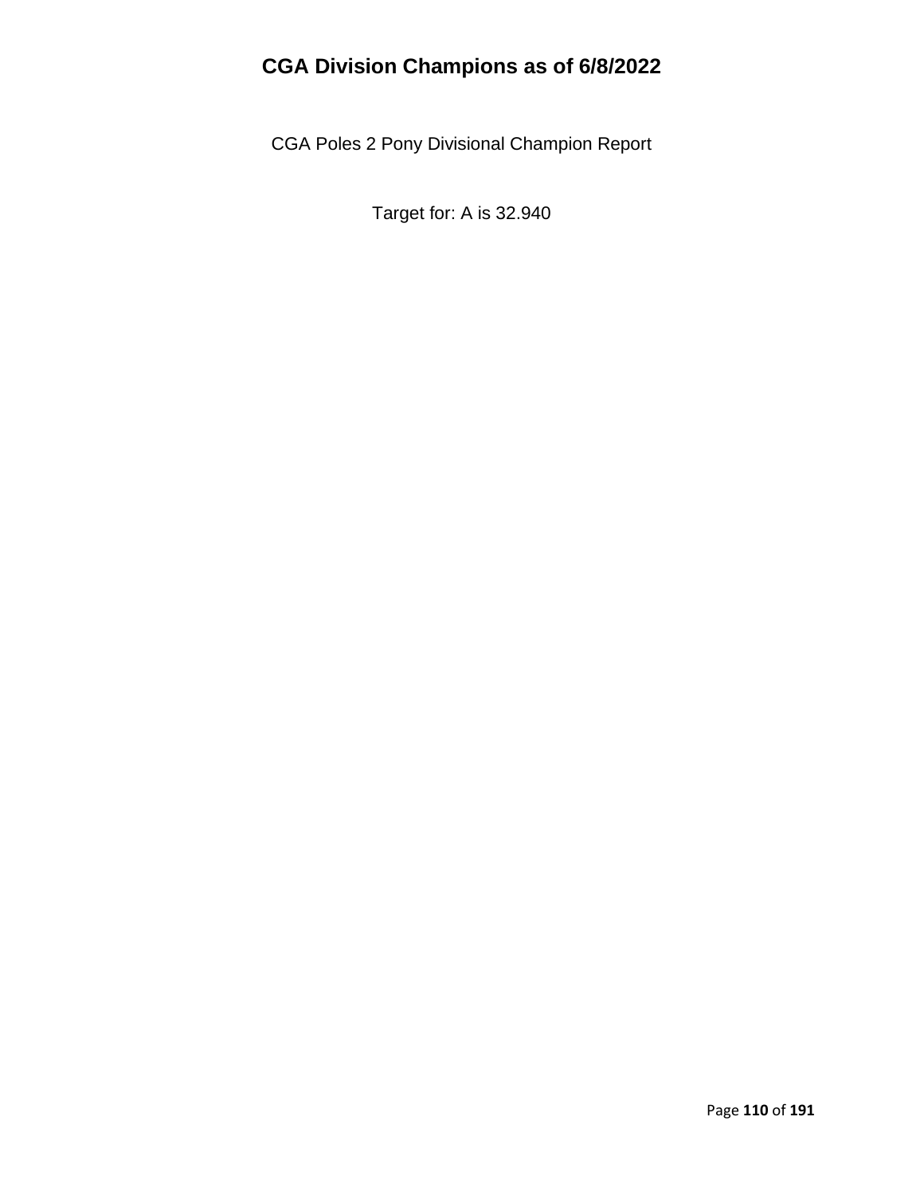# CGA Division Champions as of 6/8/2022

CGA Poles 2 Pony Divisional Champion Report

Target for: A is 32.940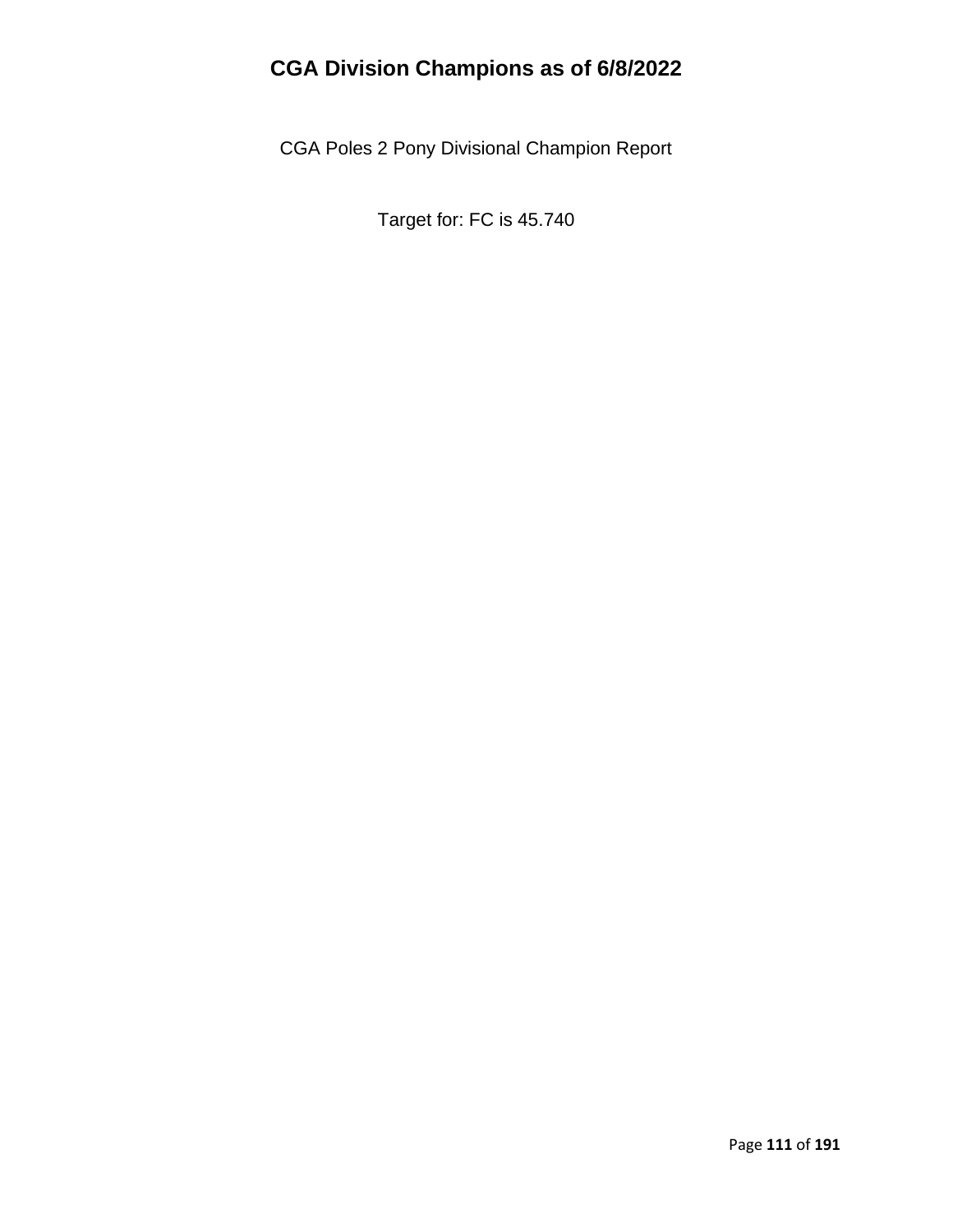# CGA Division Champions as of 6/8/2022

CGA Poles 2 Pony Divisional Champion Report

Target for: FC is 45.740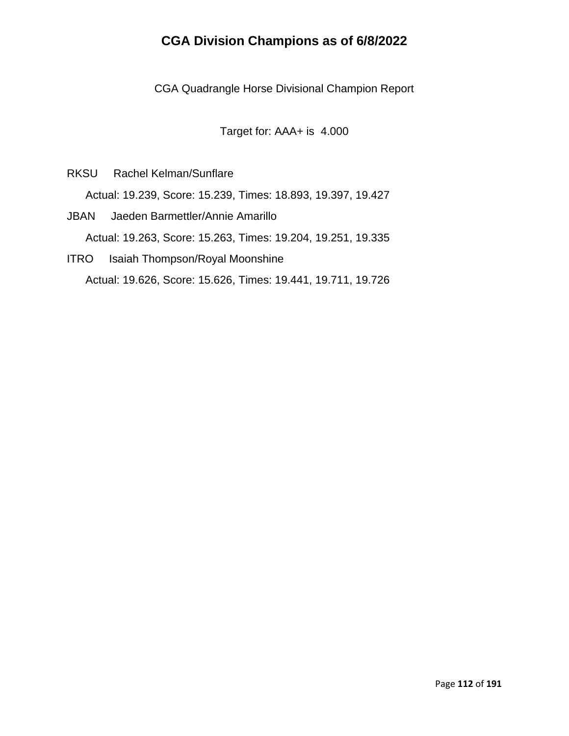# CGA Division Champions as of 6/8/2022

CGA Quadrangle Horse Divisional Champion Report

Target for: AAA+ is 4.000

RKSU Rachel Kelman/Sunflare

Actual: 19.239, Score: 15.239, Times: 18.893, 19.397, 19.427

JBAN Jaeden Barmettler/Annie Amarillo

Actual: 19.263, Score: 15.263, Times: 19.204, 19.251, 19.335

ITRO Isaiah Thompson/Royal Moonshine

Actual: 19.626, Score: 15.626, Times: 19.441, 19.711, 19.726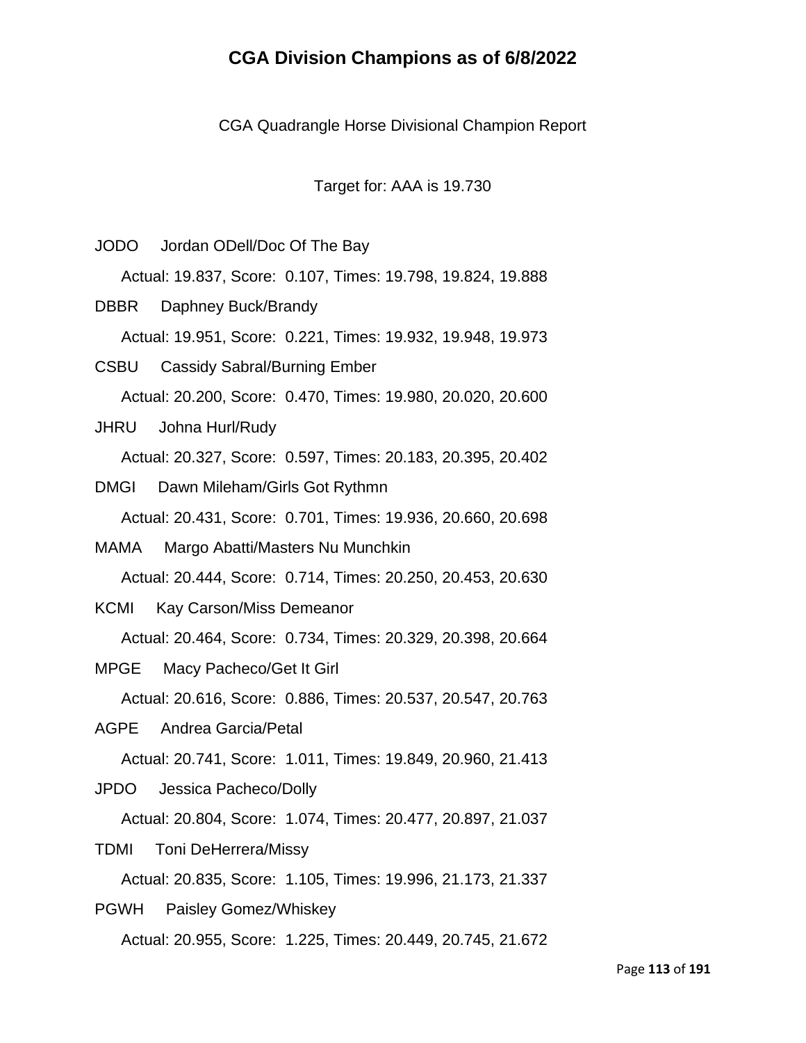# CGA Division Champions as of 6/8/2022

CGA Quadrangle Horse Divisional Champion Report

Target for: AAA is 19.730

JODO Jordan ODell/Doc Of The Bay

Actual: 19.837, Score: 0.107, Times: 19.798, 19.824, 19.888

DBBR Daphney Buck/Brandy

Actual: 19.951, Score: 0.221, Times: 19.932, 19.948, 19.973

CSBU Cassidy Sabral/Burning Ember

Actual: 20.200, Score: 0.470, Times: 19.980, 20.020, 20.600

JHRU Johna Hurl/Rudy

Actual: 20.327, Score: 0.597, Times: 20.183, 20.395, 20.402

DMGI Dawn Mileham/Girls Got Rythmn

Actual: 20.431, Score: 0.701, Times: 19.936, 20.660, 20.698

MAMA Margo Abatti/Masters Nu Munchkin

Actual: 20.444, Score: 0.714, Times: 20.250, 20.453, 20.630

KCMI Kay Carson/Miss Demeanor

Actual: 20.464, Score: 0.734, Times: 20.329, 20.398, 20.664

MPGE Macy Pacheco/Get It Girl

Actual: 20.616, Score: 0.886, Times: 20.537, 20.547, 20.763

AGPE Andrea Garcia/Petal

Actual: 20.741, Score: 1.011, Times: 19.849, 20.960, 21.413

JPDO Jessica Pacheco/Dolly

Actual: 20.804, Score: 1.074, Times: 20.477, 20.897, 21.037

TDMI Toni DeHerrera/Missy

Actual: 20.835, Score: 1.105, Times: 19.996, 21.173, 21.337

PGWH Paisley Gomez/Whiskey

Actual: 20.955, Score: 1.225, Times: 20.449, 20.745, 21.672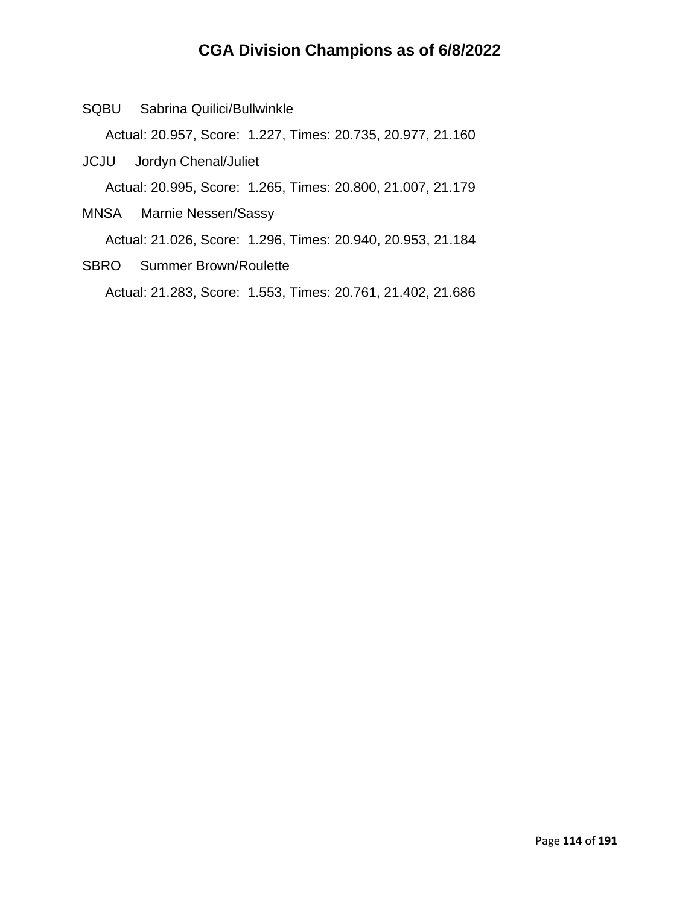# CGA Division Champions as of 6/8/2022

SQBU Sabrina Quilici/Bullwinkle

Actual: 20.957, Score: 1.227, Times: 20.735, 20.977, 21.160

JCJU Jordyn Chenal/Juliet

Actual: 20.995, Score: 1.265, Times: 20.800, 21.007, 21.179

MNSA Marnie Nessen/Sassy

Actual: 21.026, Score: 1.296, Times: 20.940, 20.953, 21.184

SBRO Summer Brown/Roulette

Actual: 21.283, Score: 1.553, Times: 20.761, 21.402, 21.686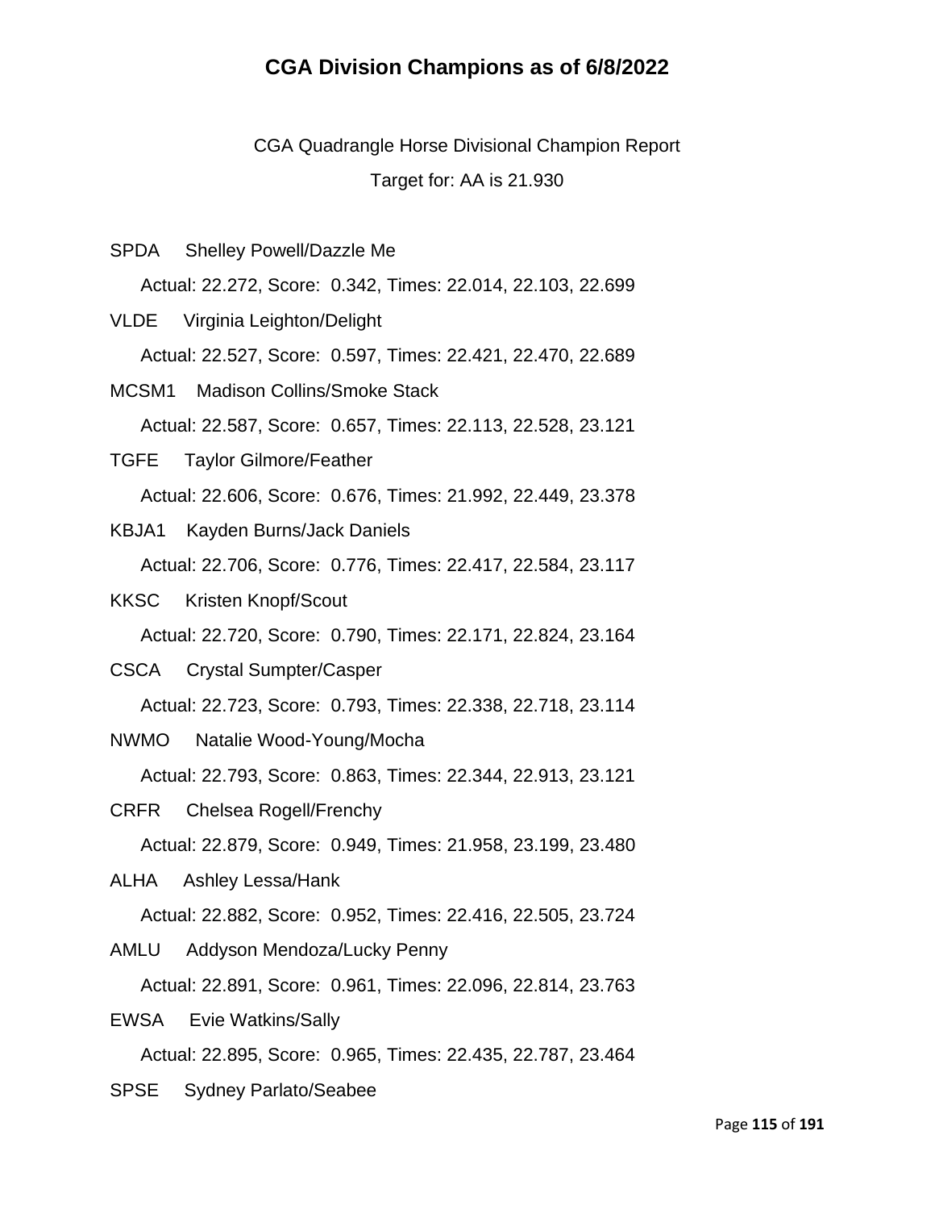# CGA Division Champions as of 6/8/2022

CGA Quadrangle Horse Divisional Champion Report

Target for: AA is 21.930

SPDA Shelley Powell/Dazzle Me

Actual: 22.272, Score: 0.342, Times: 22.014, 22.103, 22.699

VLDE Virginia Leighton/Delight

Actual: 22.527, Score: 0.597, Times: 22.421, 22.470, 22.689

MCSM1 Madison Collins/Smoke Stack

Actual: 22.587, Score: 0.657, Times: 22.113, 22.528, 23.121

TGFE Taylor Gilmore/Feather

Actual: 22.606, Score: 0.676, Times: 21.992, 22.449, 23.378

KBJA1 Kayden Burns/Jack Daniels

Actual: 22.706, Score: 0.776, Times: 22.417, 22.584, 23.117

KKSC Kristen Knopf/Scout

Actual: 22.720, Score: 0.790, Times: 22.171, 22.824, 23.164

CSCA Crystal Sumpter/Casper

Actual: 22.723, Score: 0.793, Times: 22.338, 22.718, 23.114

NWMO Natalie Wood-Young/Mocha

Actual: 22.793, Score: 0.863, Times: 22.344, 22.913, 23.121

CRFR Chelsea Rogell/Frenchy

Actual: 22.879, Score: 0.949, Times: 21.958, 23.199, 23.480

ALHA Ashley Lessa/Hank

Actual: 22.882, Score: 0.952, Times: 22.416, 22.505, 23.724

AMLU Addyson Mendoza/Lucky Penny

Actual: 22.891, Score: 0.961, Times: 22.096, 22.814, 23.763

EWSA Evie Watkins/Sally

Actual: 22.895, Score: 0.965, Times: 22.435, 22.787, 23.464

SPSE Sydney Parlato/Seabee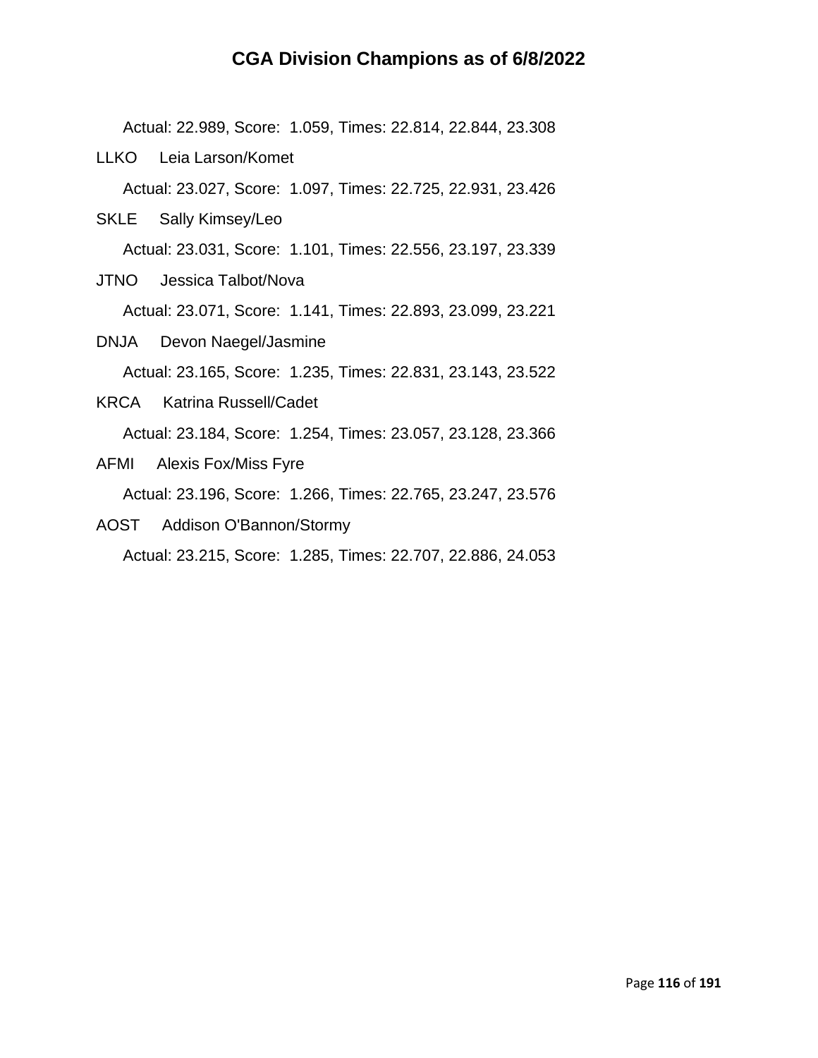Actual: 22.989, Score: 1.059, Times: 22.814, 22.844, 23.308

LLKO Leia Larson/Komet

Actual: 23.027, Score: 1.097, Times: 22.725, 22.931, 23.426

SKLE Sally Kimsey/Leo

Actual: 23.031, Score: 1.101, Times: 22.556, 23.197, 23.339

JTNO Jessica Talbot/Nova

Actual: 23.071, Score: 1.141, Times: 22.893, 23.099, 23.221

DNJA Devon Naegel/Jasmine

Actual: 23.165, Score: 1.235, Times: 22.831, 23.143, 23.522

KRCA Katrina Russell/Cadet

Actual: 23.184, Score: 1.254, Times: 23.057, 23.128, 23.366

AFMI Alexis Fox/Miss Fyre

Actual: 23.196, Score: 1.266, Times: 22.765, 23.247, 23.576

AOST Addison O'Bannon/Stormy

Actual: 23.215, Score: 1.285, Times: 22.707, 22.886, 24.053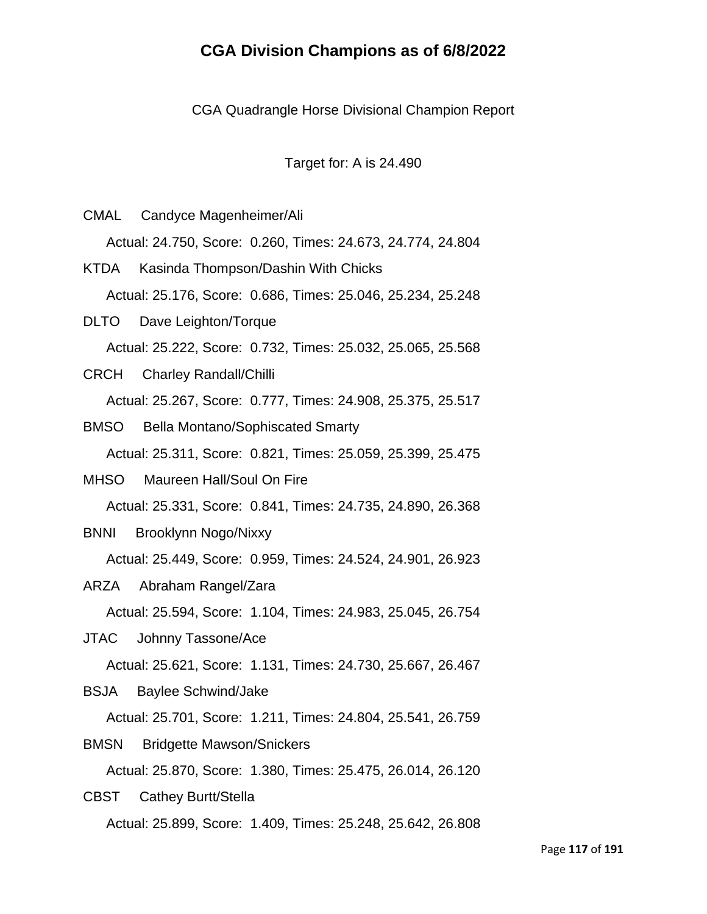# CGA Division Champions as of 6/8/2022

CGA Quadrangle Horse Divisional Champion Report

Target for: A is 24.490

CMAL Candyce Magenheimer/Ali

Actual: 24.750, Score: 0.260, Times: 24.673, 24.774, 24.804

KTDA Kasinda Thompson/Dashin With Chicks

Actual: 25.176, Score: 0.686, Times: 25.046, 25.234, 25.248

DLTO Dave Leighton/Torque

Actual: 25.222, Score: 0.732, Times: 25.032, 25.065, 25.568

CRCH Charley Randall/Chilli

Actual: 25.267, Score: 0.777, Times: 24.908, 25.375, 25.517

BMSO Bella Montano/Sophiscated Smarty

Actual: 25.311, Score: 0.821, Times: 25.059, 25.399, 25.475

MHSO Maureen Hall/Soul On Fire

Actual: 25.331, Score: 0.841, Times: 24.735, 24.890, 26.368

BNNI Brooklynn Nogo/Nixxy

Actual: 25.449, Score: 0.959, Times: 24.524, 24.901, 26.923

ARZA Abraham Rangel/Zara

Actual: 25.594, Score: 1.104, Times: 24.983, 25.045, 26.754

JTAC Johnny Tassone/Ace

Actual: 25.621, Score: 1.131, Times: 24.730, 25.667, 26.467

BSJA Baylee Schwind/Jake

Actual: 25.701, Score: 1.211, Times: 24.804, 25.541, 26.759

BMSN Bridgette Mawson/Snickers

Actual: 25.870, Score: 1.380, Times: 25.475, 26.014, 26.120

CBST Cathey Burtt/Stella

Actual: 25.899, Score: 1.409, Times: 25.248, 25.642, 26.808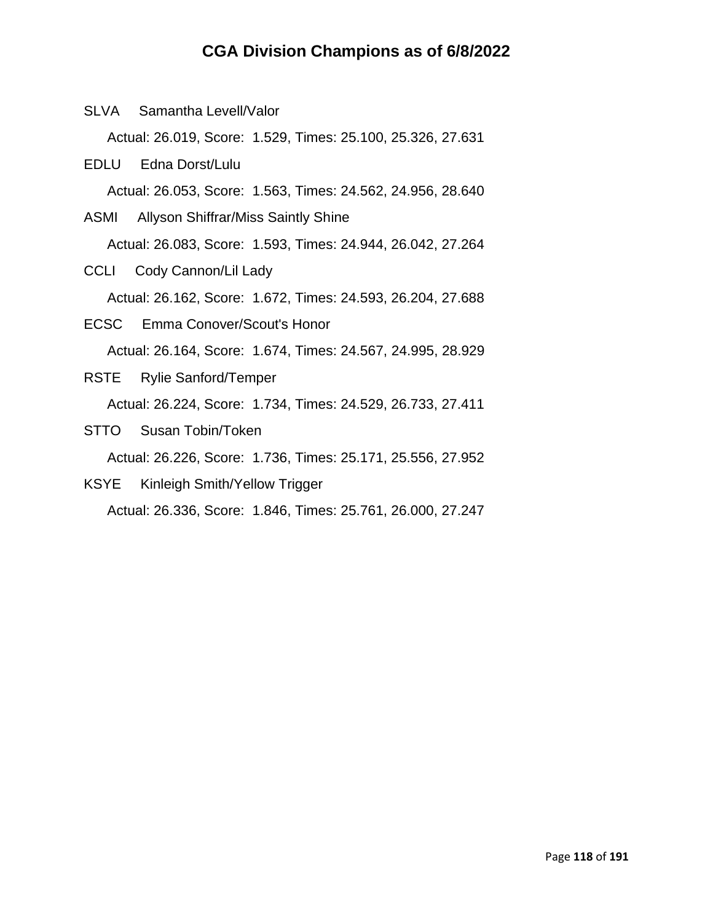# CGA Division Champions as of 6/8/2022

SLVA Samantha Levell/Valor

Actual: 26.019, Score: 1.529, Times: 25.100, 25.326, 27.631

EDLU Edna Dorst/Lulu

Actual: 26.053, Score: 1.563, Times: 24.562, 24.956, 28.640

ASMI Allyson Shiffrar/Miss Saintly Shine

Actual: 26.083, Score: 1.593, Times: 24.944, 26.042, 27.264

CCLI Cody Cannon/Lil Lady

Actual: 26.162, Score: 1.672, Times: 24.593, 26.204, 27.688

ECSC Emma Conover/Scout's Honor

Actual: 26.164, Score: 1.674, Times: 24.567, 24.995, 28.929

RSTE Rylie Sanford/Temper

Actual: 26.224, Score: 1.734, Times: 24.529, 26.733, 27.411

STTO Susan Tobin/Token

Actual: 26.226, Score: 1.736, Times: 25.171, 25.556, 27.952

KSYE Kinleigh Smith/Yellow Trigger

Actual: 26.336, Score: 1.846, Times: 25.761, 26.000, 27.247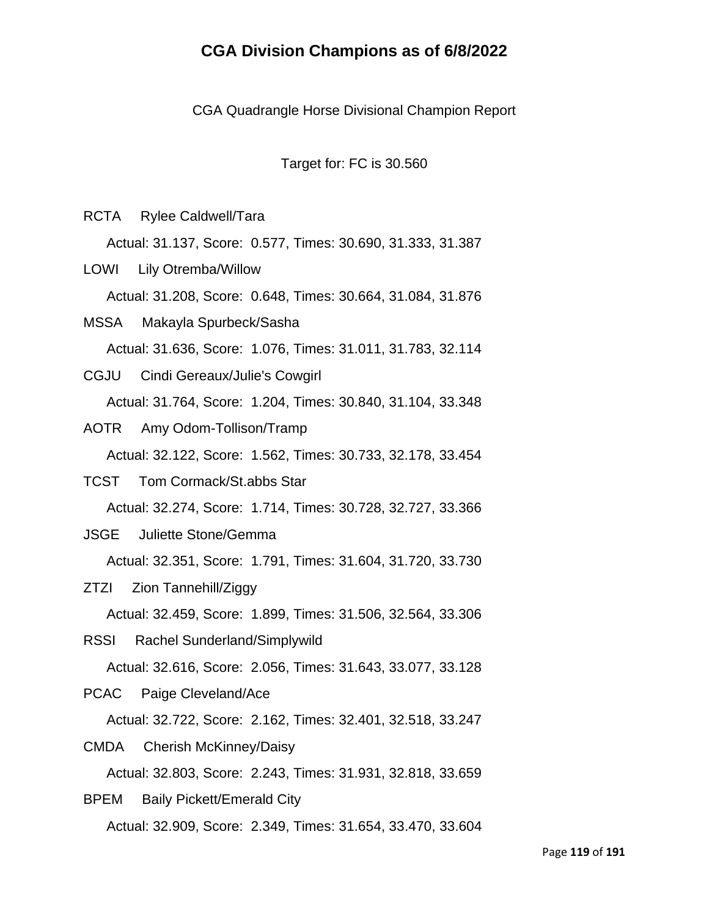# CGA Division Champions as of 6/8/2022

CGA Quadrangle Horse Divisional Champion Report

Target for: FC is 30.560

RCTA Rylee Caldwell/Tara

Actual: 31.137, Score: 0.577, Times: 30.690, 31.333, 31.387

LOWI Lily Otremba/Willow

Actual: 31.208, Score: 0.648, Times: 30.664, 31.084, 31.876

MSSA Makayla Spurbeck/Sasha

Actual: 31.636, Score: 1.076, Times: 31.011, 31.783, 32.114

CGJU Cindi Gereaux/Julie's Cowgirl

Actual: 31.764, Score: 1.204, Times: 30.840, 31.104, 33.348

AOTR Amy Odom-Tollison/Tramp

Actual: 32.122, Score: 1.562, Times: 30.733, 32.178, 33.454

TCST Tom Cormack/St.abbs Star

Actual: 32.274, Score: 1.714, Times: 30.728, 32.727, 33.366

JSGE Juliette Stone/Gemma

Actual: 32.351, Score: 1.791, Times: 31.604, 31.720, 33.730

ZTZI Zion Tannehill/Ziggy

Actual: 32.459, Score: 1.899, Times: 31.506, 32.564, 33.306

RSSI Rachel Sunderland/Simplywild

Actual: 32.616, Score: 2.056, Times: 31.643, 33.077, 33.128

PCAC Paige Cleveland/Ace

Actual: 32.722, Score: 2.162, Times: 32.401, 32.518, 33.247

CMDA Cherish McKinney/Daisy

Actual: 32.803, Score: 2.243, Times: 31.931, 32.818, 33.659

BPEM Baily Pickett/Emerald City

Actual: 32.909, Score: 2.349, Times: 31.654, 33.470, 33.604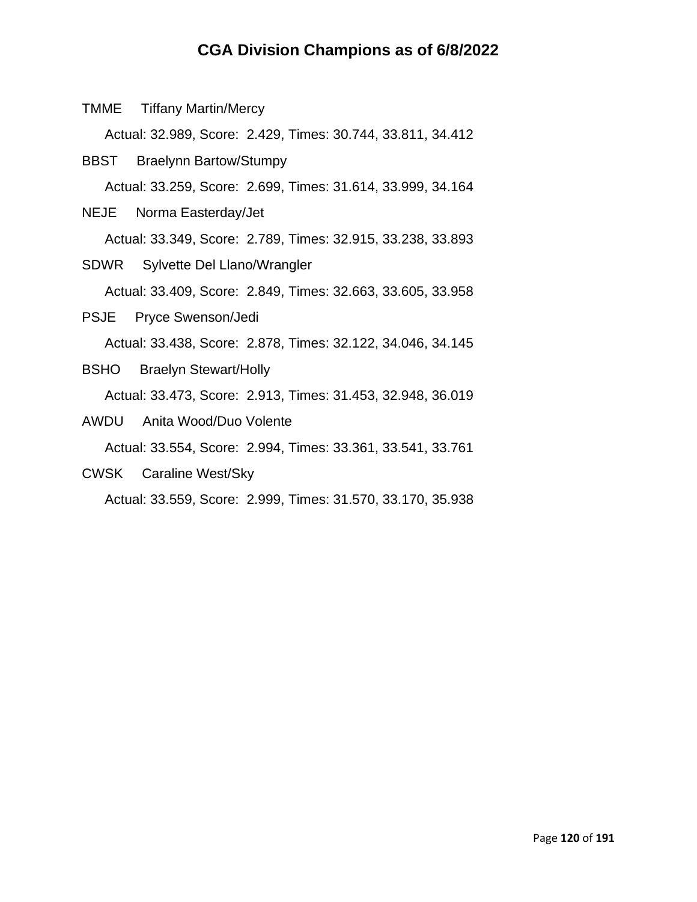# CGA Division Champions as of 6/8/2022

TMME Tiffany Martin/Mercy

Actual: 32.989, Score: 2.429, Times: 30.744, 33.811, 34.412

BBST Braelynn Bartow/Stumpy

Actual: 33.259, Score: 2.699, Times: 31.614, 33.999, 34.164

NEJE Norma Easterday/Jet

Actual: 33.349, Score: 2.789, Times: 32.915, 33.238, 33.893

SDWR Sylvette Del Llano/Wrangler

Actual: 33.409, Score: 2.849, Times: 32.663, 33.605, 33.958

PSJE Pryce Swenson/Jedi

Actual: 33.438, Score: 2.878, Times: 32.122, 34.046, 34.145

BSHO Braelyn Stewart/Holly

Actual: 33.473, Score: 2.913, Times: 31.453, 32.948, 36.019

AWDU Anita Wood/Duo Volente

Actual: 33.554, Score: 2.994, Times: 33.361, 33.541, 33.761

CWSK Caraline West/Sky

Actual: 33.559, Score: 2.999, Times: 31.570, 33.170, 35.938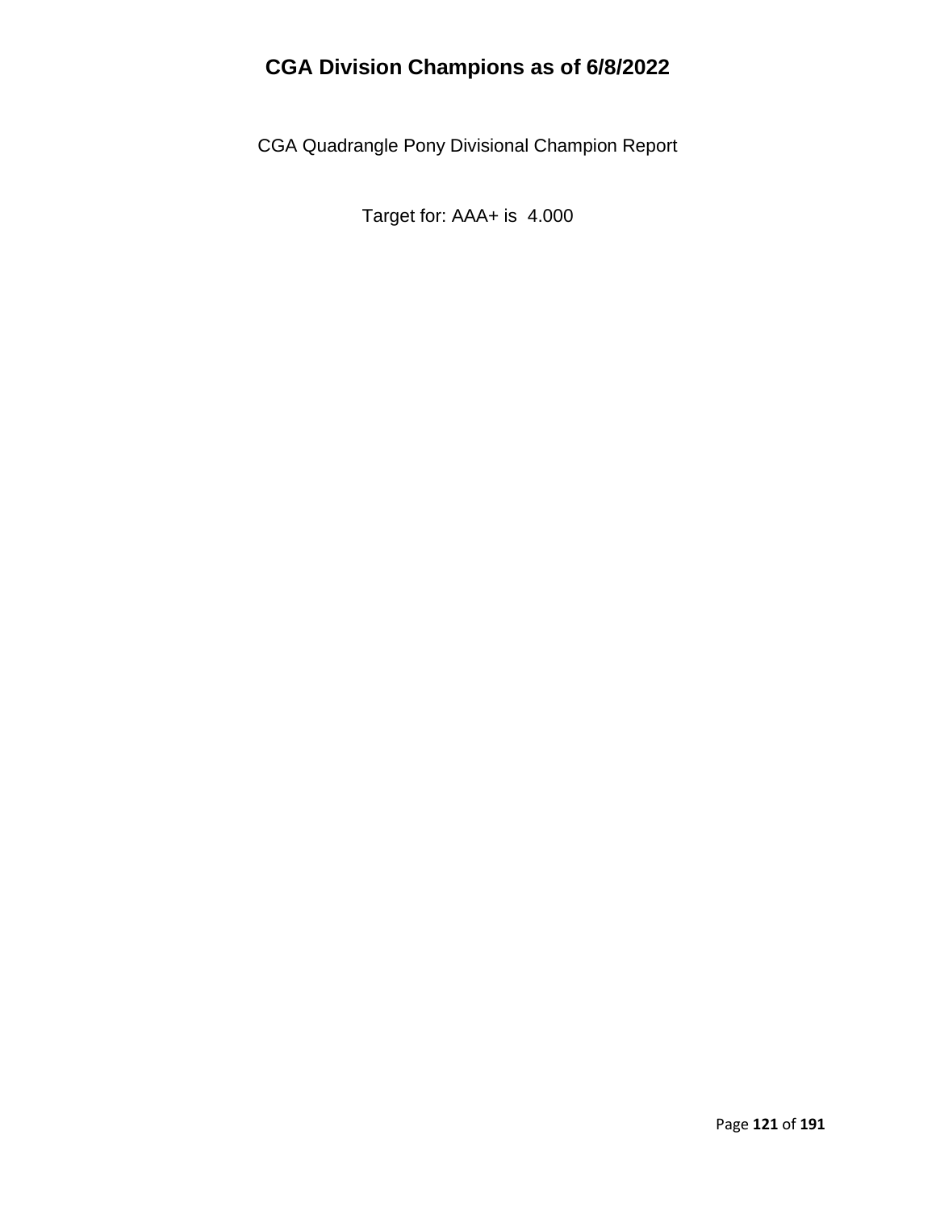# CGA Division Champions as of 6/8/2022

CGA Quadrangle Pony Divisional Champion Report

Target for: AAA+ is 4.000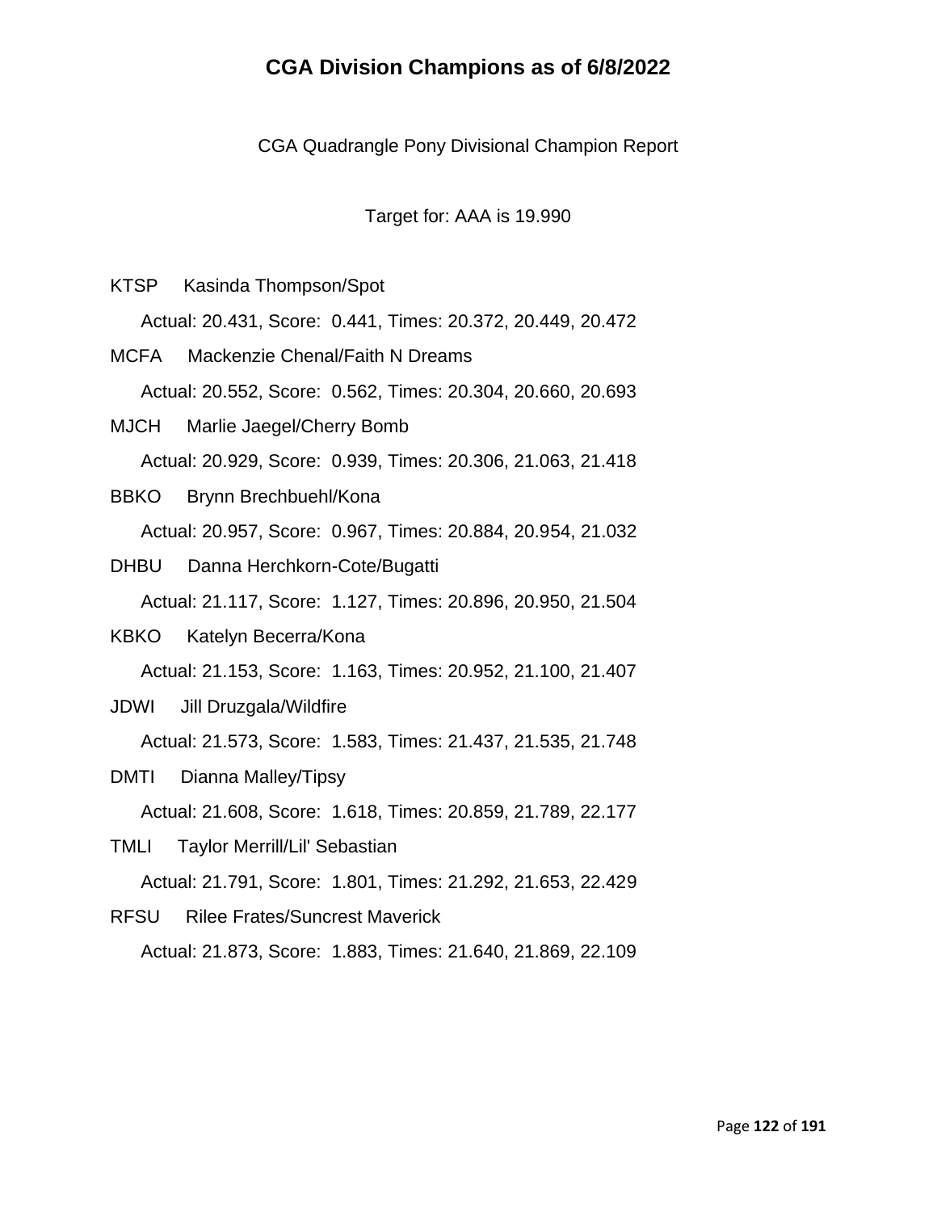# CGA Division Champions as of 6/8/2022

CGA Quadrangle Pony Divisional Champion Report

Target for: AAA is 19.990

KTSP Kasinda Thompson/Spot

Actual: 20.431, Score: 0.441, Times: 20.372, 20.449, 20.472

MCFA Mackenzie Chenal/Faith N Dreams

Actual: 20.552, Score: 0.562, Times: 20.304, 20.660, 20.693

MJCH Marlie Jaegel/Cherry Bomb

Actual: 20.929, Score: 0.939, Times: 20.306, 21.063, 21.418

BBKO Brynn Brechbuehl/Kona

Actual: 20.957, Score: 0.967, Times: 20.884, 20.954, 21.032

DHBU Danna Herchkorn-Cote/Bugatti

Actual: 21.117, Score: 1.127, Times: 20.896, 20.950, 21.504

KBKO Katelyn Becerra/Kona

Actual: 21.153, Score: 1.163, Times: 20.952, 21.100, 21.407

JDWI Jill Druzgala/Wildfire

Actual: 21.573, Score: 1.583, Times: 21.437, 21.535, 21.748

DMTI Dianna Malley/Tipsy

Actual: 21.608, Score: 1.618, Times: 20.859, 21.789, 22.177

TMLI Taylor Merrill/Lil' Sebastian

Actual: 21.791, Score: 1.801, Times: 21.292, 21.653, 22.429

RFSU Rilee Frates/Suncrest Maverick

Actual: 21.873, Score: 1.883, Times: 21.640, 21.869, 22.109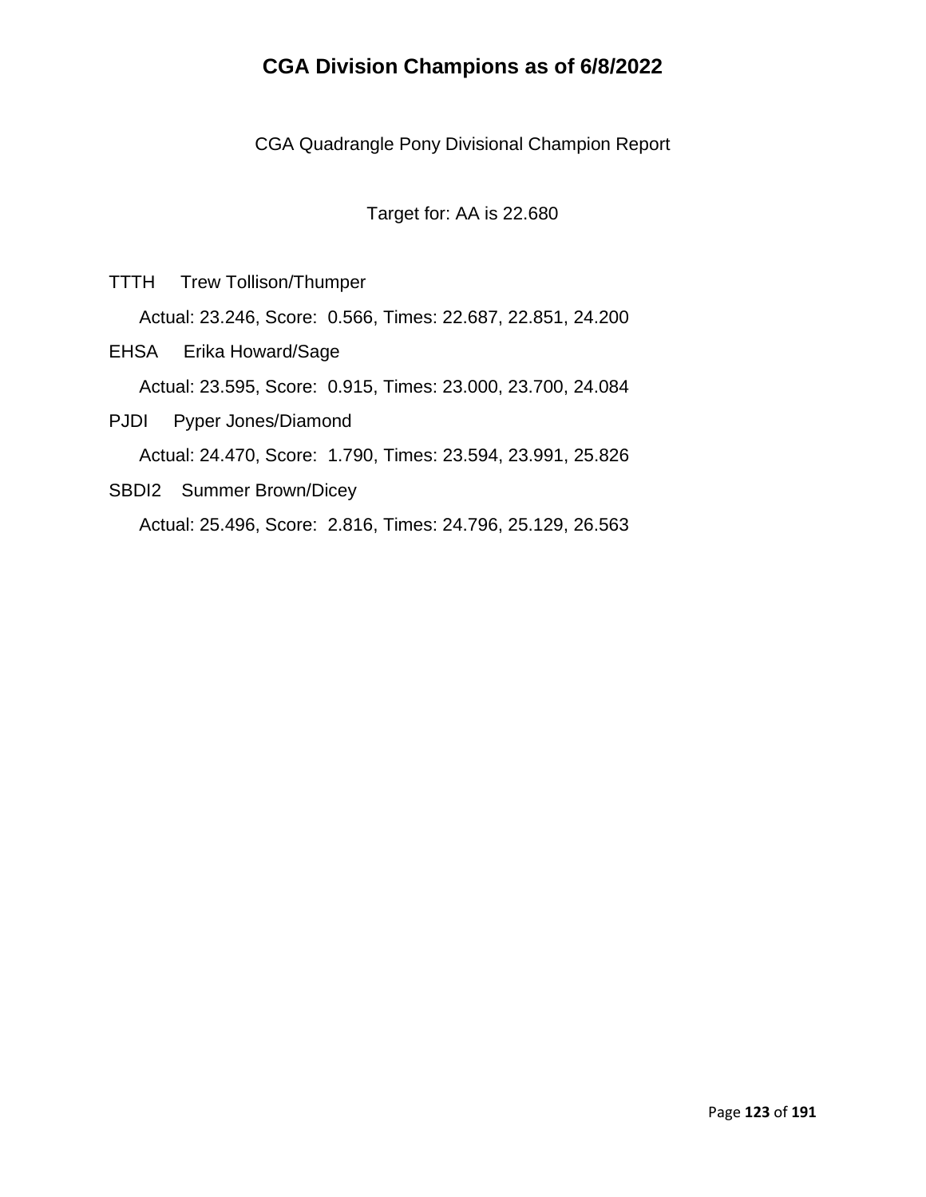# CGA Division Champions as of 6/8/2022

CGA Quadrangle Pony Divisional Champion Report

Target for: AA is 22.680

TTTH Trew Tollison/Thumper

Actual: 23.246, Score: 0.566, Times: 22.687, 22.851, 24.200

EHSA Erika Howard/Sage

Actual: 23.595, Score: 0.915, Times: 23.000, 23.700, 24.084

PJDI Pyper Jones/Diamond

Actual: 24.470, Score: 1.790, Times: 23.594, 23.991, 25.826

SBDI2 Summer Brown/Dicey

Actual: 25.496, Score: 2.816, Times: 24.796, 25.129, 26.563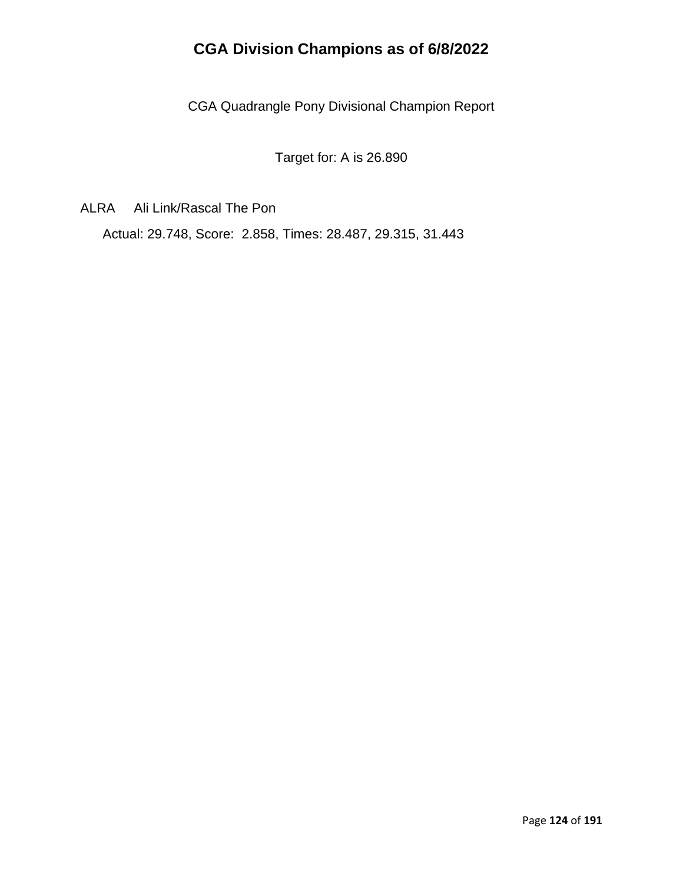# CGA Division Champions as of 6/8/2022

CGA Quadrangle Pony Divisional Champion Report

Target for: A is 26.890

ALRA Ali Link/Rascal The Pon

Actual: 29.748, Score: 2.858, Times: 28.487, 29.315, 31.443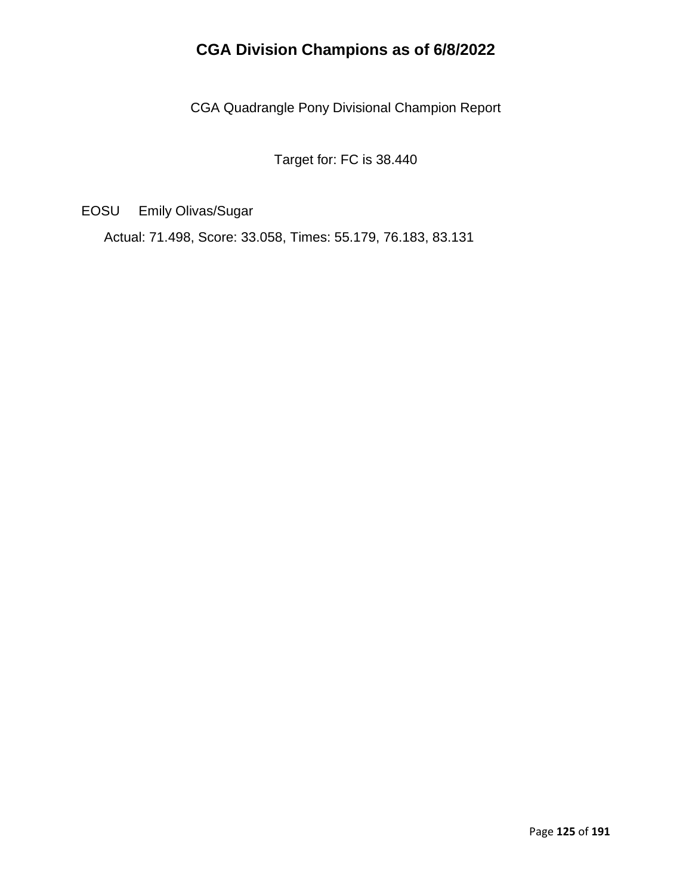# CGA Division Champions as of 6/8/2022

CGA Quadrangle Pony Divisional Champion Report

Target for: FC is 38.440

EOSU Emily Olivas/Sugar

Actual: 71.498, Score: 33.058, Times: 55.179, 76.183, 83.131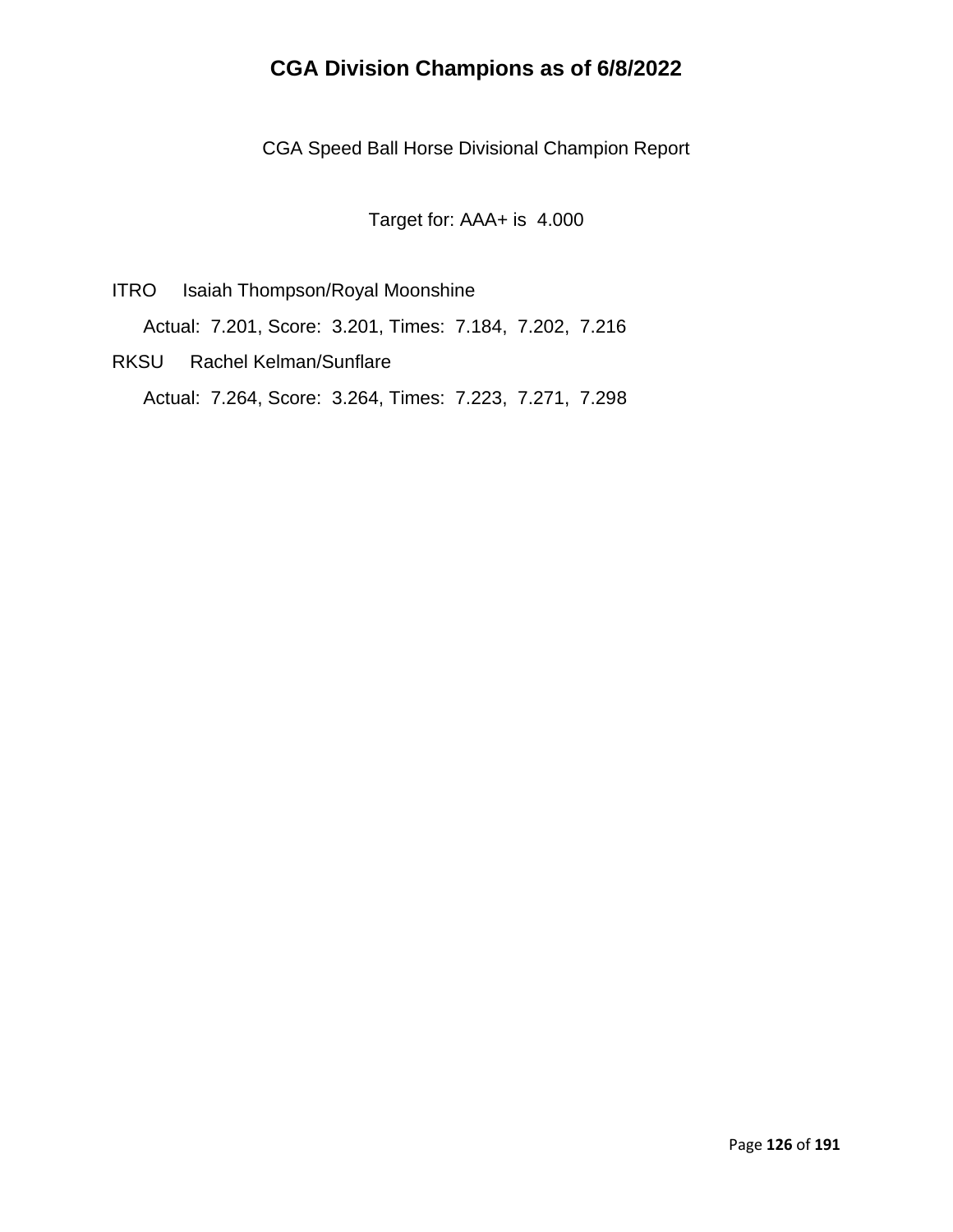# CGA Division Champions as of 6/8/2022

CGA Speed Ball Horse Divisional Champion Report

Target for: AAA+ is 4.000

ITRO Isaiah Thompson/Royal Moonshine

Actual: 7.201, Score: 3.201, Times: 7.184, 7.202, 7.216

RKSU Rachel Kelman/Sunflare

Actual: 7.264, Score: 3.264, Times: 7.223, 7.271, 7.298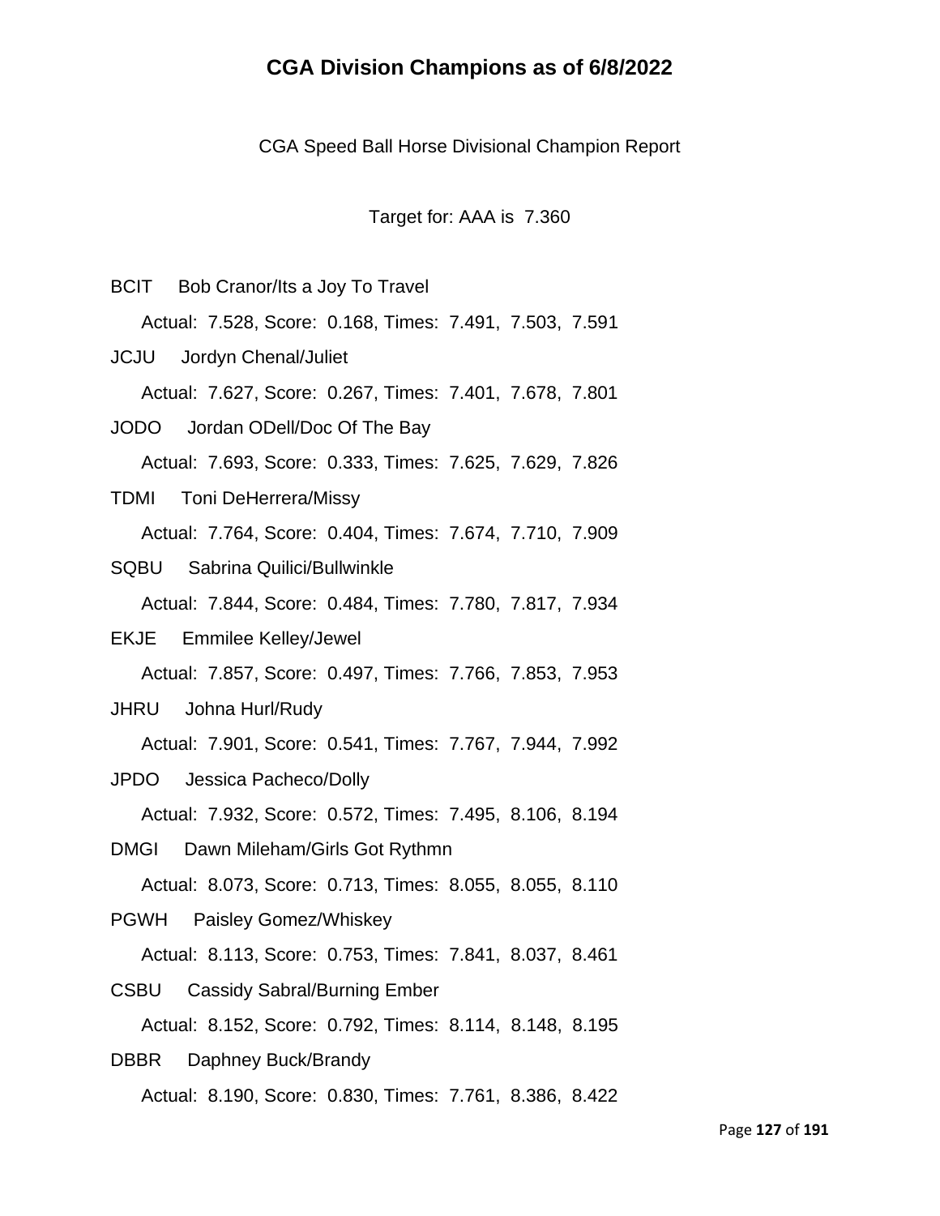# CGA Division Champions as of 6/8/2022

CGA Speed Ball Horse Divisional Champion Report

Target for: AAA is 7.360

BCIT Bob Cranor/Its a Joy To Travel

Actual: 7.528, Score: 0.168, Times: 7.491, 7.503, 7.591

JCJU Jordyn Chenal/Juliet

Actual: 7.627, Score: 0.267, Times: 7.401, 7.678, 7.801

JODO Jordan ODell/Doc Of The Bay

Actual: 7.693, Score: 0.333, Times: 7.625, 7.629, 7.826

TDMI Toni DeHerrera/Missy

Actual: 7.764, Score: 0.404, Times: 7.674, 7.710, 7.909

SQBU Sabrina Quilici/Bullwinkle

Actual: 7.844, Score: 0.484, Times: 7.780, 7.817, 7.934

EKJE Emmilee Kelley/Jewel

Actual: 7.857, Score: 0.497, Times: 7.766, 7.853, 7.953

JHRU Johna Hurl/Rudy

Actual: 7.901, Score: 0.541, Times: 7.767, 7.944, 7.992

JPDO Jessica Pacheco/Dolly

Actual: 7.932, Score: 0.572, Times: 7.495, 8.106, 8.194

DMGI Dawn Mileham/Girls Got Rythmn

Actual: 8.073, Score: 0.713, Times: 8.055, 8.055, 8.110

PGWH Paisley Gomez/Whiskey

Actual: 8.113, Score: 0.753, Times: 7.841, 8.037, 8.461

CSBU Cassidy Sabral/Burning Ember

Actual: 8.152, Score: 0.792, Times: 8.114, 8.148, 8.195

DBBR Daphney Buck/Brandy

Actual: 8.190, Score: 0.830, Times: 7.761, 8.386, 8.422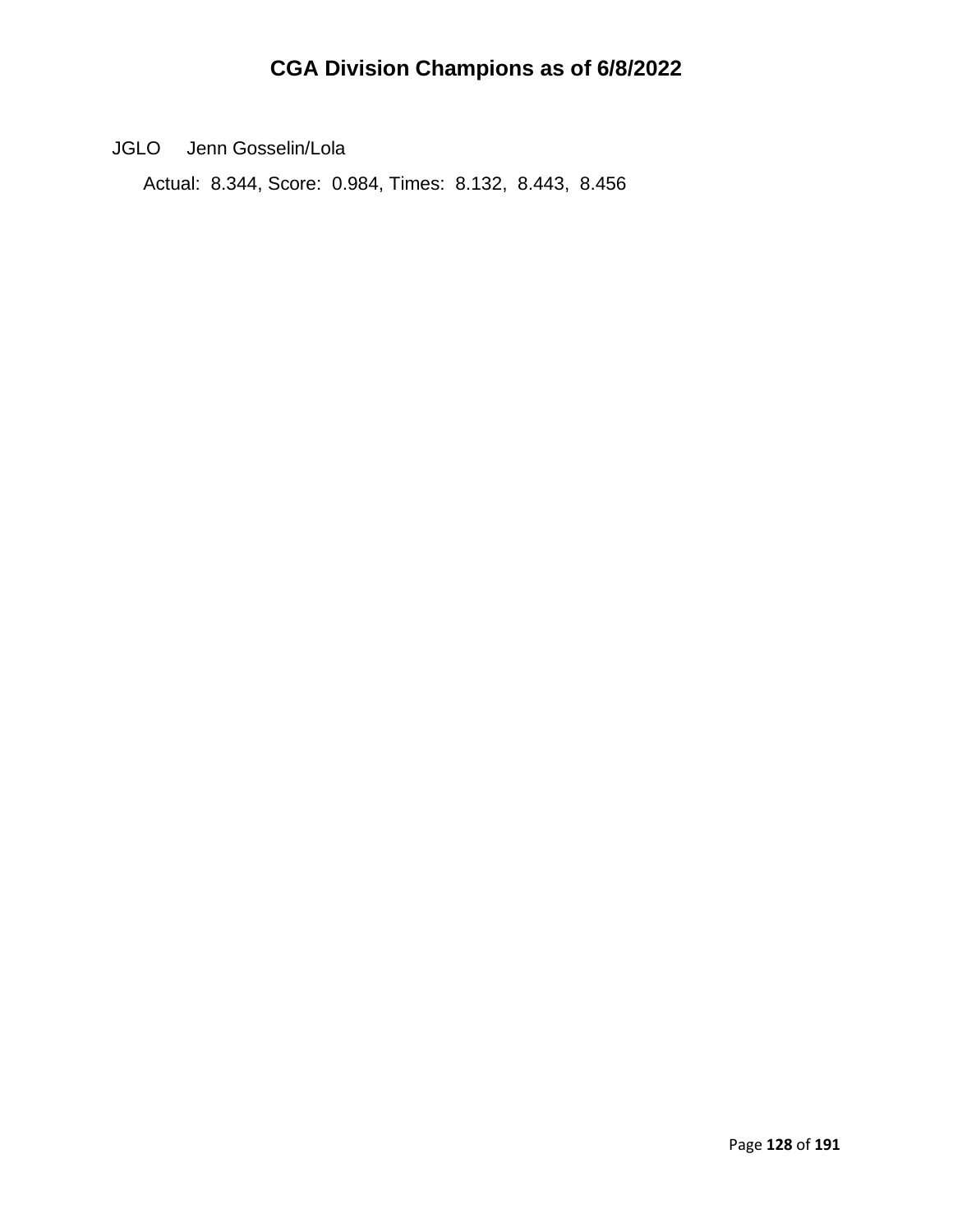# CGA Division Champions as of 6/8/2022

JGLO    Jenn Gosselin/Lola

Actual:  8.344, Score:  0.984, Times:  8.132,  8.443,  8.456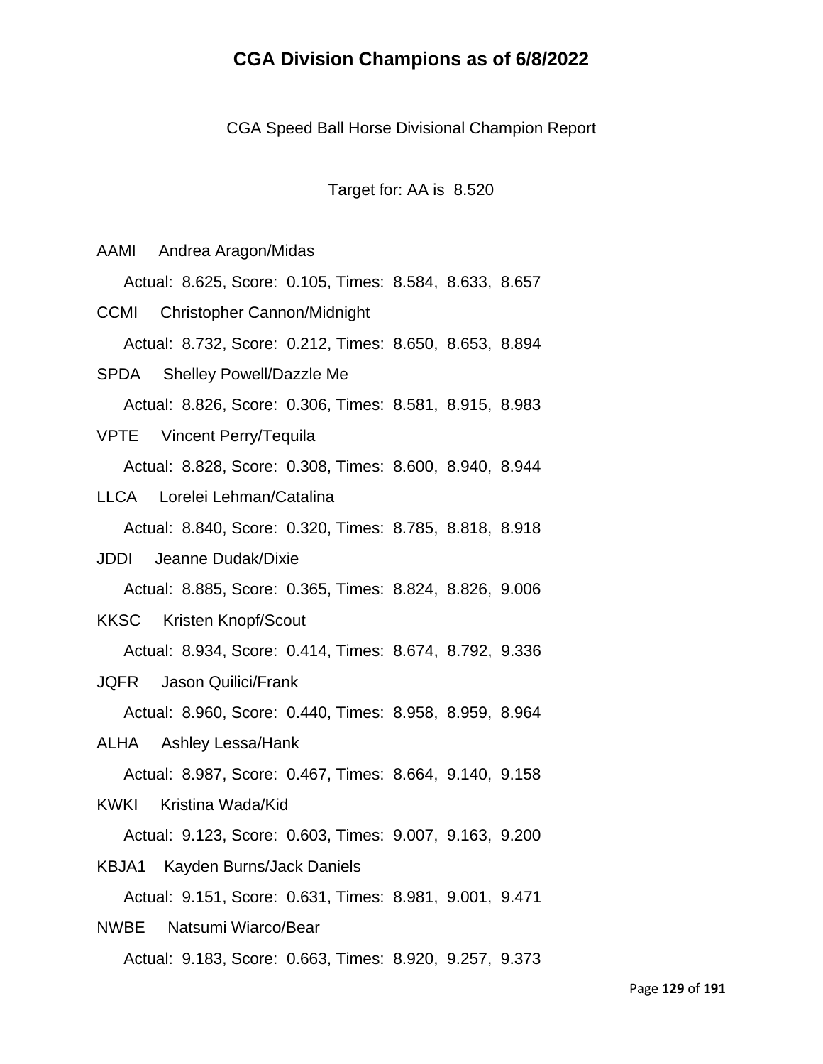# CGA Division Champions as of 6/8/2022

CGA Speed Ball Horse Divisional Champion Report

Target for: AA is 8.520

AAMI Andrea Aragon/Midas

Actual: 8.625, Score: 0.105, Times: 8.584, 8.633, 8.657

CCMI Christopher Cannon/Midnight

Actual: 8.732, Score: 0.212, Times: 8.650, 8.653, 8.894

SPDA Shelley Powell/Dazzle Me

Actual: 8.826, Score: 0.306, Times: 8.581, 8.915, 8.983

VPTE Vincent Perry/Tequila

Actual: 8.828, Score: 0.308, Times: 8.600, 8.940, 8.944

LLCA Lorelei Lehman/Catalina

Actual: 8.840, Score: 0.320, Times: 8.785, 8.818, 8.918

JDDI Jeanne Dudak/Dixie

Actual: 8.885, Score: 0.365, Times: 8.824, 8.826, 9.006

KKSC Kristen Knopf/Scout

Actual: 8.934, Score: 0.414, Times: 8.674, 8.792, 9.336

JQFR Jason Quilici/Frank

Actual: 8.960, Score: 0.440, Times: 8.958, 8.959, 8.964

ALHA Ashley Lessa/Hank

Actual: 8.987, Score: 0.467, Times: 8.664, 9.140, 9.158

KWKI Kristina Wada/Kid

Actual: 9.123, Score: 0.603, Times: 9.007, 9.163, 9.200

KBJA1 Kayden Burns/Jack Daniels

Actual: 9.151, Score: 0.631, Times: 8.981, 9.001, 9.471

NWBE Natsumi Wiarco/Bear

Actual: 9.183, Score: 0.663, Times: 8.920, 9.257, 9.373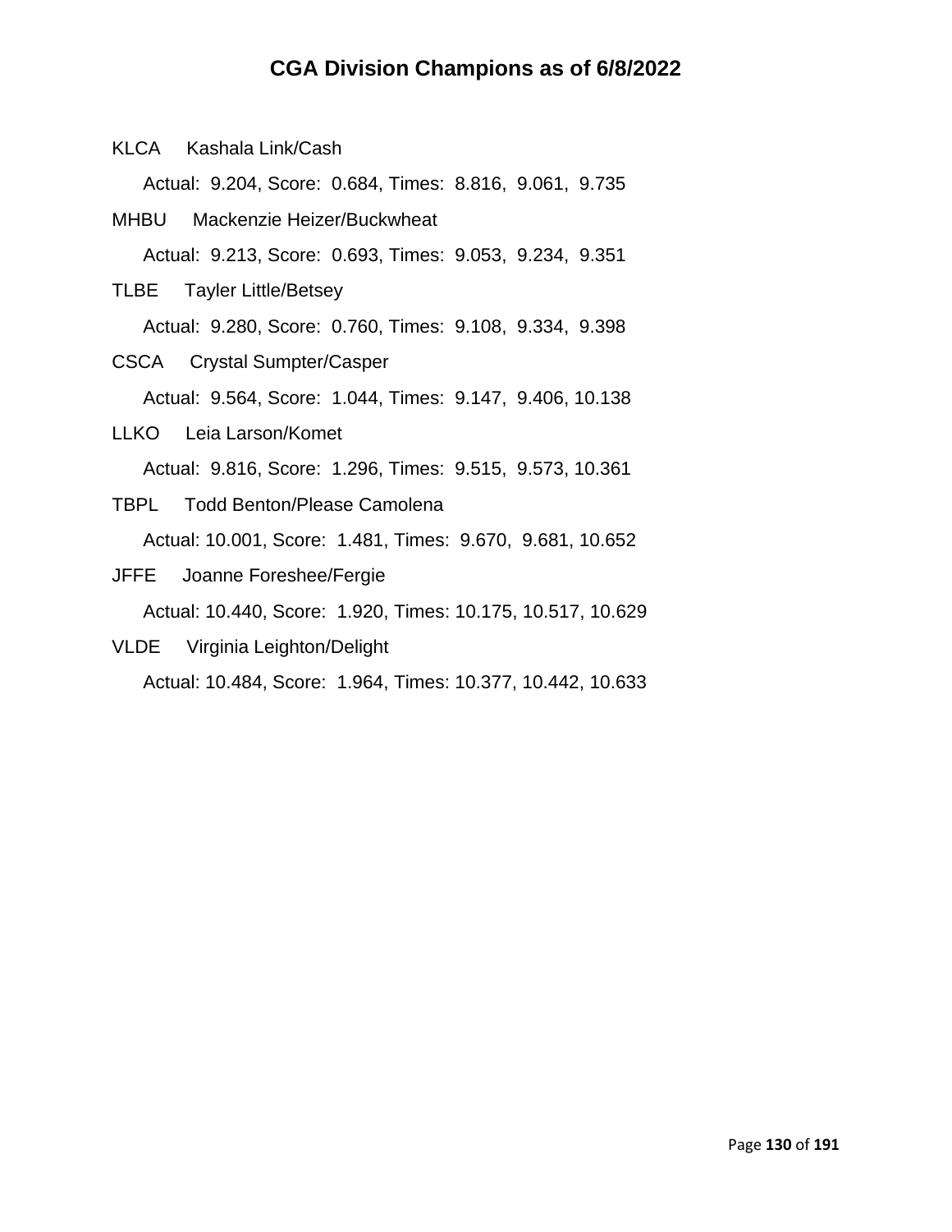# CGA Division Champions as of 6/8/2022

KLCA Kashala Link/Cash

Actual: 9.204, Score: 0.684, Times: 8.816, 9.061, 9.735

MHBU Mackenzie Heizer/Buckwheat

Actual: 9.213, Score: 0.693, Times: 9.053, 9.234, 9.351

TLBE Tayler Little/Betsey

Actual: 9.280, Score: 0.760, Times: 9.108, 9.334, 9.398

CSCA Crystal Sumpter/Casper

Actual: 9.564, Score: 1.044, Times: 9.147, 9.406, 10.138

LLKO Leia Larson/Komet

Actual: 9.816, Score: 1.296, Times: 9.515, 9.573, 10.361

TBPL Todd Benton/Please Camolena

Actual: 10.001, Score: 1.481, Times: 9.670, 9.681, 10.652

JFFE Joanne Foreshee/Fergie

Actual: 10.440, Score: 1.920, Times: 10.175, 10.517, 10.629

VLDE Virginia Leighton/Delight

Actual: 10.484, Score: 1.964, Times: 10.377, 10.442, 10.633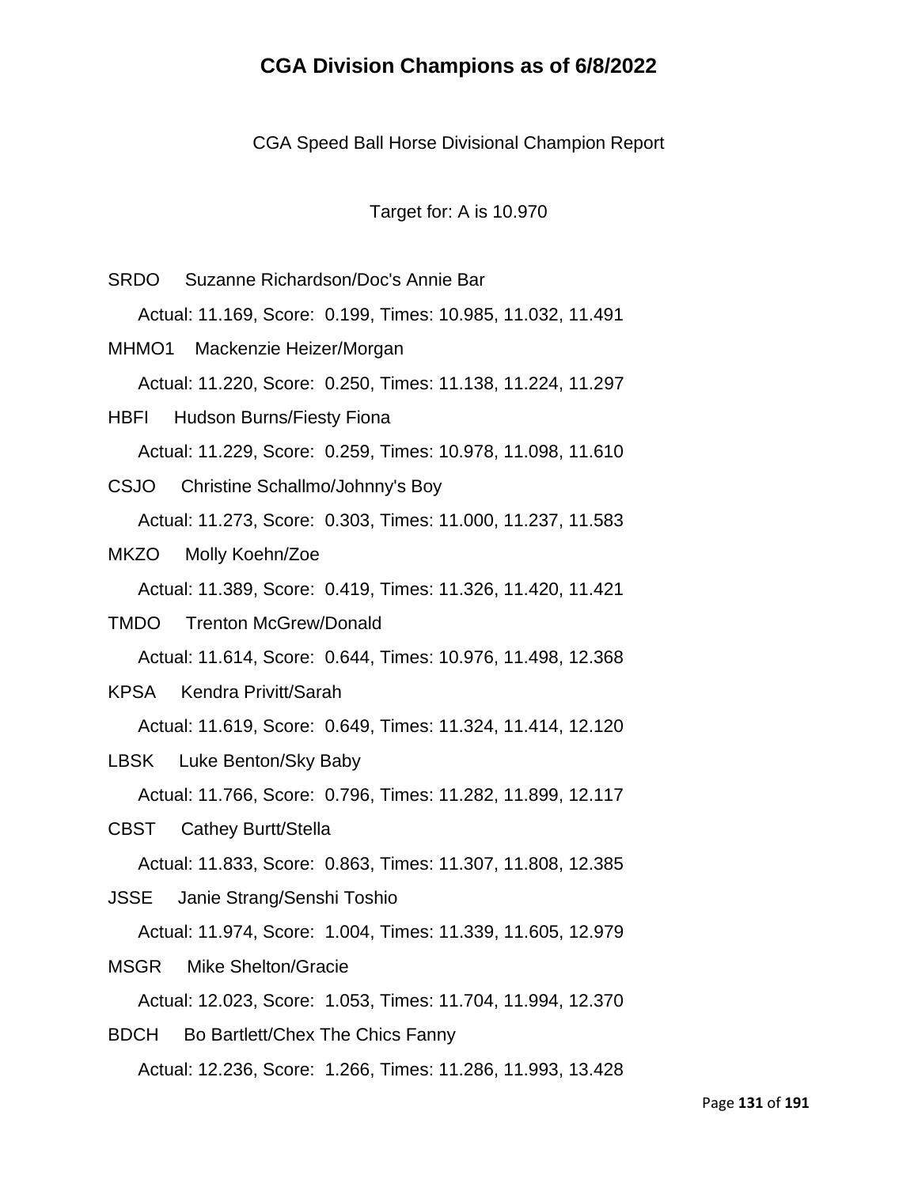# CGA Division Champions as of 6/8/2022

CGA Speed Ball Horse Divisional Champion Report

Target for: A is 10.970

SRDO Suzanne Richardson/Doc's Annie Bar

Actual: 11.169, Score: 0.199, Times: 10.985, 11.032, 11.491

MHMO1 Mackenzie Heizer/Morgan

Actual: 11.220, Score: 0.250, Times: 11.138, 11.224, 11.297

HBFI Hudson Burns/Fiesty Fiona

Actual: 11.229, Score: 0.259, Times: 10.978, 11.098, 11.610

CSJO Christine Schallmo/Johnny's Boy

Actual: 11.273, Score: 0.303, Times: 11.000, 11.237, 11.583

MKZO Molly Koehn/Zoe

Actual: 11.389, Score: 0.419, Times: 11.326, 11.420, 11.421

TMDO Trenton McGrew/Donald

Actual: 11.614, Score: 0.644, Times: 10.976, 11.498, 12.368

KPSA Kendra Privitt/Sarah

Actual: 11.619, Score: 0.649, Times: 11.324, 11.414, 12.120

LBSK Luke Benton/Sky Baby

Actual: 11.766, Score: 0.796, Times: 11.282, 11.899, 12.117

CBST Cathey Burtt/Stella

Actual: 11.833, Score: 0.863, Times: 11.307, 11.808, 12.385

JSSE Janie Strang/Senshi Toshio

Actual: 11.974, Score: 1.004, Times: 11.339, 11.605, 12.979

MSGR Mike Shelton/Gracie

Actual: 12.023, Score: 1.053, Times: 11.704, 11.994, 12.370

BDCH Bo Bartlett/Chex The Chics Fanny

Actual: 12.236, Score: 1.266, Times: 11.286, 11.993, 13.428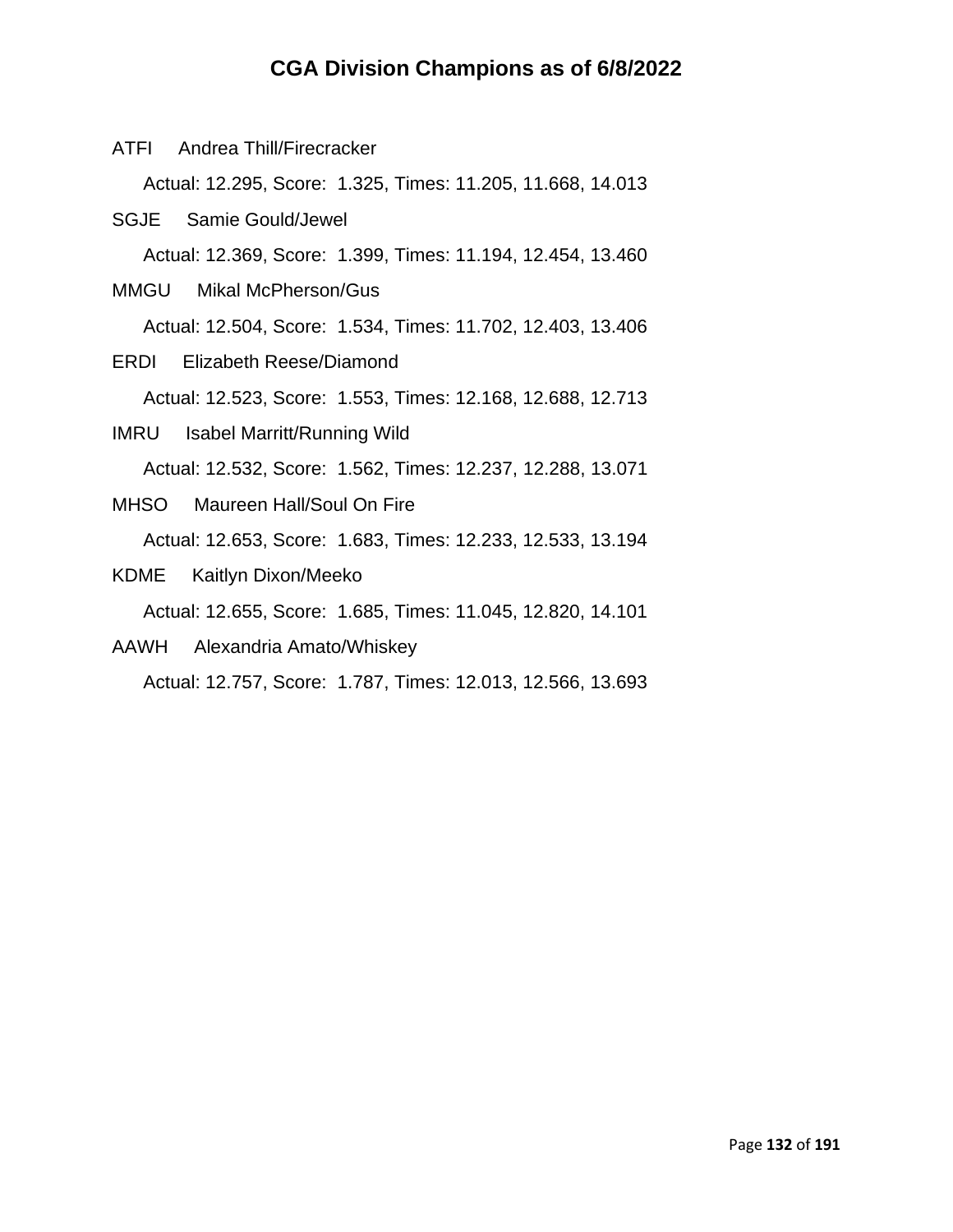# CGA Division Champions as of 6/8/2022

ATFI Andrea Thill/Firecracker

Actual: 12.295, Score: 1.325, Times: 11.205, 11.668, 14.013

SGJE Samie Gould/Jewel

Actual: 12.369, Score: 1.399, Times: 11.194, 12.454, 13.460

MMGU Mikal McPherson/Gus

Actual: 12.504, Score: 1.534, Times: 11.702, 12.403, 13.406

ERDI Elizabeth Reese/Diamond

Actual: 12.523, Score: 1.553, Times: 12.168, 12.688, 12.713

IMRU Isabel Marritt/Running Wild

Actual: 12.532, Score: 1.562, Times: 12.237, 12.288, 13.071

MHSO Maureen Hall/Soul On Fire

Actual: 12.653, Score: 1.683, Times: 12.233, 12.533, 13.194

KDME Kaitlyn Dixon/Meeko

Actual: 12.655, Score: 1.685, Times: 11.045, 12.820, 14.101

AAWH Alexandria Amato/Whiskey

Actual: 12.757, Score: 1.787, Times: 12.013, 12.566, 13.693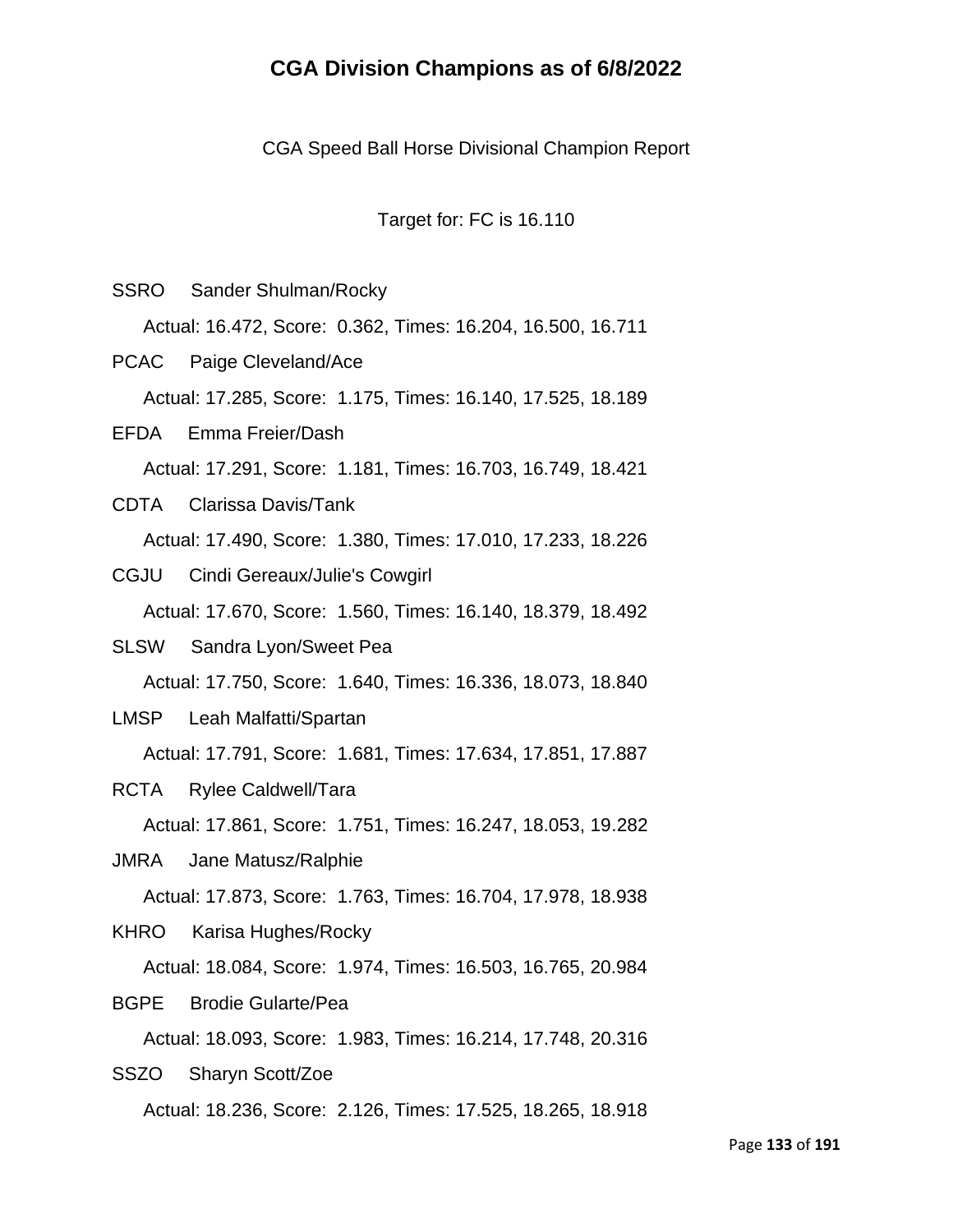# CGA Division Champions as of 6/8/2022

CGA Speed Ball Horse Divisional Champion Report

Target for: FC is 16.110

SSRO Sander Shulman/Rocky

Actual: 16.472, Score: 0.362, Times: 16.204, 16.500, 16.711

PCAC Paige Cleveland/Ace

Actual: 17.285, Score: 1.175, Times: 16.140, 17.525, 18.189

EFDA Emma Freier/Dash

Actual: 17.291, Score: 1.181, Times: 16.703, 16.749, 18.421

CDTA Clarissa Davis/Tank

Actual: 17.490, Score: 1.380, Times: 17.010, 17.233, 18.226

CGJU Cindi Gereaux/Julie's Cowgirl

Actual: 17.670, Score: 1.560, Times: 16.140, 18.379, 18.492

SLSW Sandra Lyon/Sweet Pea

Actual: 17.750, Score: 1.640, Times: 16.336, 18.073, 18.840

LMSP Leah Malfatti/Spartan

Actual: 17.791, Score: 1.681, Times: 17.634, 17.851, 17.887

RCTA Rylee Caldwell/Tara

Actual: 17.861, Score: 1.751, Times: 16.247, 18.053, 19.282

JMRA Jane Matusz/Ralphie

Actual: 17.873, Score: 1.763, Times: 16.704, 17.978, 18.938

KHRO Karisa Hughes/Rocky

Actual: 18.084, Score: 1.974, Times: 16.503, 16.765, 20.984

BGPE Brodie Gularte/Pea

Actual: 18.093, Score: 1.983, Times: 16.214, 17.748, 20.316

SSZO Sharyn Scott/Zoe

Actual: 18.236, Score: 2.126, Times: 17.525, 18.265, 18.918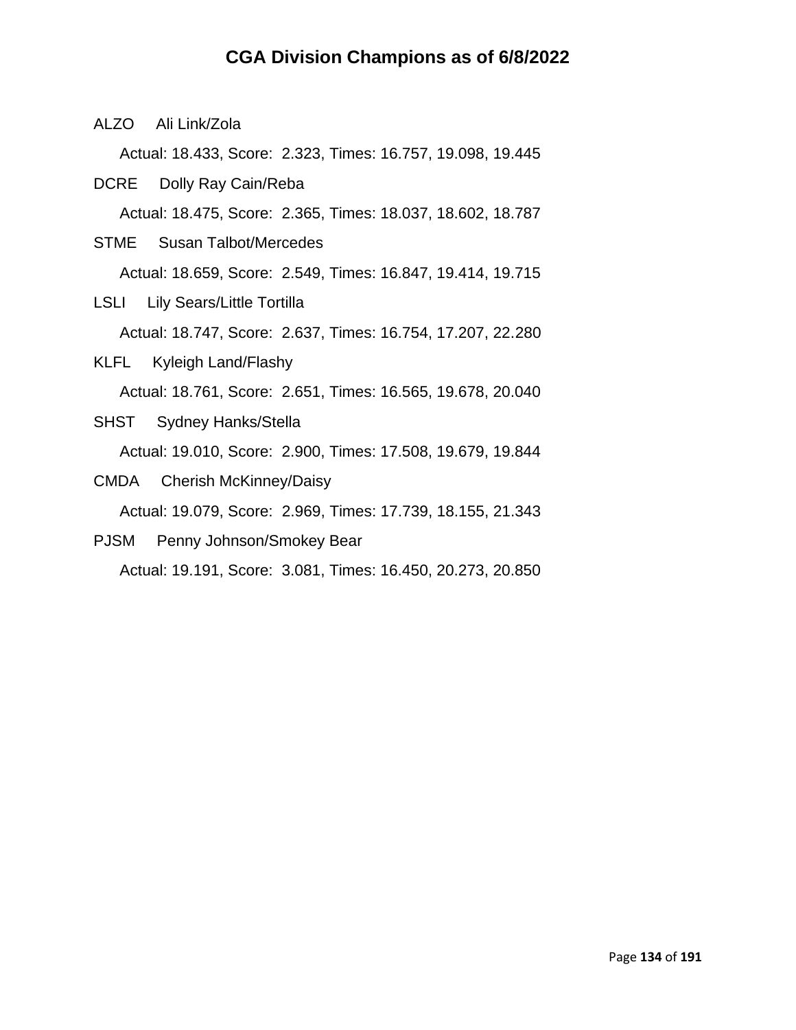# CGA Division Champions as of 6/8/2022

ALZO Ali Link/Zola

Actual: 18.433, Score: 2.323, Times: 16.757, 19.098, 19.445

DCRE Dolly Ray Cain/Reba

Actual: 18.475, Score: 2.365, Times: 18.037, 18.602, 18.787

STME Susan Talbot/Mercedes

Actual: 18.659, Score: 2.549, Times: 16.847, 19.414, 19.715

LSLI Lily Sears/Little Tortilla

Actual: 18.747, Score: 2.637, Times: 16.754, 17.207, 22.280

KLFL Kyleigh Land/Flashy

Actual: 18.761, Score: 2.651, Times: 16.565, 19.678, 20.040

SHST Sydney Hanks/Stella

Actual: 19.010, Score: 2.900, Times: 17.508, 19.679, 19.844

CMDA Cherish McKinney/Daisy

Actual: 19.079, Score: 2.969, Times: 17.739, 18.155, 21.343

PJSM Penny Johnson/Smokey Bear

Actual: 19.191, Score: 3.081, Times: 16.450, 20.273, 20.850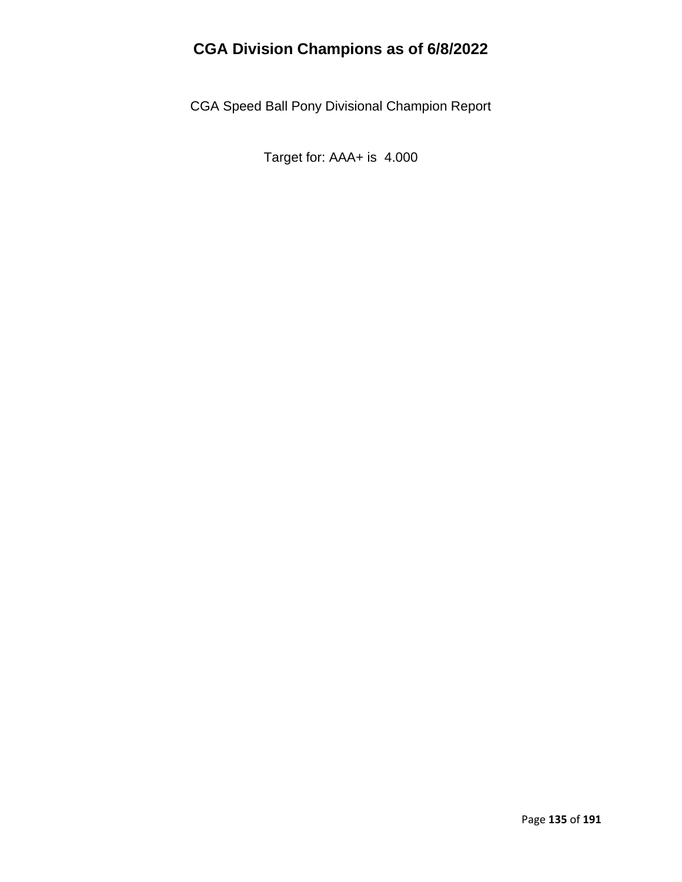# CGA Division Champions as of 6/8/2022

CGA Speed Ball Pony Divisional Champion Report

Target for: AAA+ is 4.000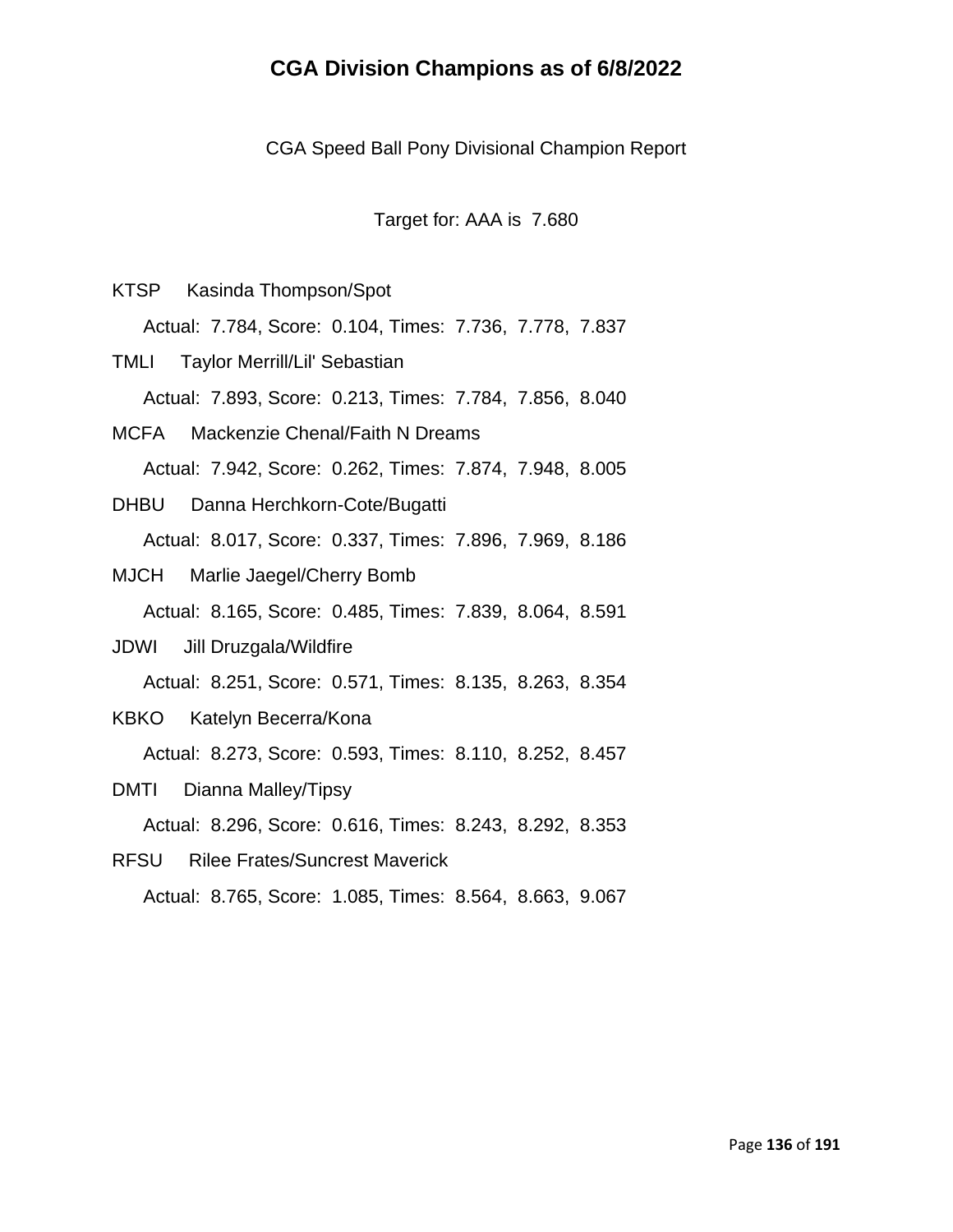# CGA Division Champions as of 6/8/2022

CGA Speed Ball Pony Divisional Champion Report

Target for: AAA is 7.680

KTSP Kasinda Thompson/Spot

Actual: 7.784, Score: 0.104, Times: 7.736, 7.778, 7.837

TMLI Taylor Merrill/Lil' Sebastian

Actual: 7.893, Score: 0.213, Times: 7.784, 7.856, 8.040

MCFA Mackenzie Chenal/Faith N Dreams

Actual: 7.942, Score: 0.262, Times: 7.874, 7.948, 8.005

DHBU Danna Herchkorn-Cote/Bugatti

Actual: 8.017, Score: 0.337, Times: 7.896, 7.969, 8.186

MJCH Marlie Jaegel/Cherry Bomb

Actual: 8.165, Score: 0.485, Times: 7.839, 8.064, 8.591

JDWI Jill Druzgala/Wildfire

Actual: 8.251, Score: 0.571, Times: 8.135, 8.263, 8.354

KBKO Katelyn Becerra/Kona

Actual: 8.273, Score: 0.593, Times: 8.110, 8.252, 8.457

DMTI Dianna Malley/Tipsy

Actual: 8.296, Score: 0.616, Times: 8.243, 8.292, 8.353

RFSU Rilee Frates/Suncrest Maverick

Actual: 8.765, Score: 1.085, Times: 8.564, 8.663, 9.067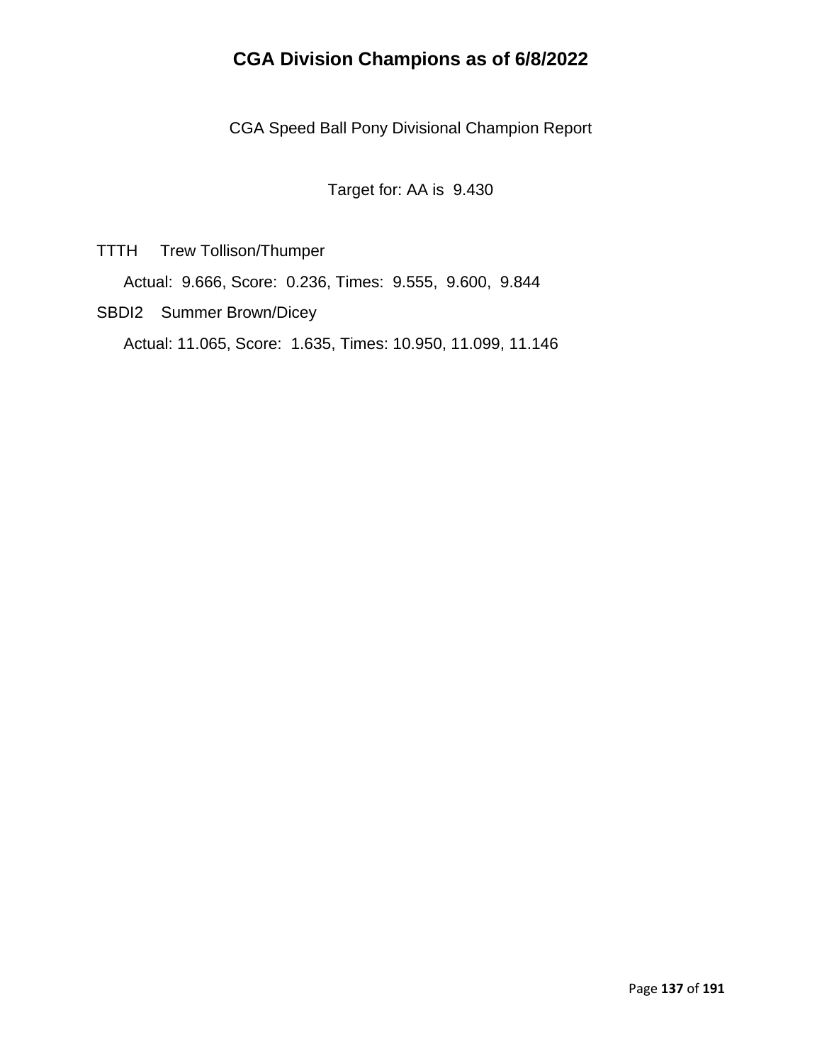# CGA Division Champions as of 6/8/2022

CGA Speed Ball Pony Divisional Champion Report

Target for: AA is 9.430

TTTH Trew Tollison/Thumper

Actual: 9.666, Score: 0.236, Times: 9.555, 9.600, 9.844

SBDI2 Summer Brown/Dicey

Actual: 11.065, Score: 1.635, Times: 10.950, 11.099, 11.146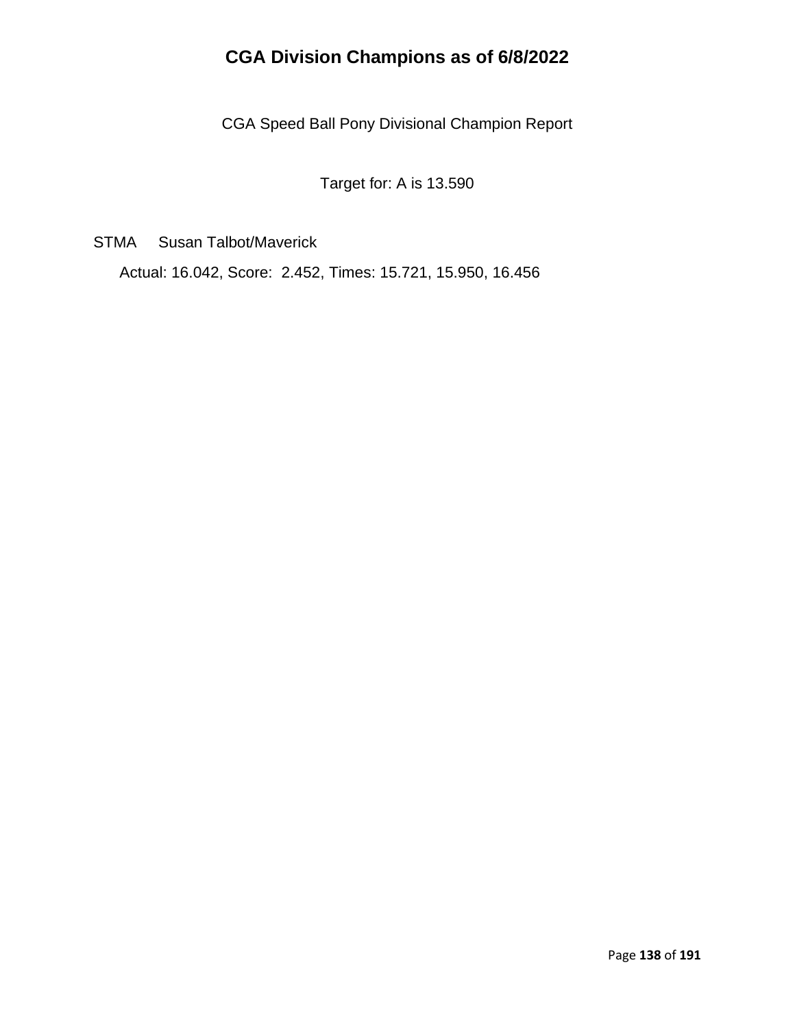# CGA Division Champions as of 6/8/2022

CGA Speed Ball Pony Divisional Champion Report

Target for: A is 13.590

STMA Susan Talbot/Maverick

Actual: 16.042, Score: 2.452, Times: 15.721, 15.950, 16.456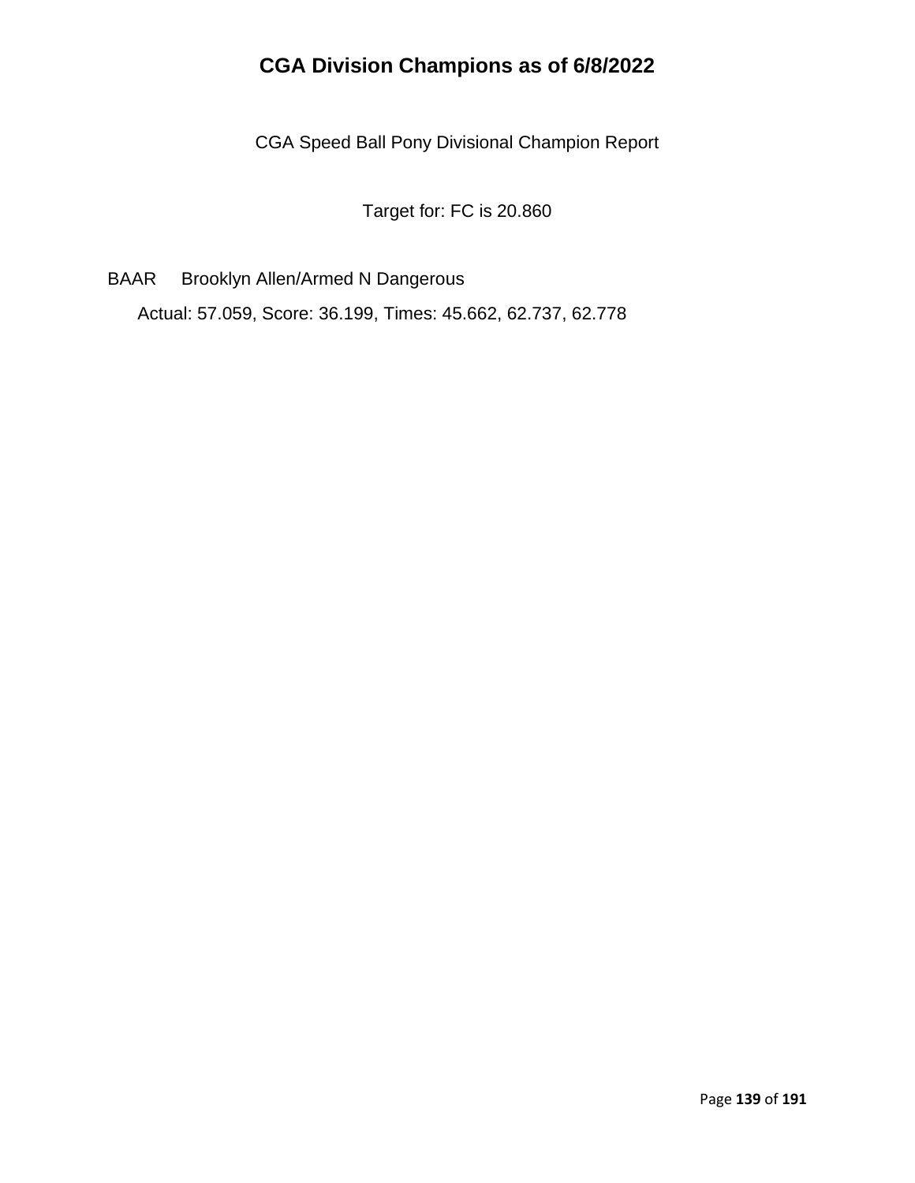# CGA Division Champions as of 6/8/2022

CGA Speed Ball Pony Divisional Champion Report

Target for: FC is 20.860

BAAR Brooklyn Allen/Armed N Dangerous

Actual: 57.059, Score: 36.199, Times: 45.662, 62.737, 62.778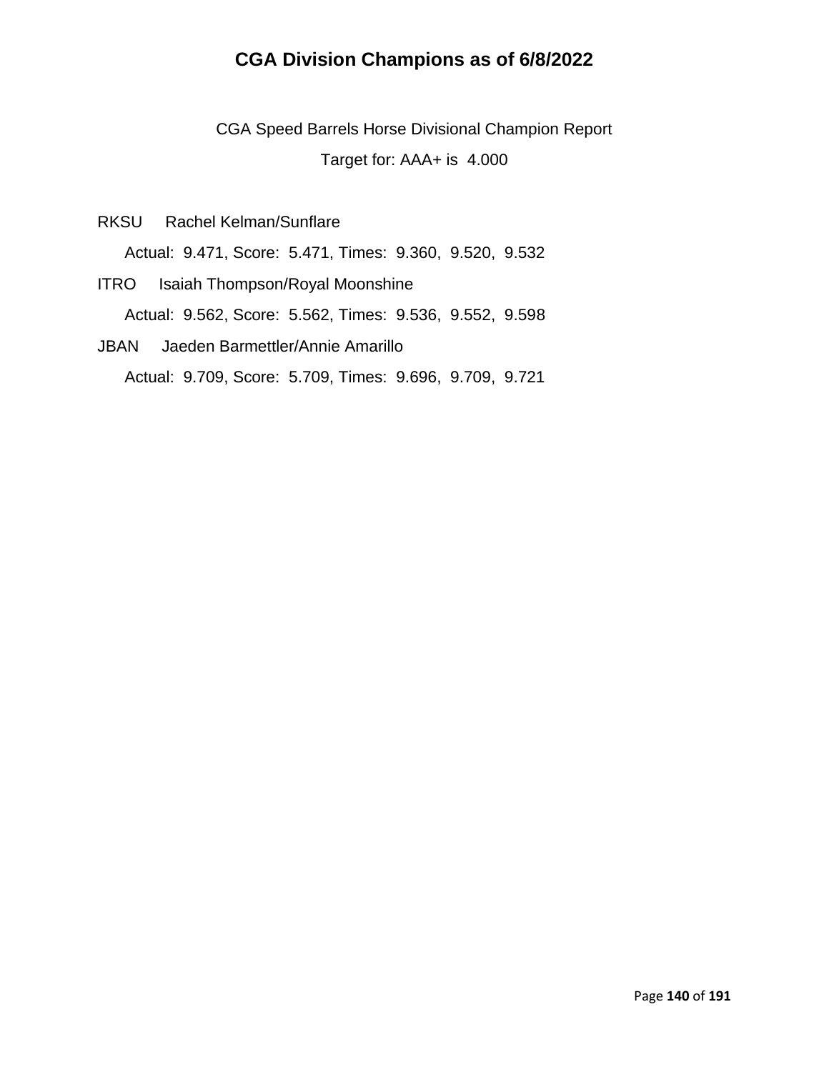# CGA Division Champions as of 6/8/2022

CGA Speed Barrels Horse Divisional Champion Report

Target for: AAA+ is 4.000

RKSU Rachel Kelman/Sunflare

Actual: 9.471, Score: 5.471, Times: 9.360, 9.520, 9.532

ITRO Isaiah Thompson/Royal Moonshine

Actual: 9.562, Score: 5.562, Times: 9.536, 9.552, 9.598

JBAN Jaeden Barmettler/Annie Amarillo

Actual: 9.709, Score: 5.709, Times: 9.696, 9.709, 9.721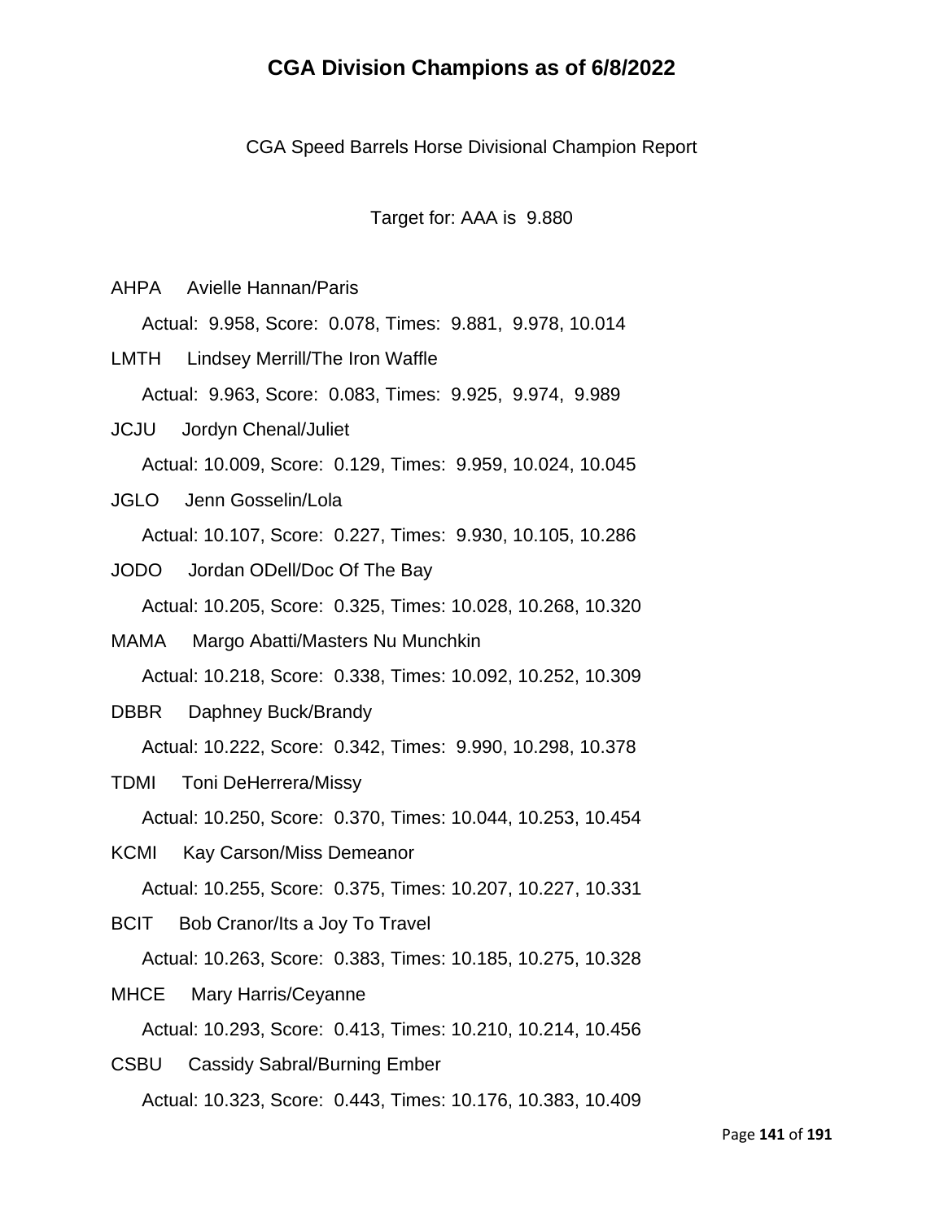# CGA Division Champions as of 6/8/2022

CGA Speed Barrels Horse Divisional Champion Report

Target for: AAA is 9.880

AHPA Avielle Hannan/Paris

Actual: 9.958, Score: 0.078, Times: 9.881, 9.978, 10.014

LMTH Lindsey Merrill/The Iron Waffle

Actual: 9.963, Score: 0.083, Times: 9.925, 9.974, 9.989

JCJU Jordyn Chenal/Juliet

Actual: 10.009, Score: 0.129, Times: 9.959, 10.024, 10.045

JGLO Jenn Gosselin/Lola

Actual: 10.107, Score: 0.227, Times: 9.930, 10.105, 10.286

JODO Jordan ODell/Doc Of The Bay

Actual: 10.205, Score: 0.325, Times: 10.028, 10.268, 10.320

MAMA Margo Abatti/Masters Nu Munchkin

Actual: 10.218, Score: 0.338, Times: 10.092, 10.252, 10.309

DBBR Daphney Buck/Brandy

Actual: 10.222, Score: 0.342, Times: 9.990, 10.298, 10.378

TDMI Toni DeHerrera/Missy

Actual: 10.250, Score: 0.370, Times: 10.044, 10.253, 10.454

KCMI Kay Carson/Miss Demeanor

Actual: 10.255, Score: 0.375, Times: 10.207, 10.227, 10.331

BCIT Bob Cranor/Its a Joy To Travel

Actual: 10.263, Score: 0.383, Times: 10.185, 10.275, 10.328

MHCE Mary Harris/Ceyanne

Actual: 10.293, Score: 0.413, Times: 10.210, 10.214, 10.456

CSBU Cassidy Sabral/Burning Ember

Actual: 10.323, Score: 0.443, Times: 10.176, 10.383, 10.409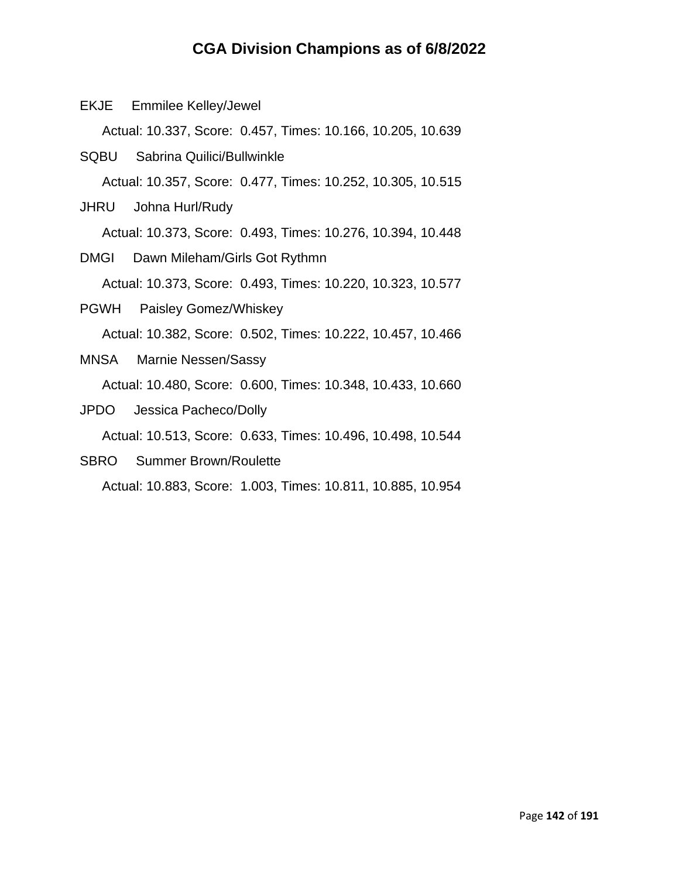# CGA Division Champions as of 6/8/2022

EKJE Emmilee Kelley/Jewel

Actual: 10.337, Score: 0.457, Times: 10.166, 10.205, 10.639

SQBU Sabrina Quilici/Bullwinkle

Actual: 10.357, Score: 0.477, Times: 10.252, 10.305, 10.515

JHRU Johna Hurl/Rudy

Actual: 10.373, Score: 0.493, Times: 10.276, 10.394, 10.448

DMGI Dawn Mileham/Girls Got Rythmn

Actual: 10.373, Score: 0.493, Times: 10.220, 10.323, 10.577

PGWH Paisley Gomez/Whiskey

Actual: 10.382, Score: 0.502, Times: 10.222, 10.457, 10.466

MNSA Marnie Nessen/Sassy

Actual: 10.480, Score: 0.600, Times: 10.348, 10.433, 10.660

JPDO Jessica Pacheco/Dolly

Actual: 10.513, Score: 0.633, Times: 10.496, 10.498, 10.544

SBRO Summer Brown/Roulette

Actual: 10.883, Score: 1.003, Times: 10.811, 10.885, 10.954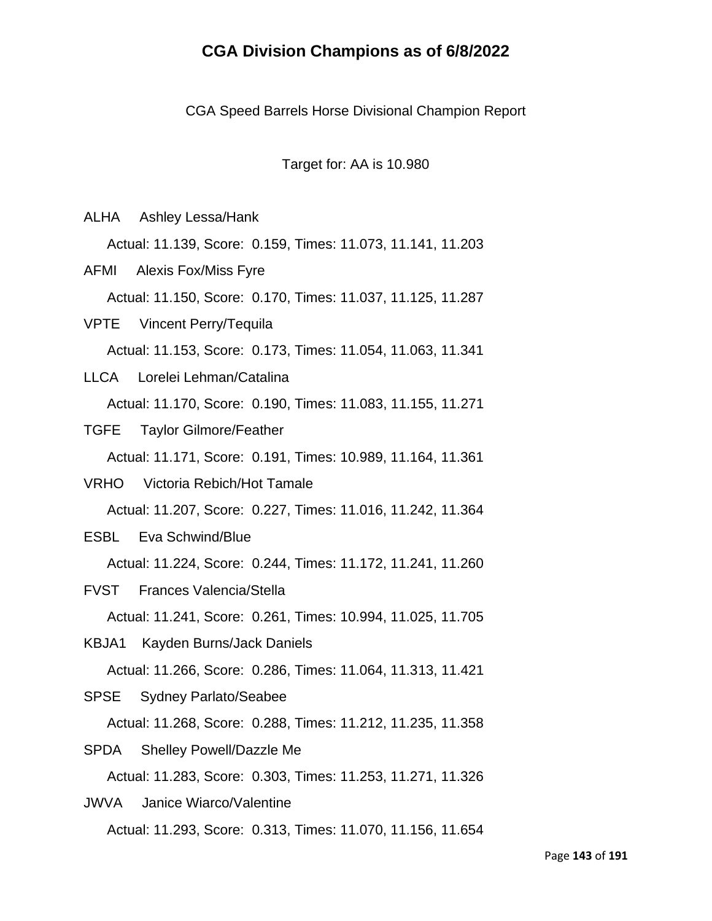# CGA Division Champions as of 6/8/2022

CGA Speed Barrels Horse Divisional Champion Report

Target for: AA is 10.980

ALHA Ashley Lessa/Hank

Actual: 11.139, Score: 0.159, Times: 11.073, 11.141, 11.203

AFMI Alexis Fox/Miss Fyre

Actual: 11.150, Score: 0.170, Times: 11.037, 11.125, 11.287

VPTE Vincent Perry/Tequila

Actual: 11.153, Score: 0.173, Times: 11.054, 11.063, 11.341

LLCA Lorelei Lehman/Catalina

Actual: 11.170, Score: 0.190, Times: 11.083, 11.155, 11.271

TGFE Taylor Gilmore/Feather

Actual: 11.171, Score: 0.191, Times: 10.989, 11.164, 11.361

VRHO Victoria Rebich/Hot Tamale

Actual: 11.207, Score: 0.227, Times: 11.016, 11.242, 11.364

ESBL Eva Schwind/Blue

Actual: 11.224, Score: 0.244, Times: 11.172, 11.241, 11.260

FVST Frances Valencia/Stella

Actual: 11.241, Score: 0.261, Times: 10.994, 11.025, 11.705

KBJA1 Kayden Burns/Jack Daniels

Actual: 11.266, Score: 0.286, Times: 11.064, 11.313, 11.421

SPSE Sydney Parlato/Seabee

Actual: 11.268, Score: 0.288, Times: 11.212, 11.235, 11.358

SPDA Shelley Powell/Dazzle Me

Actual: 11.283, Score: 0.303, Times: 11.253, 11.271, 11.326

JWVA Janice Wiarco/Valentine

Actual: 11.293, Score: 0.313, Times: 11.070, 11.156, 11.654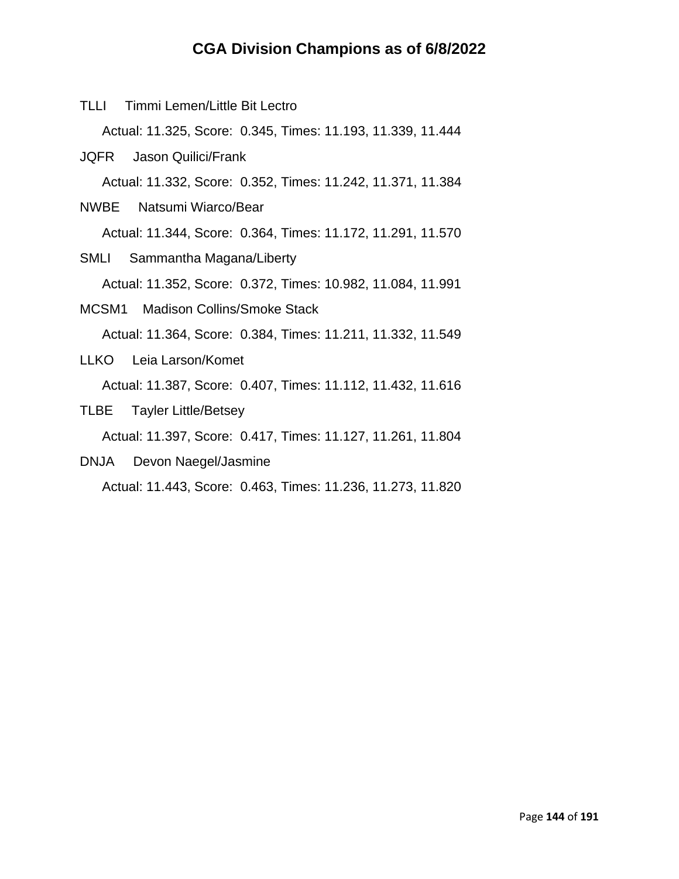# CGA Division Champions as of 6/8/2022

TLLI Timmi Lemen/Little Bit Lectro

Actual: 11.325, Score: 0.345, Times: 11.193, 11.339, 11.444

JQFR Jason Quilici/Frank

Actual: 11.332, Score: 0.352, Times: 11.242, 11.371, 11.384

NWBE Natsumi Wiarco/Bear

Actual: 11.344, Score: 0.364, Times: 11.172, 11.291, 11.570

SMLI Sammantha Magana/Liberty

Actual: 11.352, Score: 0.372, Times: 10.982, 11.084, 11.991

MCSM1 Madison Collins/Smoke Stack

Actual: 11.364, Score: 0.384, Times: 11.211, 11.332, 11.549

LLKO Leia Larson/Komet

Actual: 11.387, Score: 0.407, Times: 11.112, 11.432, 11.616

TLBE Tayler Little/Betsey

Actual: 11.397, Score: 0.417, Times: 11.127, 11.261, 11.804

DNJA Devon Naegel/Jasmine

Actual: 11.443, Score: 0.463, Times: 11.236, 11.273, 11.820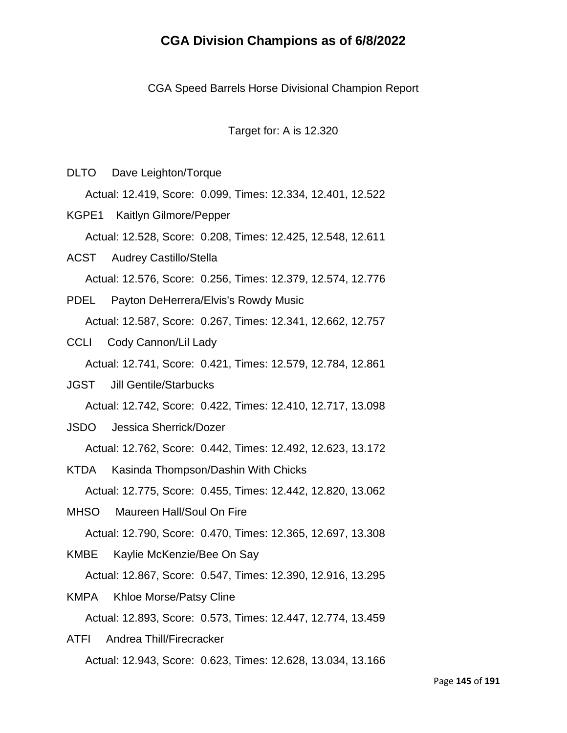# CGA Division Champions as of 6/8/2022

CGA Speed Barrels Horse Divisional Champion Report

Target for: A is 12.320

DLTO Dave Leighton/Torque

Actual: 12.419, Score: 0.099, Times: 12.334, 12.401, 12.522

KGPE1 Kaitlyn Gilmore/Pepper

Actual: 12.528, Score: 0.208, Times: 12.425, 12.548, 12.611

ACST Audrey Castillo/Stella

Actual: 12.576, Score: 0.256, Times: 12.379, 12.574, 12.776

PDEL Payton DeHerrera/Elvis's Rowdy Music

Actual: 12.587, Score: 0.267, Times: 12.341, 12.662, 12.757

CCLI Cody Cannon/Lil Lady

Actual: 12.741, Score: 0.421, Times: 12.579, 12.784, 12.861

JGST Jill Gentile/Starbucks

Actual: 12.742, Score: 0.422, Times: 12.410, 12.717, 13.098

JSDO Jessica Sherrick/Dozer

Actual: 12.762, Score: 0.442, Times: 12.492, 12.623, 13.172

KTDA Kasinda Thompson/Dashin With Chicks

Actual: 12.775, Score: 0.455, Times: 12.442, 12.820, 13.062

MHSO Maureen Hall/Soul On Fire

Actual: 12.790, Score: 0.470, Times: 12.365, 12.697, 13.308

KMBE Kaylie McKenzie/Bee On Say

Actual: 12.867, Score: 0.547, Times: 12.390, 12.916, 13.295

KMPA Khloe Morse/Patsy Cline

Actual: 12.893, Score: 0.573, Times: 12.447, 12.774, 13.459

ATFI Andrea Thill/Firecracker

Actual: 12.943, Score: 0.623, Times: 12.628, 13.034, 13.166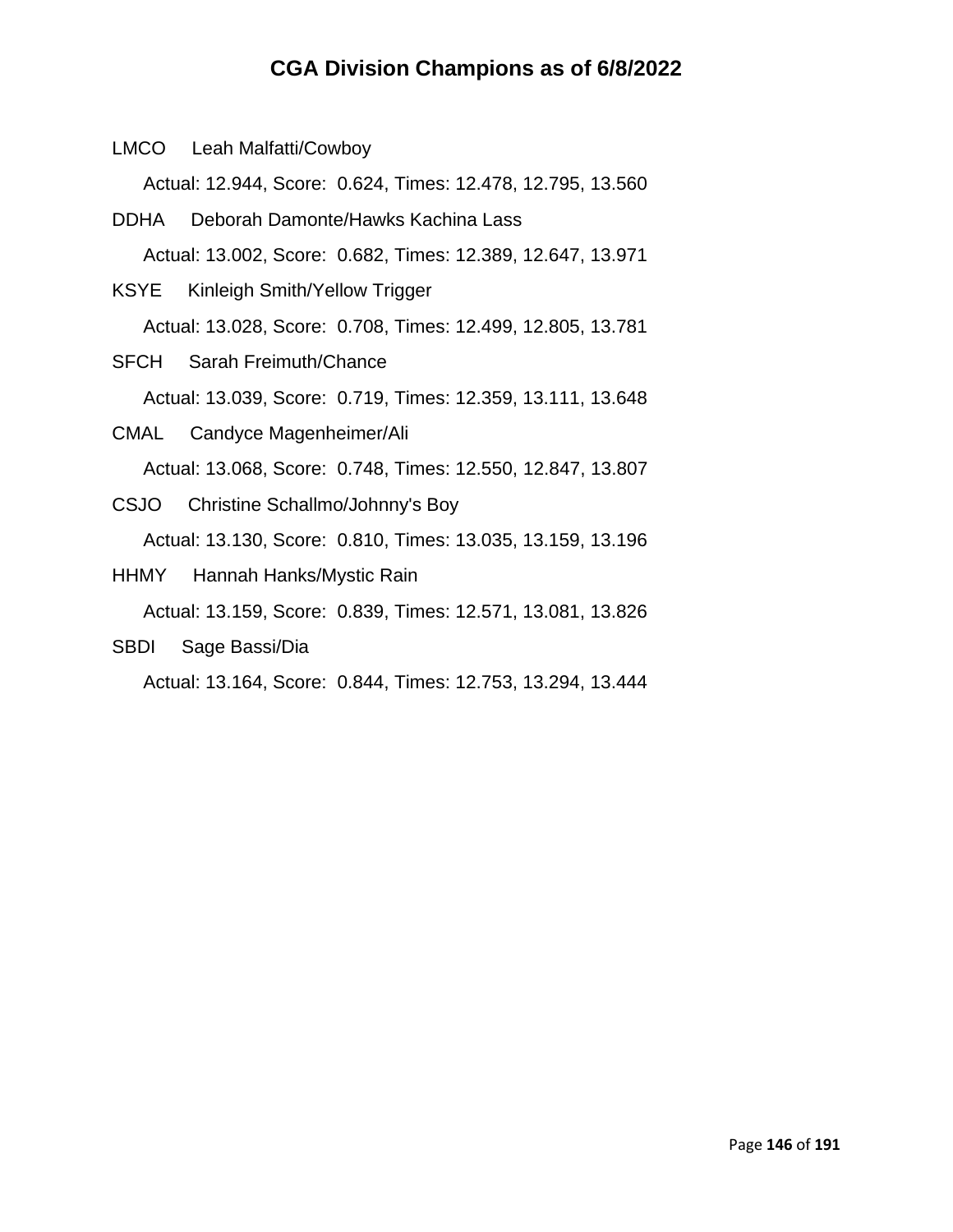# CGA Division Champions as of 6/8/2022

LMCO Leah Malfatti/Cowboy

Actual: 12.944, Score: 0.624, Times: 12.478, 12.795, 13.560

DDHA Deborah Damonte/Hawks Kachina Lass

Actual: 13.002, Score: 0.682, Times: 12.389, 12.647, 13.971

KSYE Kinleigh Smith/Yellow Trigger

Actual: 13.028, Score: 0.708, Times: 12.499, 12.805, 13.781

SFCH Sarah Freimuth/Chance

Actual: 13.039, Score: 0.719, Times: 12.359, 13.111, 13.648

CMAL Candyce Magenheimer/Ali

Actual: 13.068, Score: 0.748, Times: 12.550, 12.847, 13.807

CSJO Christine Schallmo/Johnny's Boy

Actual: 13.130, Score: 0.810, Times: 13.035, 13.159, 13.196

HHMY Hannah Hanks/Mystic Rain

Actual: 13.159, Score: 0.839, Times: 12.571, 13.081, 13.826

SBDI Sage Bassi/Dia

Actual: 13.164, Score: 0.844, Times: 12.753, 13.294, 13.444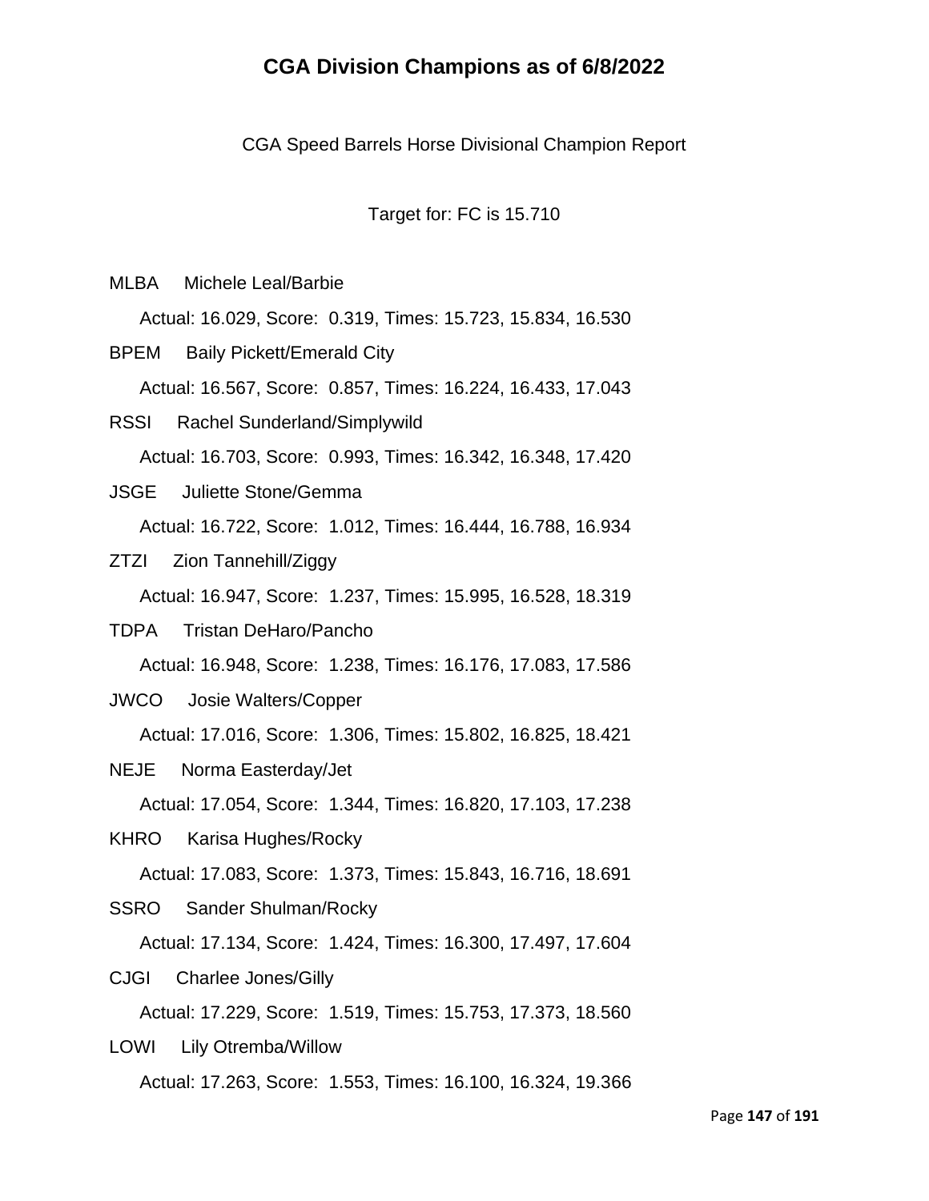# CGA Division Champions as of 6/8/2022

CGA Speed Barrels Horse Divisional Champion Report

Target for: FC is 15.710

MLBA Michele Leal/Barbie

Actual: 16.029, Score: 0.319, Times: 15.723, 15.834, 16.530

BPEM Baily Pickett/Emerald City

Actual: 16.567, Score: 0.857, Times: 16.224, 16.433, 17.043

RSSI Rachel Sunderland/Simplywild

Actual: 16.703, Score: 0.993, Times: 16.342, 16.348, 17.420

JSGE Juliette Stone/Gemma

Actual: 16.722, Score: 1.012, Times: 16.444, 16.788, 16.934

ZTZI Zion Tannehill/Ziggy

Actual: 16.947, Score: 1.237, Times: 15.995, 16.528, 18.319

TDPA Tristan DeHaro/Pancho

Actual: 16.948, Score: 1.238, Times: 16.176, 17.083, 17.586

JWCO Josie Walters/Copper

Actual: 17.016, Score: 1.306, Times: 15.802, 16.825, 18.421

NEJE Norma Easterday/Jet

Actual: 17.054, Score: 1.344, Times: 16.820, 17.103, 17.238

KHRO Karisa Hughes/Rocky

Actual: 17.083, Score: 1.373, Times: 15.843, 16.716, 18.691

SSRO Sander Shulman/Rocky

Actual: 17.134, Score: 1.424, Times: 16.300, 17.497, 17.604

CJGI Charlee Jones/Gilly

Actual: 17.229, Score: 1.519, Times: 15.753, 17.373, 18.560

LOWI Lily Otremba/Willow

Actual: 17.263, Score: 1.553, Times: 16.100, 16.324, 19.366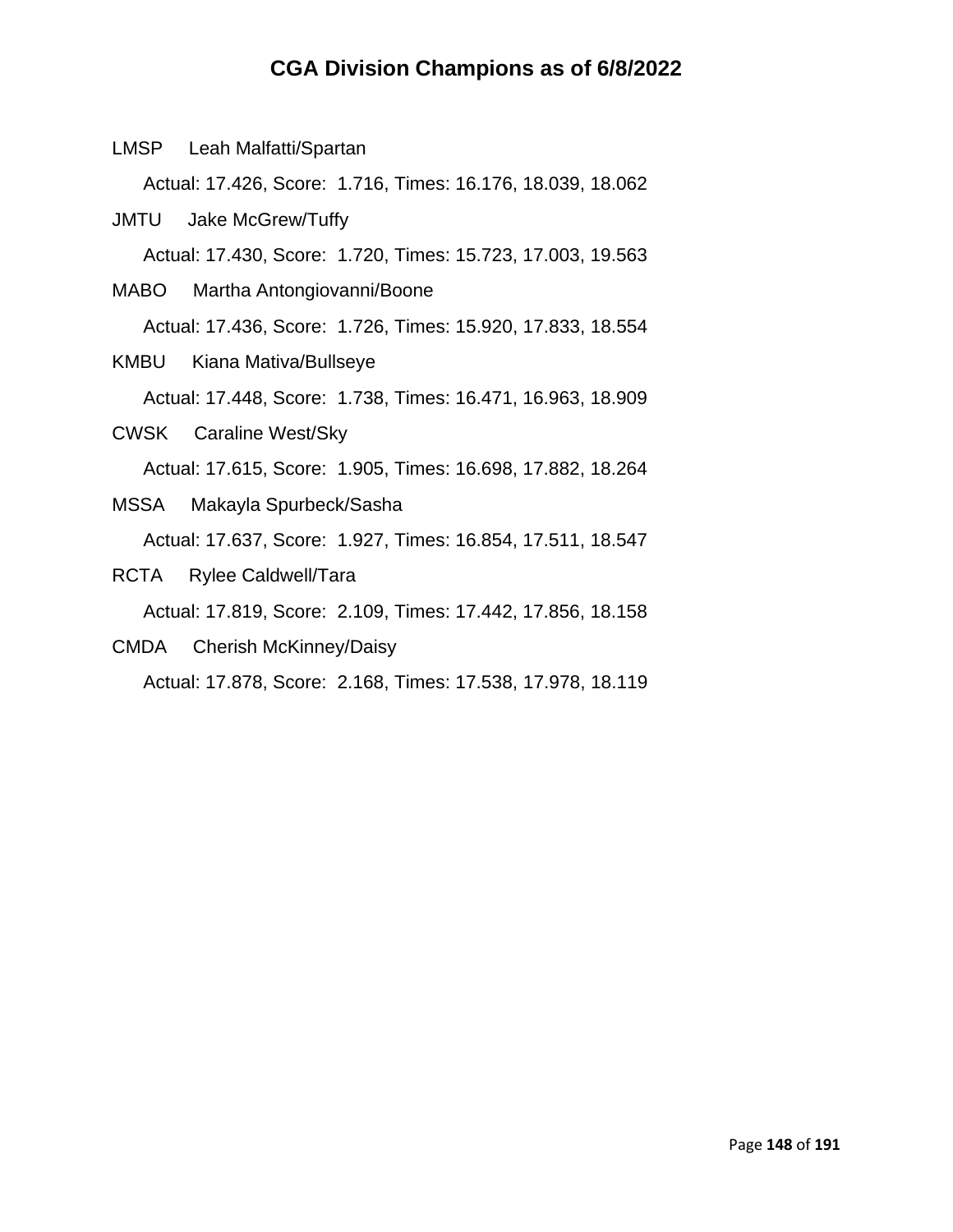# CGA Division Champions as of 6/8/2022

LMSP Leah Malfatti/Spartan

Actual: 17.426, Score: 1.716, Times: 16.176, 18.039, 18.062

JMTU Jake McGrew/Tuffy

Actual: 17.430, Score: 1.720, Times: 15.723, 17.003, 19.563

MABO Martha Antongiovanni/Boone

Actual: 17.436, Score: 1.726, Times: 15.920, 17.833, 18.554

KMBU Kiana Mativa/Bullseye

Actual: 17.448, Score: 1.738, Times: 16.471, 16.963, 18.909

CWSK Caraline West/Sky

Actual: 17.615, Score: 1.905, Times: 16.698, 17.882, 18.264

MSSA Makayla Spurbeck/Sasha

Actual: 17.637, Score: 1.927, Times: 16.854, 17.511, 18.547

RCTA Rylee Caldwell/Tara

Actual: 17.819, Score: 2.109, Times: 17.442, 17.856, 18.158

CMDA Cherish McKinney/Daisy

Actual: 17.878, Score: 2.168, Times: 17.538, 17.978, 18.119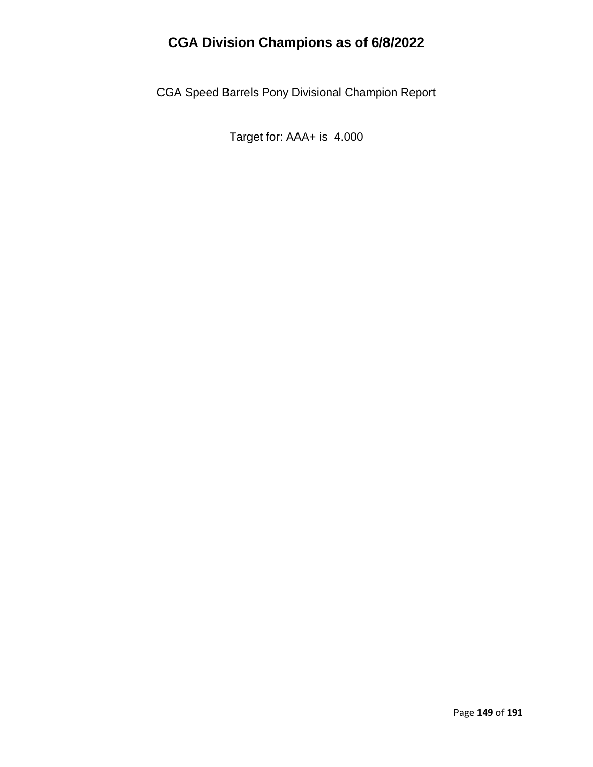# CGA Division Champions as of 6/8/2022

CGA Speed Barrels Pony Divisional Champion Report

Target for: AAA+ is 4.000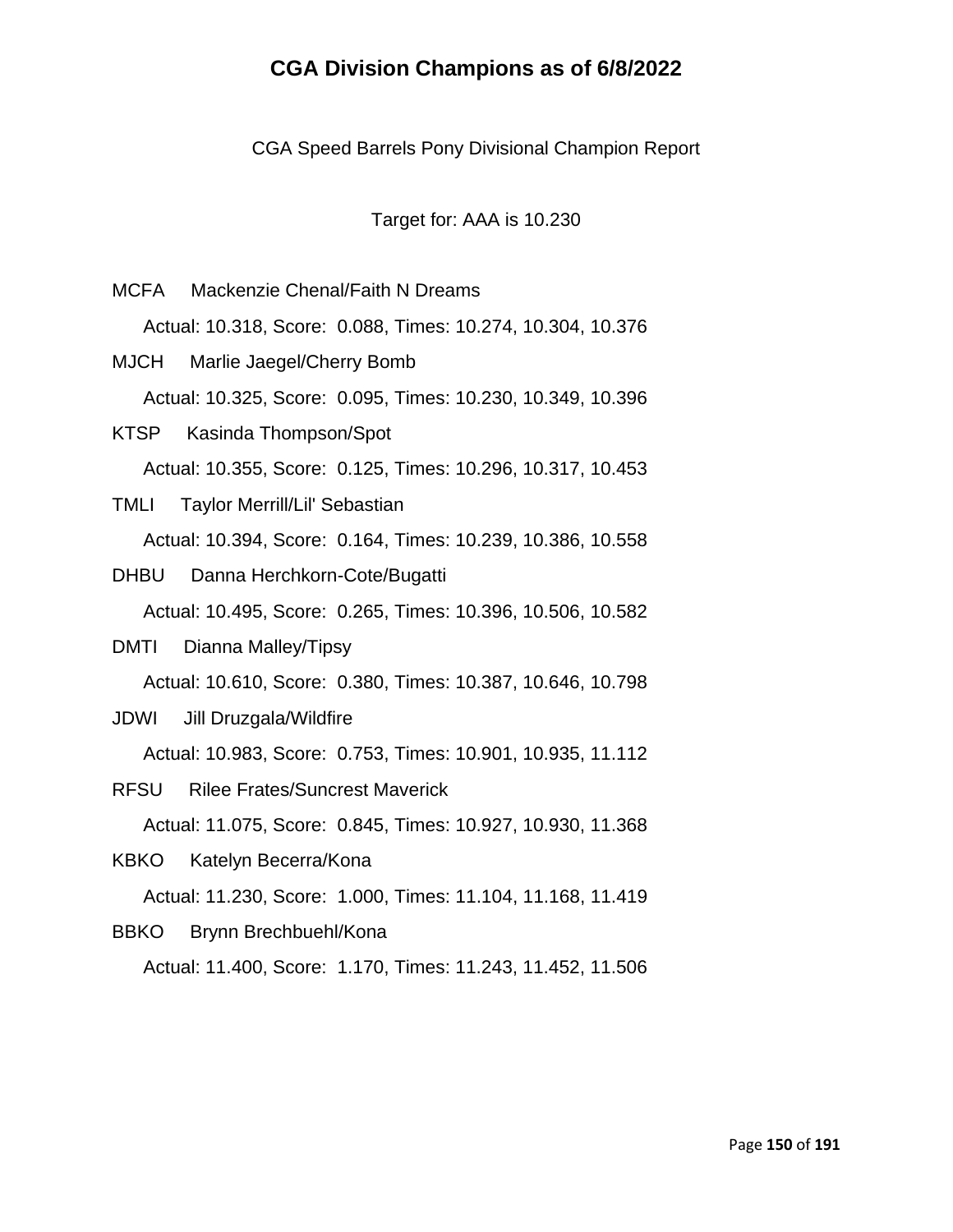# CGA Division Champions as of 6/8/2022

CGA Speed Barrels Pony Divisional Champion Report

Target for: AAA is 10.230

MCFA Mackenzie Chenal/Faith N Dreams

Actual: 10.318, Score: 0.088, Times: 10.274, 10.304, 10.376

MJCH Marlie Jaegel/Cherry Bomb

Actual: 10.325, Score: 0.095, Times: 10.230, 10.349, 10.396

KTSP Kasinda Thompson/Spot

Actual: 10.355, Score: 0.125, Times: 10.296, 10.317, 10.453

TMLI Taylor Merrill/Lil' Sebastian

Actual: 10.394, Score: 0.164, Times: 10.239, 10.386, 10.558

DHBU Danna Herchkorn-Cote/Bugatti

Actual: 10.495, Score: 0.265, Times: 10.396, 10.506, 10.582

DMTI Dianna Malley/Tipsy

Actual: 10.610, Score: 0.380, Times: 10.387, 10.646, 10.798

JDWI Jill Druzgala/Wildfire

Actual: 10.983, Score: 0.753, Times: 10.901, 10.935, 11.112

RFSU Rilee Frates/Suncrest Maverick

Actual: 11.075, Score: 0.845, Times: 10.927, 10.930, 11.368

KBKO Katelyn Becerra/Kona

Actual: 11.230, Score: 1.000, Times: 11.104, 11.168, 11.419

BBKO Brynn Brechbuehl/Kona

Actual: 11.400, Score: 1.170, Times: 11.243, 11.452, 11.506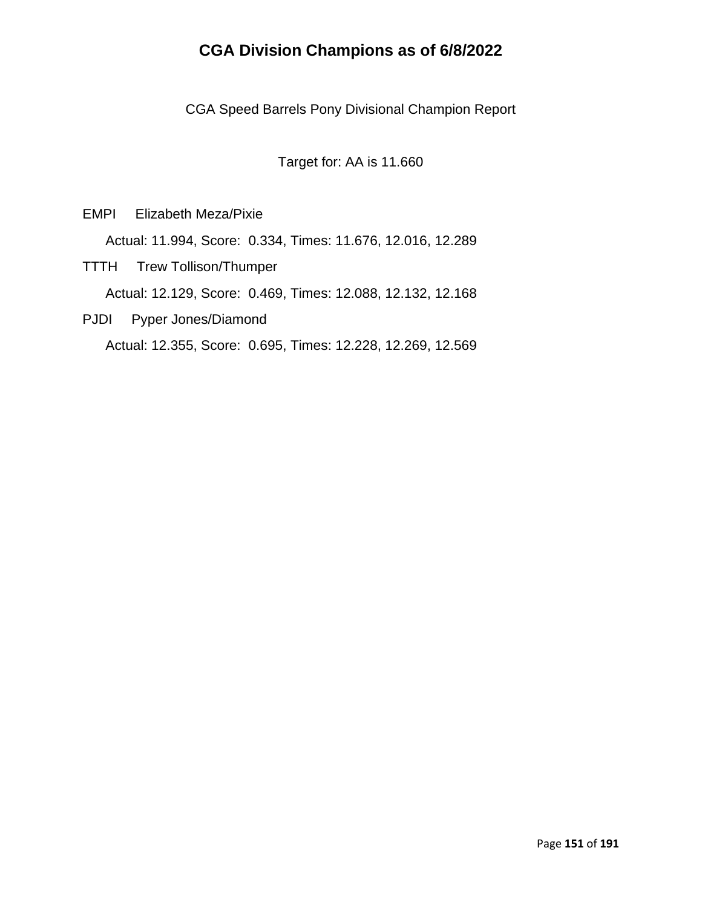# CGA Division Champions as of 6/8/2022

CGA Speed Barrels Pony Divisional Champion Report

Target for: AA is 11.660

EMPI Elizabeth Meza/Pixie

Actual: 11.994, Score: 0.334, Times: 11.676, 12.016, 12.289

TTTH Trew Tollison/Thumper

Actual: 12.129, Score: 0.469, Times: 12.088, 12.132, 12.168

PJDI Pyper Jones/Diamond

Actual: 12.355, Score: 0.695, Times: 12.228, 12.269, 12.569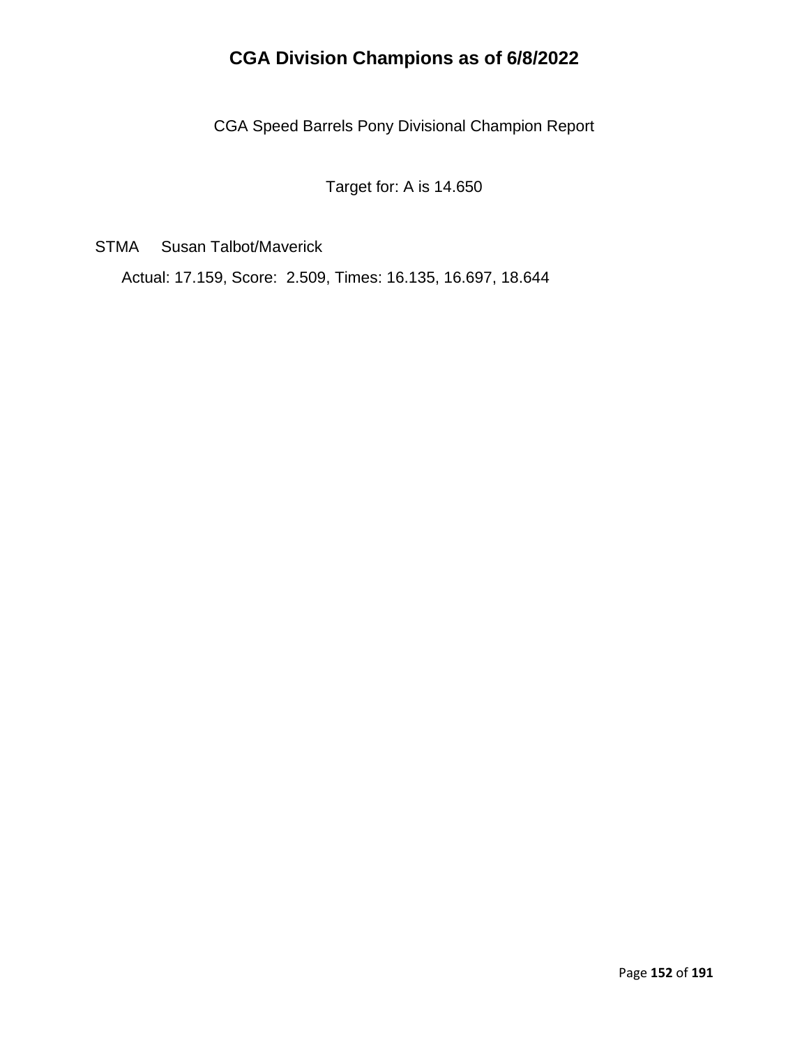# CGA Division Champions as of 6/8/2022

CGA Speed Barrels Pony Divisional Champion Report

Target for: A is 14.650

STMA Susan Talbot/Maverick

Actual: 17.159, Score: 2.509, Times: 16.135, 16.697, 18.644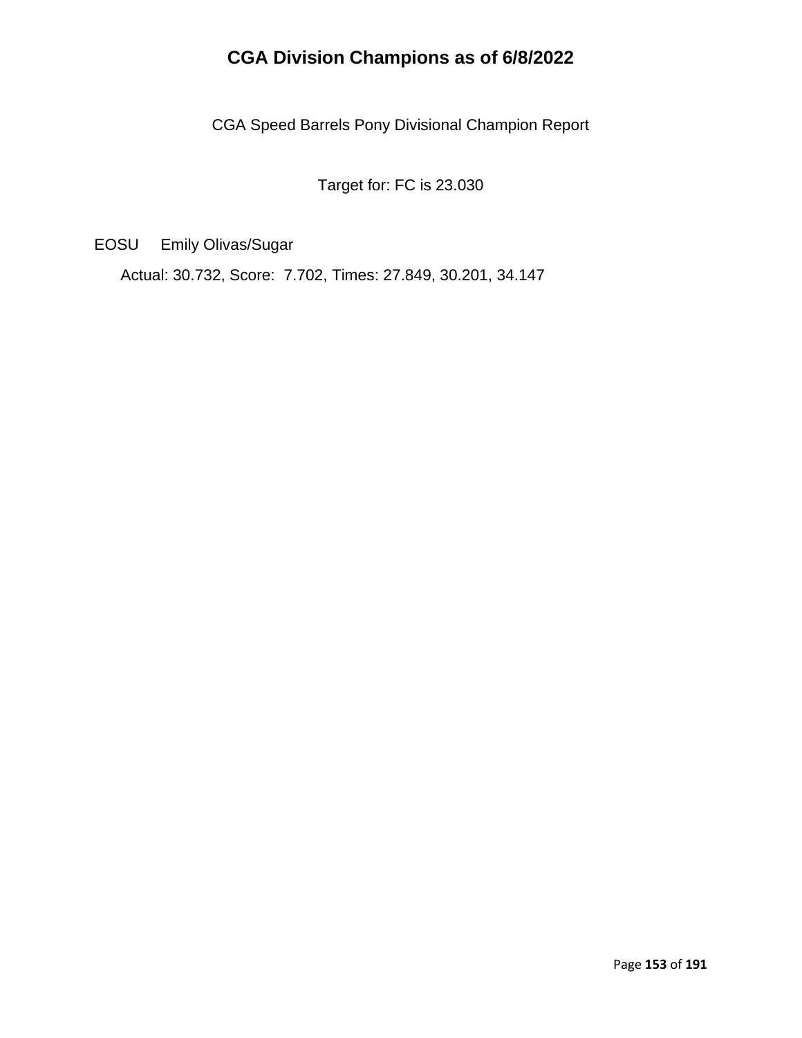# CGA Division Champions as of 6/8/2022

CGA Speed Barrels Pony Divisional Champion Report

Target for: FC is 23.030

EOSU Emily Olivas/Sugar

Actual: 30.732, Score: 7.702, Times: 27.849, 30.201, 34.147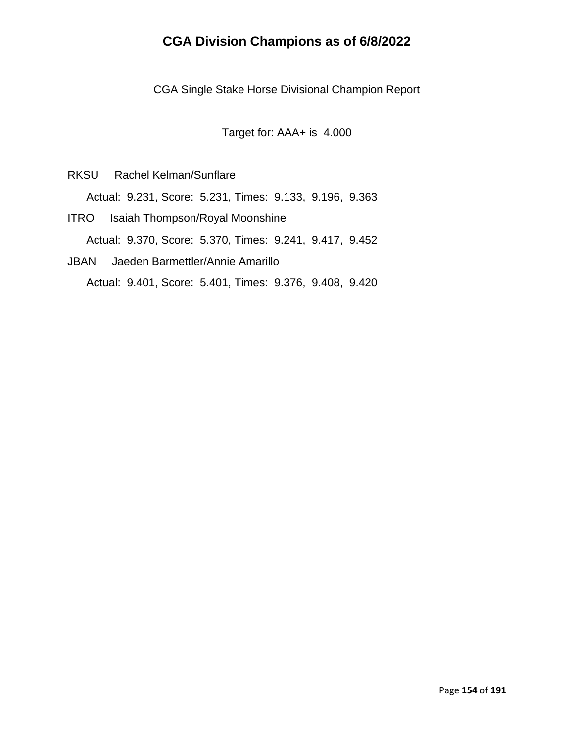# CGA Division Champions as of 6/8/2022

CGA Single Stake Horse Divisional Champion Report

Target for: AAA+ is 4.000

RKSU Rachel Kelman/Sunflare

Actual: 9.231, Score: 5.231, Times: 9.133, 9.196, 9.363

ITRO Isaiah Thompson/Royal Moonshine

Actual: 9.370, Score: 5.370, Times: 9.241, 9.417, 9.452

JBAN Jaeden Barmettler/Annie Amarillo

Actual: 9.401, Score: 5.401, Times: 9.376, 9.408, 9.420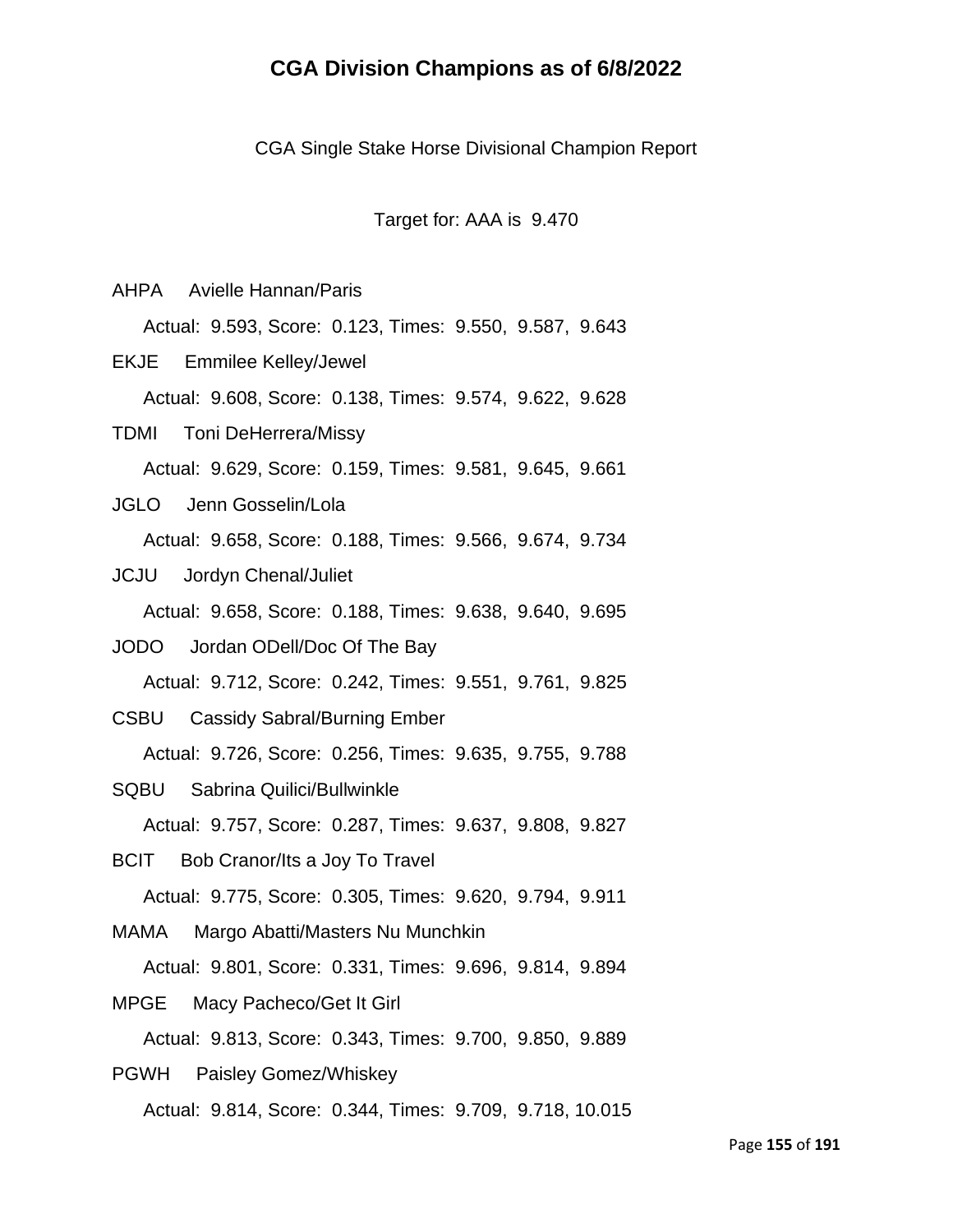# CGA Division Champions as of 6/8/2022

CGA Single Stake Horse Divisional Champion Report

Target for: AAA is 9.470

AHPA Avielle Hannan/Paris

Actual: 9.593, Score: 0.123, Times: 9.550, 9.587, 9.643

EKJE Emmilee Kelley/Jewel

Actual: 9.608, Score: 0.138, Times: 9.574, 9.622, 9.628

TDMI Toni DeHerrera/Missy

Actual: 9.629, Score: 0.159, Times: 9.581, 9.645, 9.661

JGLO Jenn Gosselin/Lola

Actual: 9.658, Score: 0.188, Times: 9.566, 9.674, 9.734

JCJU Jordyn Chenal/Juliet

Actual: 9.658, Score: 0.188, Times: 9.638, 9.640, 9.695

JODO Jordan ODell/Doc Of The Bay

Actual: 9.712, Score: 0.242, Times: 9.551, 9.761, 9.825

CSBU Cassidy Sabral/Burning Ember

Actual: 9.726, Score: 0.256, Times: 9.635, 9.755, 9.788

SQBU Sabrina Quilici/Bullwinkle

Actual: 9.757, Score: 0.287, Times: 9.637, 9.808, 9.827

BCIT Bob Cranor/Its a Joy To Travel

Actual: 9.775, Score: 0.305, Times: 9.620, 9.794, 9.911

MAMA Margo Abatti/Masters Nu Munchkin

Actual: 9.801, Score: 0.331, Times: 9.696, 9.814, 9.894

MPGE Macy Pacheco/Get It Girl

Actual: 9.813, Score: 0.343, Times: 9.700, 9.850, 9.889

PGWH Paisley Gomez/Whiskey

Actual: 9.814, Score: 0.344, Times: 9.709, 9.718, 10.015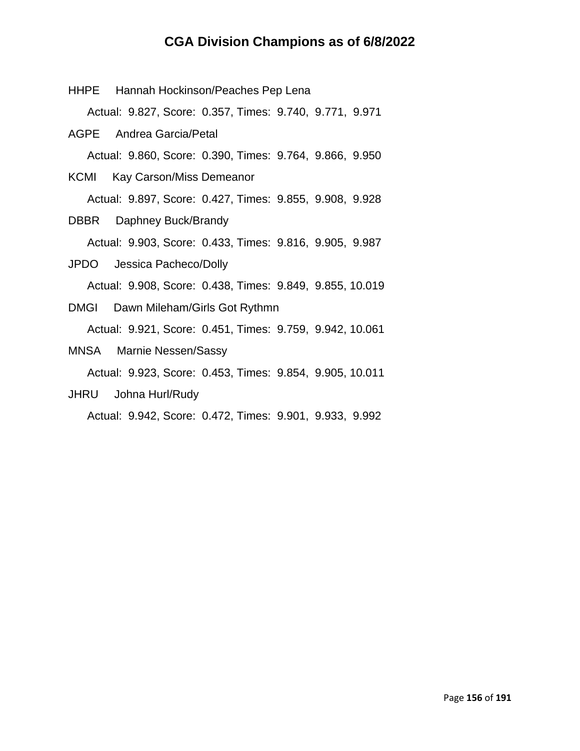# CGA Division Champions as of 6/8/2022

HHPE Hannah Hockinson/Peaches Pep Lena

Actual: 9.827, Score: 0.357, Times: 9.740, 9.771, 9.971

AGPE Andrea Garcia/Petal

Actual: 9.860, Score: 0.390, Times: 9.764, 9.866, 9.950

KCMI Kay Carson/Miss Demeanor

Actual: 9.897, Score: 0.427, Times: 9.855, 9.908, 9.928

DBBR Daphney Buck/Brandy

Actual: 9.903, Score: 0.433, Times: 9.816, 9.905, 9.987

JPDO Jessica Pacheco/Dolly

Actual: 9.908, Score: 0.438, Times: 9.849, 9.855, 10.019

DMGI Dawn Mileham/Girls Got Rythmn

Actual: 9.921, Score: 0.451, Times: 9.759, 9.942, 10.061

MNSA Marnie Nessen/Sassy

Actual: 9.923, Score: 0.453, Times: 9.854, 9.905, 10.011

JHRU Johna Hurl/Rudy

Actual: 9.942, Score: 0.472, Times: 9.901, 9.933, 9.992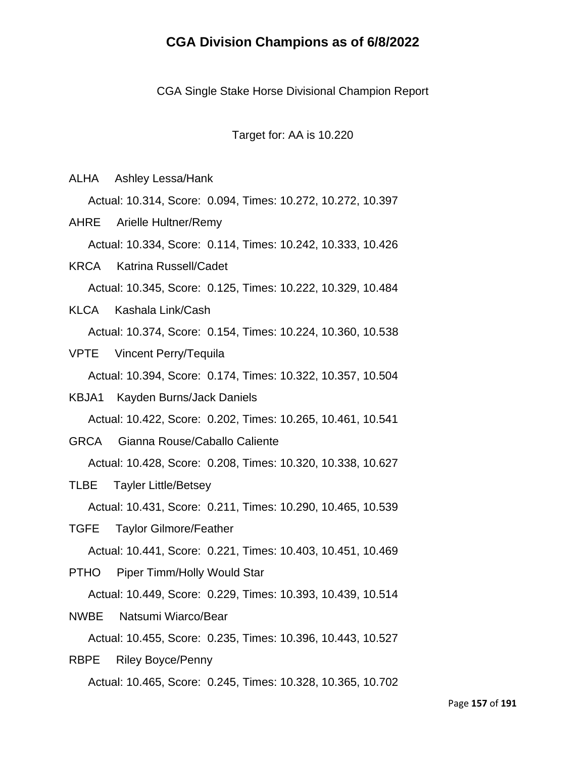# CGA Division Champions as of 6/8/2022

CGA Single Stake Horse Divisional Champion Report

Target for: AA is 10.220

ALHA Ashley Lessa/Hank

Actual: 10.314, Score: 0.094, Times: 10.272, 10.272, 10.397

AHRE Arielle Hultner/Remy

Actual: 10.334, Score: 0.114, Times: 10.242, 10.333, 10.426

KRCA Katrina Russell/Cadet

Actual: 10.345, Score: 0.125, Times: 10.222, 10.329, 10.484

KLCA Kashala Link/Cash

Actual: 10.374, Score: 0.154, Times: 10.224, 10.360, 10.538

VPTE Vincent Perry/Tequila

Actual: 10.394, Score: 0.174, Times: 10.322, 10.357, 10.504

KBJA1 Kayden Burns/Jack Daniels

Actual: 10.422, Score: 0.202, Times: 10.265, 10.461, 10.541

GRCA Gianna Rouse/Caballo Caliente

Actual: 10.428, Score: 0.208, Times: 10.320, 10.338, 10.627

TLBE Tayler Little/Betsey

Actual: 10.431, Score: 0.211, Times: 10.290, 10.465, 10.539

TGFE Taylor Gilmore/Feather

Actual: 10.441, Score: 0.221, Times: 10.403, 10.451, 10.469

PTHO Piper Timm/Holly Would Star

Actual: 10.449, Score: 0.229, Times: 10.393, 10.439, 10.514

NWBE Natsumi Wiarco/Bear

Actual: 10.455, Score: 0.235, Times: 10.396, 10.443, 10.527

RBPE Riley Boyce/Penny

Actual: 10.465, Score: 0.245, Times: 10.328, 10.365, 10.702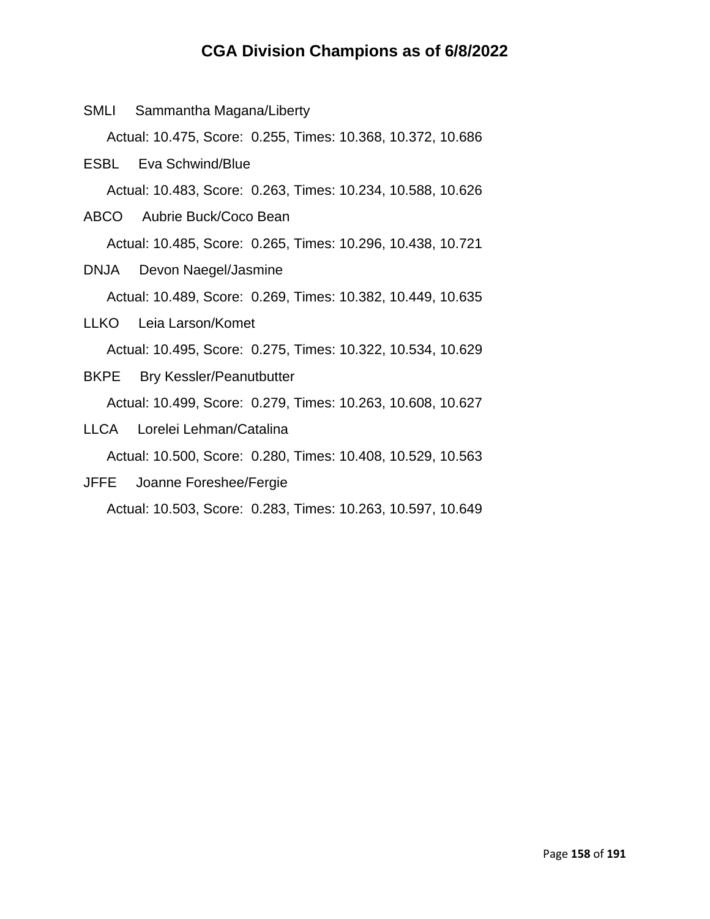# CGA Division Champions as of 6/8/2022

SMLI Sammantha Magana/Liberty

Actual: 10.475, Score: 0.255, Times: 10.368, 10.372, 10.686

ESBL Eva Schwind/Blue

Actual: 10.483, Score: 0.263, Times: 10.234, 10.588, 10.626

ABCO Aubrie Buck/Coco Bean

Actual: 10.485, Score: 0.265, Times: 10.296, 10.438, 10.721

DNJA Devon Naegel/Jasmine

Actual: 10.489, Score: 0.269, Times: 10.382, 10.449, 10.635

LLKO Leia Larson/Komet

Actual: 10.495, Score: 0.275, Times: 10.322, 10.534, 10.629

BKPE Bry Kessler/Peanutbutter

Actual: 10.499, Score: 0.279, Times: 10.263, 10.608, 10.627

LLCA Lorelei Lehman/Catalina

Actual: 10.500, Score: 0.280, Times: 10.408, 10.529, 10.563

JFFE Joanne Foreshee/Fergie

Actual: 10.503, Score: 0.283, Times: 10.263, 10.597, 10.649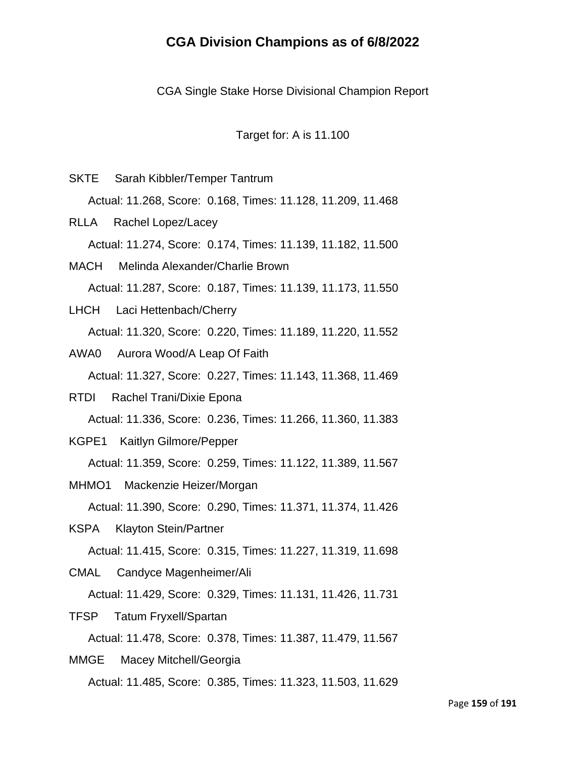# CGA Division Champions as of 6/8/2022

CGA Single Stake Horse Divisional Champion Report

Target for: A is 11.100

SKTE Sarah Kibbler/Temper Tantrum

Actual: 11.268, Score: 0.168, Times: 11.128, 11.209, 11.468

RLLA Rachel Lopez/Lacey

Actual: 11.274, Score: 0.174, Times: 11.139, 11.182, 11.500

MACH Melinda Alexander/Charlie Brown

Actual: 11.287, Score: 0.187, Times: 11.139, 11.173, 11.550

LHCH Laci Hettenbach/Cherry

Actual: 11.320, Score: 0.220, Times: 11.189, 11.220, 11.552

AWA0 Aurora Wood/A Leap Of Faith

Actual: 11.327, Score: 0.227, Times: 11.143, 11.368, 11.469

RTDI Rachel Trani/Dixie Epona

Actual: 11.336, Score: 0.236, Times: 11.266, 11.360, 11.383

KGPE1 Kaitlyn Gilmore/Pepper

Actual: 11.359, Score: 0.259, Times: 11.122, 11.389, 11.567

MHMO1 Mackenzie Heizer/Morgan

Actual: 11.390, Score: 0.290, Times: 11.371, 11.374, 11.426

KSPA Klayton Stein/Partner

Actual: 11.415, Score: 0.315, Times: 11.227, 11.319, 11.698

CMAL Candyce Magenheimer/Ali

Actual: 11.429, Score: 0.329, Times: 11.131, 11.426, 11.731

TFSP Tatum Fryxell/Spartan

Actual: 11.478, Score: 0.378, Times: 11.387, 11.479, 11.567

MMGE Macey Mitchell/Georgia

Actual: 11.485, Score: 0.385, Times: 11.323, 11.503, 11.629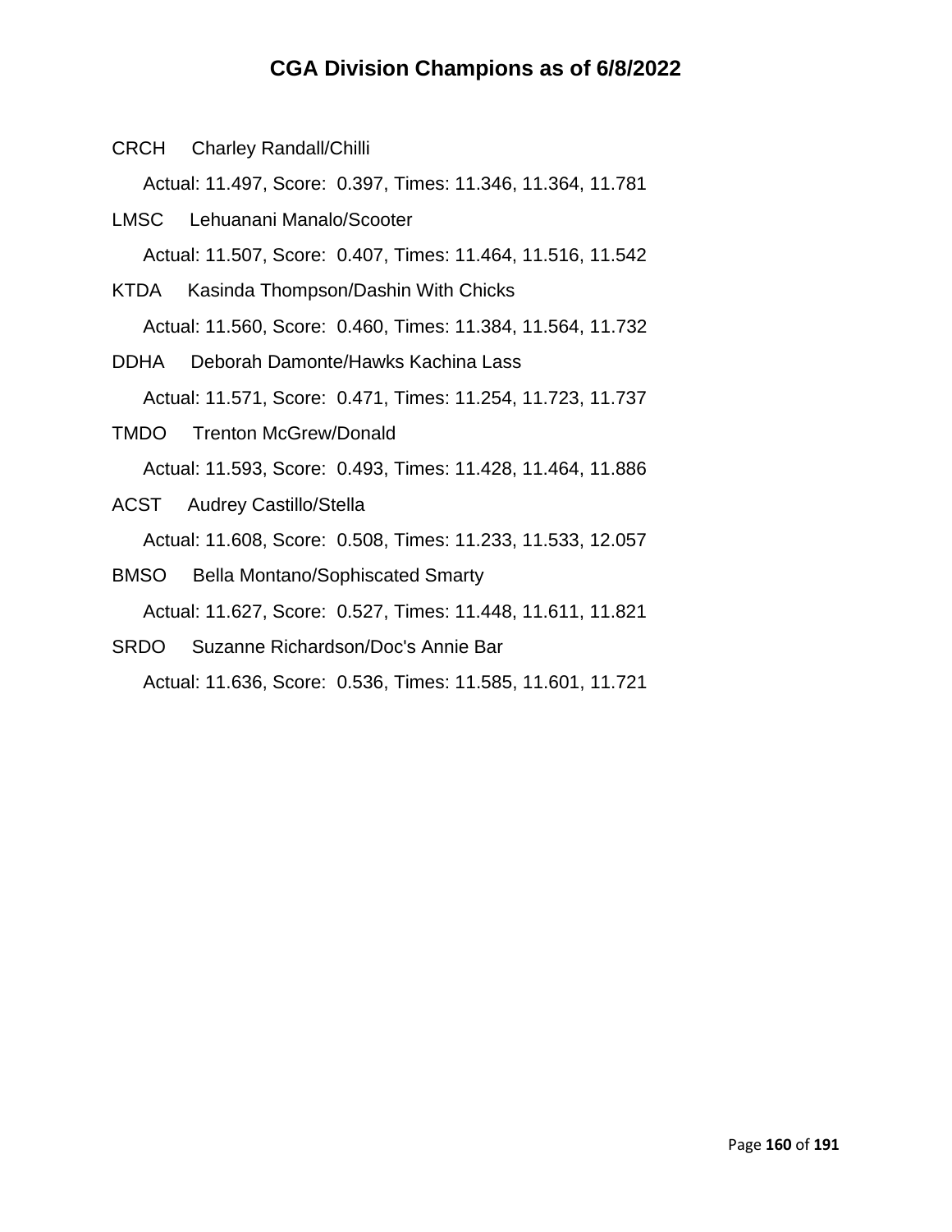# CGA Division Champions as of 6/8/2022

CRCH Charley Randall/Chilli

Actual: 11.497, Score: 0.397, Times: 11.346, 11.364, 11.781

LMSC Lehuanani Manalo/Scooter

Actual: 11.507, Score: 0.407, Times: 11.464, 11.516, 11.542

KTDA Kasinda Thompson/Dashin With Chicks

Actual: 11.560, Score: 0.460, Times: 11.384, 11.564, 11.732

DDHA Deborah Damonte/Hawks Kachina Lass

Actual: 11.571, Score: 0.471, Times: 11.254, 11.723, 11.737

TMDO Trenton McGrew/Donald

Actual: 11.593, Score: 0.493, Times: 11.428, 11.464, 11.886

ACST Audrey Castillo/Stella

Actual: 11.608, Score: 0.508, Times: 11.233, 11.533, 12.057

BMSO Bella Montano/Sophiscated Smarty

Actual: 11.627, Score: 0.527, Times: 11.448, 11.611, 11.821

SRDO Suzanne Richardson/Doc's Annie Bar

Actual: 11.636, Score: 0.536, Times: 11.585, 11.601, 11.721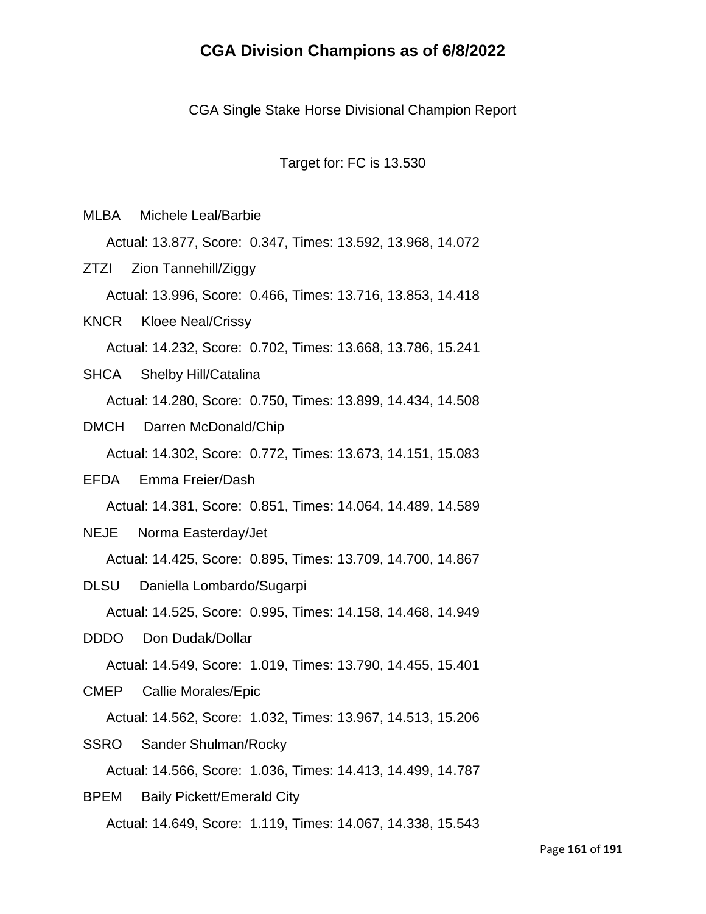# CGA Division Champions as of 6/8/2022

CGA Single Stake Horse Divisional Champion Report

Target for: FC is 13.530

MLBA Michele Leal/Barbie

Actual: 13.877, Score: 0.347, Times: 13.592, 13.968, 14.072

ZTZI Zion Tannehill/Ziggy

Actual: 13.996, Score: 0.466, Times: 13.716, 13.853, 14.418

KNCR Kloee Neal/Crissy

Actual: 14.232, Score: 0.702, Times: 13.668, 13.786, 15.241

SHCA Shelby Hill/Catalina

Actual: 14.280, Score: 0.750, Times: 13.899, 14.434, 14.508

DMCH Darren McDonald/Chip

Actual: 14.302, Score: 0.772, Times: 13.673, 14.151, 15.083

EFDA Emma Freier/Dash

Actual: 14.381, Score: 0.851, Times: 14.064, 14.489, 14.589

NEJE Norma Easterday/Jet

Actual: 14.425, Score: 0.895, Times: 13.709, 14.700, 14.867

DLSU Daniella Lombardo/Sugarpi

Actual: 14.525, Score: 0.995, Times: 14.158, 14.468, 14.949

DDDO Don Dudak/Dollar

Actual: 14.549, Score: 1.019, Times: 13.790, 14.455, 15.401

CMEP Callie Morales/Epic

Actual: 14.562, Score: 1.032, Times: 13.967, 14.513, 15.206

SSRO Sander Shulman/Rocky

Actual: 14.566, Score: 1.036, Times: 14.413, 14.499, 14.787

BPEM Baily Pickett/Emerald City

Actual: 14.649, Score: 1.119, Times: 14.067, 14.338, 15.543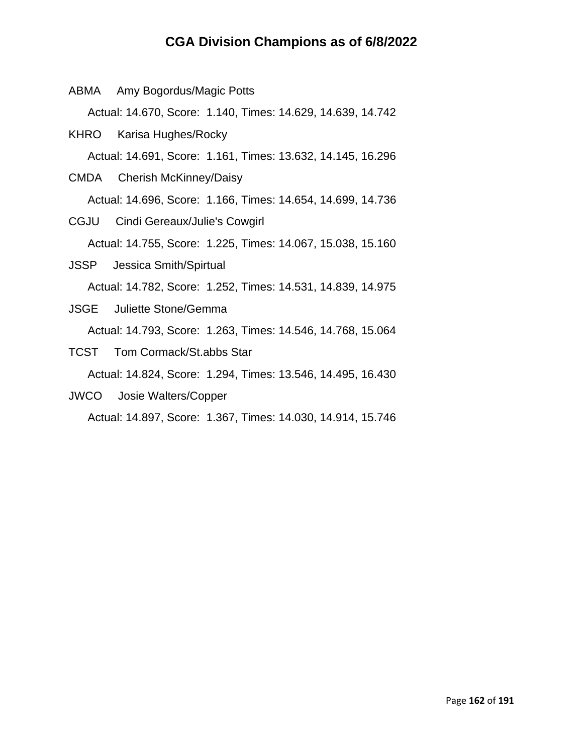# CGA Division Champions as of 6/8/2022

ABMA Amy Bogordus/Magic Potts

Actual: 14.670, Score: 1.140, Times: 14.629, 14.639, 14.742

KHRO Karisa Hughes/Rocky

Actual: 14.691, Score: 1.161, Times: 13.632, 14.145, 16.296

CMDA Cherish McKinney/Daisy

Actual: 14.696, Score: 1.166, Times: 14.654, 14.699, 14.736

CGJU Cindi Gereaux/Julie's Cowgirl

Actual: 14.755, Score: 1.225, Times: 14.067, 15.038, 15.160

JSSP Jessica Smith/Spirtual

Actual: 14.782, Score: 1.252, Times: 14.531, 14.839, 14.975

JSGE Juliette Stone/Gemma

Actual: 14.793, Score: 1.263, Times: 14.546, 14.768, 15.064

TCST Tom Cormack/St.abbs Star

Actual: 14.824, Score: 1.294, Times: 13.546, 14.495, 16.430

JWCO Josie Walters/Copper

Actual: 14.897, Score: 1.367, Times: 14.030, 14.914, 15.746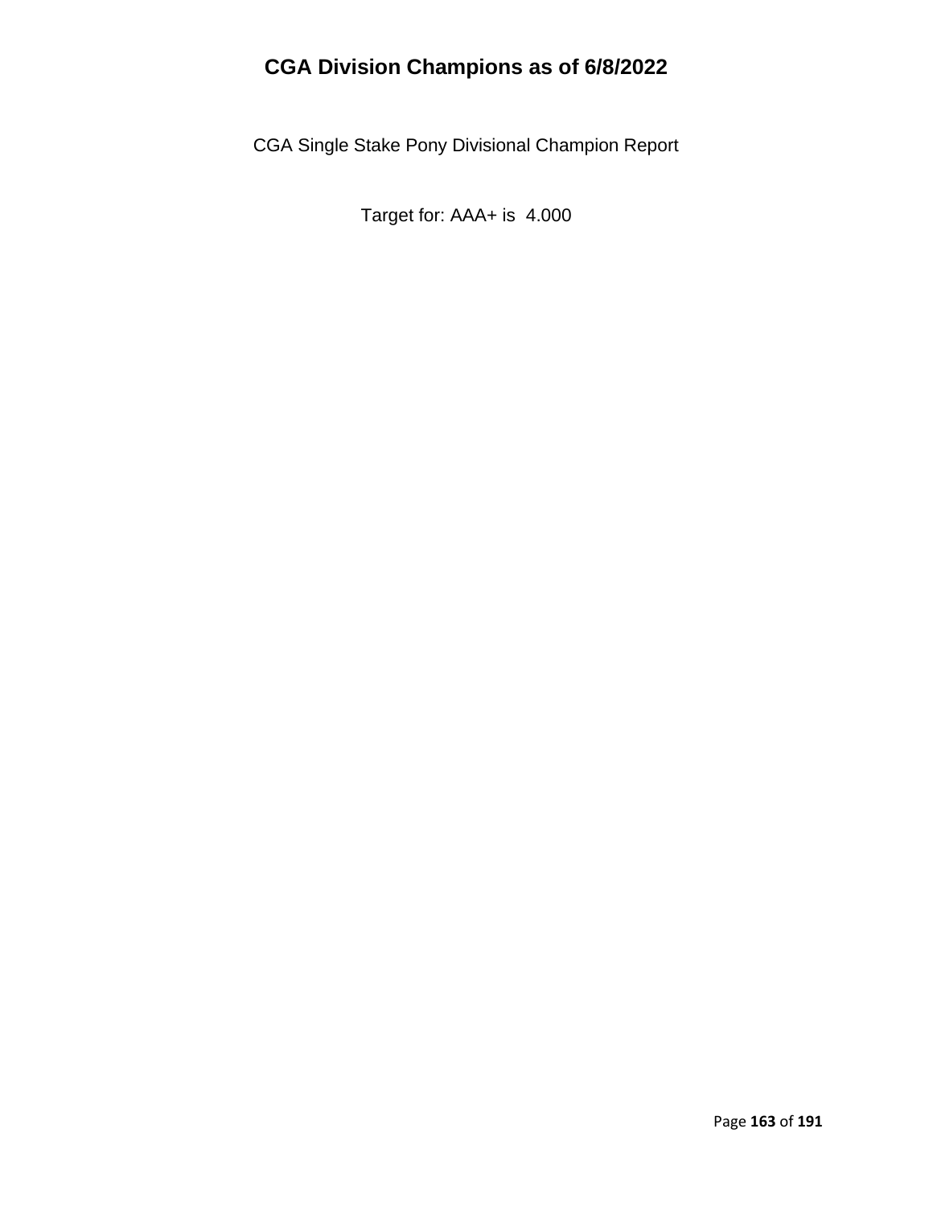# CGA Division Champions as of 6/8/2022

CGA Single Stake Pony Divisional Champion Report

Target for: AAA+ is 4.000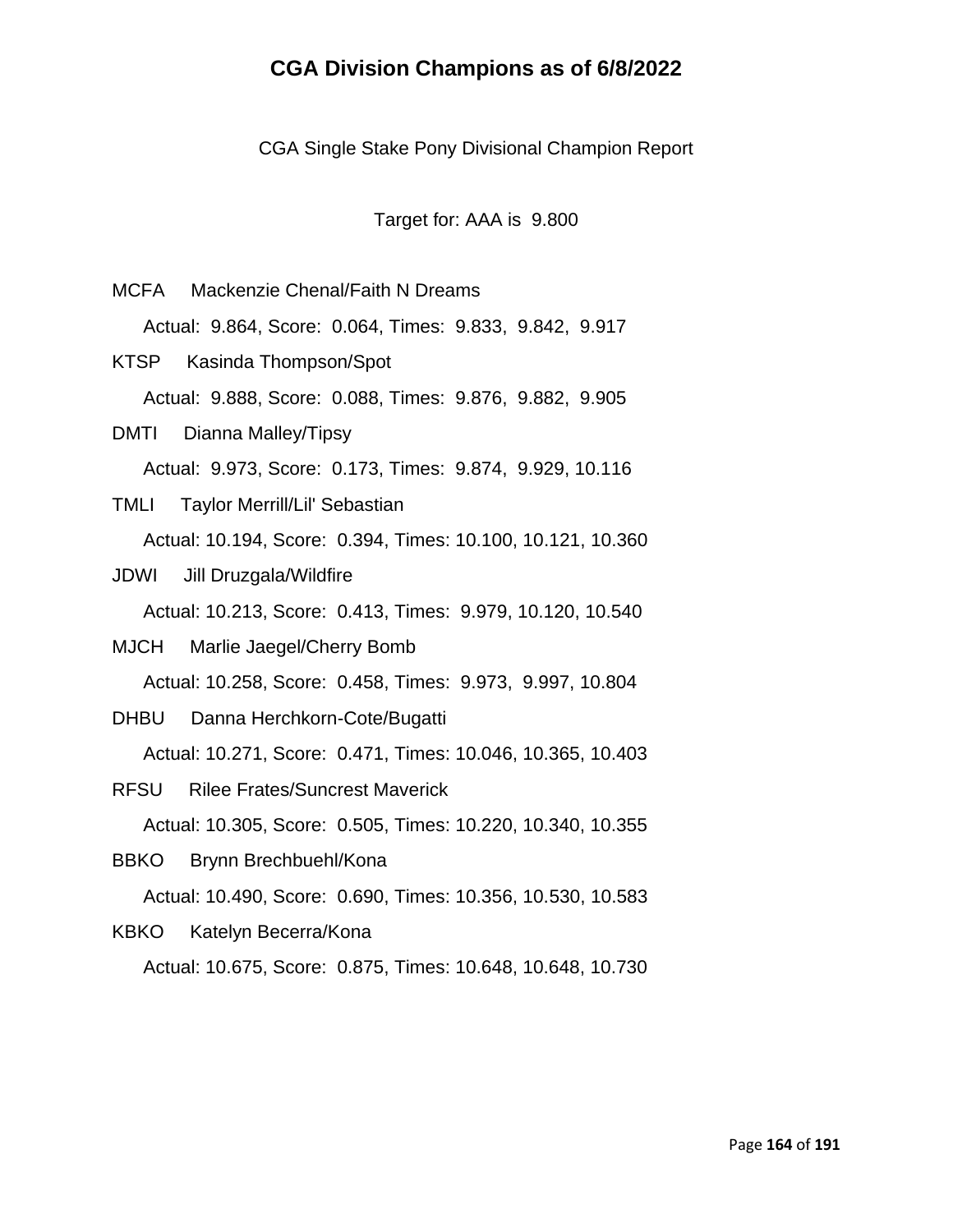# CGA Division Champions as of 6/8/2022

CGA Single Stake Pony Divisional Champion Report

Target for: AAA is 9.800

MCFA Mackenzie Chenal/Faith N Dreams

Actual: 9.864, Score: 0.064, Times: 9.833, 9.842, 9.917

KTSP Kasinda Thompson/Spot

Actual: 9.888, Score: 0.088, Times: 9.876, 9.882, 9.905

DMTI Dianna Malley/Tipsy

Actual: 9.973, Score: 0.173, Times: 9.874, 9.929, 10.116

TMLI Taylor Merrill/Lil' Sebastian

Actual: 10.194, Score: 0.394, Times: 10.100, 10.121, 10.360

JDWI Jill Druzgala/Wildfire

Actual: 10.213, Score: 0.413, Times: 9.979, 10.120, 10.540

MJCH Marlie Jaegel/Cherry Bomb

Actual: 10.258, Score: 0.458, Times: 9.973, 9.997, 10.804

DHBU Danna Herchkorn-Cote/Bugatti

Actual: 10.271, Score: 0.471, Times: 10.046, 10.365, 10.403

RFSU Rilee Frates/Suncrest Maverick

Actual: 10.305, Score: 0.505, Times: 10.220, 10.340, 10.355

BBKO Brynn Brechbuehl/Kona

Actual: 10.490, Score: 0.690, Times: 10.356, 10.530, 10.583

KBKO Katelyn Becerra/Kona

Actual: 10.675, Score: 0.875, Times: 10.648, 10.648, 10.730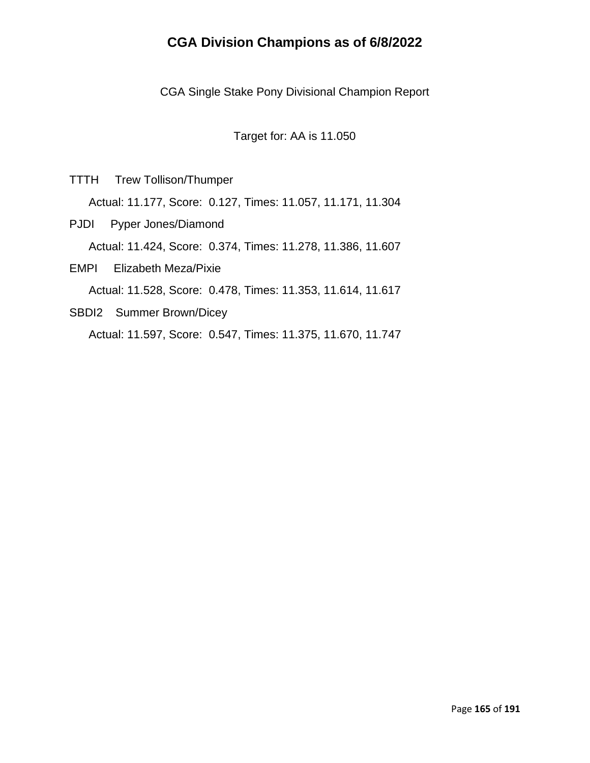# CGA Division Champions as of 6/8/2022

CGA Single Stake Pony Divisional Champion Report

Target for: AA is 11.050

TTTH Trew Tollison/Thumper

Actual: 11.177, Score: 0.127, Times: 11.057, 11.171, 11.304

PJDI Pyper Jones/Diamond

Actual: 11.424, Score: 0.374, Times: 11.278, 11.386, 11.607

EMPI Elizabeth Meza/Pixie

Actual: 11.528, Score: 0.478, Times: 11.353, 11.614, 11.617

SBDI2 Summer Brown/Dicey

Actual: 11.597, Score: 0.547, Times: 11.375, 11.670, 11.747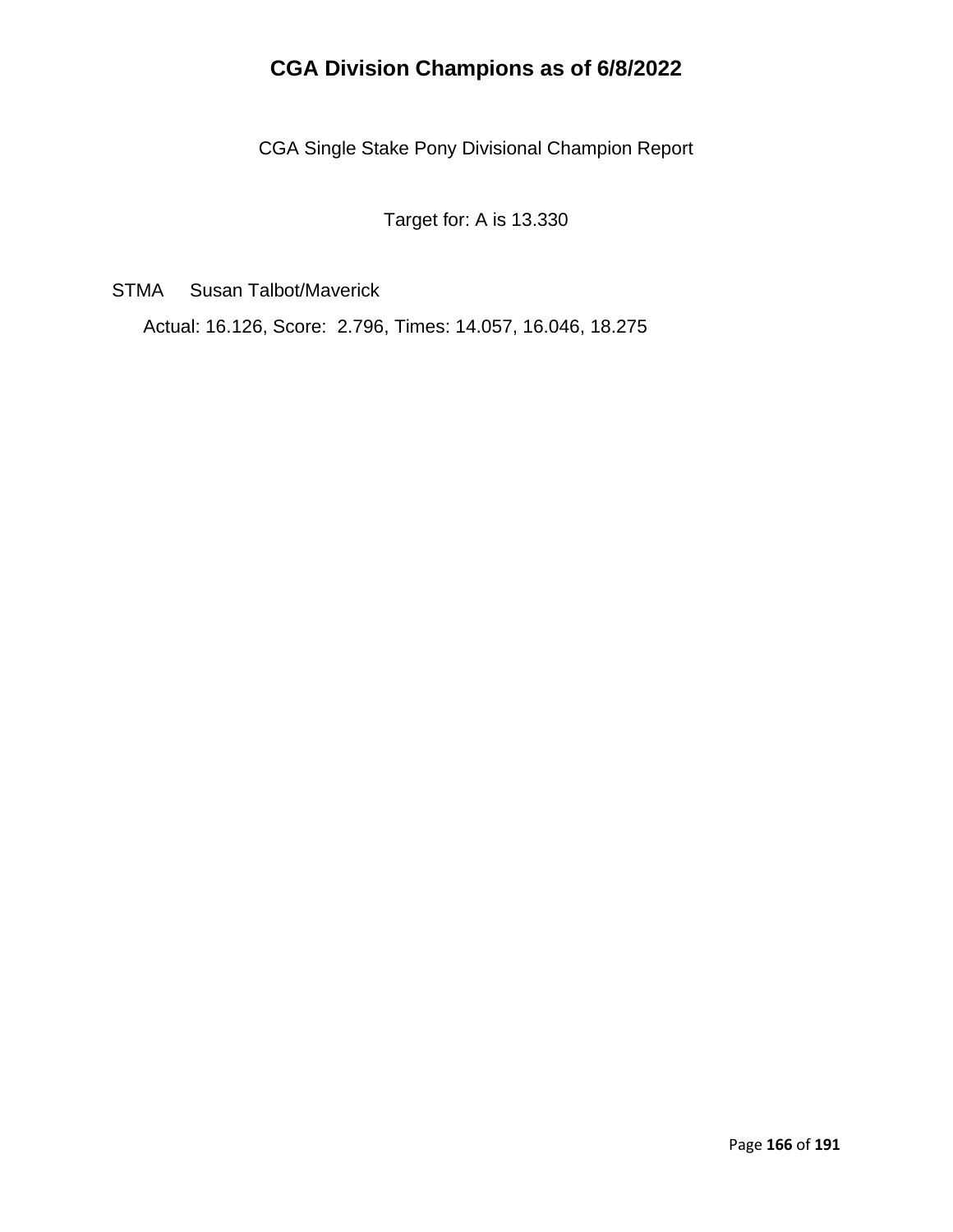# CGA Division Champions as of 6/8/2022

CGA Single Stake Pony Divisional Champion Report

Target for: A is 13.330

STMA Susan Talbot/Maverick

Actual: 16.126, Score: 2.796, Times: 14.057, 16.046, 18.275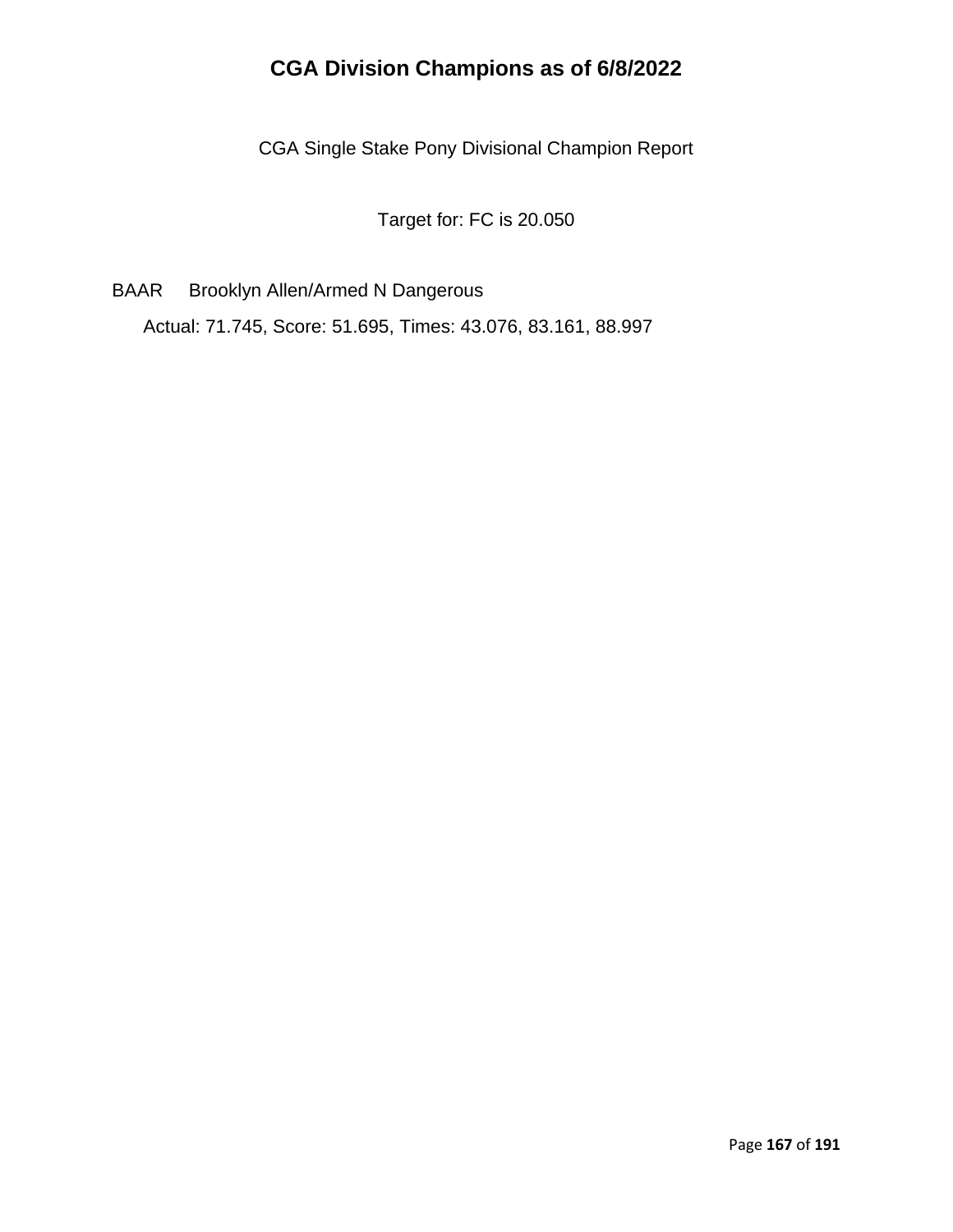# CGA Division Champions as of 6/8/2022

CGA Single Stake Pony Divisional Champion Report

Target for: FC is 20.050

BAAR Brooklyn Allen/Armed N Dangerous

Actual: 71.745, Score: 51.695, Times: 43.076, 83.161, 88.997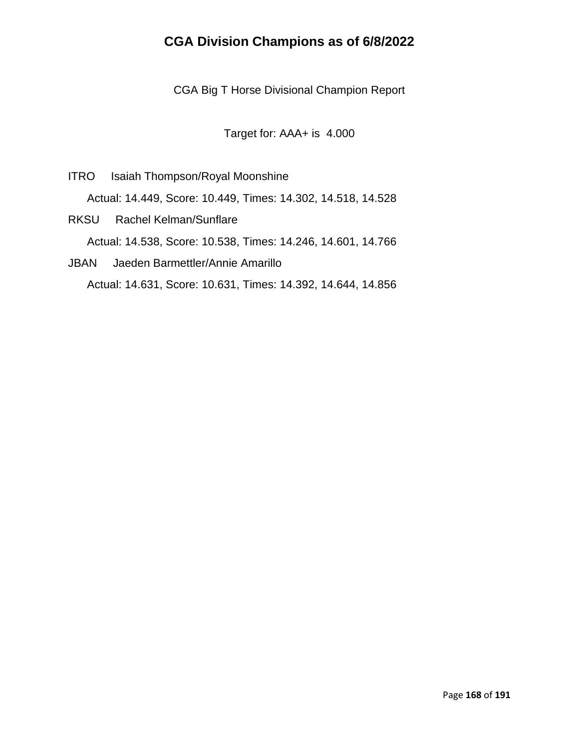# CGA Division Champions as of 6/8/2022

CGA Big T Horse Divisional Champion Report

Target for: AAA+ is 4.000

ITRO Isaiah Thompson/Royal Moonshine

Actual: 14.449, Score: 10.449, Times: 14.302, 14.518, 14.528

RKSU Rachel Kelman/Sunflare

Actual: 14.538, Score: 10.538, Times: 14.246, 14.601, 14.766

JBAN Jaeden Barmettler/Annie Amarillo

Actual: 14.631, Score: 10.631, Times: 14.392, 14.644, 14.856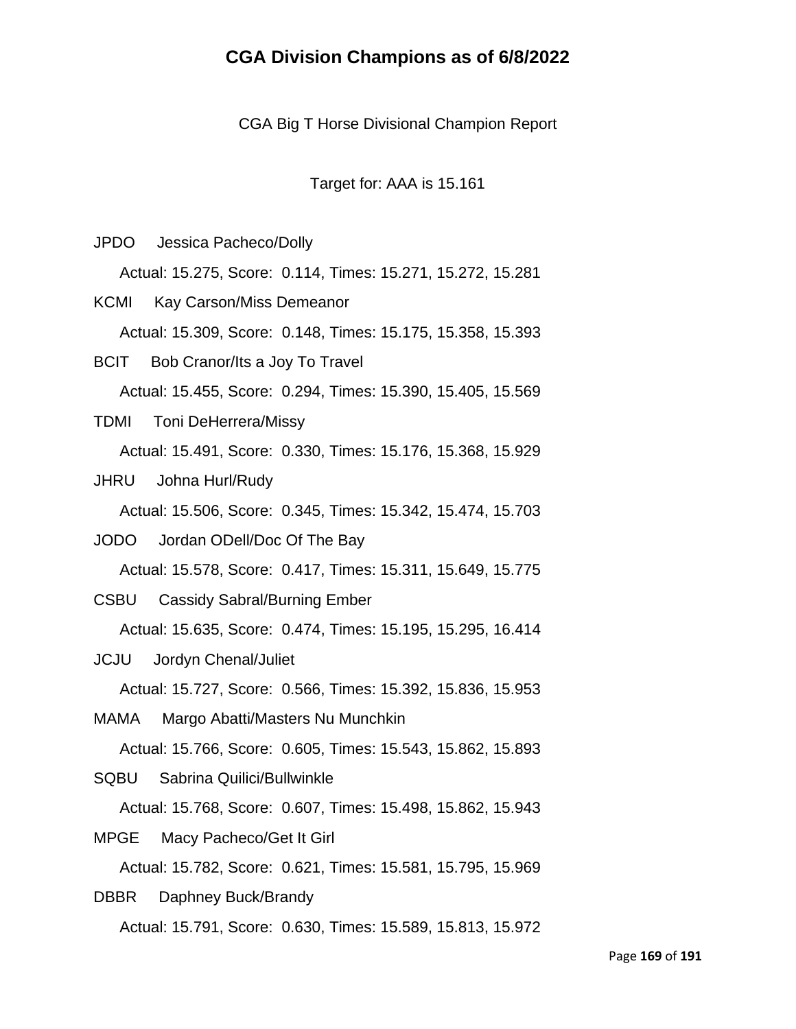# CGA Division Champions as of 6/8/2022

CGA Big T Horse Divisional Champion Report

Target for: AAA is 15.161

JPDO Jessica Pacheco/Dolly

Actual: 15.275, Score: 0.114, Times: 15.271, 15.272, 15.281

KCMI Kay Carson/Miss Demeanor

Actual: 15.309, Score: 0.148, Times: 15.175, 15.358, 15.393

BCIT Bob Cranor/Its a Joy To Travel

Actual: 15.455, Score: 0.294, Times: 15.390, 15.405, 15.569

TDMI Toni DeHerrera/Missy

Actual: 15.491, Score: 0.330, Times: 15.176, 15.368, 15.929

JHRU Johna Hurl/Rudy

Actual: 15.506, Score: 0.345, Times: 15.342, 15.474, 15.703

JODO Jordan ODell/Doc Of The Bay

Actual: 15.578, Score: 0.417, Times: 15.311, 15.649, 15.775

CSBU Cassidy Sabral/Burning Ember

Actual: 15.635, Score: 0.474, Times: 15.195, 15.295, 16.414

JCJU Jordyn Chenal/Juliet

Actual: 15.727, Score: 0.566, Times: 15.392, 15.836, 15.953

MAMA Margo Abatti/Masters Nu Munchkin

Actual: 15.766, Score: 0.605, Times: 15.543, 15.862, 15.893

SQBU Sabrina Quilici/Bullwinkle

Actual: 15.768, Score: 0.607, Times: 15.498, 15.862, 15.943

MPGE Macy Pacheco/Get It Girl

Actual: 15.782, Score: 0.621, Times: 15.581, 15.795, 15.969

DBBR Daphney Buck/Brandy

Actual: 15.791, Score: 0.630, Times: 15.589, 15.813, 15.972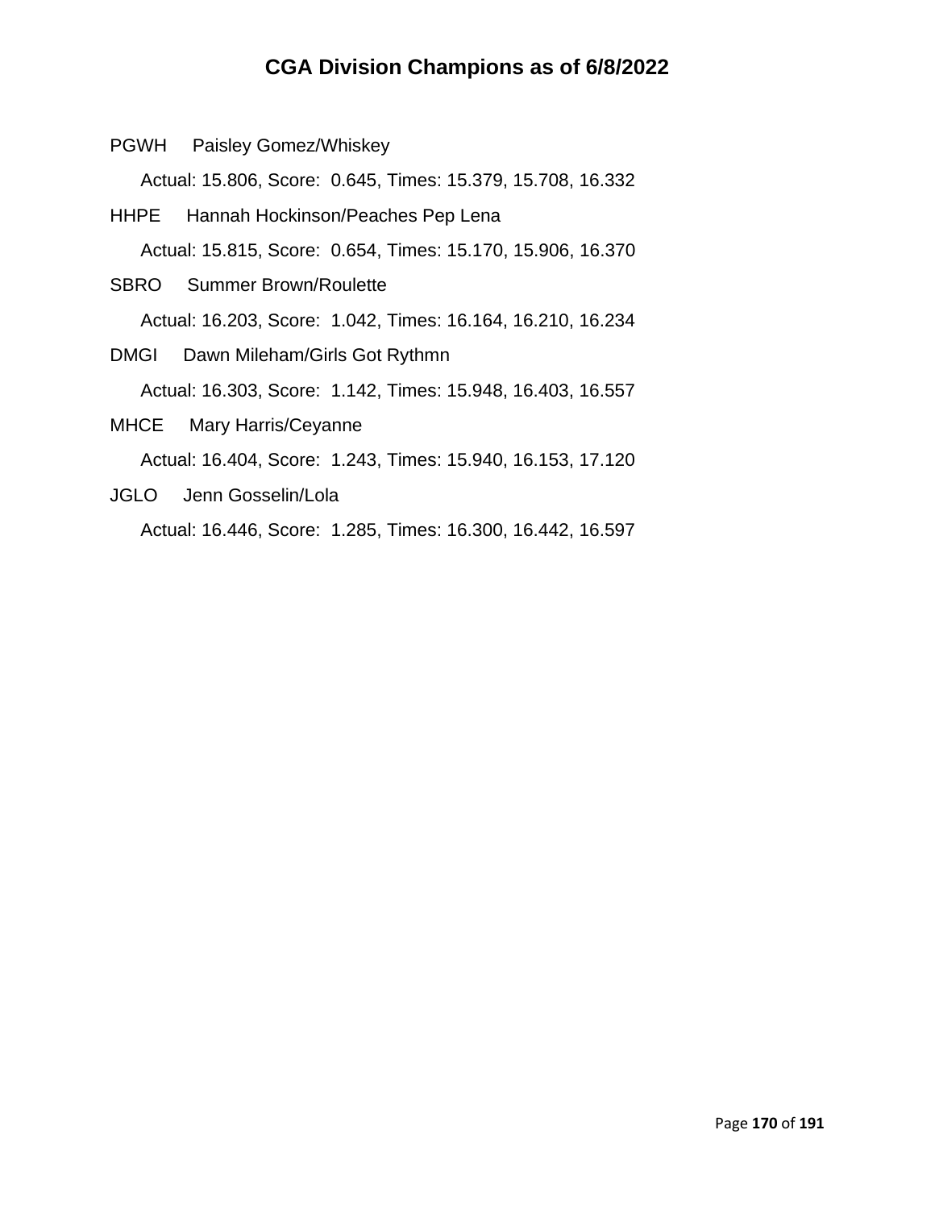# CGA Division Champions as of 6/8/2022

PGWH Paisley Gomez/Whiskey

Actual: 15.806, Score: 0.645, Times: 15.379, 15.708, 16.332

HHPE Hannah Hockinson/Peaches Pep Lena

Actual: 15.815, Score: 0.654, Times: 15.170, 15.906, 16.370

SBRO Summer Brown/Roulette

Actual: 16.203, Score: 1.042, Times: 16.164, 16.210, 16.234

DMGI Dawn Mileham/Girls Got Rythmn

Actual: 16.303, Score: 1.142, Times: 15.948, 16.403, 16.557

MHCE Mary Harris/Ceyanne

Actual: 16.404, Score: 1.243, Times: 15.940, 16.153, 17.120

JGLO Jenn Gosselin/Lola

Actual: 16.446, Score: 1.285, Times: 16.300, 16.442, 16.597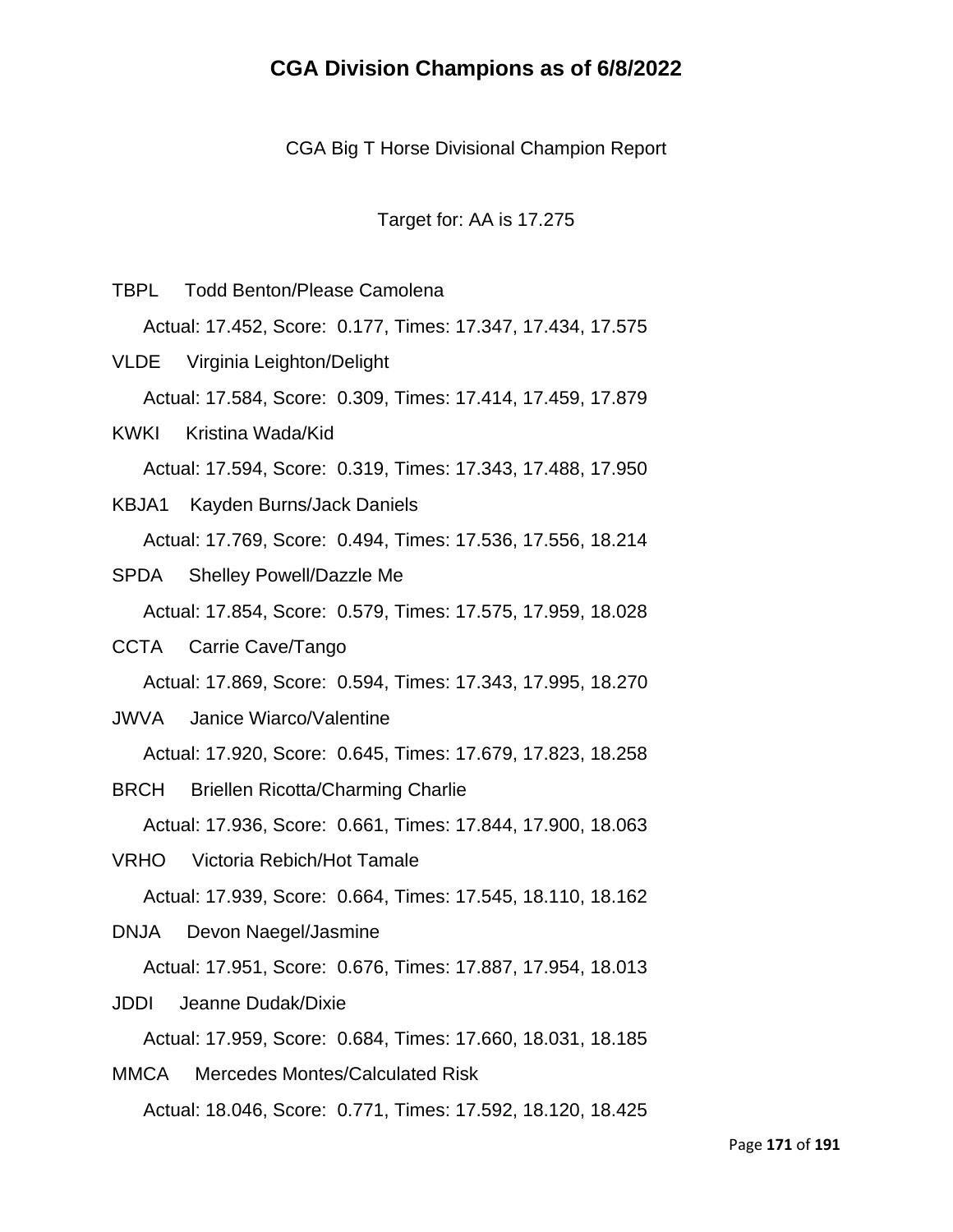# CGA Division Champions as of 6/8/2022

CGA Big T Horse Divisional Champion Report

Target for: AA is 17.275

TBPL Todd Benton/Please Camolena

Actual: 17.452, Score: 0.177, Times: 17.347, 17.434, 17.575

VLDE Virginia Leighton/Delight

Actual: 17.584, Score: 0.309, Times: 17.414, 17.459, 17.879

KWKI Kristina Wada/Kid

Actual: 17.594, Score: 0.319, Times: 17.343, 17.488, 17.950

KBJA1 Kayden Burns/Jack Daniels

Actual: 17.769, Score: 0.494, Times: 17.536, 17.556, 18.214

SPDA Shelley Powell/Dazzle Me

Actual: 17.854, Score: 0.579, Times: 17.575, 17.959, 18.028

CCTA Carrie Cave/Tango

Actual: 17.869, Score: 0.594, Times: 17.343, 17.995, 18.270

JWVA Janice Wiarco/Valentine

Actual: 17.920, Score: 0.645, Times: 17.679, 17.823, 18.258

BRCH Briellen Ricotta/Charming Charlie

Actual: 17.936, Score: 0.661, Times: 17.844, 17.900, 18.063

VRHO Victoria Rebich/Hot Tamale

Actual: 17.939, Score: 0.664, Times: 17.545, 18.110, 18.162

DNJA Devon Naegel/Jasmine

Actual: 17.951, Score: 0.676, Times: 17.887, 17.954, 18.013

JDDI Jeanne Dudak/Dixie

Actual: 17.959, Score: 0.684, Times: 17.660, 18.031, 18.185

MMCA Mercedes Montes/Calculated Risk

Actual: 18.046, Score: 0.771, Times: 17.592, 18.120, 18.425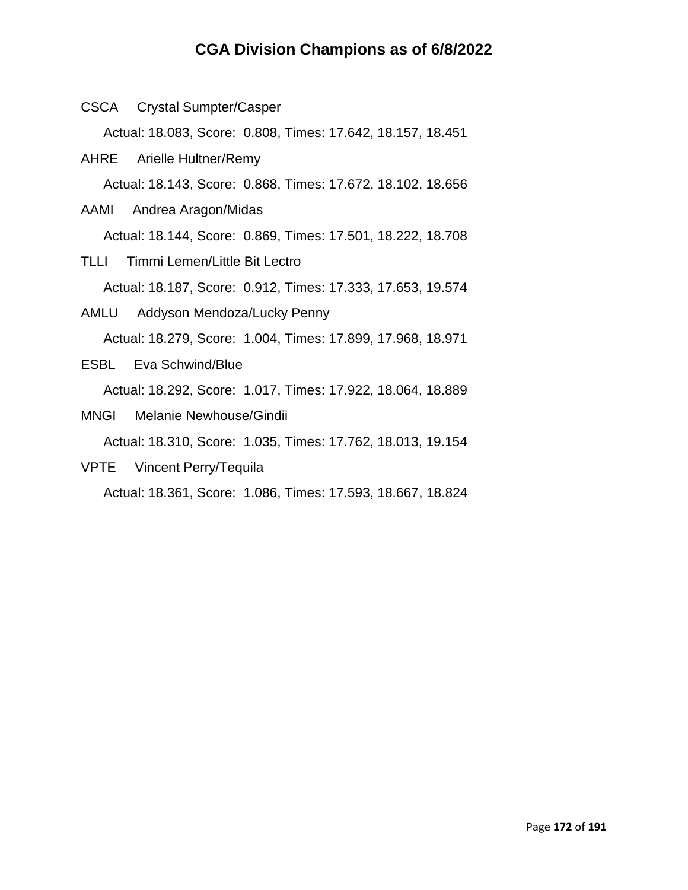# CGA Division Champions as of 6/8/2022

CSCA Crystal Sumpter/Casper

Actual: 18.083, Score: 0.808, Times: 17.642, 18.157, 18.451

AHRE Arielle Hultner/Remy

Actual: 18.143, Score: 0.868, Times: 17.672, 18.102, 18.656

AAMI Andrea Aragon/Midas

Actual: 18.144, Score: 0.869, Times: 17.501, 18.222, 18.708

TLLI Timmi Lemen/Little Bit Lectro

Actual: 18.187, Score: 0.912, Times: 17.333, 17.653, 19.574

AMLU Addyson Mendoza/Lucky Penny

Actual: 18.279, Score: 1.004, Times: 17.899, 17.968, 18.971

ESBL Eva Schwind/Blue

Actual: 18.292, Score: 1.017, Times: 17.922, 18.064, 18.889

MNGI Melanie Newhouse/Gindii

Actual: 18.310, Score: 1.035, Times: 17.762, 18.013, 19.154

VPTE Vincent Perry/Tequila

Actual: 18.361, Score: 1.086, Times: 17.593, 18.667, 18.824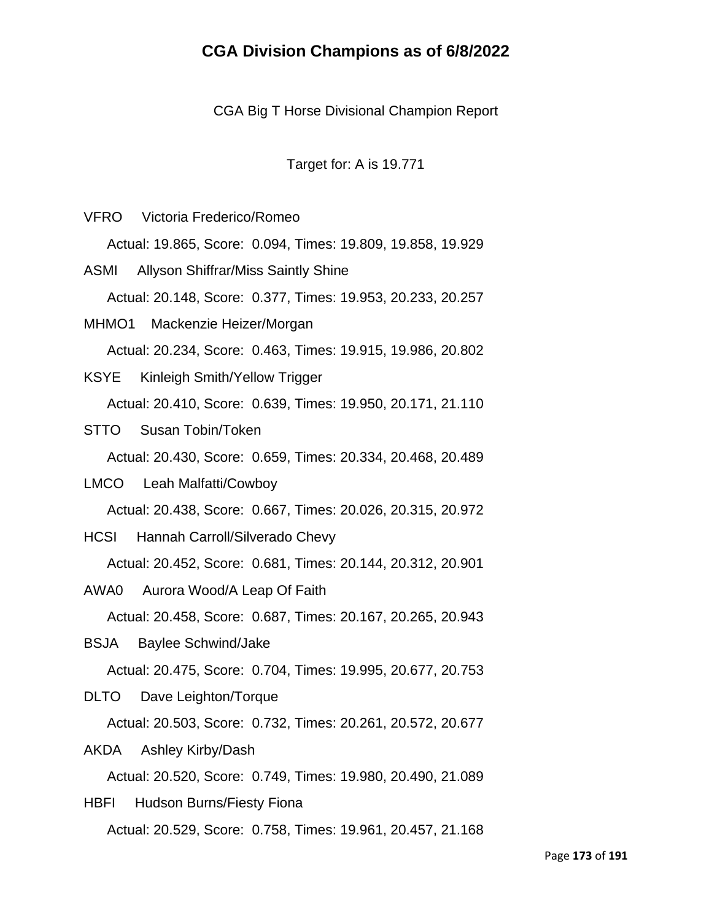# CGA Division Champions as of 6/8/2022

CGA Big T Horse Divisional Champion Report

Target for: A is 19.771

VFRO Victoria Frederico/Romeo

Actual: 19.865, Score: 0.094, Times: 19.809, 19.858, 19.929

ASMI Allyson Shiffrar/Miss Saintly Shine

Actual: 20.148, Score: 0.377, Times: 19.953, 20.233, 20.257

MHMO1 Mackenzie Heizer/Morgan

Actual: 20.234, Score: 0.463, Times: 19.915, 19.986, 20.802

KSYE Kinleigh Smith/Yellow Trigger

Actual: 20.410, Score: 0.639, Times: 19.950, 20.171, 21.110

STTO Susan Tobin/Token

Actual: 20.430, Score: 0.659, Times: 20.334, 20.468, 20.489

LMCO Leah Malfatti/Cowboy

Actual: 20.438, Score: 0.667, Times: 20.026, 20.315, 20.972

HCSI Hannah Carroll/Silverado Chevy

Actual: 20.452, Score: 0.681, Times: 20.144, 20.312, 20.901

AWA0 Aurora Wood/A Leap Of Faith

Actual: 20.458, Score: 0.687, Times: 20.167, 20.265, 20.943

BSJA Baylee Schwind/Jake

Actual: 20.475, Score: 0.704, Times: 19.995, 20.677, 20.753

DLTO Dave Leighton/Torque

Actual: 20.503, Score: 0.732, Times: 20.261, 20.572, 20.677

AKDA Ashley Kirby/Dash

Actual: 20.520, Score: 0.749, Times: 19.980, 20.490, 21.089

HBFI Hudson Burns/Fiesty Fiona

Actual: 20.529, Score: 0.758, Times: 19.961, 20.457, 21.168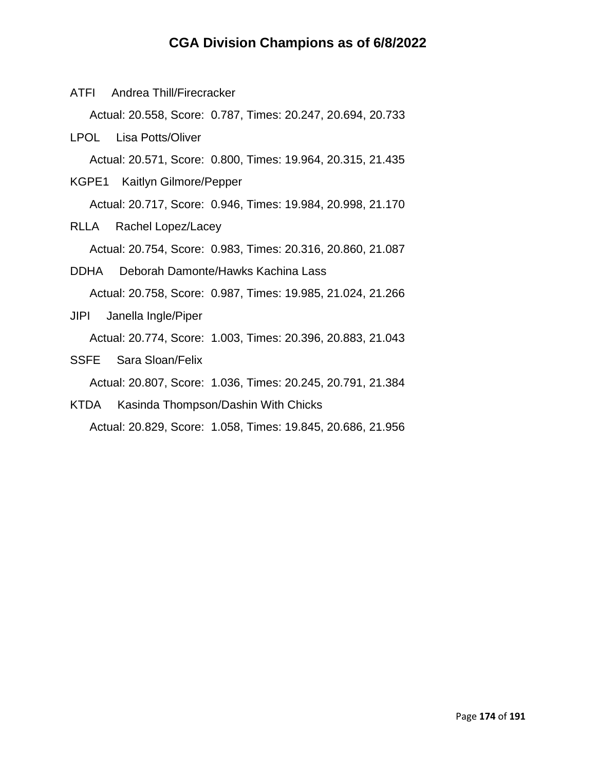# CGA Division Champions as of 6/8/2022

ATFI  Andrea Thill/Firecracker

  Actual: 20.558, Score: 0.787, Times: 20.247, 20.694, 20.733

LPOL  Lisa Potts/Oliver

  Actual: 20.571, Score: 0.800, Times: 19.964, 20.315, 21.435

KGPE1  Kaitlyn Gilmore/Pepper

  Actual: 20.717, Score: 0.946, Times: 19.984, 20.998, 21.170

RLLA  Rachel Lopez/Lacey

  Actual: 20.754, Score: 0.983, Times: 20.316, 20.860, 21.087

DDHA  Deborah Damonte/Hawks Kachina Lass

  Actual: 20.758, Score: 0.987, Times: 19.985, 21.024, 21.266

JIPI  Janella Ingle/Piper

  Actual: 20.774, Score: 1.003, Times: 20.396, 20.883, 21.043

SSFE  Sara Sloan/Felix

  Actual: 20.807, Score: 1.036, Times: 20.245, 20.791, 21.384

KTDA  Kasinda Thompson/Dashin With Chicks

  Actual: 20.829, Score: 1.058, Times: 19.845, 20.686, 21.956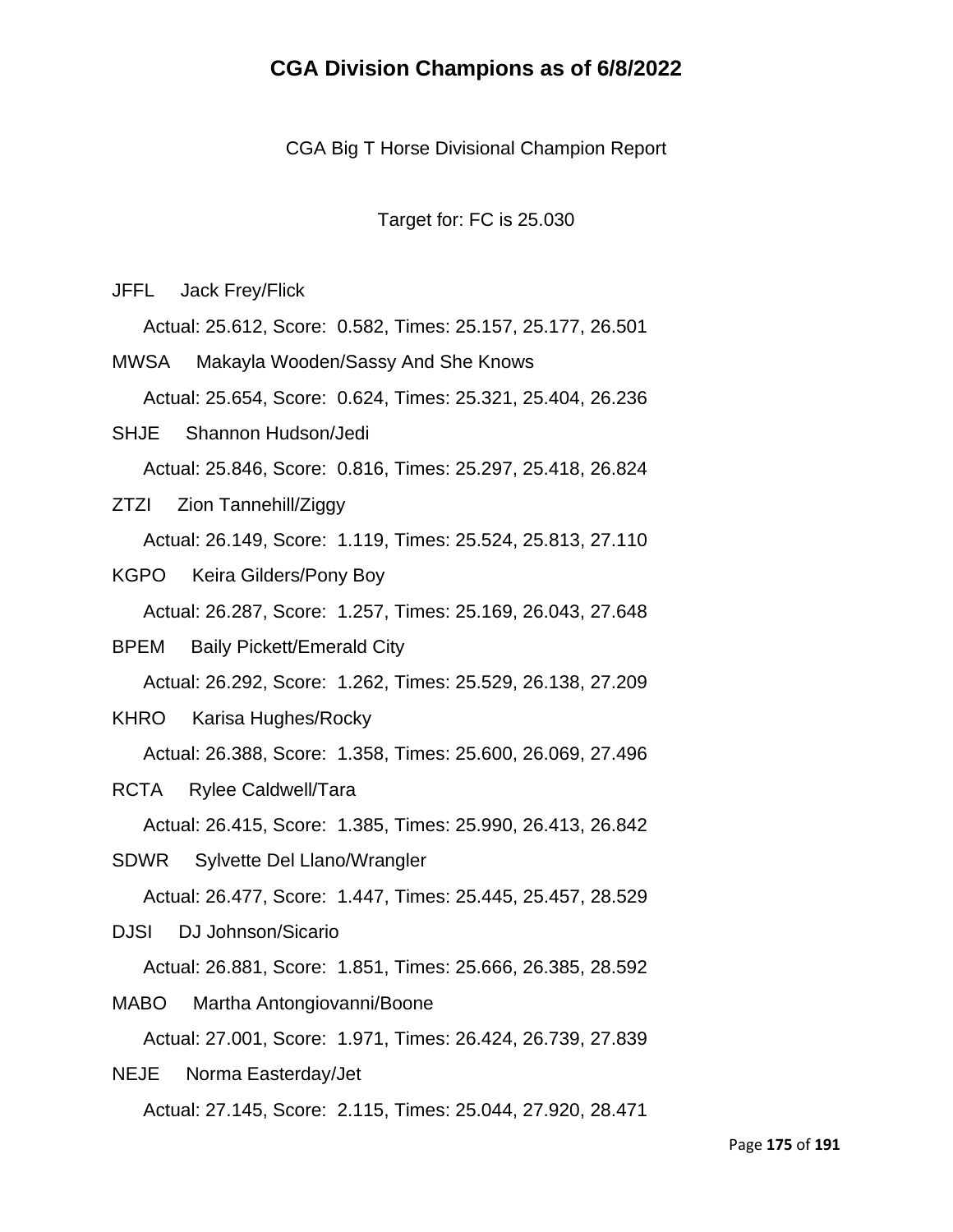# CGA Division Champions as of 6/8/2022

CGA Big T Horse Divisional Champion Report

Target for: FC is 25.030

JFFL Jack Frey/Flick

Actual: 25.612, Score: 0.582, Times: 25.157, 25.177, 26.501

MWSA Makayla Wooden/Sassy And She Knows

Actual: 25.654, Score: 0.624, Times: 25.321, 25.404, 26.236

SHJE Shannon Hudson/Jedi

Actual: 25.846, Score: 0.816, Times: 25.297, 25.418, 26.824

ZTZI Zion Tannehill/Ziggy

Actual: 26.149, Score: 1.119, Times: 25.524, 25.813, 27.110

KGPO Keira Gilders/Pony Boy

Actual: 26.287, Score: 1.257, Times: 25.169, 26.043, 27.648

BPEM Baily Pickett/Emerald City

Actual: 26.292, Score: 1.262, Times: 25.529, 26.138, 27.209

KHRO Karisa Hughes/Rocky

Actual: 26.388, Score: 1.358, Times: 25.600, 26.069, 27.496

RCTA Rylee Caldwell/Tara

Actual: 26.415, Score: 1.385, Times: 25.990, 26.413, 26.842

SDWR Sylvette Del Llano/Wrangler

Actual: 26.477, Score: 1.447, Times: 25.445, 25.457, 28.529

DJSI DJ Johnson/Sicario

Actual: 26.881, Score: 1.851, Times: 25.666, 26.385, 28.592

MABO Martha Antongiovanni/Boone

Actual: 27.001, Score: 1.971, Times: 26.424, 26.739, 27.839

NEJE Norma Easterday/Jet

Actual: 27.145, Score: 2.115, Times: 25.044, 27.920, 28.471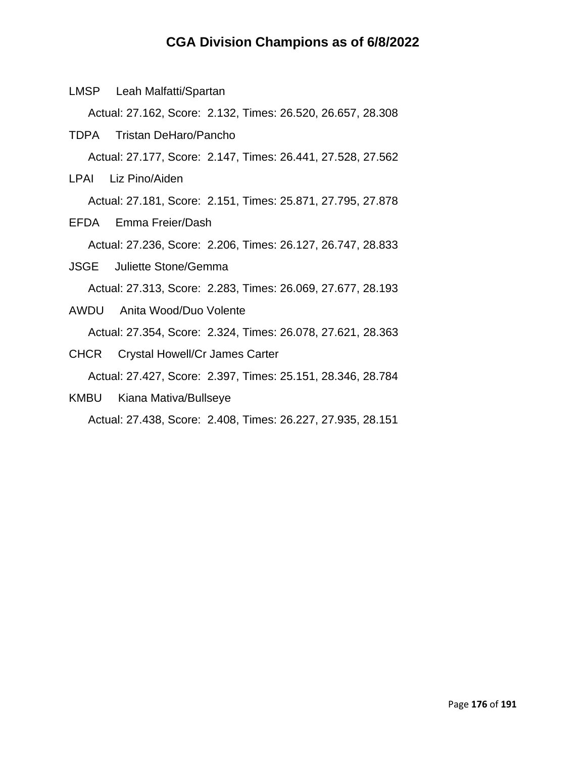# CGA Division Champions as of 6/8/2022

LMSP Leah Malfatti/Spartan

Actual: 27.162, Score: 2.132, Times: 26.520, 26.657, 28.308

TDPA Tristan DeHaro/Pancho

Actual: 27.177, Score: 2.147, Times: 26.441, 27.528, 27.562

LPAI Liz Pino/Aiden

Actual: 27.181, Score: 2.151, Times: 25.871, 27.795, 27.878

EFDA Emma Freier/Dash

Actual: 27.236, Score: 2.206, Times: 26.127, 26.747, 28.833

JSGE Juliette Stone/Gemma

Actual: 27.313, Score: 2.283, Times: 26.069, 27.677, 28.193

AWDU Anita Wood/Duo Volente

Actual: 27.354, Score: 2.324, Times: 26.078, 27.621, 28.363

CHCR Crystal Howell/Cr James Carter

Actual: 27.427, Score: 2.397, Times: 25.151, 28.346, 28.784

KMBU Kiana Mativa/Bullseye

Actual: 27.438, Score: 2.408, Times: 26.227, 27.935, 28.151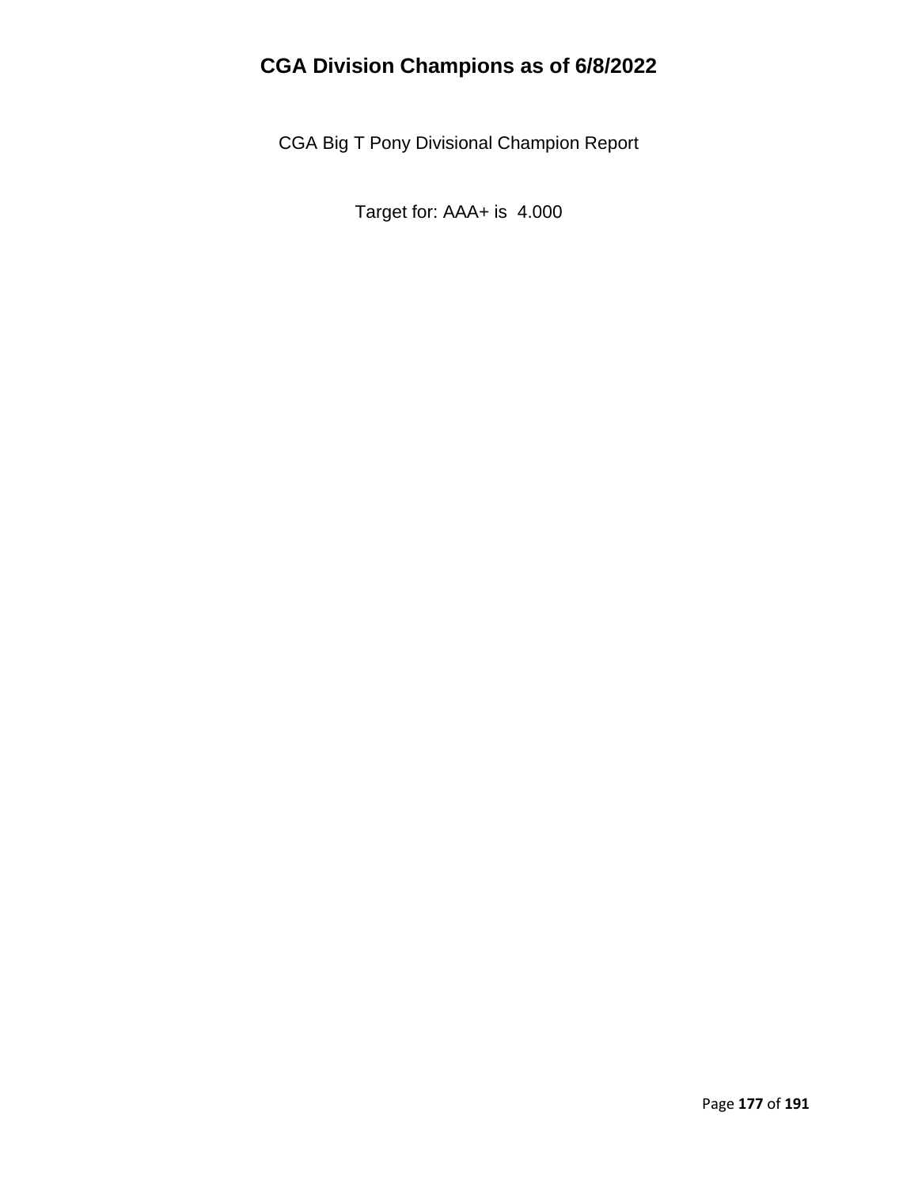# CGA Division Champions as of 6/8/2022

CGA Big T Pony Divisional Champion Report

Target for: AAA+ is 4.000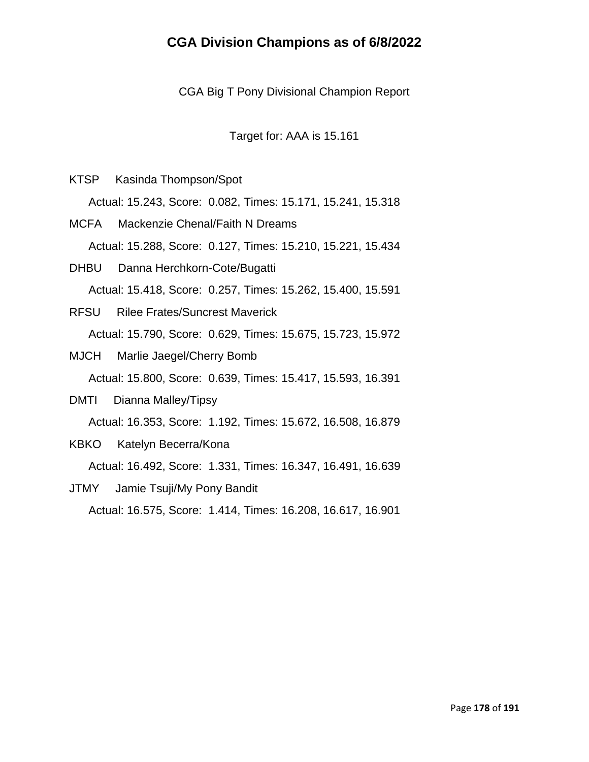# CGA Division Champions as of 6/8/2022

CGA Big T Pony Divisional Champion Report

Target for: AAA is 15.161

KTSP Kasinda Thompson/Spot

Actual: 15.243, Score: 0.082, Times: 15.171, 15.241, 15.318

MCFA Mackenzie Chenal/Faith N Dreams

Actual: 15.288, Score: 0.127, Times: 15.210, 15.221, 15.434

DHBU Danna Herchkorn-Cote/Bugatti

Actual: 15.418, Score: 0.257, Times: 15.262, 15.400, 15.591

RFSU Rilee Frates/Suncrest Maverick

Actual: 15.790, Score: 0.629, Times: 15.675, 15.723, 15.972

MJCH Marlie Jaegel/Cherry Bomb

Actual: 15.800, Score: 0.639, Times: 15.417, 15.593, 16.391

DMTI Dianna Malley/Tipsy

Actual: 16.353, Score: 1.192, Times: 15.672, 16.508, 16.879

KBKO Katelyn Becerra/Kona

Actual: 16.492, Score: 1.331, Times: 16.347, 16.491, 16.639

JTMY Jamie Tsuji/My Pony Bandit

Actual: 16.575, Score: 1.414, Times: 16.208, 16.617, 16.901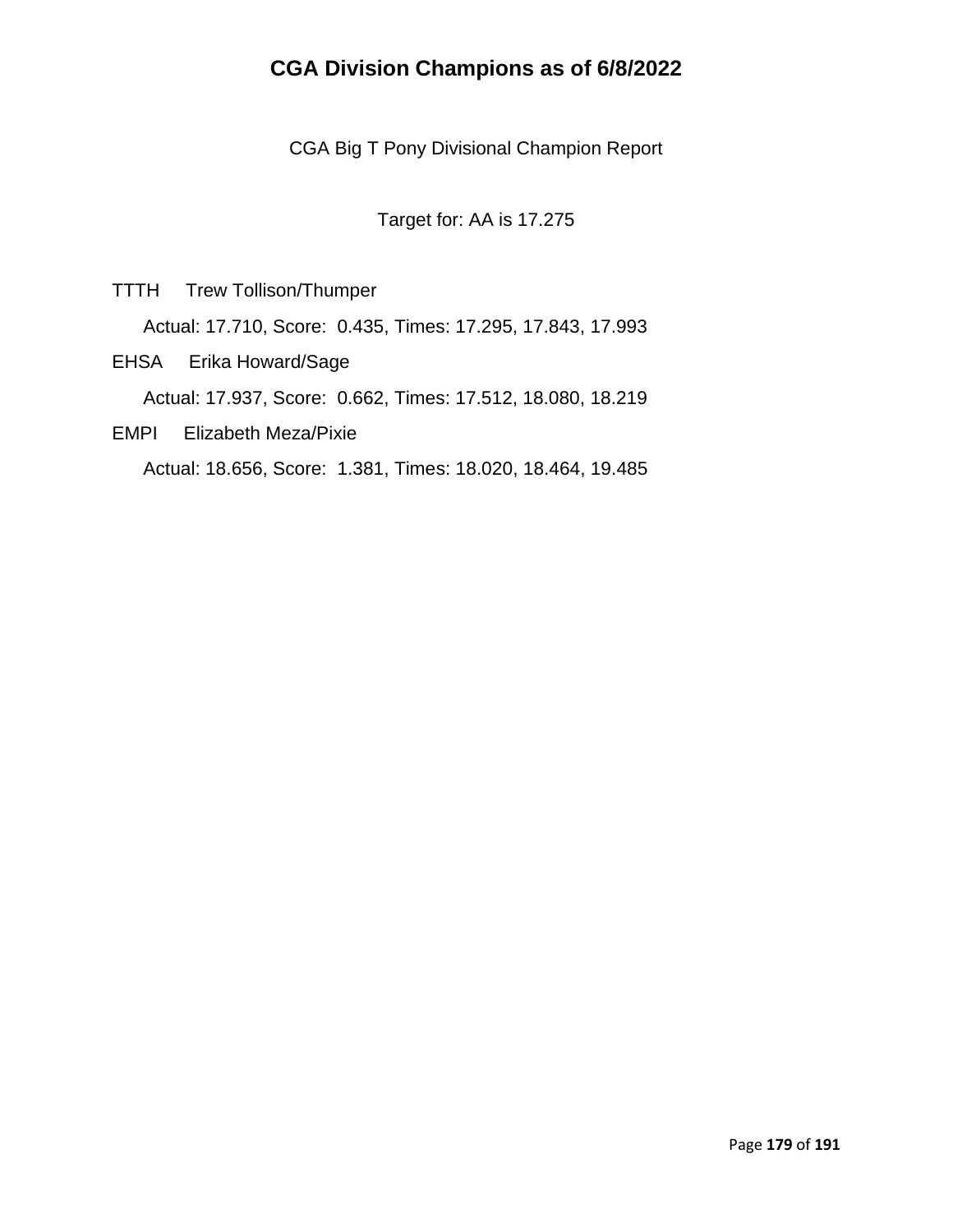# CGA Division Champions as of 6/8/2022

CGA Big T Pony Divisional Champion Report

Target for: AA is 17.275

TTTH Trew Tollison/Thumper

Actual: 17.710, Score: 0.435, Times: 17.295, 17.843, 17.993

EHSA Erika Howard/Sage

Actual: 17.937, Score: 0.662, Times: 17.512, 18.080, 18.219

EMPI Elizabeth Meza/Pixie

Actual: 18.656, Score: 1.381, Times: 18.020, 18.464, 19.485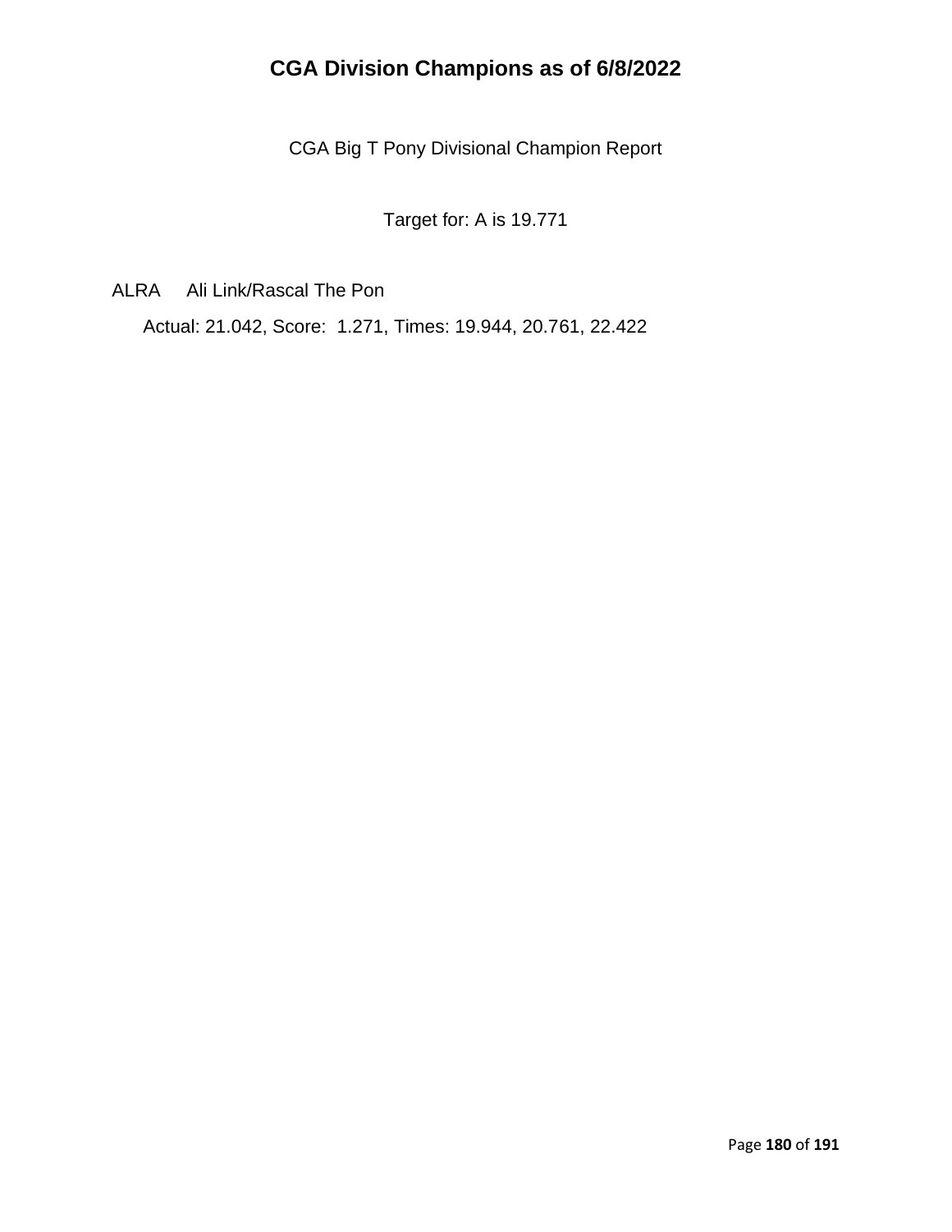# CGA Division Champions as of 6/8/2022

CGA Big T Pony Divisional Champion Report

Target for: A is 19.771

ALRA Ali Link/Rascal The Pon

Actual: 21.042, Score: 1.271, Times: 19.944, 20.761, 22.422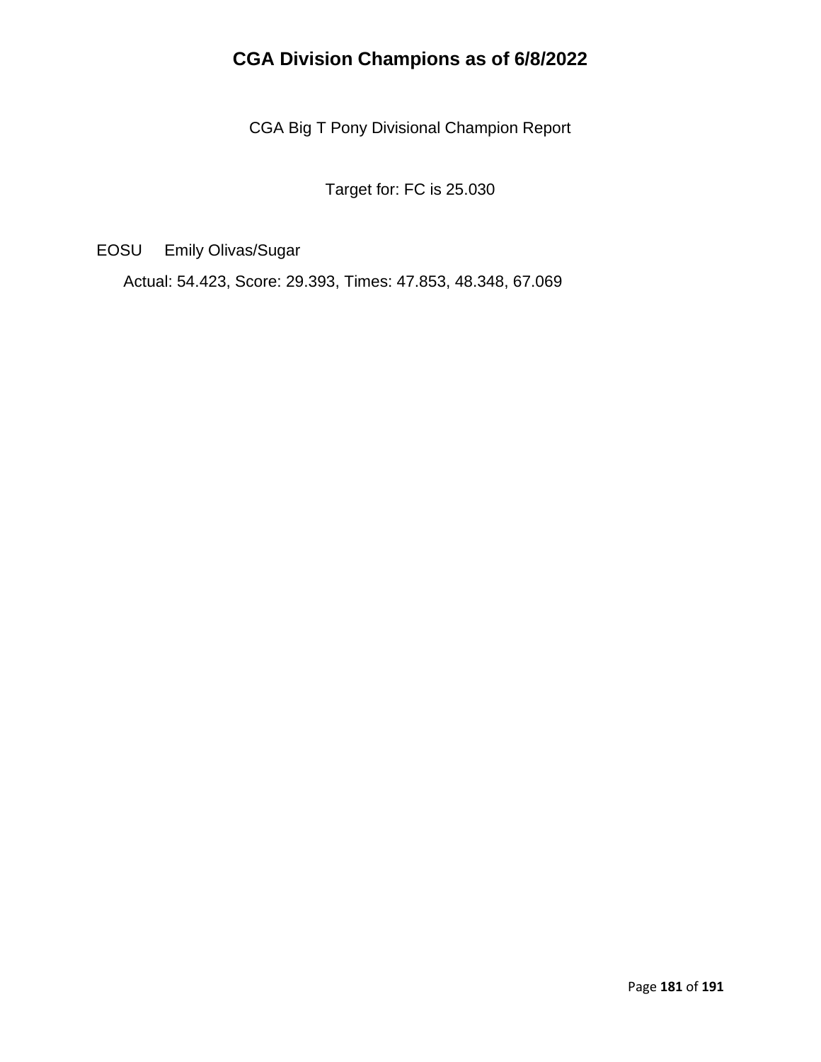# CGA Division Champions as of 6/8/2022

CGA Big T Pony Divisional Champion Report

Target for: FC is 25.030

EOSU Emily Olivas/Sugar

Actual: 54.423, Score: 29.393, Times: 47.853, 48.348, 67.069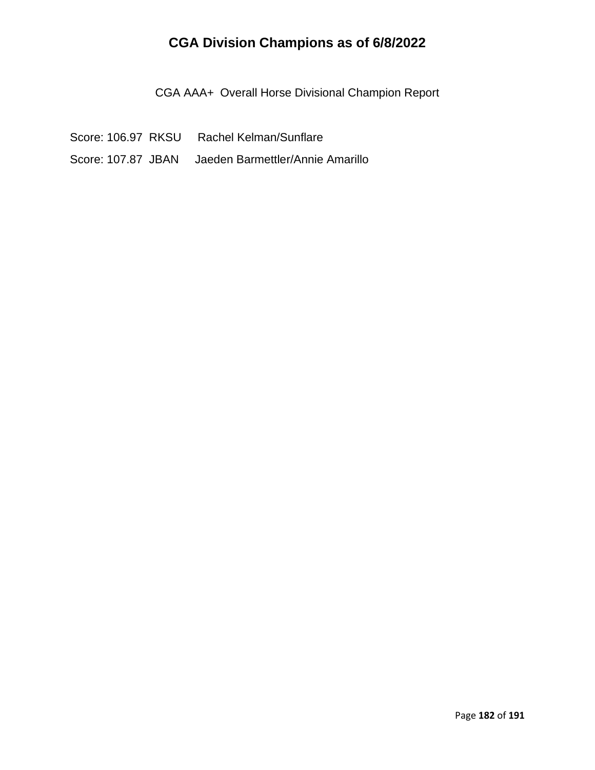# CGA Division Champions as of 6/8/2022

CGA AAA+ Overall Horse Divisional Champion Report

Score: 106.97 RKSU Rachel Kelman/Sunflare

Score: 107.87 JBAN Jaeden Barmettler/Annie Amarillo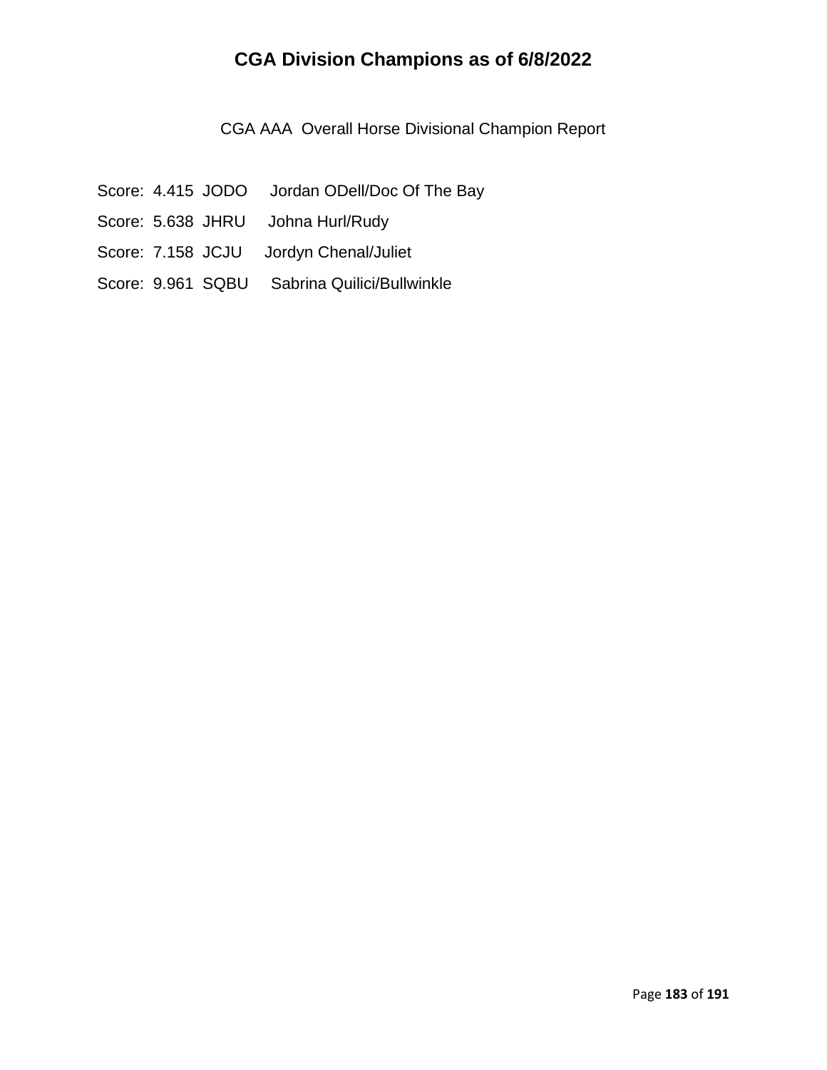# CGA Division Champions as of 6/8/2022

CGA AAA Overall Horse Divisional Champion Report

Score: 4.415 JODO Jordan ODell/Doc Of The Bay

Score: 5.638 JHRU Johna Hurl/Rudy

Score: 7.158 JCJU Jordyn Chenal/Juliet

Score: 9.961 SQBU Sabrina Quilici/Bullwinkle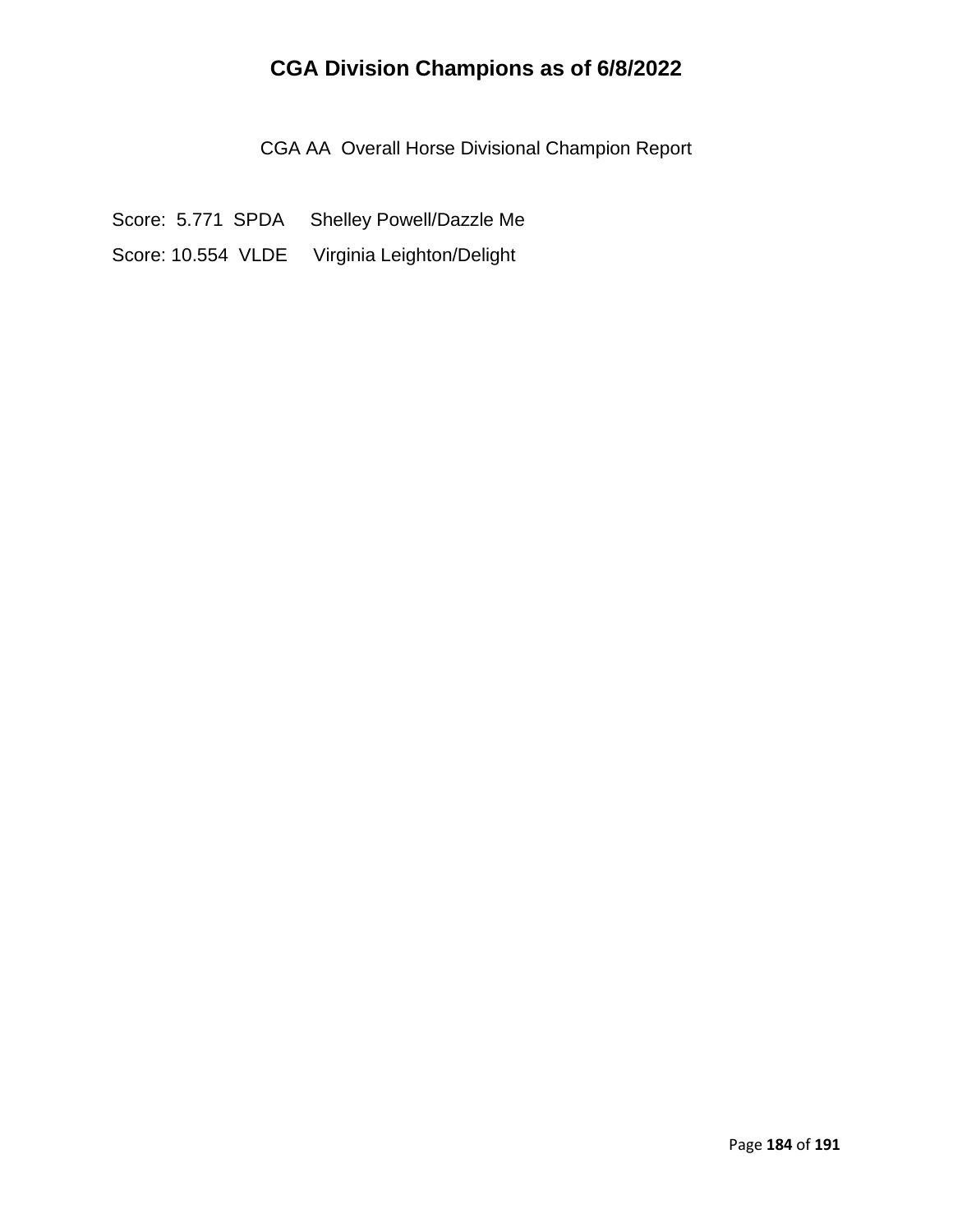# CGA Division Champions as of 6/8/2022

CGA AA Overall Horse Divisional Champion Report

Score: 5.771 SPDA Shelley Powell/Dazzle Me

Score: 10.554 VLDE Virginia Leighton/Delight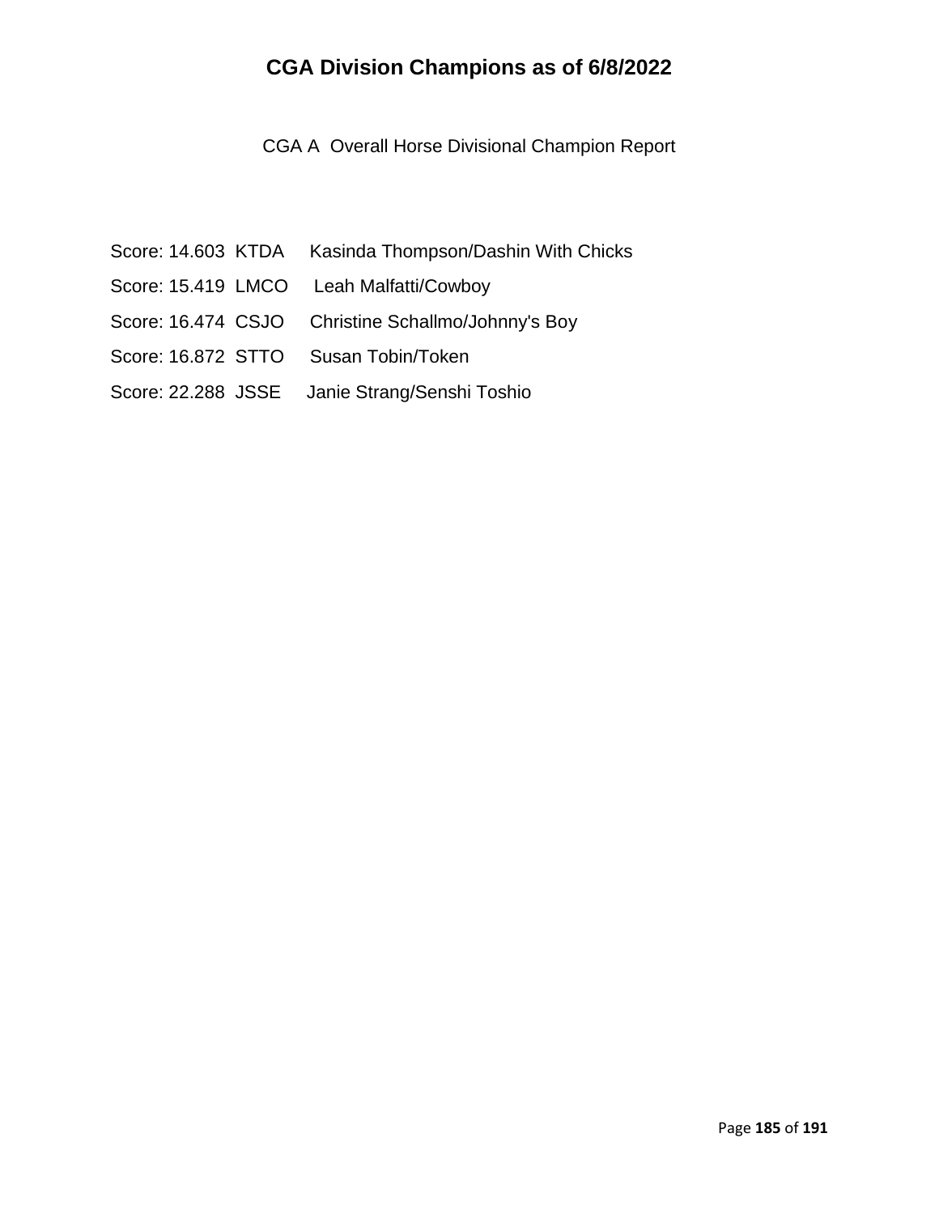# CGA Division Champions as of 6/8/2022

CGA A Overall Horse Divisional Champion Report

Score: 14.603 KTDA Kasinda Thompson/Dashin With Chicks

Score: 15.419 LMCO Leah Malfatti/Cowboy

Score: 16.474 CSJO Christine Schallmo/Johnny's Boy

Score: 16.872 STTO Susan Tobin/Token

Score: 22.288 JSSE Janie Strang/Senshi Toshio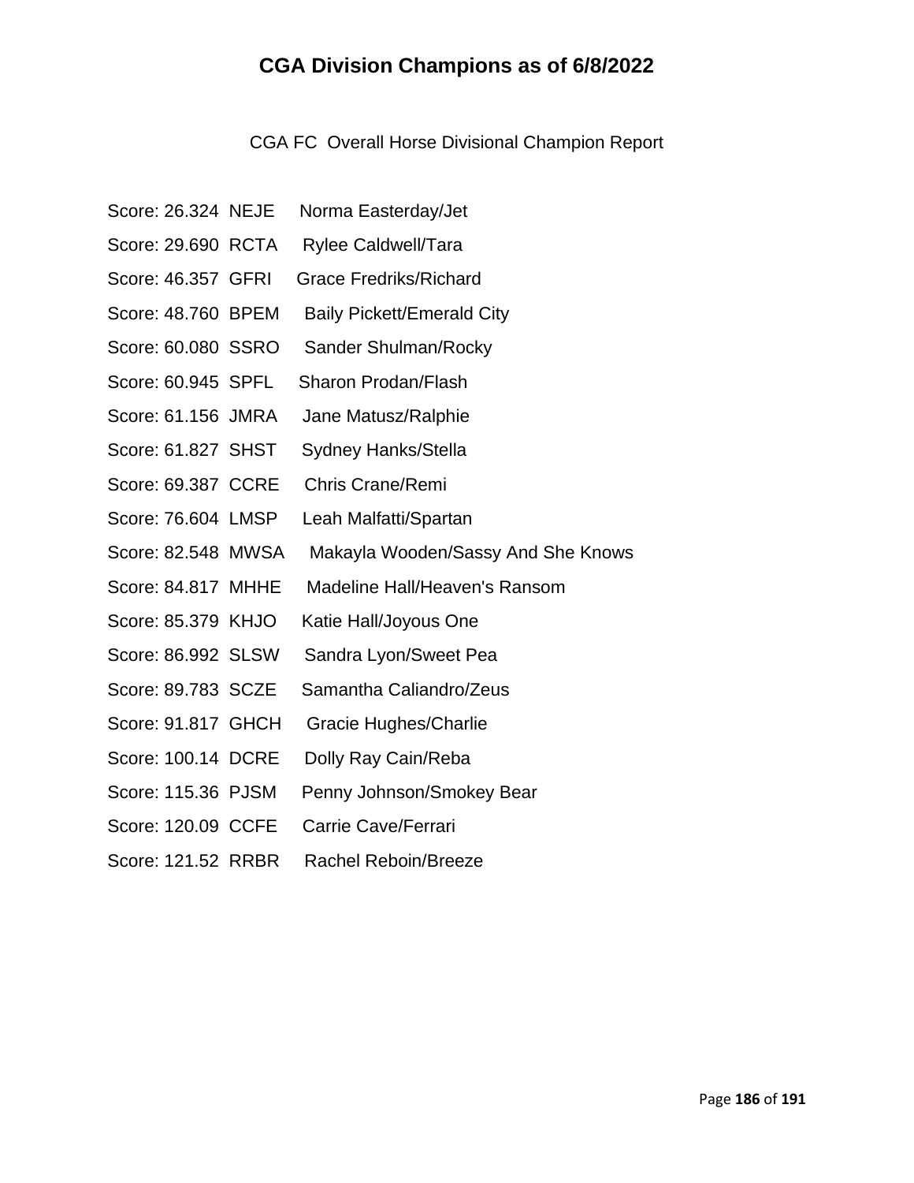# CGA Division Champions as of 6/8/2022

CGA FC Overall Horse Divisional Champion Report

Score: 26.324 NEJE Norma Easterday/Jet

Score: 29.690 RCTA Rylee Caldwell/Tara

Score: 46.357 GFRI Grace Fredriks/Richard

Score: 48.760 BPEM Baily Pickett/Emerald City

Score: 60.080 SSRO Sander Shulman/Rocky

Score: 60.945 SPFL Sharon Prodan/Flash

Score: 61.156 JMRA Jane Matusz/Ralphie

Score: 61.827 SHST Sydney Hanks/Stella

Score: 69.387 CCRE Chris Crane/Remi

Score: 76.604 LMSP Leah Malfatti/Spartan

Score: 82.548 MWSA Makayla Wooden/Sassy And She Knows

Score: 84.817 MHHE Madeline Hall/Heaven's Ransom

Score: 85.379 KHJO Katie Hall/Joyous One

Score: 86.992 SLSW Sandra Lyon/Sweet Pea

Score: 89.783 SCZE Samantha Caliandro/Zeus

Score: 91.817 GHCH Gracie Hughes/Charlie

Score: 100.14 DCRE Dolly Ray Cain/Reba

Score: 115.36 PJSM Penny Johnson/Smokey Bear

Score: 120.09 CCFE Carrie Cave/Ferrari

Score: 121.52 RRBR Rachel Reboin/Breeze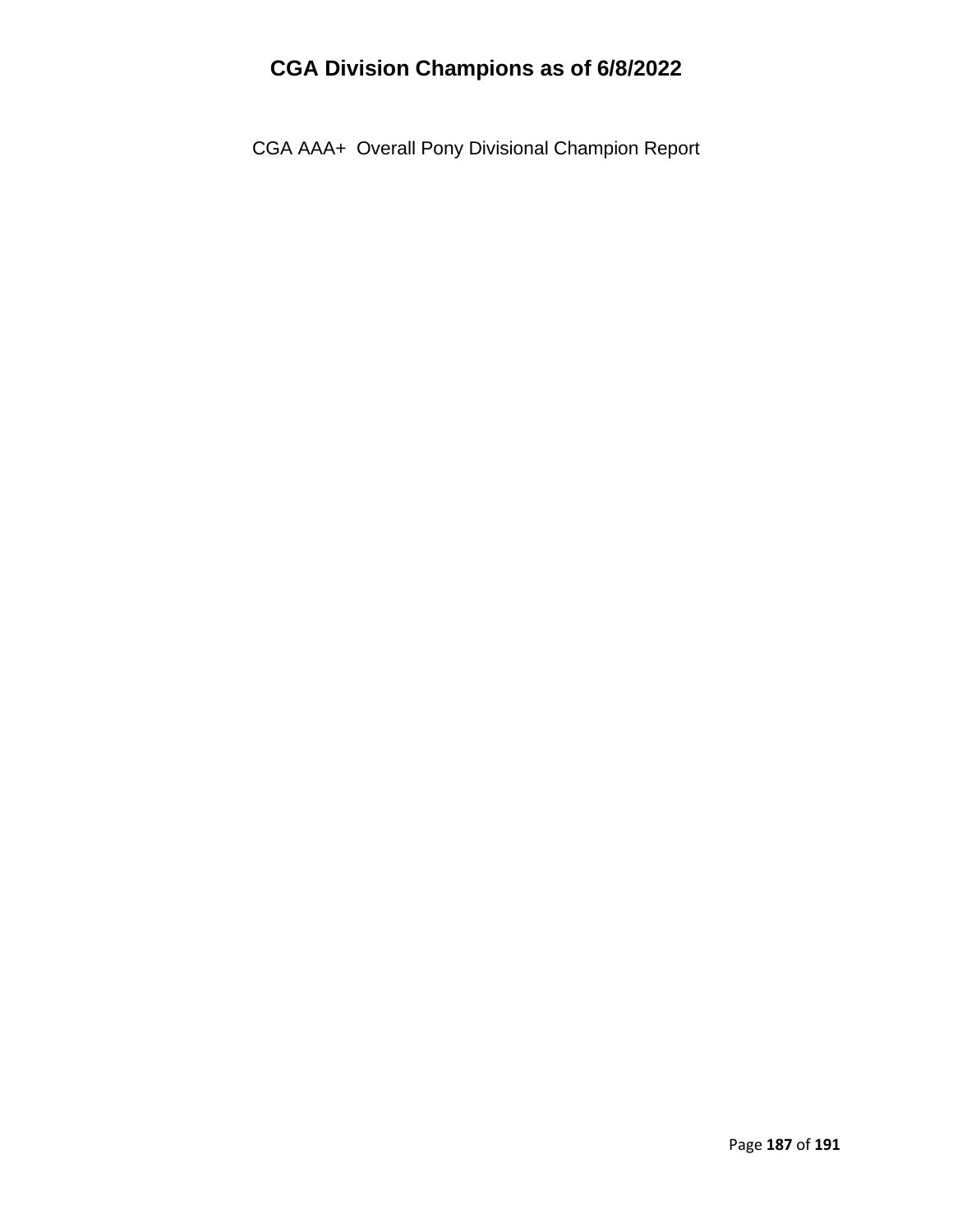# CGA Division Champions as of 6/8/2022

CGA AAA+ Overall Pony Divisional Champion Report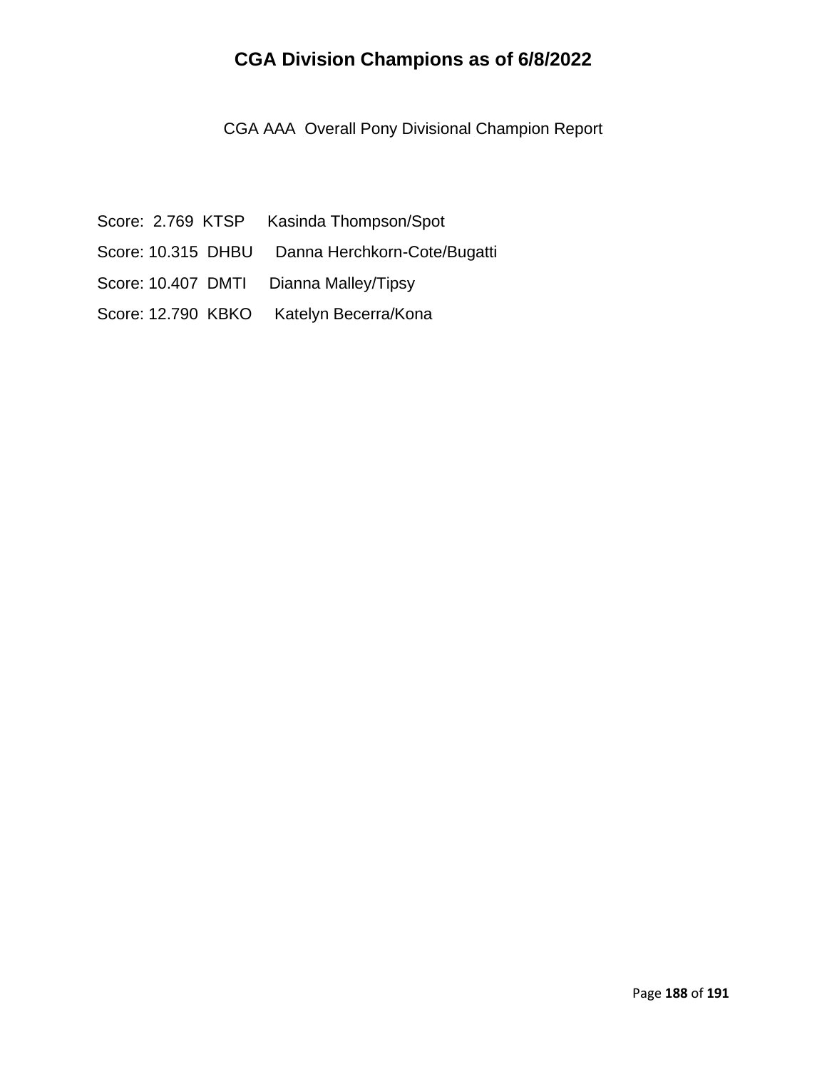# CGA Division Champions as of 6/8/2022

CGA AAA Overall Pony Divisional Champion Report

Score: 2.769 KTSP Kasinda Thompson/Spot

Score: 10.315 DHBU Danna Herchkorn-Cote/Bugatti

Score: 10.407 DMTI Dianna Malley/Tipsy

Score: 12.790 KBKO Katelyn Becerra/Kona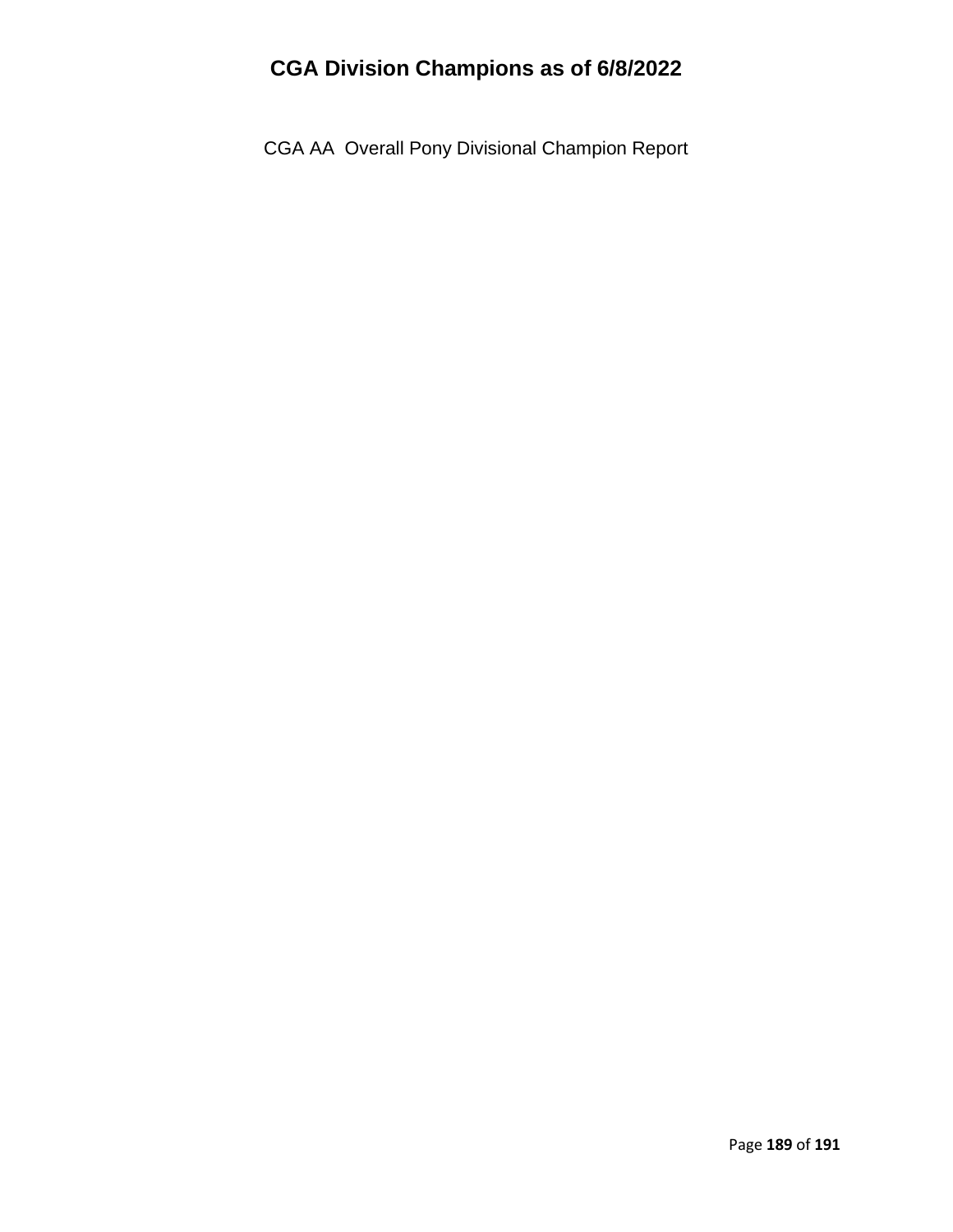# CGA Division Champions as of 6/8/2022

CGA AA Overall Pony Divisional Champion Report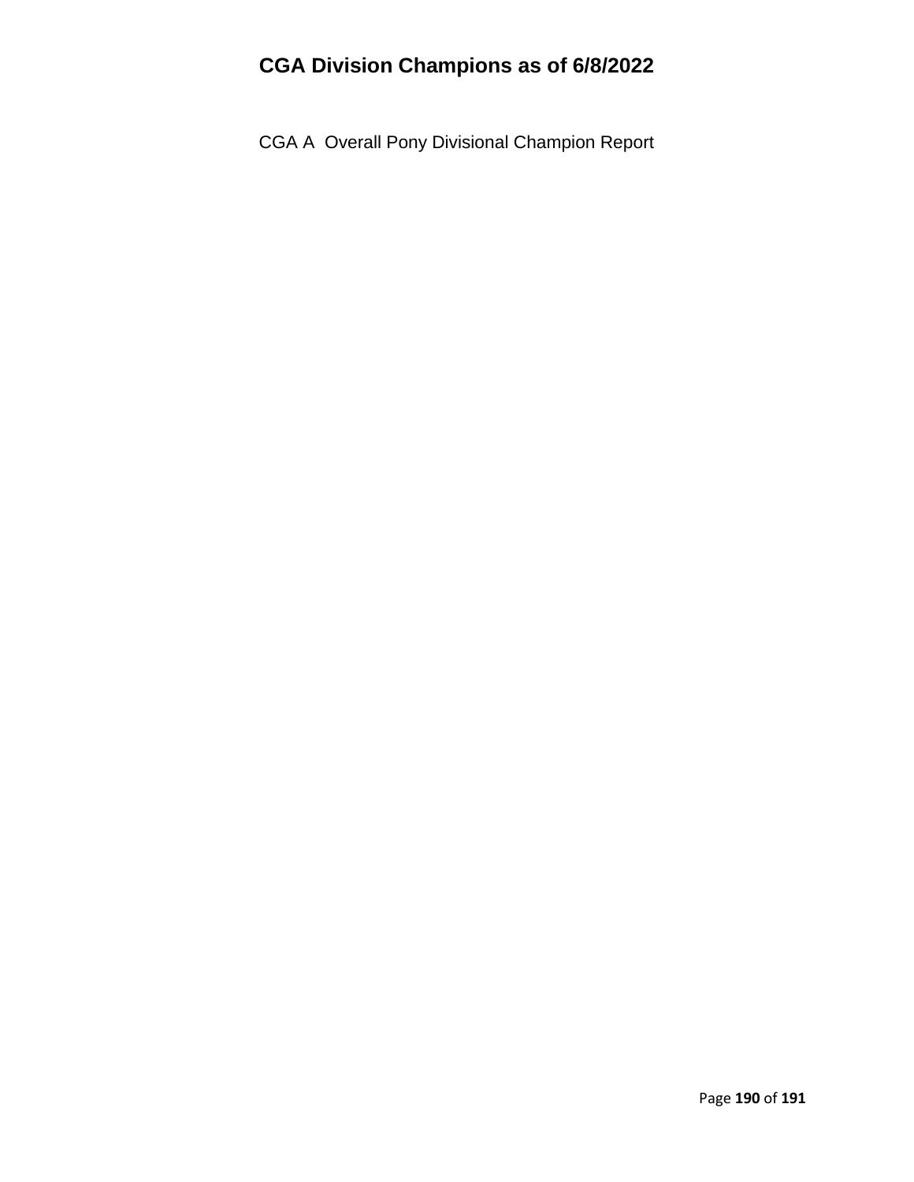# CGA Division Champions as of 6/8/2022

CGA A Overall Pony Divisional Champion Report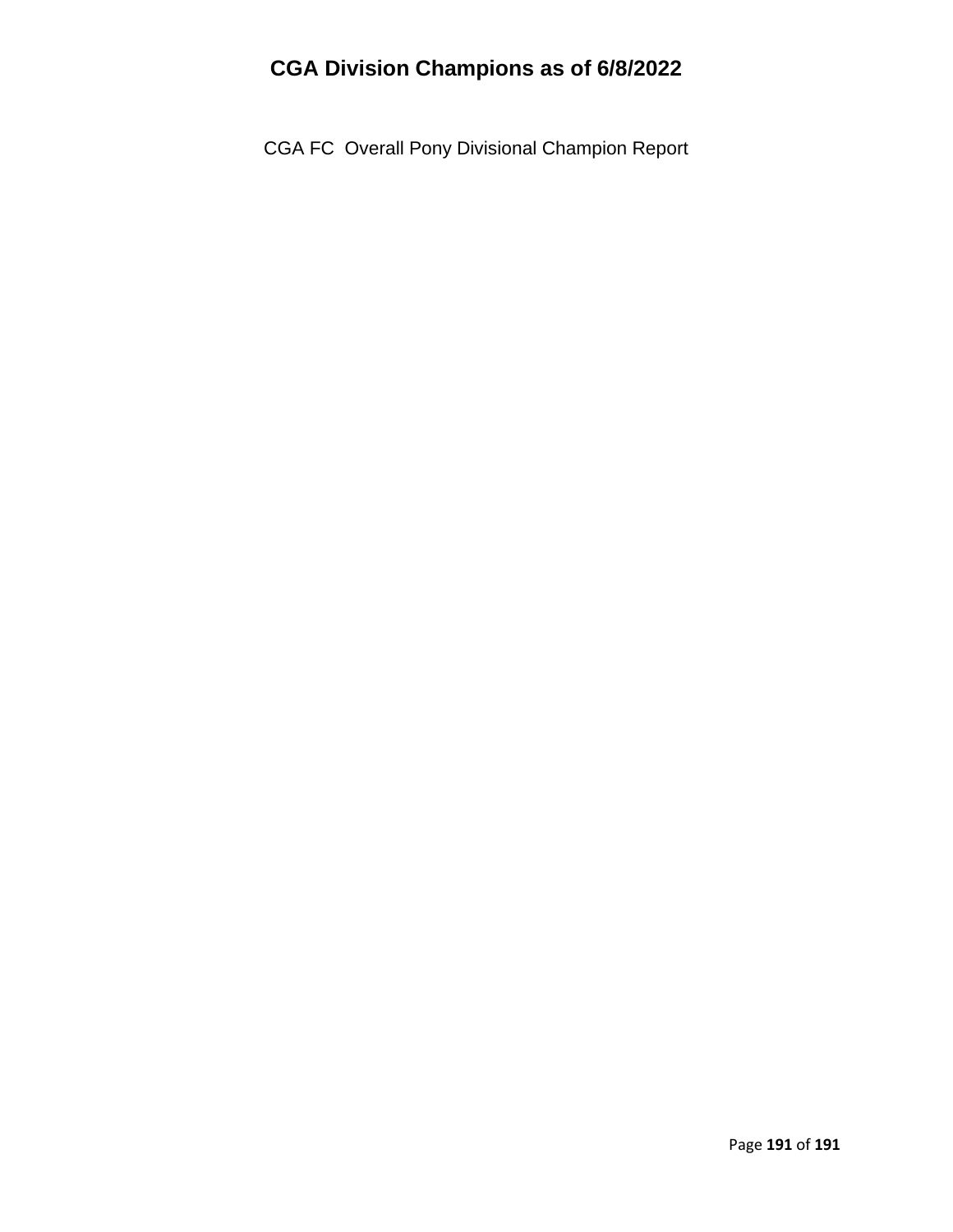# CGA Division Champions as of 6/8/2022

CGA FC Overall Pony Divisional Champion Report